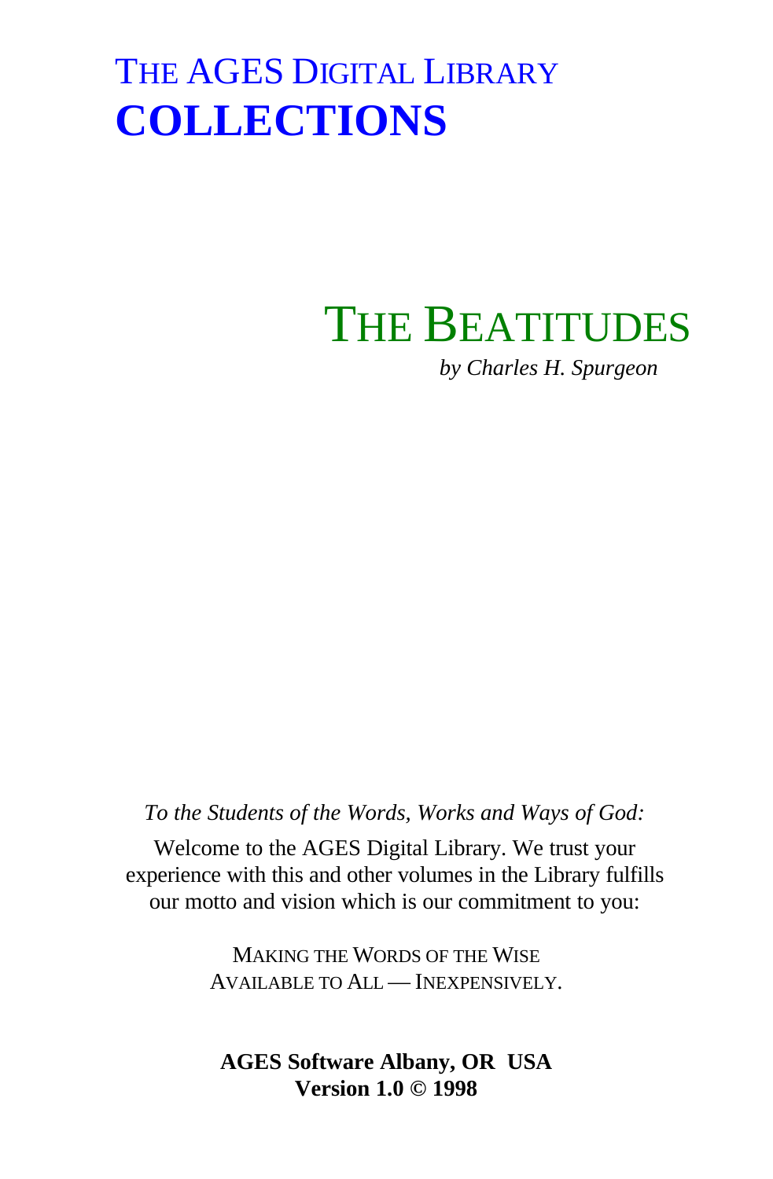# THE AGES DIGITAL LIBRARY
# **COLLECTIONS**

## THE BEATITUDES

*by Charles H. Spurgeon*

*To the Students of the Words, Works and Ways of God:*

Welcome to the AGES Digital Library. We trust your experience with this and other volumes in the Library fulfills our motto and vision which is our commitment to you:

MAKING THE WORDS OF THE WISE
AVAILABLE TO ALL — INEXPENSIVELY.

**AGES Software Albany, OR USA**
**Version 1.0 © 1998**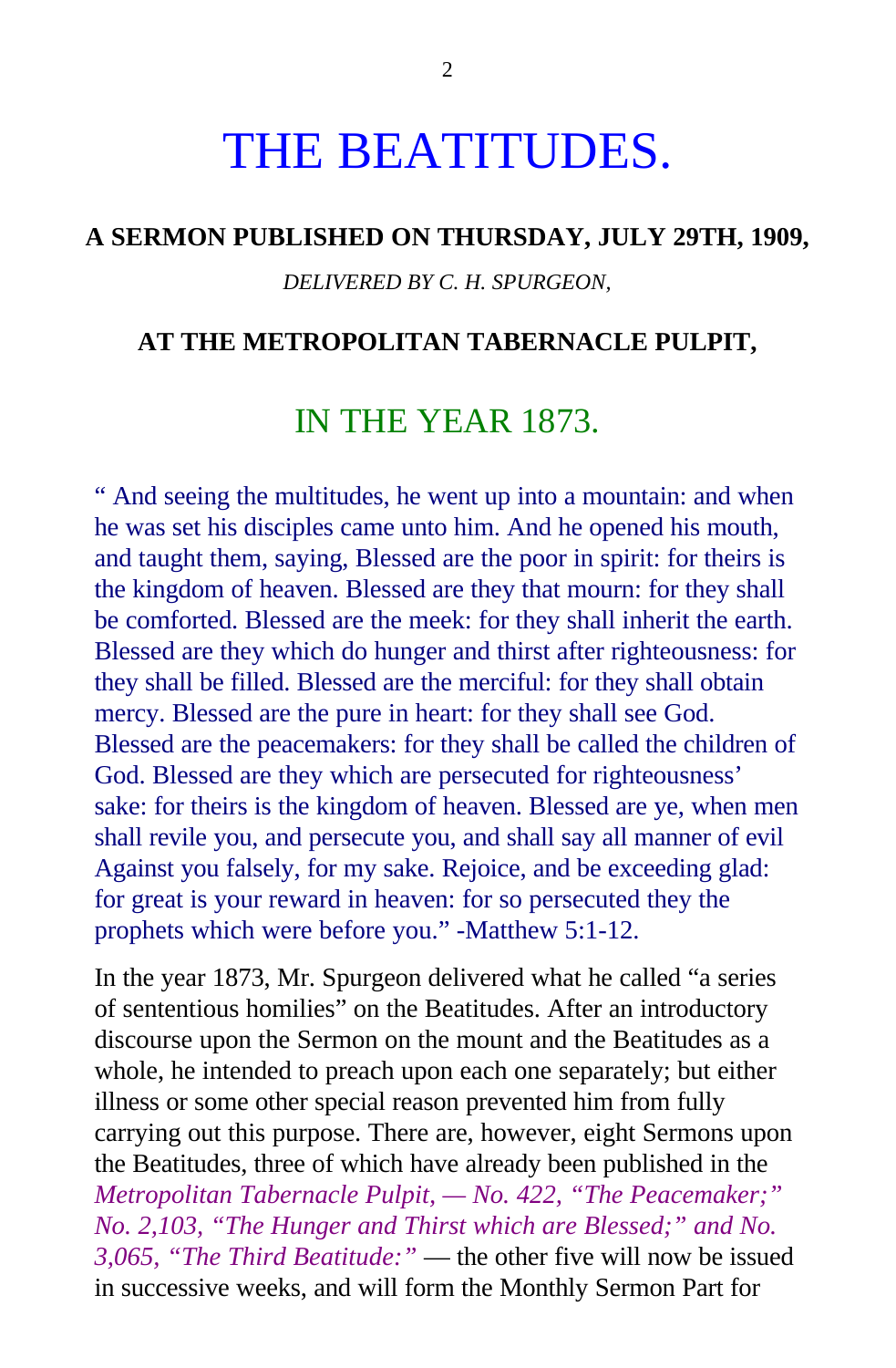# THE BEATITUDES.

**A SERMON PUBLISHED ON THURSDAY, JULY 29TH, 1909,**

*DELIVERED BY C. H. SPURGEON,*

**AT THE METROPOLITAN TABERNACLE PULPIT,**

## IN THE YEAR 1873.

" And seeing the multitudes, he went up into a mountain: and when he was set his disciples came unto him. And he opened his mouth, and taught them, saying, Blessed are the poor in spirit: for theirs is the kingdom of heaven. Blessed are they that mourn: for they shall be comforted. Blessed are the meek: for they shall inherit the earth. Blessed are they which do hunger and thirst after righteousness: for they shall be filled. Blessed are the merciful: for they shall obtain mercy. Blessed are the pure in heart: for they shall see God. Blessed are the peacemakers: for they shall be called the children of God. Blessed are they which are persecuted for righteousness' sake: for theirs is the kingdom of heaven. Blessed are ye, when men shall revile you, and persecute you, and shall say all manner of evil Against you falsely, for my sake. Rejoice, and be exceeding glad: for great is your reward in heaven: for so persecuted they the prophets which were before you." -Matthew 5:1-12.

In the year 1873, Mr. Spurgeon delivered what he called "a series of sententious homilies" on the Beatitudes. After an introductory discourse upon the Sermon on the mount and the Beatitudes as a whole, he intended to preach upon each one separately; but either illness or some other special reason prevented him from fully carrying out this purpose. There are, however, eight Sermons upon the Beatitudes, three of which have already been published in the *Metropolitan Tabernacle Pulpit, — No. 422, "The Peacemaker;" No. 2,103, "The Hunger and Thirst which are Blessed;" and No. 3,065, "The Third Beatitude:"* — the other five will now be issued in successive weeks, and will form the Monthly Sermon Part for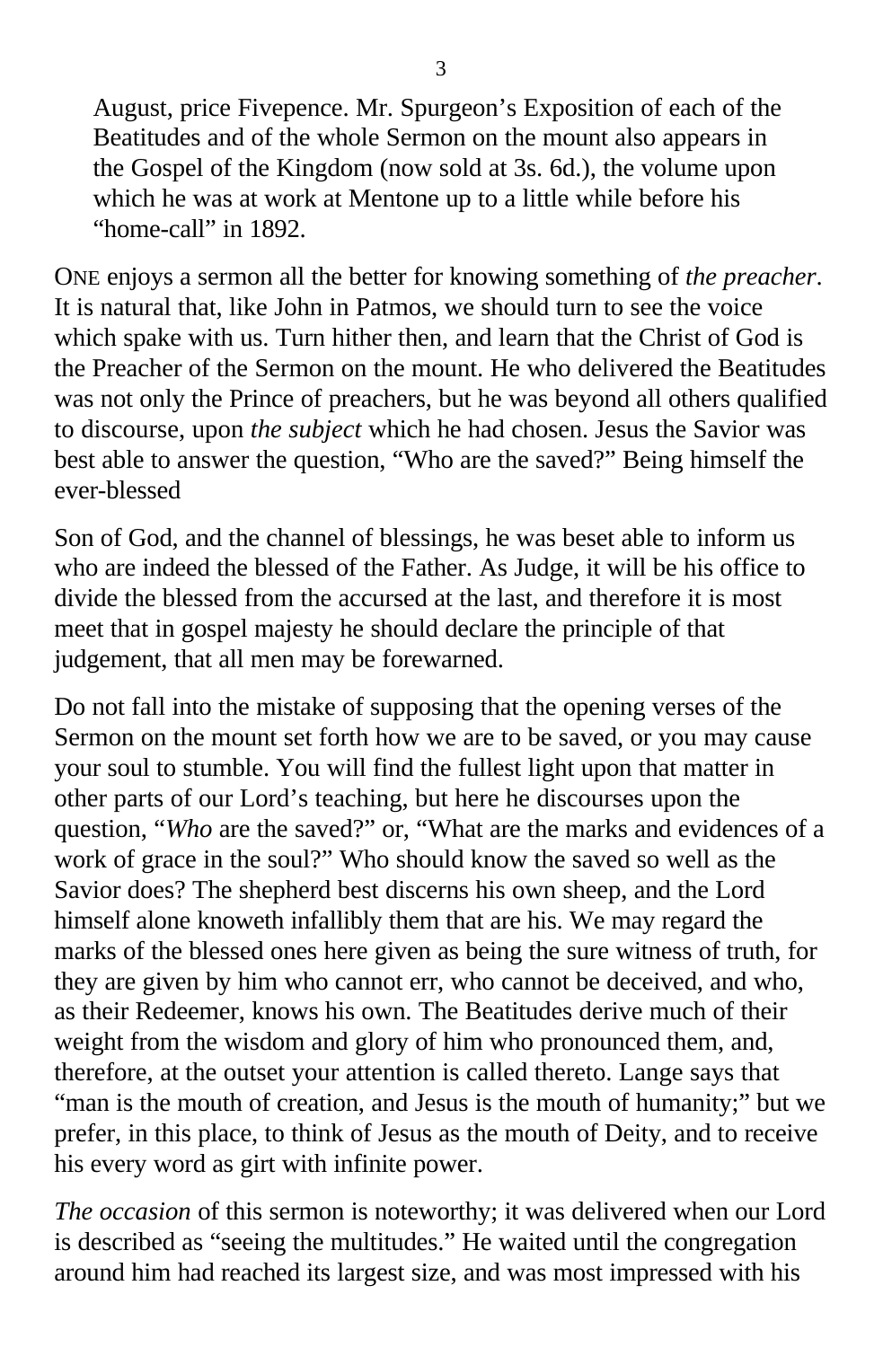August, price Fivepence. Mr. Spurgeon's Exposition of each of the Beatitudes and of the whole Sermon on the mount also appears in the Gospel of the Kingdom (now sold at 3s. 6d.), the volume upon which he was at work at Mentone up to a little while before his "home-call" in 1892.

ONE enjoys a sermon all the better for knowing something of *the preacher*. It is natural that, like John in Patmos, we should turn to see the voice which spake with us. Turn hither then, and learn that the Christ of God is the Preacher of the Sermon on the mount. He who delivered the Beatitudes was not only the Prince of preachers, but he was beyond all others qualified to discourse, upon *the subject* which he had chosen. Jesus the Savior was best able to answer the question, "Who are the saved?" Being himself the ever-blessed

Son of God, and the channel of blessings, he was beset able to inform us who are indeed the blessed of the Father. As Judge, it will be his office to divide the blessed from the accursed at the last, and therefore it is most meet that in gospel majesty he should declare the principle of that judgement, that all men may be forewarned.

Do not fall into the mistake of supposing that the opening verses of the Sermon on the mount set forth how we are to be saved, or you may cause your soul to stumble. You will find the fullest light upon that matter in other parts of our Lord's teaching, but here he discourses upon the question, "*Who* are the saved?" or, "What are the marks and evidences of a work of grace in the soul?" Who should know the saved so well as the Savior does? The shepherd best discerns his own sheep, and the Lord himself alone knoweth infallibly them that are his. We may regard the marks of the blessed ones here given as being the sure witness of truth, for they are given by him who cannot err, who cannot be deceived, and who, as their Redeemer, knows his own. The Beatitudes derive much of their weight from the wisdom and glory of him who pronounced them, and, therefore, at the outset your attention is called thereto. Lange says that "man is the mouth of creation, and Jesus is the mouth of humanity;" but we prefer, in this place, to think of Jesus as the mouth of Deity, and to receive his every word as girt with infinite power.

*The occasion* of this sermon is noteworthy; it was delivered when our Lord is described as "seeing the multitudes." He waited until the congregation around him had reached its largest size, and was most impressed with his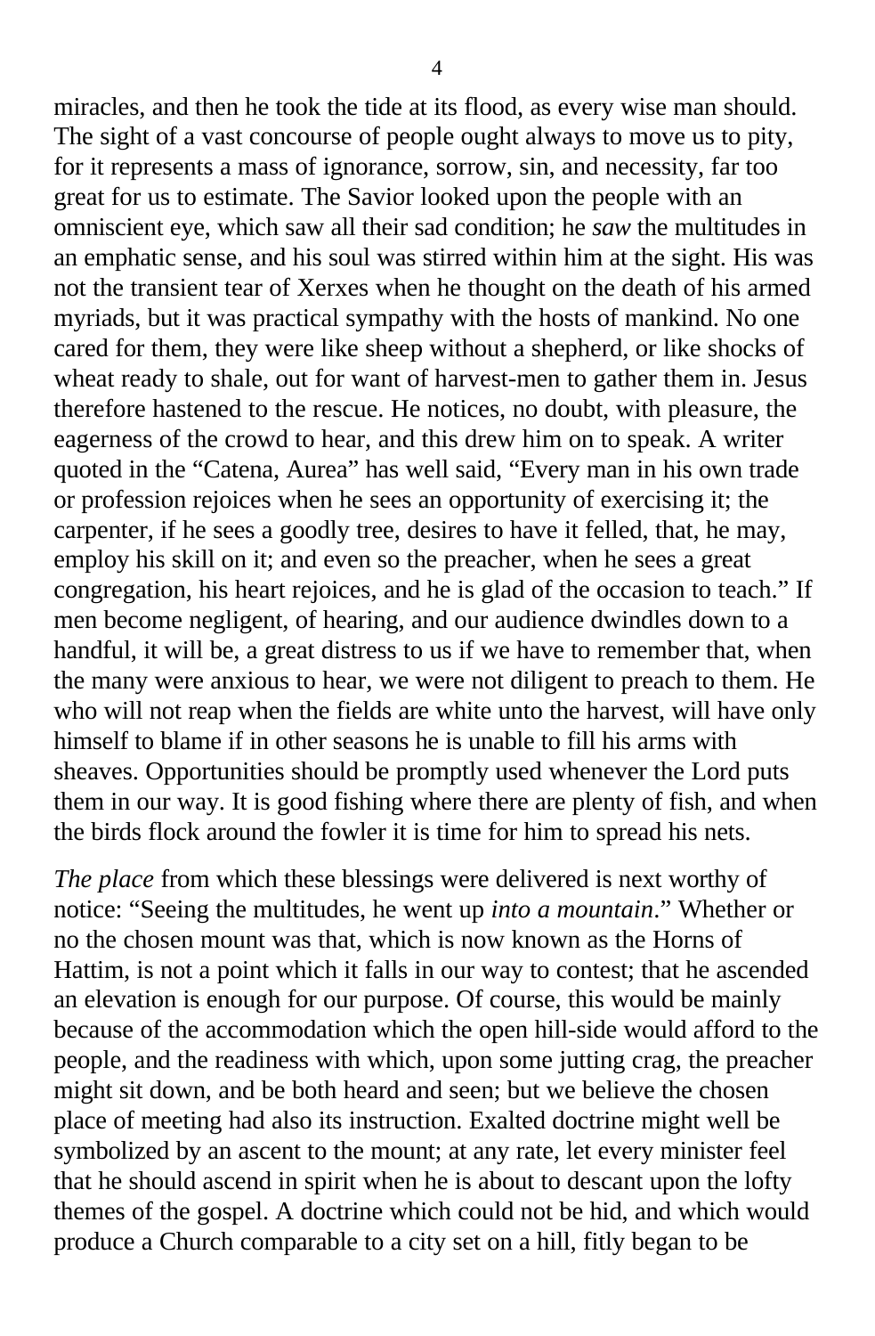miracles, and then he took the tide at its flood, as every wise man should. The sight of a vast concourse of people ought always to move us to pity, for it represents a mass of ignorance, sorrow, sin, and necessity, far too great for us to estimate. The Savior looked upon the people with an omniscient eye, which saw all their sad condition; he *saw* the multitudes in an emphatic sense, and his soul was stirred within him at the sight. His was not the transient tear of Xerxes when he thought on the death of his armed myriads, but it was practical sympathy with the hosts of mankind. No one cared for them, they were like sheep without a shepherd, or like shocks of wheat ready to shale, out for want of harvest-men to gather them in. Jesus therefore hastened to the rescue. He notices, no doubt, with pleasure, the eagerness of the crowd to hear, and this drew him on to speak. A writer quoted in the "Catena, Aurea" has well said, "Every man in his own trade or profession rejoices when he sees an opportunity of exercising it; the carpenter, if he sees a goodly tree, desires to have it felled, that, he may, employ his skill on it; and even so the preacher, when he sees a great congregation, his heart rejoices, and he is glad of the occasion to teach." If men become negligent, of hearing, and our audience dwindles down to a handful, it will be, a great distress to us if we have to remember that, when the many were anxious to hear, we were not diligent to preach to them. He who will not reap when the fields are white unto the harvest, will have only himself to blame if in other seasons he is unable to fill his arms with sheaves. Opportunities should be promptly used whenever the Lord puts them in our way. It is good fishing where there are plenty of fish, and when the birds flock around the fowler it is time for him to spread his nets.

*The place* from which these blessings were delivered is next worthy of notice: "Seeing the multitudes, he went up *into a mountain*." Whether or no the chosen mount was that, which is now known as the Horns of Hattim, is not a point which it falls in our way to contest; that he ascended an elevation is enough for our purpose. Of course, this would be mainly because of the accommodation which the open hill-side would afford to the people, and the readiness with which, upon some jutting crag, the preacher might sit down, and be both heard and seen; but we believe the chosen place of meeting had also its instruction. Exalted doctrine might well be symbolized by an ascent to the mount; at any rate, let every minister feel that he should ascend in spirit when he is about to descant upon the lofty themes of the gospel. A doctrine which could not be hid, and which would produce a Church comparable to a city set on a hill, fitly began to be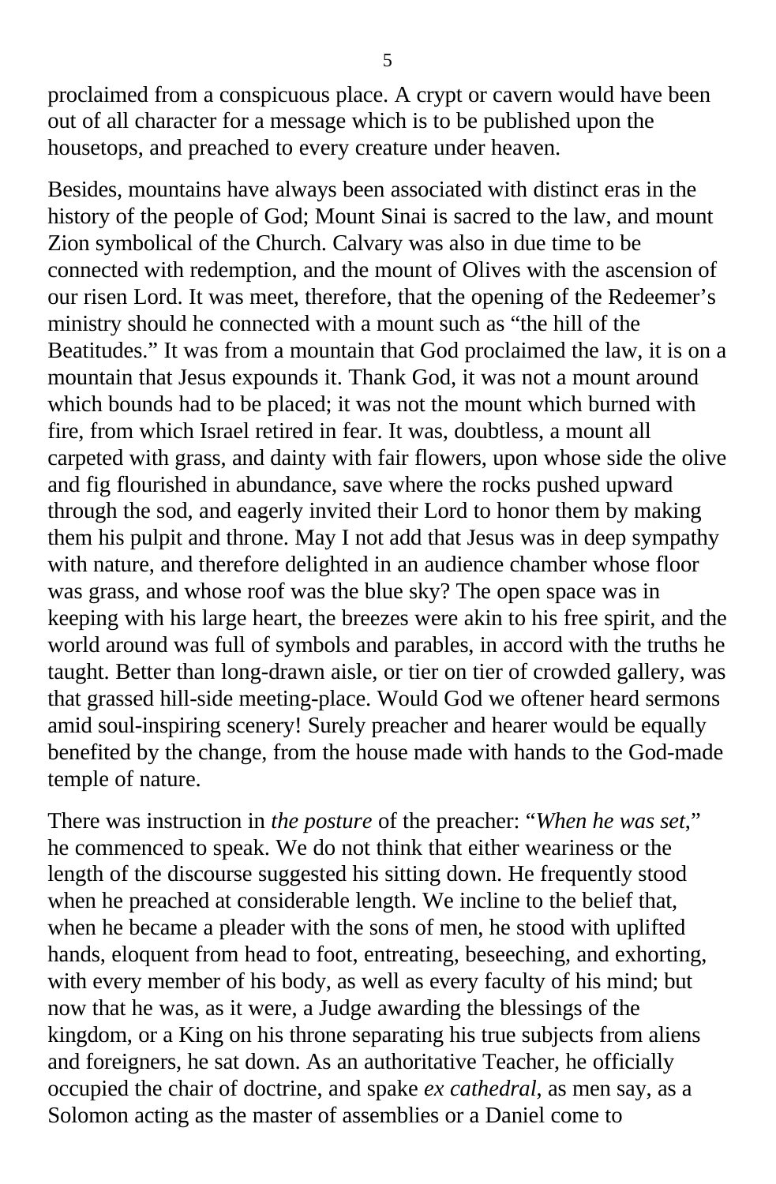proclaimed from a conspicuous place. A crypt or cavern would have been out of all character for a message which is to be published upon the housetops, and preached to every creature under heaven.

Besides, mountains have always been associated with distinct eras in the history of the people of God; Mount Sinai is sacred to the law, and mount Zion symbolical of the Church. Calvary was also in due time to be connected with redemption, and the mount of Olives with the ascension of our risen Lord. It was meet, therefore, that the opening of the Redeemer's ministry should he connected with a mount such as "the hill of the Beatitudes." It was from a mountain that God proclaimed the law, it is on a mountain that Jesus expounds it. Thank God, it was not a mount around which bounds had to be placed; it was not the mount which burned with fire, from which Israel retired in fear. It was, doubtless, a mount all carpeted with grass, and dainty with fair flowers, upon whose side the olive and fig flourished in abundance, save where the rocks pushed upward through the sod, and eagerly invited their Lord to honor them by making them his pulpit and throne. May I not add that Jesus was in deep sympathy with nature, and therefore delighted in an audience chamber whose floor was grass, and whose roof was the blue sky? The open space was in keeping with his large heart, the breezes were akin to his free spirit, and the world around was full of symbols and parables, in accord with the truths he taught. Better than long-drawn aisle, or tier on tier of crowded gallery, was that grassed hill-side meeting-place. Would God we oftener heard sermons amid soul-inspiring scenery! Surely preacher and hearer would be equally benefited by the change, from the house made with hands to the God-made temple of nature.

There was instruction in *the posture* of the preacher: "*When he was set*," he commenced to speak. We do not think that either weariness or the length of the discourse suggested his sitting down. He frequently stood when he preached at considerable length. We incline to the belief that, when he became a pleader with the sons of men, he stood with uplifted hands, eloquent from head to foot, entreating, beseeching, and exhorting, with every member of his body, as well as every faculty of his mind; but now that he was, as it were, a Judge awarding the blessings of the kingdom, or a King on his throne separating his true subjects from aliens and foreigners, he sat down. As an authoritative Teacher, he officially occupied the chair of doctrine, and spake *ex cathedral*, as men say, as a Solomon acting as the master of assemblies or a Daniel come to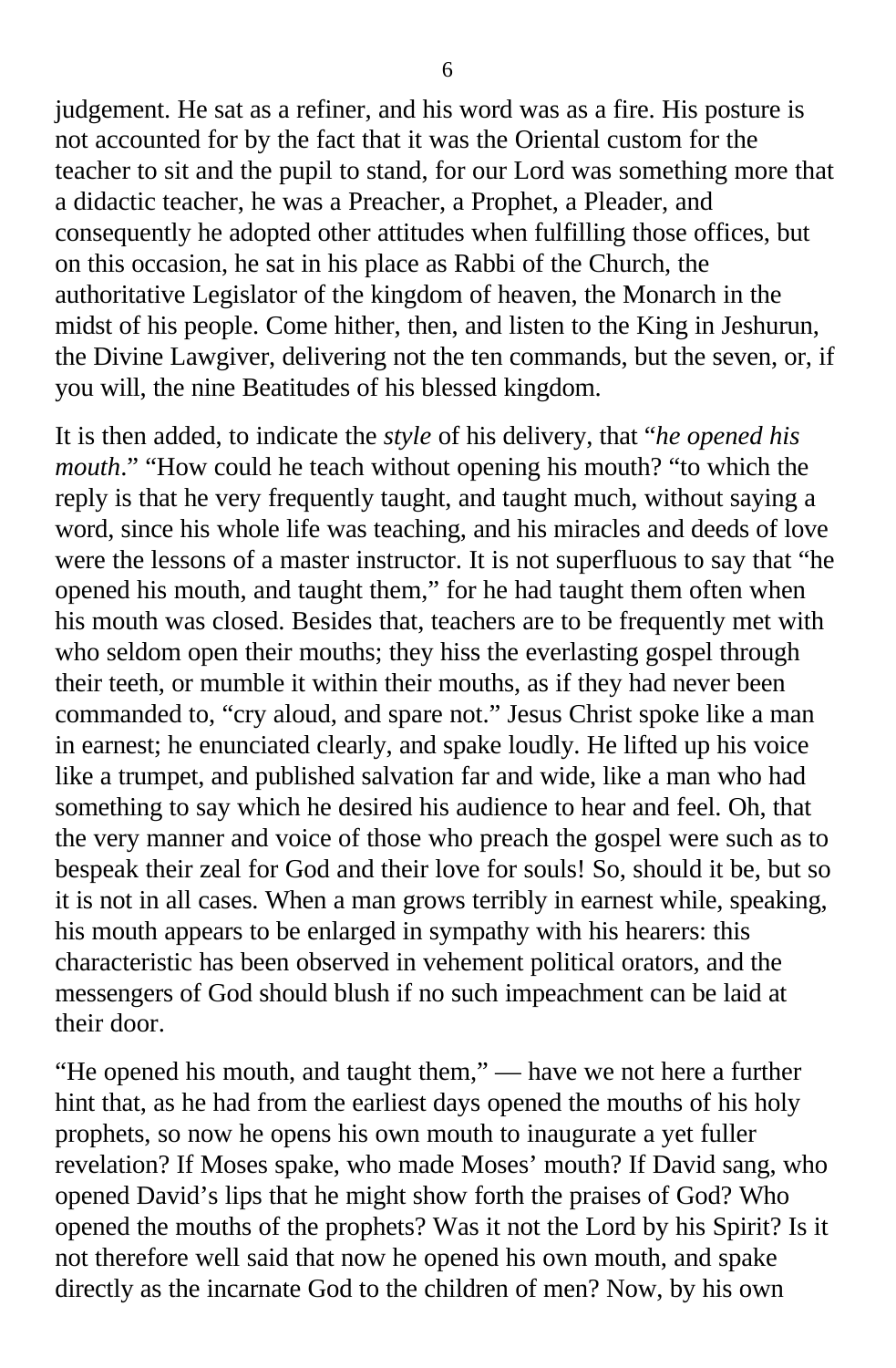judgement. He sat as a refiner, and his word was as a fire. His posture is not accounted for by the fact that it was the Oriental custom for the teacher to sit and the pupil to stand, for our Lord was something more that a didactic teacher, he was a Preacher, a Prophet, a Pleader, and consequently he adopted other attitudes when fulfilling those offices, but on this occasion, he sat in his place as Rabbi of the Church, the authoritative Legislator of the kingdom of heaven, the Monarch in the midst of his people. Come hither, then, and listen to the King in Jeshurun, the Divine Lawgiver, delivering not the ten commands, but the seven, or, if you will, the nine Beatitudes of his blessed kingdom.

It is then added, to indicate the *style* of his delivery, that "*he opened his mouth*." "How could he teach without opening his mouth? "to which the reply is that he very frequently taught, and taught much, without saying a word, since his whole life was teaching, and his miracles and deeds of love were the lessons of a master instructor. It is not superfluous to say that "he opened his mouth, and taught them," for he had taught them often when his mouth was closed. Besides that, teachers are to be frequently met with who seldom open their mouths; they hiss the everlasting gospel through their teeth, or mumble it within their mouths, as if they had never been commanded to, "cry aloud, and spare not." Jesus Christ spoke like a man in earnest; he enunciated clearly, and spake loudly. He lifted up his voice like a trumpet, and published salvation far and wide, like a man who had something to say which he desired his audience to hear and feel. Oh, that the very manner and voice of those who preach the gospel were such as to bespeak their zeal for God and their love for souls! So, should it be, but so it is not in all cases. When a man grows terribly in earnest while, speaking, his mouth appears to be enlarged in sympathy with his hearers: this characteristic has been observed in vehement political orators, and the messengers of God should blush if no such impeachment can be laid at their door.

"He opened his mouth, and taught them," — have we not here a further hint that, as he had from the earliest days opened the mouths of his holy prophets, so now he opens his own mouth to inaugurate a yet fuller revelation? If Moses spake, who made Moses' mouth? If David sang, who opened David's lips that he might show forth the praises of God? Who opened the mouths of the prophets? Was it not the Lord by his Spirit? Is it not therefore well said that now he opened his own mouth, and spake directly as the incarnate God to the children of men? Now, by his own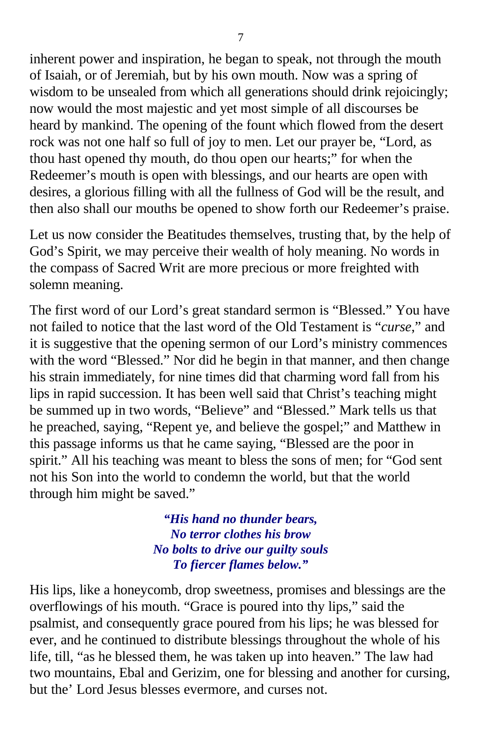inherent power and inspiration, he began to speak, not through the mouth of Isaiah, or of Jeremiah, but by his own mouth. Now was a spring of wisdom to be unsealed from which all generations should drink rejoicingly; now would the most majestic and yet most simple of all discourses be heard by mankind. The opening of the fount which flowed from the desert rock was not one half so full of joy to men. Let our prayer be, "Lord, as thou hast opened thy mouth, do thou open our hearts;" for when the Redeemer's mouth is open with blessings, and our hearts are open with desires, a glorious filling with all the fullness of God will be the result, and then also shall our mouths be opened to show forth our Redeemer's praise.

Let us now consider the Beatitudes themselves, trusting that, by the help of God's Spirit, we may perceive their wealth of holy meaning. No words in the compass of Sacred Writ are more precious or more freighted with solemn meaning.

The first word of our Lord's great standard sermon is "Blessed." You have not failed to notice that the last word of the Old Testament is "*curse*," and it is suggestive that the opening sermon of our Lord's ministry commences with the word "Blessed." Nor did he begin in that manner, and then change his strain immediately, for nine times did that charming word fall from his lips in rapid succession. It has been well said that Christ's teaching might be summed up in two words, "Believe" and "Blessed." Mark tells us that he preached, saying, "Repent ye, and believe the gospel;" and Matthew in this passage informs us that he came saying, "Blessed are the poor in spirit." All his teaching was meant to bless the sons of men; for "God sent not his Son into the world to condemn the world, but that the world through him might be saved."

***"His hand no thunder bears,***
***No terror clothes his brow***
***No bolts to drive our guilty souls***
***To fiercer flames below."***

His lips, like a honeycomb, drop sweetness, promises and blessings are the overflowings of his mouth. "Grace is poured into thy lips," said the psalmist, and consequently grace poured from his lips; he was blessed for ever, and he continued to distribute blessings throughout the whole of his life, till, "as he blessed them, he was taken up into heaven." The law had two mountains, Ebal and Gerizim, one for blessing and another for cursing, but the' Lord Jesus blesses evermore, and curses not.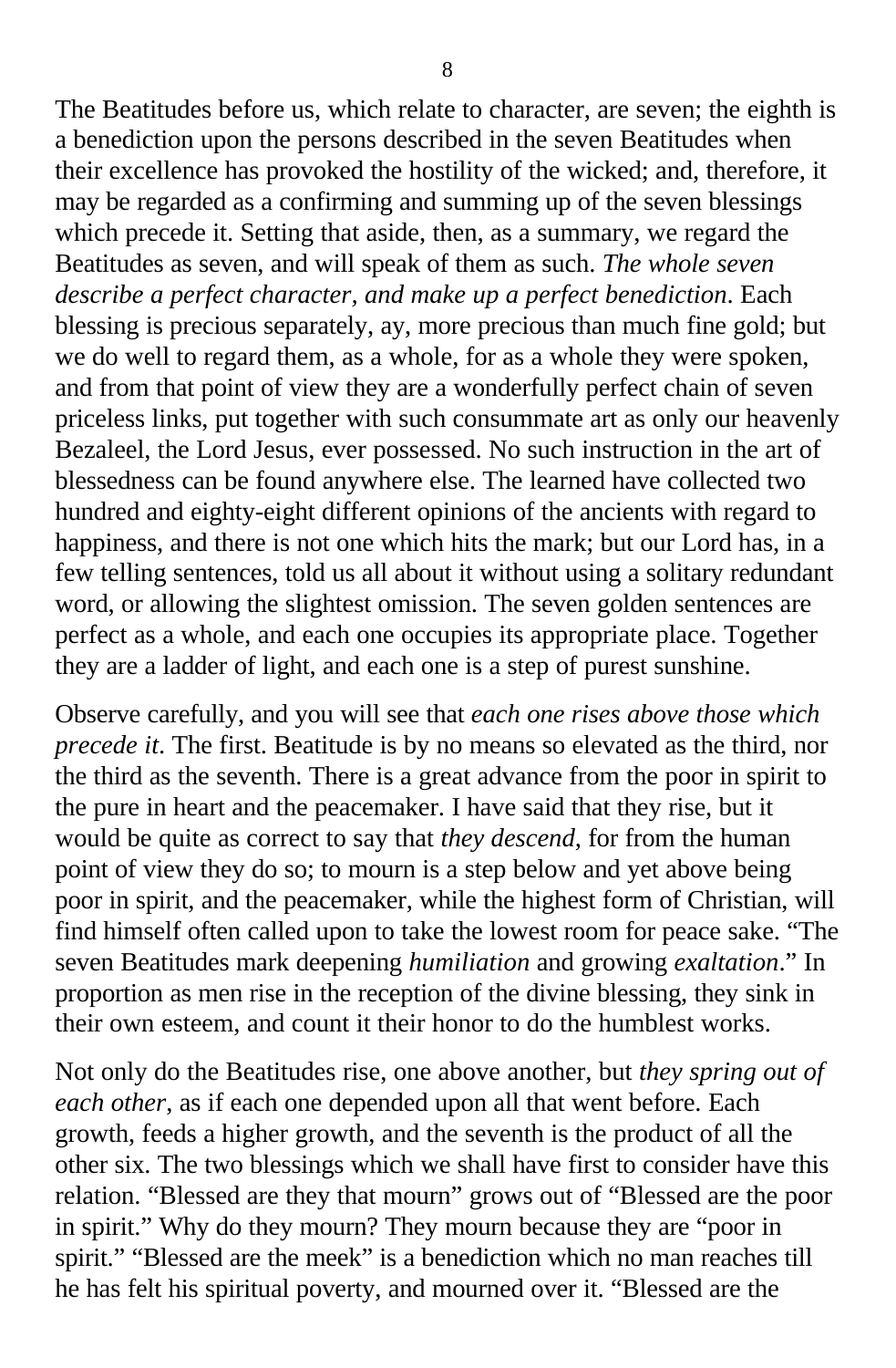The Beatitudes before us, which relate to character, are seven; the eighth is a benediction upon the persons described in the seven Beatitudes when their excellence has provoked the hostility of the wicked; and, therefore, it may be regarded as a confirming and summing up of the seven blessings which precede it. Setting that aside, then, as a summary, we regard the Beatitudes as seven, and will speak of them as such. *The whole seven describe a perfect character, and make up a perfect benediction*. Each blessing is precious separately, ay, more precious than much fine gold; but we do well to regard them, as a whole, for as a whole they were spoken, and from that point of view they are a wonderfully perfect chain of seven priceless links, put together with such consummate art as only our heavenly Bezaleel, the Lord Jesus, ever possessed. No such instruction in the art of blessedness can be found anywhere else. The learned have collected two hundred and eighty-eight different opinions of the ancients with regard to happiness, and there is not one which hits the mark; but our Lord has, in a few telling sentences, told us all about it without using a solitary redundant word, or allowing the slightest omission. The seven golden sentences are perfect as a whole, and each one occupies its appropriate place. Together they are a ladder of light, and each one is a step of purest sunshine.

Observe carefully, and you will see that *each one rises above those which precede it*. The first. Beatitude is by no means so elevated as the third, nor the third as the seventh. There is a great advance from the poor in spirit to the pure in heart and the peacemaker. I have said that they rise, but it would be quite as correct to say that *they descend*, for from the human point of view they do so; to mourn is a step below and yet above being poor in spirit, and the peacemaker, while the highest form of Christian, will find himself often called upon to take the lowest room for peace sake. "The seven Beatitudes mark deepening *humiliation* and growing *exaltation*." In proportion as men rise in the reception of the divine blessing, they sink in their own esteem, and count it their honor to do the humblest works.

Not only do the Beatitudes rise, one above another, but *they spring out of each other*, as if each one depended upon all that went before. Each growth, feeds a higher growth, and the seventh is the product of all the other six. The two blessings which we shall have first to consider have this relation. "Blessed are they that mourn" grows out of "Blessed are the poor in spirit." Why do they mourn? They mourn because they are "poor in spirit." "Blessed are the meek" is a benediction which no man reaches till he has felt his spiritual poverty, and mourned over it. "Blessed are the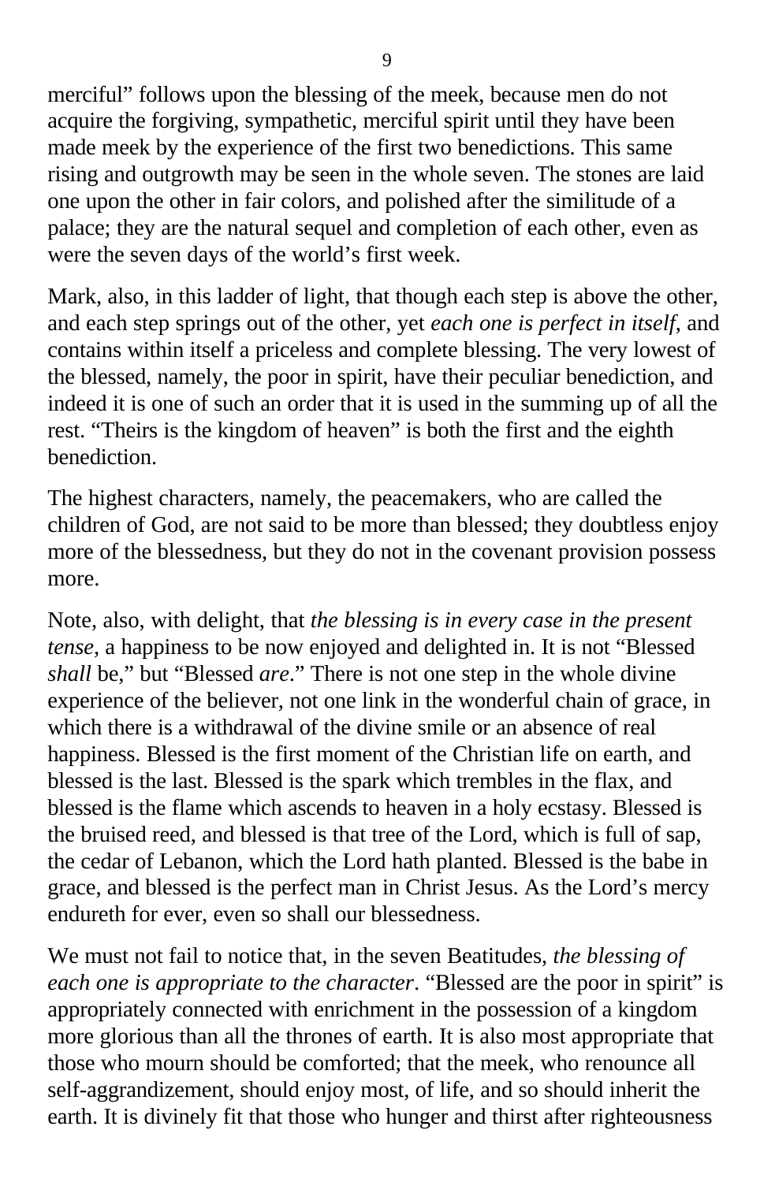merciful" follows upon the blessing of the meek, because men do not acquire the forgiving, sympathetic, merciful spirit until they have been made meek by the experience of the first two benedictions. This same rising and outgrowth may be seen in the whole seven. The stones are laid one upon the other in fair colors, and polished after the similitude of a palace; they are the natural sequel and completion of each other, even as were the seven days of the world's first week.

Mark, also, in this ladder of light, that though each step is above the other, and each step springs out of the other, yet *each one is perfect in itself*, and contains within itself a priceless and complete blessing. The very lowest of the blessed, namely, the poor in spirit, have their peculiar benediction, and indeed it is one of such an order that it is used in the summing up of all the rest. "Theirs is the kingdom of heaven" is both the first and the eighth benediction.

The highest characters, namely, the peacemakers, who are called the children of God, are not said to be more than blessed; they doubtless enjoy more of the blessedness, but they do not in the covenant provision possess more.

Note, also, with delight, that *the blessing is in every case in the present tense*, a happiness to be now enjoyed and delighted in. It is not "Blessed *shall* be," but "Blessed *are*." There is not one step in the whole divine experience of the believer, not one link in the wonderful chain of grace, in which there is a withdrawal of the divine smile or an absence of real happiness. Blessed is the first moment of the Christian life on earth, and blessed is the last. Blessed is the spark which trembles in the flax, and blessed is the flame which ascends to heaven in a holy ecstasy. Blessed is the bruised reed, and blessed is that tree of the Lord, which is full of sap, the cedar of Lebanon, which the Lord hath planted. Blessed is the babe in grace, and blessed is the perfect man in Christ Jesus. As the Lord's mercy endureth for ever, even so shall our blessedness.

We must not fail to notice that, in the seven Beatitudes, *the blessing of each one is appropriate to the character*. "Blessed are the poor in spirit" is appropriately connected with enrichment in the possession of a kingdom more glorious than all the thrones of earth. It is also most appropriate that those who mourn should be comforted; that the meek, who renounce all self-aggrandizement, should enjoy most, of life, and so should inherit the earth. It is divinely fit that those who hunger and thirst after righteousness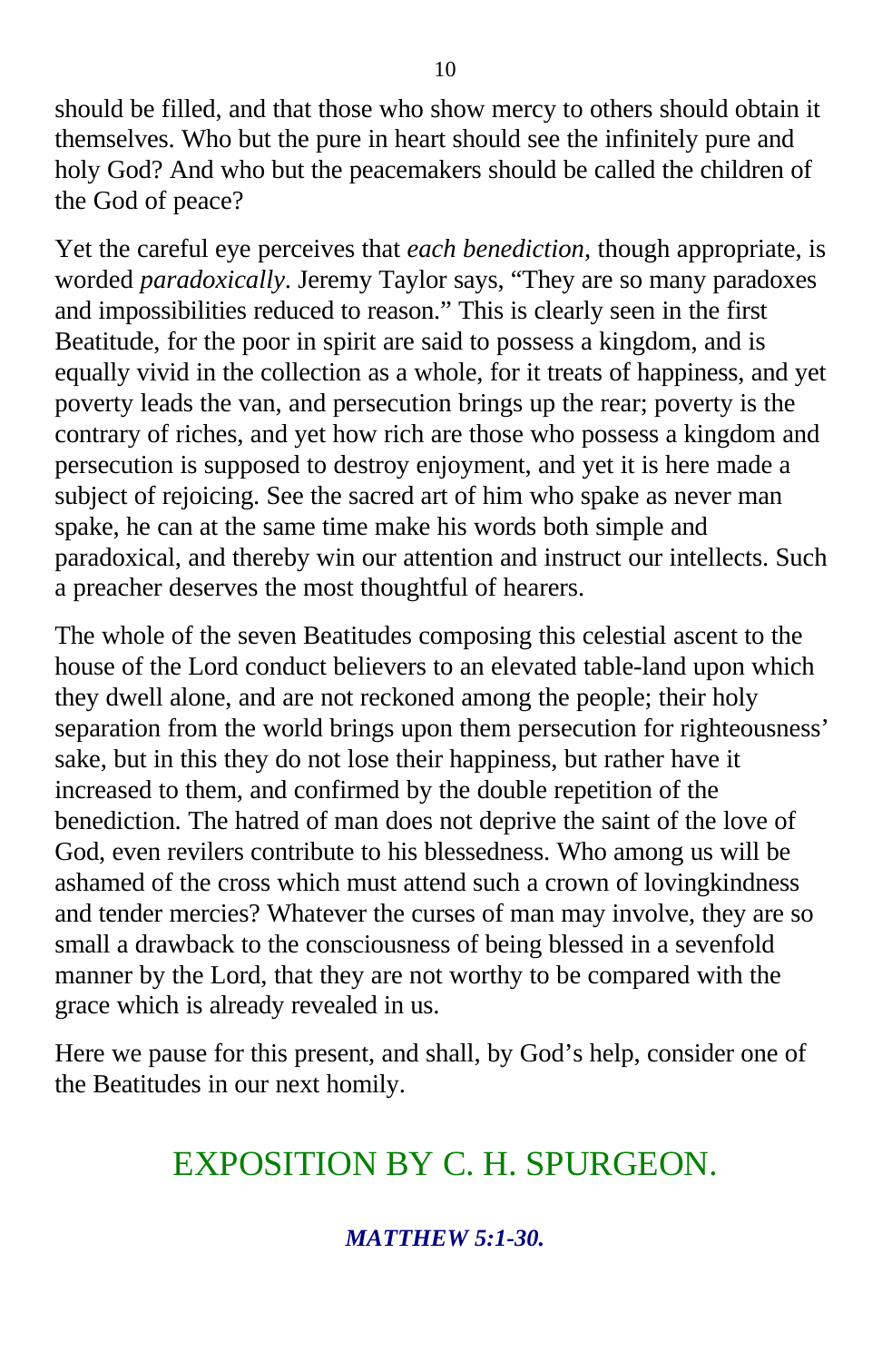should be filled, and that those who show mercy to others should obtain it themselves. Who but the pure in heart should see the infinitely pure and holy God? And who but the peacemakers should be called the children of the God of peace?

Yet the careful eye perceives that *each benediction*, though appropriate, is worded *paradoxically*. Jeremy Taylor says, "They are so many paradoxes and impossibilities reduced to reason." This is clearly seen in the first Beatitude, for the poor in spirit are said to possess a kingdom, and is equally vivid in the collection as a whole, for it treats of happiness, and yet poverty leads the van, and persecution brings up the rear; poverty is the contrary of riches, and yet how rich are those who possess a kingdom and persecution is supposed to destroy enjoyment, and yet it is here made a subject of rejoicing. See the sacred art of him who spake as never man spake, he can at the same time make his words both simple and paradoxical, and thereby win our attention and instruct our intellects. Such a preacher deserves the most thoughtful of hearers.

The whole of the seven Beatitudes composing this celestial ascent to the house of the Lord conduct believers to an elevated table-land upon which they dwell alone, and are not reckoned among the people; their holy separation from the world brings upon them persecution for righteousness' sake, but in this they do not lose their happiness, but rather have it increased to them, and confirmed by the double repetition of the benediction. The hatred of man does not deprive the saint of the love of God, even revilers contribute to his blessedness. Who among us will be ashamed of the cross which must attend such a crown of lovingkindness and tender mercies? Whatever the curses of man may involve, they are so small a drawback to the consciousness of being blessed in a sevenfold manner by the Lord, that they are not worthy to be compared with the grace which is already revealed in us.

Here we pause for this present, and shall, by God's help, consider one of the Beatitudes in our next homily.

## EXPOSITION BY C. H. SPURGEON.

### *MATTHEW 5:1-30.*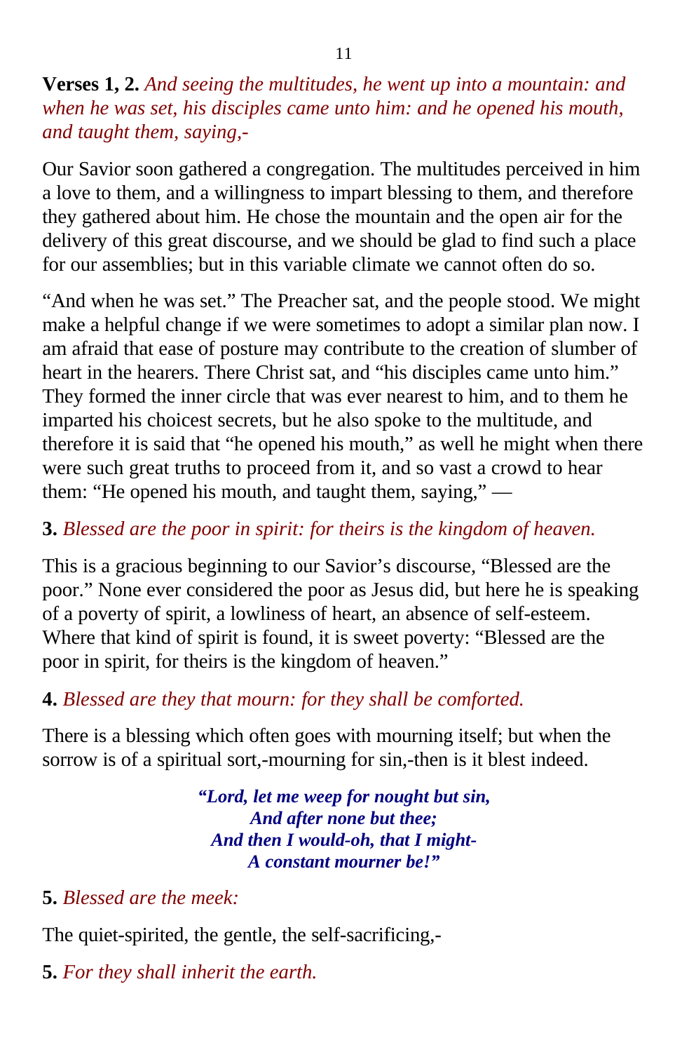**Verses 1, 2.** *And seeing the multitudes, he went up into a mountain: and when he was set, his disciples came unto him: and he opened his mouth, and taught them, saying,-*

Our Savior soon gathered a congregation. The multitudes perceived in him a love to them, and a willingness to impart blessing to them, and therefore they gathered about him. He chose the mountain and the open air for the delivery of this great discourse, and we should be glad to find such a place for our assemblies; but in this variable climate we cannot often do so.

“And when he was set.” The Preacher sat, and the people stood. We might make a helpful change if we were sometimes to adopt a similar plan now. I am afraid that ease of posture may contribute to the creation of slumber of heart in the hearers. There Christ sat, and “his disciples came unto him.” They formed the inner circle that was ever nearest to him, and to them he imparted his choicest secrets, but he also spoke to the multitude, and therefore it is said that “he opened his mouth,” as well he might when there were such great truths to proceed from it, and so vast a crowd to hear them: “He opened his mouth, and taught them, saying,” —

**3.** *Blessed are the poor in spirit: for theirs is the kingdom of heaven.*

This is a gracious beginning to our Savior’s discourse, “Blessed are the poor.” None ever considered the poor as Jesus did, but here he is speaking of a poverty of spirit, a lowliness of heart, an absence of self-esteem. Where that kind of spirit is found, it is sweet poverty: “Blessed are the poor in spirit, for theirs is the kingdom of heaven.”

**4.** *Blessed are they that mourn: for they shall be comforted.*

There is a blessing which often goes with mourning itself; but when the sorrow is of a spiritual sort,-mourning for sin,-then is it blest indeed.

> ***“Lord, let me weep for nought but sin,***
> ***And after none but thee;***
> ***And then I would-oh, that I might-***
> ***A constant mourner be!”***

**5.** *Blessed are the meek:*

The quiet-spirited, the gentle, the self-sacrificing,-

**5.** *For they shall inherit the earth.*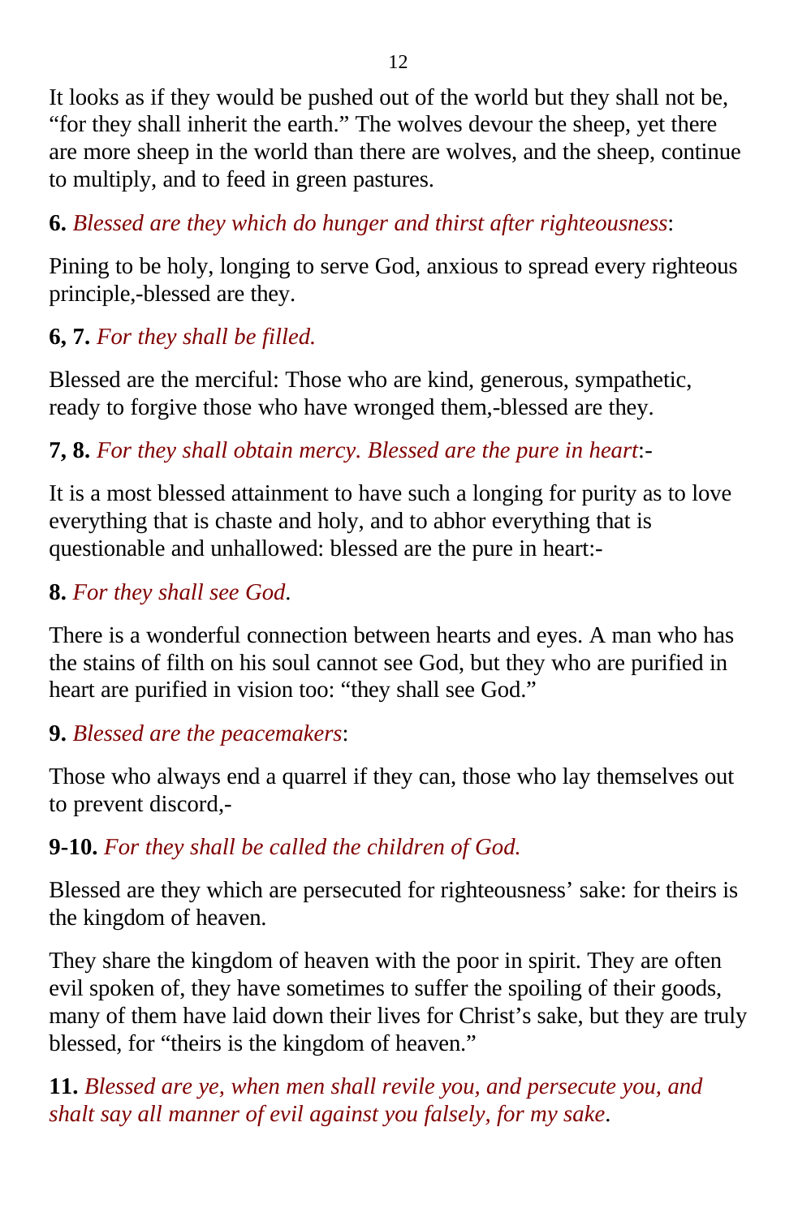It looks as if they would be pushed out of the world but they shall not be, “for they shall inherit the earth.” The wolves devour the sheep, yet there are more sheep in the world than there are wolves, and the sheep, continue to multiply, and to feed in green pastures.

**6.** *Blessed are they which do hunger and thirst after righteousness*:

Pining to be holy, longing to serve God, anxious to spread every righteous principle,-blessed are they.

**6, 7.** *For they shall be filled.*

Blessed are the merciful: Those who are kind, generous, sympathetic, ready to forgive those who have wronged them,-blessed are they.

**7, 8.** *For they shall obtain mercy. Blessed are the pure in heart*:-

It is a most blessed attainment to have such a longing for purity as to love everything that is chaste and holy, and to abhor everything that is questionable and unhallowed: blessed are the pure in heart:-

**8.** *For they shall see God.*

There is a wonderful connection between hearts and eyes. A man who has the stains of filth on his soul cannot see God, but they who are purified in heart are purified in vision too: “they shall see God.”

**9.** *Blessed are the peacemakers*:

Those who always end a quarrel if they can, those who lay themselves out to prevent discord,-

**9-10.** *For they shall be called the children of God.*

Blessed are they which are persecuted for righteousness’ sake: for theirs is the kingdom of heaven.

They share the kingdom of heaven with the poor in spirit. They are often evil spoken of, they have sometimes to suffer the spoiling of their goods, many of them have laid down their lives for Christ’s sake, but they are truly blessed, for “theirs is the kingdom of heaven.”

**11.** *Blessed are ye, when men shall revile you, and persecute you, and shalt say all manner of evil against you falsely, for my sake.*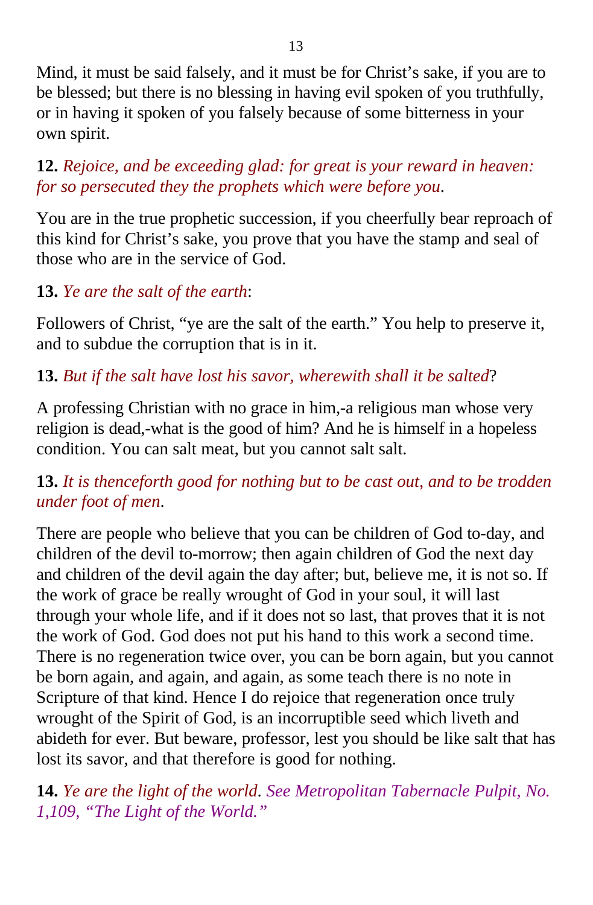Mind, it must be said falsely, and it must be for Christ's sake, if you are to be blessed; but there is no blessing in having evil spoken of you truthfully, or in having it spoken of you falsely because of some bitterness in your own spirit.

**12.** *Rejoice, and be exceeding glad: for great is your reward in heaven: for so persecuted they the prophets which were before you.*

You are in the true prophetic succession, if you cheerfully bear reproach of this kind for Christ's sake, you prove that you have the stamp and seal of those who are in the service of God.

**13.** *Ye are the salt of the earth*:

Followers of Christ, "ye are the salt of the earth." You help to preserve it, and to subdue the corruption that is in it.

**13.** *But if the salt have lost his savor, wherewith shall it be salted*?

A professing Christian with no grace in him,-a religious man whose very religion is dead,-what is the good of him? And he is himself in a hopeless condition. You can salt meat, but you cannot salt salt.

**13.** *It is thenceforth good for nothing but to be cast out, and to be trodden under foot of men.*

There are people who believe that you can be children of God to-day, and children of the devil to-morrow; then again children of God the next day and children of the devil again the day after; but, believe me, it is not so. If the work of grace be really wrought of God in your soul, it will last through your whole life, and if it does not so last, that proves that it is not the work of God. God does not put his hand to this work a second time. There is no regeneration twice over, you can be born again, but you cannot be born again, and again, and again, as some teach there is no note in Scripture of that kind. Hence I do rejoice that regeneration once truly wrought of the Spirit of God, is an incorruptible seed which liveth and abideth for ever. But beware, professor, lest you should be like salt that has lost its savor, and that therefore is good for nothing.

**14.** *Ye are the light of the world. See Metropolitan Tabernacle Pulpit, No. 1,109, "The Light of the World."*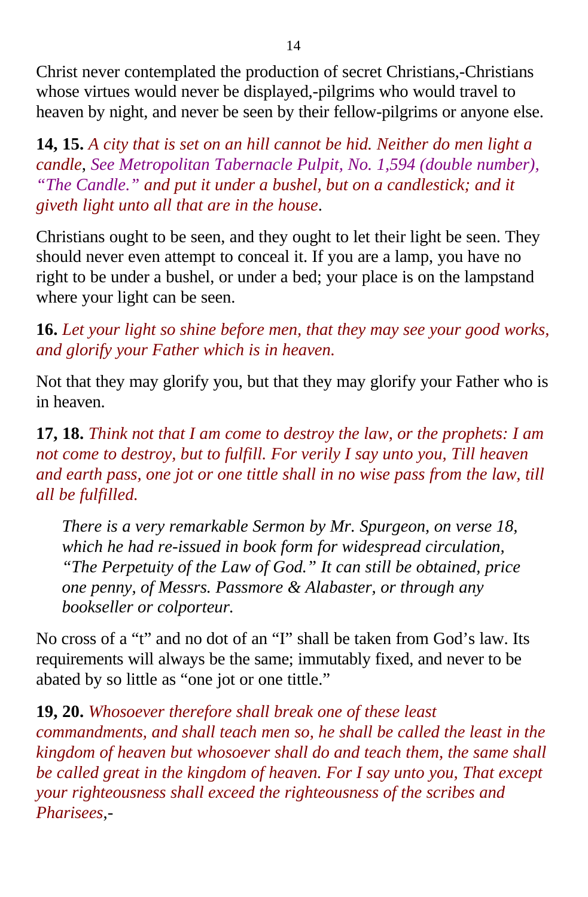Christ never contemplated the production of secret Christians,-Christians whose virtues would never be displayed,-pilgrims who would travel to heaven by night, and never be seen by their fellow-pilgrims or anyone else.

**14, 15.** *A city that is set on an hill cannot be hid. Neither do men light a candle, See Metropolitan Tabernacle Pulpit, No. 1,594 (double number), “The Candle.” and put it under a bushel, but on a candlestick; and it giveth light unto all that are in the house.*

Christians ought to be seen, and they ought to let their light be seen. They should never even attempt to conceal it. If you are a lamp, you have no right to be under a bushel, or under a bed; your place is on the lampstand where your light can be seen.

**16.** *Let your light so shine before men, that they may see your good works, and glorify your Father which is in heaven.*

Not that they may glorify you, but that they may glorify your Father who is in heaven.

**17, 18.** *Think not that I am come to destroy the law, or the prophets: I am not come to destroy, but to fulfill. For verily I say unto you, Till heaven and earth pass, one jot or one tittle shall in no wise pass from the law, till all be fulfilled.*

> *There is a very remarkable Sermon by Mr. Spurgeon, on verse 18, which he had re-issued in book form for widespread circulation, “The Perpetuity of the Law of God.” It can still be obtained, price one penny, of Messrs. Passmore & Alabaster, or through any bookseller or colporteur.*

No cross of a “t” and no dot of an “I” shall be taken from God’s law. Its requirements will always be the same; immutably fixed, and never to be abated by so little as “one jot or one tittle.”

**19, 20.** *Whosoever therefore shall break one of these least commandments, and shall teach men so, he shall be called the least in the kingdom of heaven but whosoever shall do and teach them, the same shall be called great in the kingdom of heaven. For I say unto you, That except your righteousness shall exceed the righteousness of the scribes and Pharisees,-*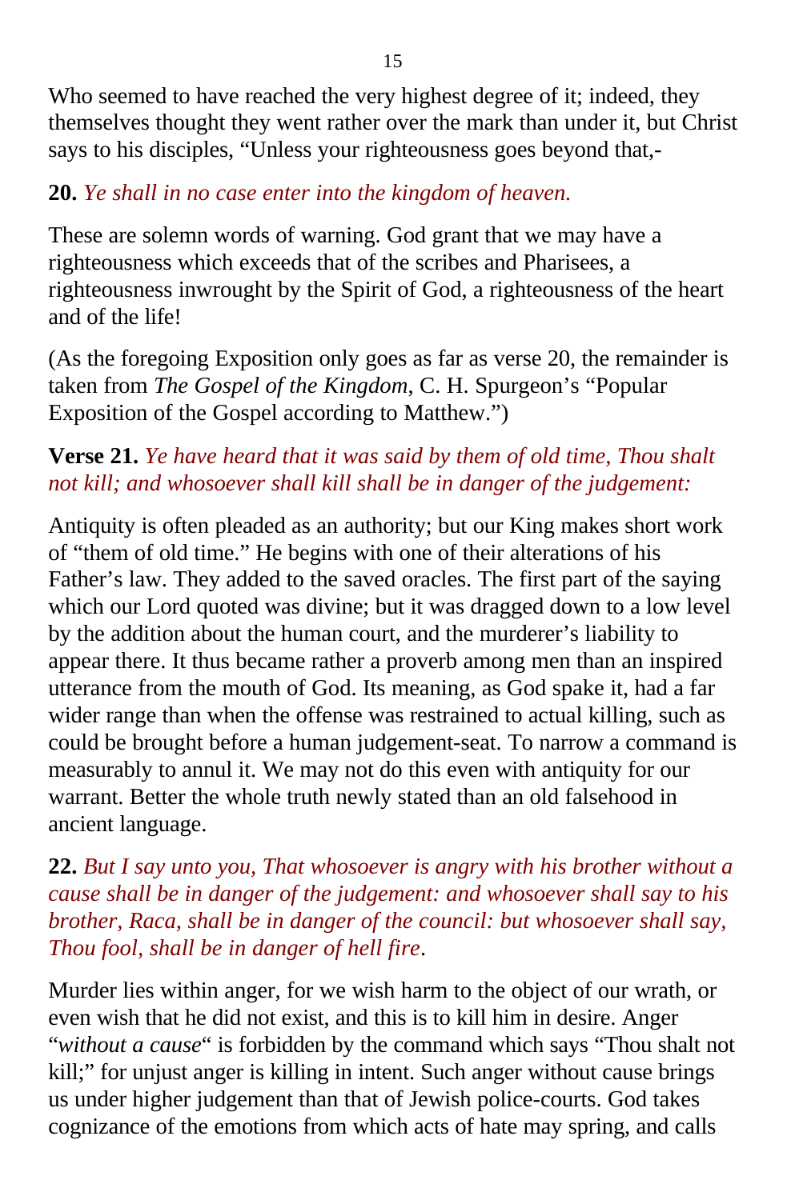Who seemed to have reached the very highest degree of it; indeed, they themselves thought they went rather over the mark than under it, but Christ says to his disciples, “Unless your righteousness goes beyond that,-

**20.** *Ye shall in no case enter into the kingdom of heaven.*

These are solemn words of warning. God grant that we may have a righteousness which exceeds that of the scribes and Pharisees, a righteousness inwrought by the Spirit of God, a righteousness of the heart and of the life!

(As the foregoing Exposition only goes as far as verse 20, the remainder is taken from *The Gospel of the Kingdom*, C. H. Spurgeon’s “Popular Exposition of the Gospel according to Matthew.”)

**Verse 21.** *Ye have heard that it was said by them of old time, Thou shalt not kill; and whosoever shall kill shall be in danger of the judgement:*

Antiquity is often pleaded as an authority; but our King makes short work of “them of old time.” He begins with one of their alterations of his Father’s law. They added to the saved oracles. The first part of the saying which our Lord quoted was divine; but it was dragged down to a low level by the addition about the human court, and the murderer’s liability to appear there. It thus became rather a proverb among men than an inspired utterance from the mouth of God. Its meaning, as God spake it, had a far wider range than when the offense was restrained to actual killing, such as could be brought before a human judgement-seat. To narrow a command is measurably to annul it. We may not do this even with antiquity for our warrant. Better the whole truth newly stated than an old falsehood in ancient language.

**22.** *But I say unto you, That whosoever is angry with his brother without a cause shall be in danger of the judgement: and whosoever shall say to his brother, Raca, shall be in danger of the council: but whosoever shall say, Thou fool, shall be in danger of hell fire*.

Murder lies within anger, for we wish harm to the object of our wrath, or even wish that he did not exist, and this is to kill him in desire. Anger “*without a cause*“ is forbidden by the command which says “Thou shalt not kill;” for unjust anger is killing in intent. Such anger without cause brings us under higher judgement than that of Jewish police-courts. God takes cognizance of the emotions from which acts of hate may spring, and calls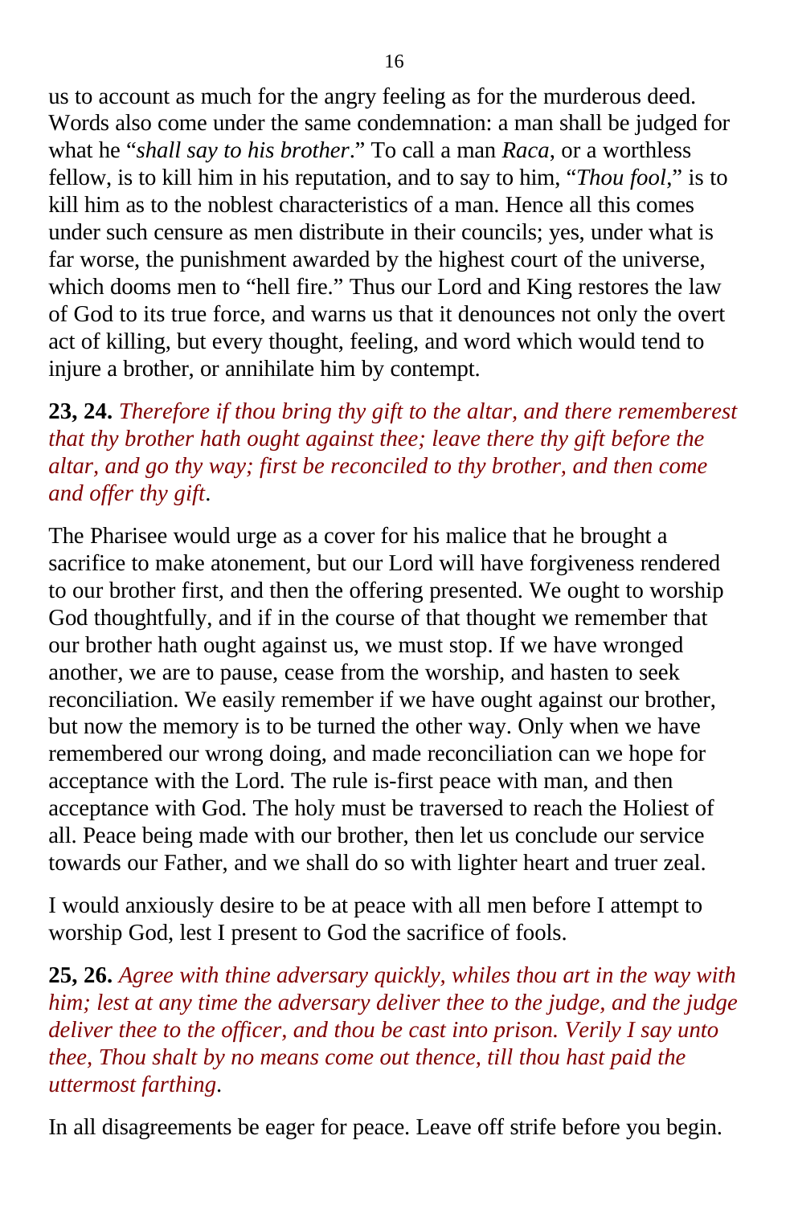us to account as much for the angry feeling as for the murderous deed. Words also come under the same condemnation: a man shall be judged for what he "*shall say to his brother*." To call a man *Raca*, or a worthless fellow, is to kill him in his reputation, and to say to him, "*Thou fool*," is to kill him as to the noblest characteristics of a man. Hence all this comes under such censure as men distribute in their councils; yes, under what is far worse, the punishment awarded by the highest court of the universe, which dooms men to "hell fire." Thus our Lord and King restores the law of God to its true force, and warns us that it denounces not only the overt act of killing, but every thought, feeling, and word which would tend to injure a brother, or annihilate him by contempt.

**23, 24.** *Therefore if thou bring thy gift to the altar, and there rememberest that thy brother hath ought against thee; leave there thy gift before the altar, and go thy way; first be reconciled to thy brother, and then come and offer thy gift*.

The Pharisee would urge as a cover for his malice that he brought a sacrifice to make atonement, but our Lord will have forgiveness rendered to our brother first, and then the offering presented. We ought to worship God thoughtfully, and if in the course of that thought we remember that our brother hath ought against us, we must stop. If we have wronged another, we are to pause, cease from the worship, and hasten to seek reconciliation. We easily remember if we have ought against our brother, but now the memory is to be turned the other way. Only when we have remembered our wrong doing, and made reconciliation can we hope for acceptance with the Lord. The rule is-first peace with man, and then acceptance with God. The holy must be traversed to reach the Holiest of all. Peace being made with our brother, then let us conclude our service towards our Father, and we shall do so with lighter heart and truer zeal.

I would anxiously desire to be at peace with all men before I attempt to worship God, lest I present to God the sacrifice of fools.

**25, 26.** *Agree with thine adversary quickly, whiles thou art in the way with him; lest at any time the adversary deliver thee to the judge, and the judge deliver thee to the officer, and thou be cast into prison. Verily I say unto thee, Thou shalt by no means come out thence, till thou hast paid the uttermost farthing*.

In all disagreements be eager for peace. Leave off strife before you begin.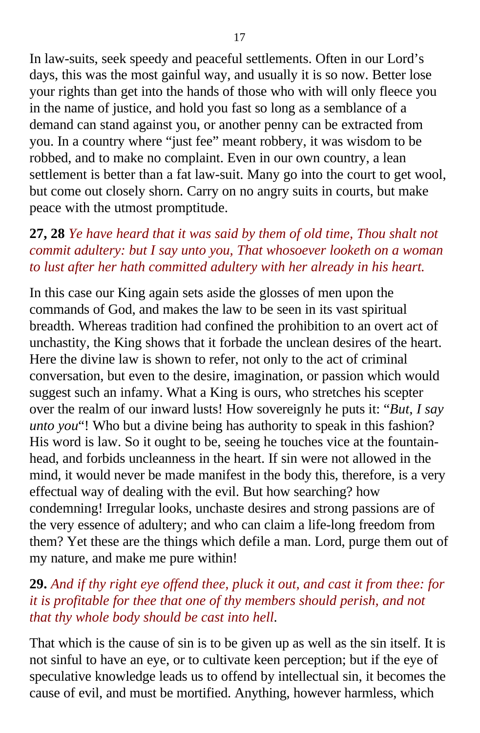In law-suits, seek speedy and peaceful settlements. Often in our Lord's days, this was the most gainful way, and usually it is so now. Better lose your rights than get into the hands of those who with will only fleece you in the name of justice, and hold you fast so long as a semblance of a demand can stand against you, or another penny can be extracted from you. In a country where "just fee" meant robbery, it was wisdom to be robbed, and to make no complaint. Even in our own country, a lean settlement is better than a fat law-suit. Many go into the court to get wool, but come out closely shorn. Carry on no angry suits in courts, but make peace with the utmost promptitude.

**27, 28** *Ye have heard that it was said by them of old time, Thou shalt not commit adultery: but I say unto you, That whosoever looketh on a woman to lust after her hath committed adultery with her already in his heart.*

In this case our King again sets aside the glosses of men upon the commands of God, and makes the law to be seen in its vast spiritual breadth. Whereas tradition had confined the prohibition to an overt act of unchastity, the King shows that it forbade the unclean desires of the heart. Here the divine law is shown to refer, not only to the act of criminal conversation, but even to the desire, imagination, or passion which would suggest such an infamy. What a King is ours, who stretches his scepter over the realm of our inward lusts! How sovereignly he puts it: "*But, I say unto you*"! Who but a divine being has authority to speak in this fashion? His word is law. So it ought to be, seeing he touches vice at the fountain-head, and forbids uncleanness in the heart. If sin were not allowed in the mind, it would never be made manifest in the body this, therefore, is a very effectual way of dealing with the evil. But how searching? how condemning! Irregular looks, unchaste desires and strong passions are of the very essence of adultery; and who can claim a life-long freedom from them? Yet these are the things which defile a man. Lord, purge them out of my nature, and make me pure within!

**29.** *And if thy right eye offend thee, pluck it out, and cast it from thee: for it is profitable for thee that one of thy members should perish, and not that thy whole body should be cast into hell.*

That which is the cause of sin is to be given up as well as the sin itself. It is not sinful to have an eye, or to cultivate keen perception; but if the eye of speculative knowledge leads us to offend by intellectual sin, it becomes the cause of evil, and must be mortified. Anything, however harmless, which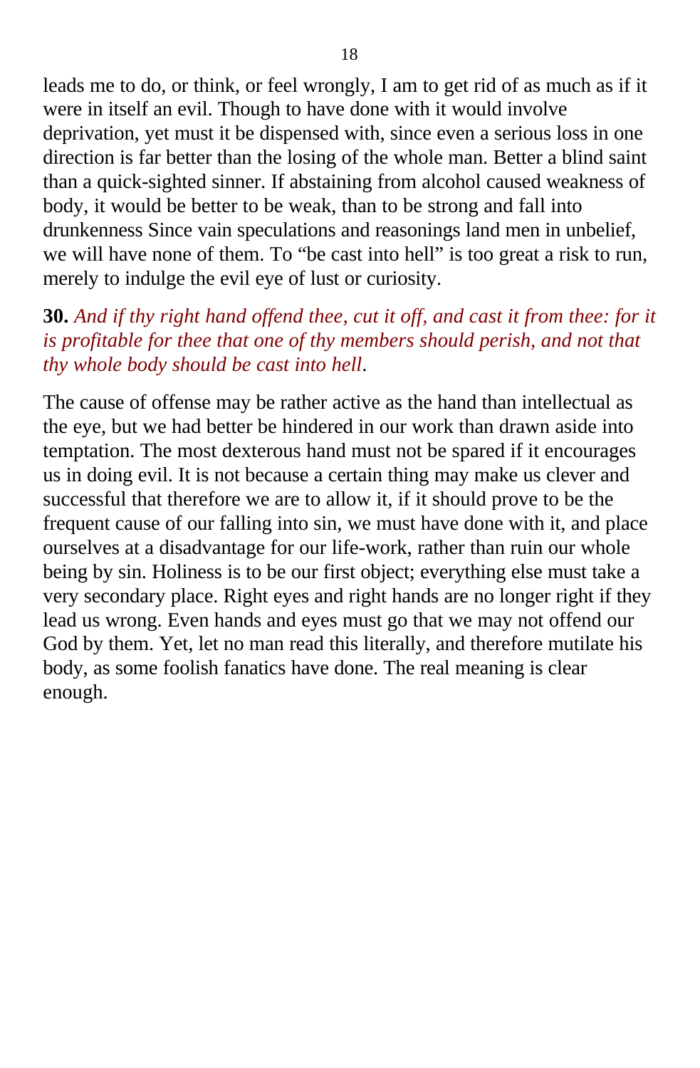leads me to do, or think, or feel wrongly, I am to get rid of as much as if it were in itself an evil. Though to have done with it would involve deprivation, yet must it be dispensed with, since even a serious loss in one direction is far better than the losing of the whole man. Better a blind saint than a quick-sighted sinner. If abstaining from alcohol caused weakness of body, it would be better to be weak, than to be strong and fall into drunkenness Since vain speculations and reasonings land men in unbelief, we will have none of them. To "be cast into hell" is too great a risk to run, merely to indulge the evil eye of lust or curiosity.

**30.** *And if thy right hand offend thee, cut it off, and cast it from thee: for it is profitable for thee that one of thy members should perish, and not that thy whole body should be cast into hell*.

The cause of offense may be rather active as the hand than intellectual as the eye, but we had better be hindered in our work than drawn aside into temptation. The most dexterous hand must not be spared if it encourages us in doing evil. It is not because a certain thing may make us clever and successful that therefore we are to allow it, if it should prove to be the frequent cause of our falling into sin, we must have done with it, and place ourselves at a disadvantage for our life-work, rather than ruin our whole being by sin. Holiness is to be our first object; everything else must take a very secondary place. Right eyes and right hands are no longer right if they lead us wrong. Even hands and eyes must go that we may not offend our God by them. Yet, let no man read this literally, and therefore mutilate his body, as some foolish fanatics have done. The real meaning is clear enough.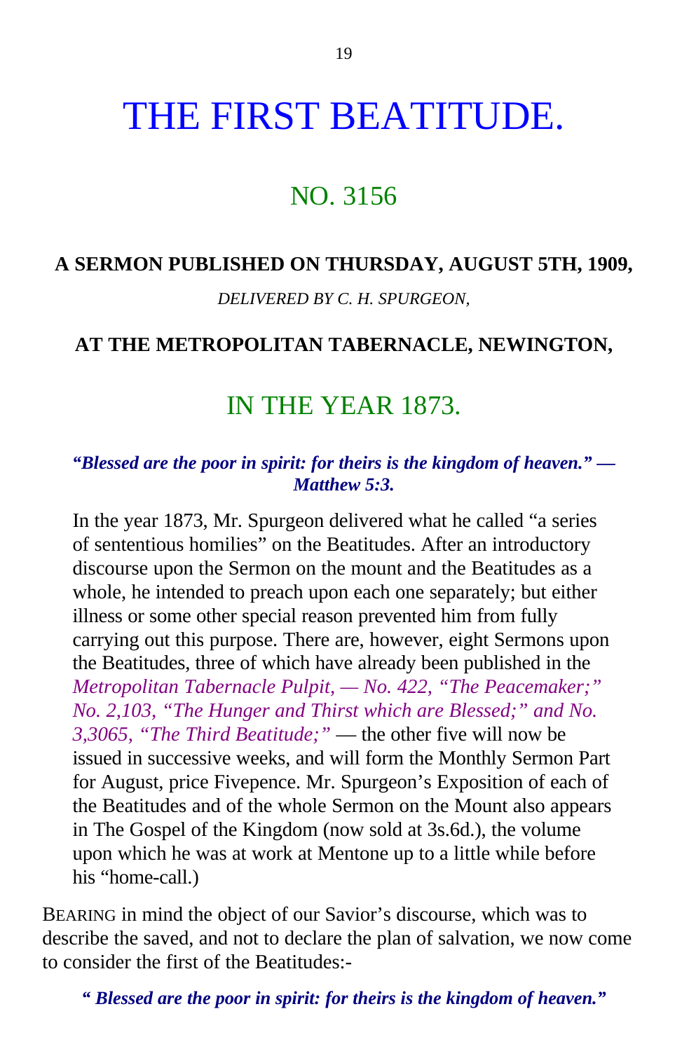# THE FIRST BEATITUDE.

## NO. 3156

**A SERMON PUBLISHED ON THURSDAY, AUGUST 5TH, 1909,**

*DELIVERED BY C. H. SPURGEON,*

**AT THE METROPOLITAN TABERNACLE, NEWINGTON,**

## IN THE YEAR 1873.

***"Blessed are the poor in spirit: for theirs is the kingdom of heaven." — Matthew 5:3.***

In the year 1873, Mr. Spurgeon delivered what he called "a series of sententious homilies" on the Beatitudes. After an introductory discourse upon the Sermon on the mount and the Beatitudes as a whole, he intended to preach upon each one separately; but either illness or some other special reason prevented him from fully carrying out this purpose. There are, however, eight Sermons upon the Beatitudes, three of which have already been published in the *Metropolitan Tabernacle Pulpit, — No. 422, "The Peacemaker;" No. 2,103, "The Hunger and Thirst which are Blessed;" and No. 3,3065, "The Third Beatitude;"* — the other five will now be issued in successive weeks, and will form the Monthly Sermon Part for August, price Fivepence. Mr. Spurgeon's Exposition of each of the Beatitudes and of the whole Sermon on the Mount also appears in The Gospel of the Kingdom (now sold at 3s.6d.), the volume upon which he was at work at Mentone up to a little while before his "home-call.)

BEARING in mind the object of our Savior's discourse, which was to describe the saved, and not to declare the plan of salvation, we now come to consider the first of the Beatitudes:-

***" Blessed are the poor in spirit: for theirs is the kingdom of heaven."***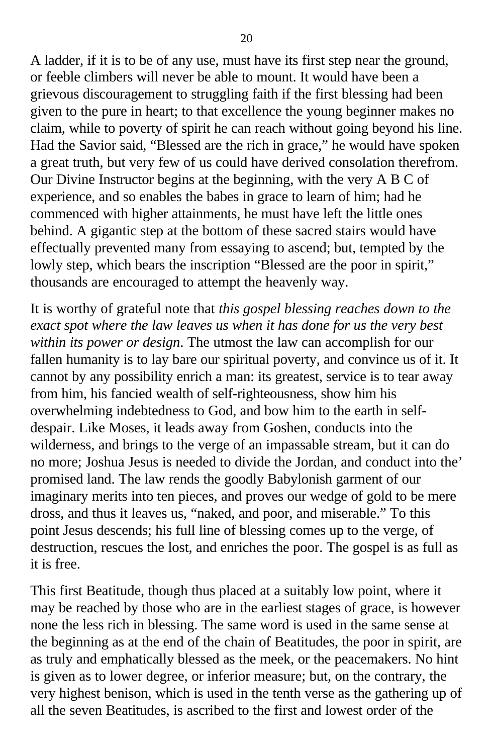A ladder, if it is to be of any use, must have its first step near the ground, or feeble climbers will never be able to mount. It would have been a grievous discouragement to struggling faith if the first blessing had been given to the pure in heart; to that excellence the young beginner makes no claim, while to poverty of spirit he can reach without going beyond his line. Had the Savior said, "Blessed are the rich in grace," he would have spoken a great truth, but very few of us could have derived consolation therefrom. Our Divine Instructor begins at the beginning, with the very A B C of experience, and so enables the babes in grace to learn of him; had he commenced with higher attainments, he must have left the little ones behind. A gigantic step at the bottom of these sacred stairs would have effectually prevented many from essaying to ascend; but, tempted by the lowly step, which bears the inscription "Blessed are the poor in spirit," thousands are encouraged to attempt the heavenly way.

It is worthy of grateful note that *this gospel blessing reaches down to the exact spot where the law leaves us when it has done for us the very best within its power or design*. The utmost the law can accomplish for our fallen humanity is to lay bare our spiritual poverty, and convince us of it. It cannot by any possibility enrich a man: its greatest, service is to tear away from him, his fancied wealth of self-righteousness, show him his overwhelming indebtedness to God, and bow him to the earth in self-despair. Like Moses, it leads away from Goshen, conducts into the wilderness, and brings to the verge of an impassable stream, but it can do no more; Joshua Jesus is needed to divide the Jordan, and conduct into the' promised land. The law rends the goodly Babylonish garment of our imaginary merits into ten pieces, and proves our wedge of gold to be mere dross, and thus it leaves us, "naked, and poor, and miserable." To this point Jesus descends; his full line of blessing comes up to the verge, of destruction, rescues the lost, and enriches the poor. The gospel is as full as it is free.

This first Beatitude, though thus placed at a suitably low point, where it may be reached by those who are in the earliest stages of grace, is however none the less rich in blessing. The same word is used in the same sense at the beginning as at the end of the chain of Beatitudes, the poor in spirit, are as truly and emphatically blessed as the meek, or the peacemakers. No hint is given as to lower degree, or inferior measure; but, on the contrary, the very highest benison, which is used in the tenth verse as the gathering up of all the seven Beatitudes, is ascribed to the first and lowest order of the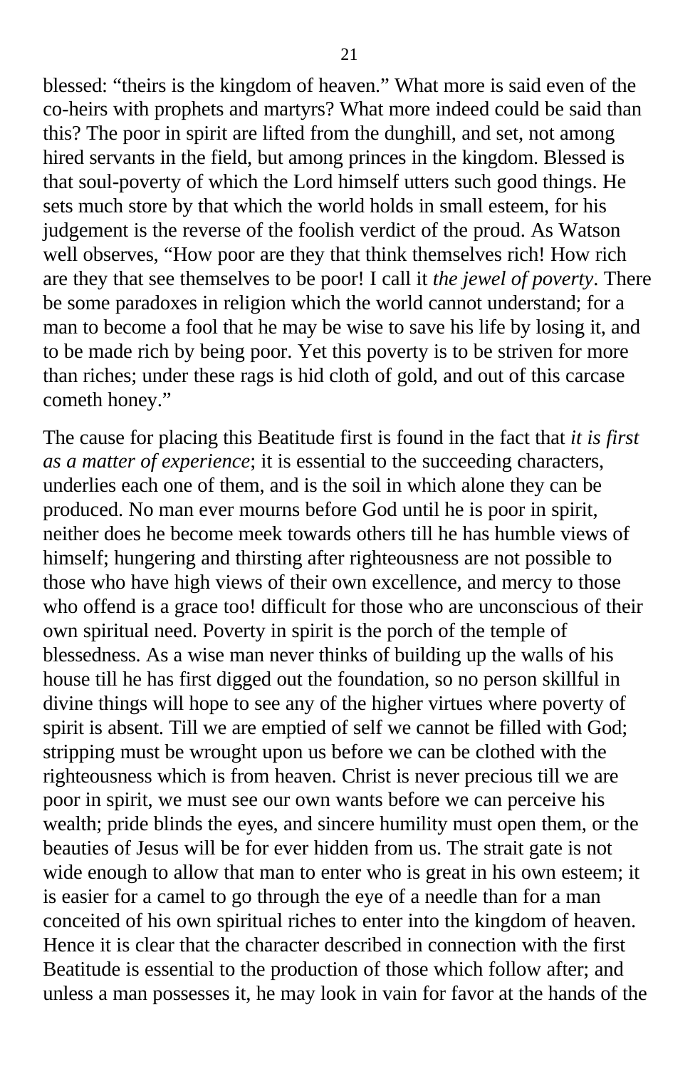blessed: "theirs is the kingdom of heaven." What more is said even of the co-heirs with prophets and martyrs? What more indeed could be said than this? The poor in spirit are lifted from the dunghill, and set, not among hired servants in the field, but among princes in the kingdom. Blessed is that soul-poverty of which the Lord himself utters such good things. He sets much store by that which the world holds in small esteem, for his judgement is the reverse of the foolish verdict of the proud. As Watson well observes, "How poor are they that think themselves rich! How rich are they that see themselves to be poor! I call it *the jewel of poverty*. There be some paradoxes in religion which the world cannot understand; for a man to become a fool that he may be wise to save his life by losing it, and to be made rich by being poor. Yet this poverty is to be striven for more than riches; under these rags is hid cloth of gold, and out of this carcase cometh honey."

The cause for placing this Beatitude first is found in the fact that *it is first as a matter of experience*; it is essential to the succeeding characters, underlies each one of them, and is the soil in which alone they can be produced. No man ever mourns before God until he is poor in spirit, neither does he become meek towards others till he has humble views of himself; hungering and thirsting after righteousness are not possible to those who have high views of their own excellence, and mercy to those who offend is a grace too! difficult for those who are unconscious of their own spiritual need. Poverty in spirit is the porch of the temple of blessedness. As a wise man never thinks of building up the walls of his house till he has first digged out the foundation, so no person skillful in divine things will hope to see any of the higher virtues where poverty of spirit is absent. Till we are emptied of self we cannot be filled with God; stripping must be wrought upon us before we can be clothed with the righteousness which is from heaven. Christ is never precious till we are poor in spirit, we must see our own wants before we can perceive his wealth; pride blinds the eyes, and sincere humility must open them, or the beauties of Jesus will be for ever hidden from us. The strait gate is not wide enough to allow that man to enter who is great in his own esteem; it is easier for a camel to go through the eye of a needle than for a man conceited of his own spiritual riches to enter into the kingdom of heaven. Hence it is clear that the character described in connection with the first Beatitude is essential to the production of those which follow after; and unless a man possesses it, he may look in vain for favor at the hands of the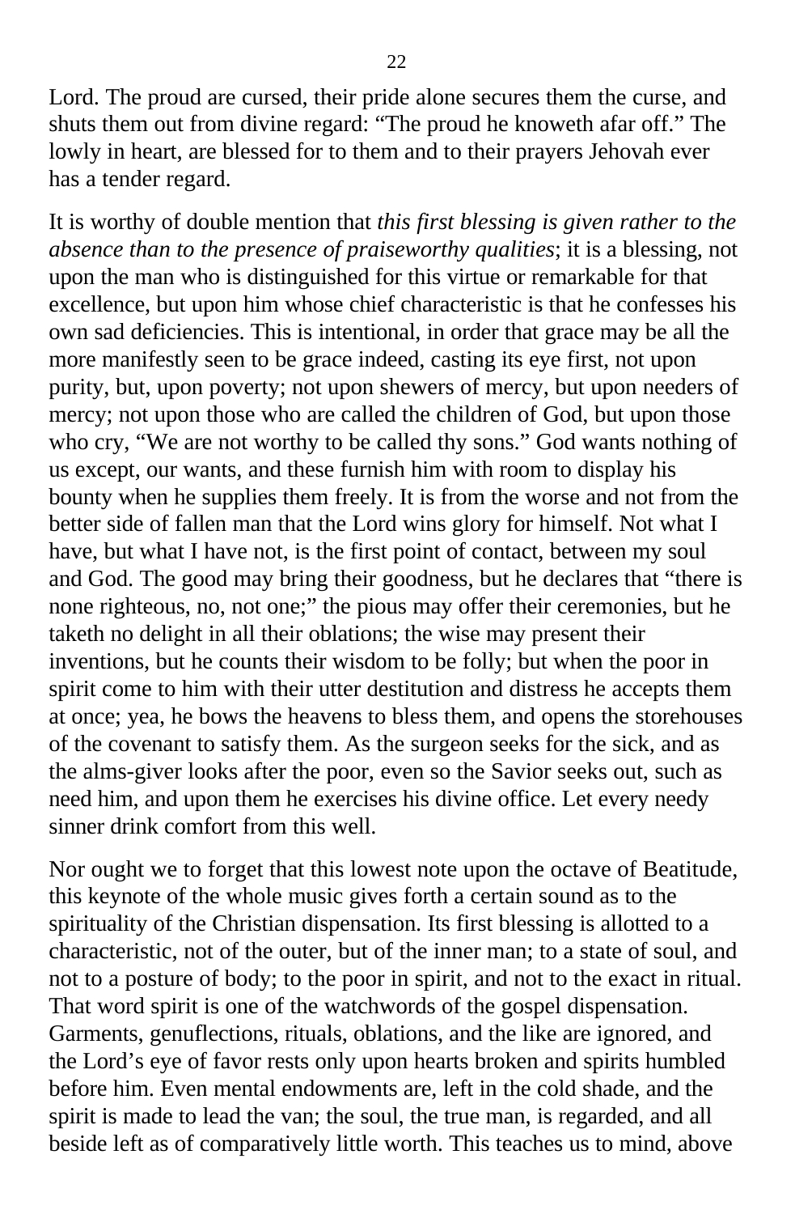Lord. The proud are cursed, their pride alone secures them the curse, and shuts them out from divine regard: "The proud he knoweth afar off." The lowly in heart, are blessed for to them and to their prayers Jehovah ever has a tender regard.

It is worthy of double mention that *this first blessing is given rather to the absence than to the presence of praiseworthy qualities*; it is a blessing, not upon the man who is distinguished for this virtue or remarkable for that excellence, but upon him whose chief characteristic is that he confesses his own sad deficiencies. This is intentional, in order that grace may be all the more manifestly seen to be grace indeed, casting its eye first, not upon purity, but, upon poverty; not upon shewers of mercy, but upon needers of mercy; not upon those who are called the children of God, but upon those who cry, "We are not worthy to be called thy sons." God wants nothing of us except, our wants, and these furnish him with room to display his bounty when he supplies them freely. It is from the worse and not from the better side of fallen man that the Lord wins glory for himself. Not what I have, but what I have not, is the first point of contact, between my soul and God. The good may bring their goodness, but he declares that "there is none righteous, no, not one;" the pious may offer their ceremonies, but he taketh no delight in all their oblations; the wise may present their inventions, but he counts their wisdom to be folly; but when the poor in spirit come to him with their utter destitution and distress he accepts them at once; yea, he bows the heavens to bless them, and opens the storehouses of the covenant to satisfy them. As the surgeon seeks for the sick, and as the alms-giver looks after the poor, even so the Savior seeks out, such as need him, and upon them he exercises his divine office. Let every needy sinner drink comfort from this well.

Nor ought we to forget that this lowest note upon the octave of Beatitude, this keynote of the whole music gives forth a certain sound as to the spirituality of the Christian dispensation. Its first blessing is allotted to a characteristic, not of the outer, but of the inner man; to a state of soul, and not to a posture of body; to the poor in spirit, and not to the exact in ritual. That word spirit is one of the watchwords of the gospel dispensation. Garments, genuflections, rituals, oblations, and the like are ignored, and the Lord's eye of favor rests only upon hearts broken and spirits humbled before him. Even mental endowments are, left in the cold shade, and the spirit is made to lead the van; the soul, the true man, is regarded, and all beside left as of comparatively little worth. This teaches us to mind, above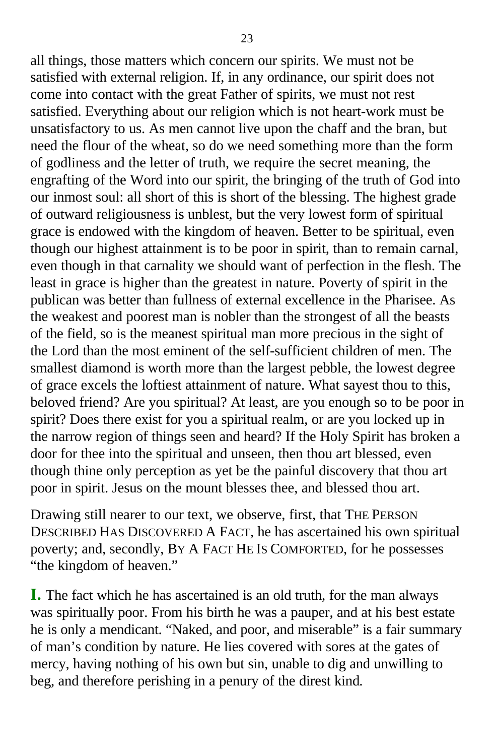all things, those matters which concern our spirits. We must not be satisfied with external religion. If, in any ordinance, our spirit does not come into contact with the great Father of spirits, we must not rest satisfied. Everything about our religion which is not heart-work must be unsatisfactory to us. As men cannot live upon the chaff and the bran, but need the flour of the wheat, so do we need something more than the form of godliness and the letter of truth, we require the secret meaning, the engrafting of the Word into our spirit, the bringing of the truth of God into our inmost soul: all short of this is short of the blessing. The highest grade of outward religiousness is unblest, but the very lowest form of spiritual grace is endowed with the kingdom of heaven. Better to be spiritual, even though our highest attainment is to be poor in spirit, than to remain carnal, even though in that carnality we should want of perfection in the flesh. The least in grace is higher than the greatest in nature. Poverty of spirit in the publican was better than fullness of external excellence in the Pharisee. As the weakest and poorest man is nobler than the strongest of all the beasts of the field, so is the meanest spiritual man more precious in the sight of the Lord than the most eminent of the self-sufficient children of men. The smallest diamond is worth more than the largest pebble, the lowest degree of grace excels the loftiest attainment of nature. What sayest thou to this, beloved friend? Are you spiritual? At least, are you enough so to be poor in spirit? Does there exist for you a spiritual realm, or are you locked up in the narrow region of things seen and heard? If the Holy Spirit has broken a door for thee into the spiritual and unseen, then thou art blessed, even though thine only perception as yet be the painful discovery that thou art poor in spirit. Jesus on the mount blesses thee, and blessed thou art.

Drawing still nearer to our text, we observe, first, that THE PERSON DESCRIBED HAS DISCOVERED A FACT, he has ascertained his own spiritual poverty; and, secondly, BY A FACT HE IS COMFORTED, for he possesses "the kingdom of heaven."

**I.** The fact which he has ascertained is an old truth, for the man always was spiritually poor. From his birth he was a pauper, and at his best estate he is only a mendicant. "Naked, and poor, and miserable" is a fair summary of man's condition by nature. He lies covered with sores at the gates of mercy, having nothing of his own but sin, unable to dig and unwilling to beg, and therefore perishing in a penury of the direst kind.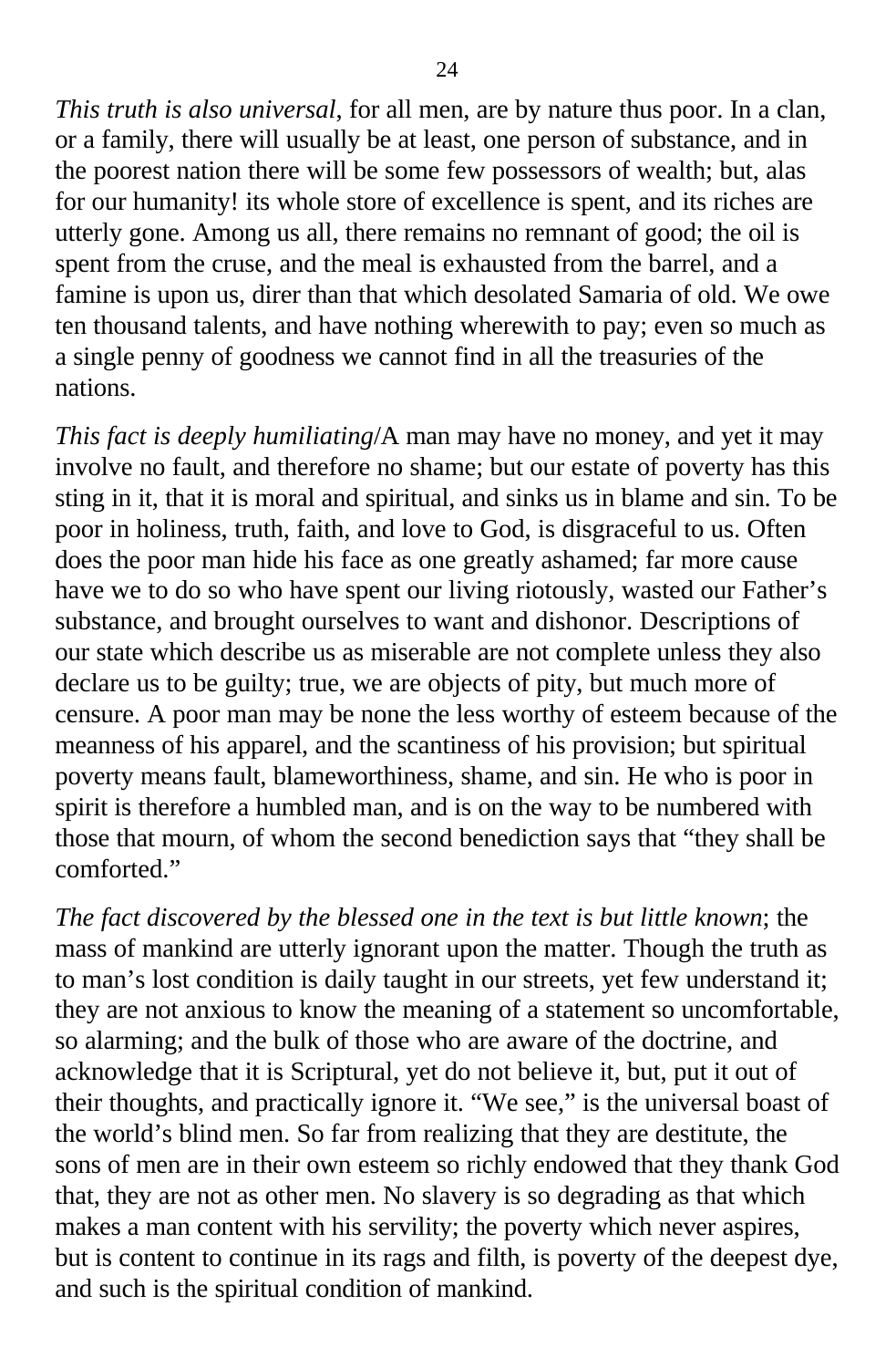*This truth is also universal*, for all men, are by nature thus poor. In a clan, or a family, there will usually be at least, one person of substance, and in the poorest nation there will be some few possessors of wealth; but, alas for our humanity! its whole store of excellence is spent, and its riches are utterly gone. Among us all, there remains no remnant of good; the oil is spent from the cruse, and the meal is exhausted from the barrel, and a famine is upon us, direr than that which desolated Samaria of old. We owe ten thousand talents, and have nothing wherewith to pay; even so much as a single penny of goodness we cannot find in all the treasuries of the nations.

*This fact is deeply humiliating*/A man may have no money, and yet it may involve no fault, and therefore no shame; but our estate of poverty has this sting in it, that it is moral and spiritual, and sinks us in blame and sin. To be poor in holiness, truth, faith, and love to God, is disgraceful to us. Often does the poor man hide his face as one greatly ashamed; far more cause have we to do so who have spent our living riotously, wasted our Father's substance, and brought ourselves to want and dishonor. Descriptions of our state which describe us as miserable are not complete unless they also declare us to be guilty; true, we are objects of pity, but much more of censure. A poor man may be none the less worthy of esteem because of the meanness of his apparel, and the scantiness of his provision; but spiritual poverty means fault, blameworthiness, shame, and sin. He who is poor in spirit is therefore a humbled man, and is on the way to be numbered with those that mourn, of whom the second benediction says that "they shall be comforted."

*The fact discovered by the blessed one in the text is but little known*; the mass of mankind are utterly ignorant upon the matter. Though the truth as to man's lost condition is daily taught in our streets, yet few understand it; they are not anxious to know the meaning of a statement so uncomfortable, so alarming; and the bulk of those who are aware of the doctrine, and acknowledge that it is Scriptural, yet do not believe it, but, put it out of their thoughts, and practically ignore it. "We see," is the universal boast of the world's blind men. So far from realizing that they are destitute, the sons of men are in their own esteem so richly endowed that they thank God that, they are not as other men. No slavery is so degrading as that which makes a man content with his servility; the poverty which never aspires, but is content to continue in its rags and filth, is poverty of the deepest dye, and such is the spiritual condition of mankind.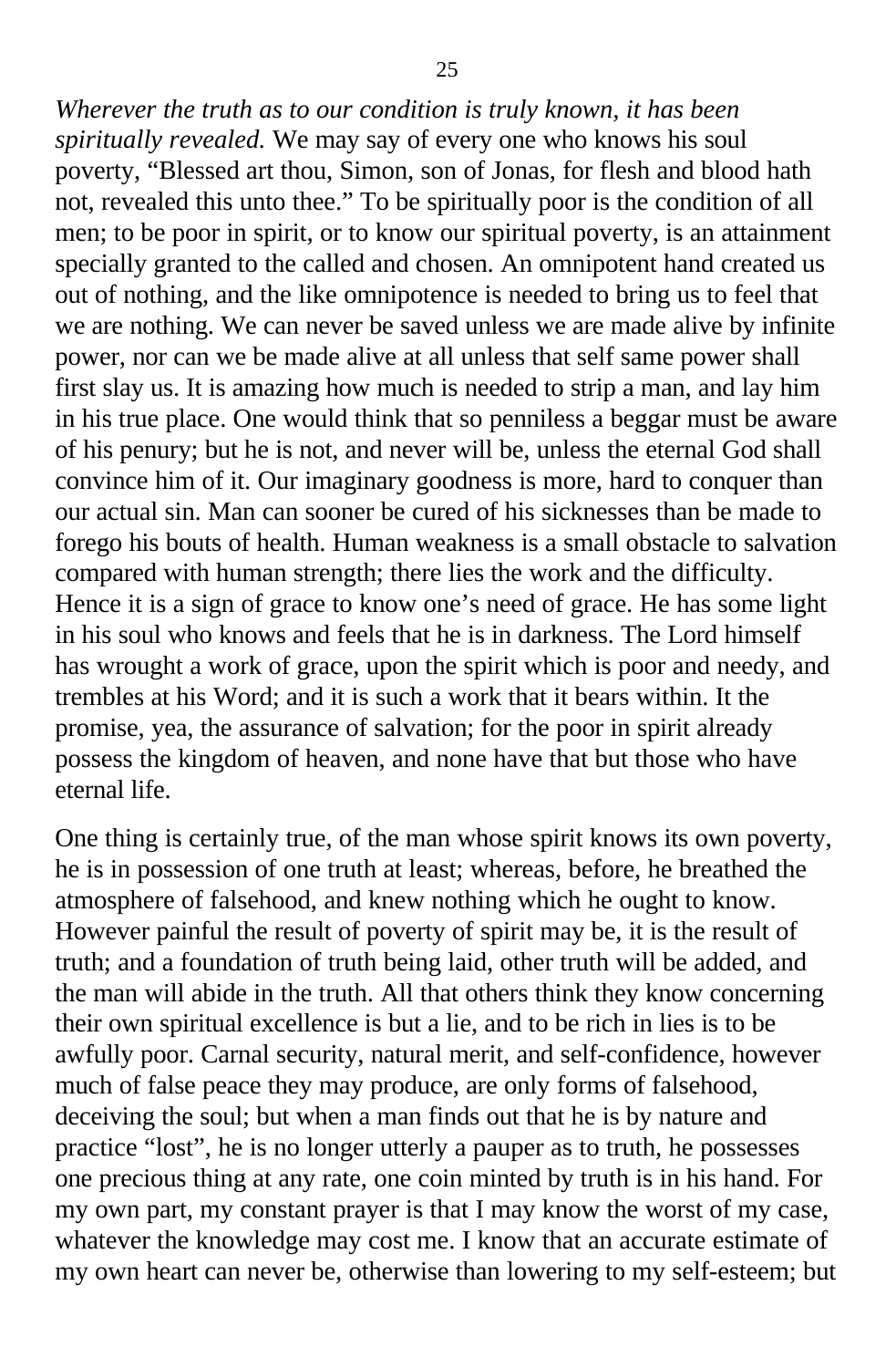*Wherever the truth as to our condition is truly known, it has been spiritually revealed.* We may say of every one who knows his soul poverty, "Blessed art thou, Simon, son of Jonas, for flesh and blood hath not, revealed this unto thee." To be spiritually poor is the condition of all men; to be poor in spirit, or to know our spiritual poverty, is an attainment specially granted to the called and chosen. An omnipotent hand created us out of nothing, and the like omnipotence is needed to bring us to feel that we are nothing. We can never be saved unless we are made alive by infinite power, nor can we be made alive at all unless that self same power shall first slay us. It is amazing how much is needed to strip a man, and lay him in his true place. One would think that so penniless a beggar must be aware of his penury; but he is not, and never will be, unless the eternal God shall convince him of it. Our imaginary goodness is more, hard to conquer than our actual sin. Man can sooner be cured of his sicknesses than be made to forego his bouts of health. Human weakness is a small obstacle to salvation compared with human strength; there lies the work and the difficulty. Hence it is a sign of grace to know one's need of grace. He has some light in his soul who knows and feels that he is in darkness. The Lord himself has wrought a work of grace, upon the spirit which is poor and needy, and trembles at his Word; and it is such a work that it bears within. It the promise, yea, the assurance of salvation; for the poor in spirit already possess the kingdom of heaven, and none have that but those who have eternal life.

One thing is certainly true, of the man whose spirit knows its own poverty, he is in possession of one truth at least; whereas, before, he breathed the atmosphere of falsehood, and knew nothing which he ought to know. However painful the result of poverty of spirit may be, it is the result of truth; and a foundation of truth being laid, other truth will be added, and the man will abide in the truth. All that others think they know concerning their own spiritual excellence is but a lie, and to be rich in lies is to be awfully poor. Carnal security, natural merit, and self-confidence, however much of false peace they may produce, are only forms of falsehood, deceiving the soul; but when a man finds out that he is by nature and practice "lost", he is no longer utterly a pauper as to truth, he possesses one precious thing at any rate, one coin minted by truth is in his hand. For my own part, my constant prayer is that I may know the worst of my case, whatever the knowledge may cost me. I know that an accurate estimate of my own heart can never be, otherwise than lowering to my self-esteem; but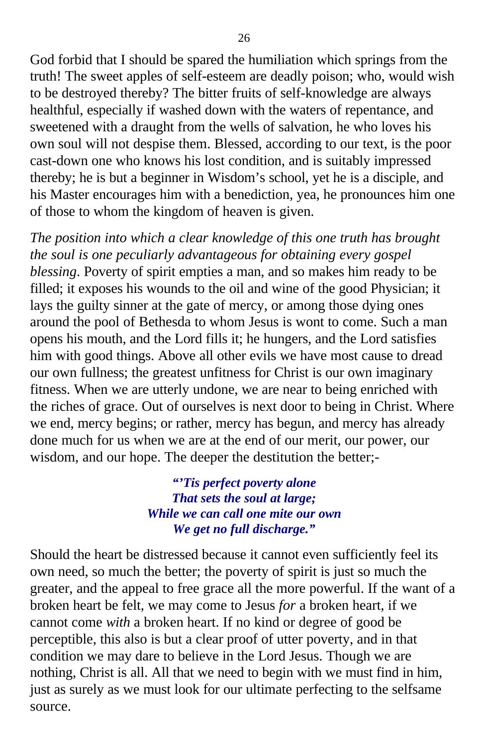God forbid that I should be spared the humiliation which springs from the truth! The sweet apples of self-esteem are deadly poison; who, would wish to be destroyed thereby? The bitter fruits of self-knowledge are always healthful, especially if washed down with the waters of repentance, and sweetened with a draught from the wells of salvation, he who loves his own soul will not despise them. Blessed, according to our text, is the poor cast-down one who knows his lost condition, and is suitably impressed thereby; he is but a beginner in Wisdom's school, yet he is a disciple, and his Master encourages him with a benediction, yea, he pronounces him one of those to whom the kingdom of heaven is given.

*The position into which a clear knowledge of this one truth has brought the soul is one peculiarly advantageous for obtaining every gospel blessing*. Poverty of spirit empties a man, and so makes him ready to be filled; it exposes his wounds to the oil and wine of the good Physician; it lays the guilty sinner at the gate of mercy, or among those dying ones around the pool of Bethesda to whom Jesus is wont to come. Such a man opens his mouth, and the Lord fills it; he hungers, and the Lord satisfies him with good things. Above all other evils we have most cause to dread our own fullness; the greatest unfitness for Christ is our own imaginary fitness. When we are utterly undone, we are near to being enriched with the riches of grace. Out of ourselves is next door to being in Christ. Where we end, mercy begins; or rather, mercy has begun, and mercy has already done much for us when we are at the end of our merit, our power, our wisdom, and our hope. The deeper the destitution the better;-

> ***"'Tis perfect poverty alone***
> ***That sets the soul at large;***
> ***While we can call one mite our own***
> ***We get no full discharge."***

Should the heart be distressed because it cannot even sufficiently feel its own need, so much the better; the poverty of spirit is just so much the greater, and the appeal to free grace all the more powerful. If the want of a broken heart be felt, we may come to Jesus *for* a broken heart, if we cannot come *with* a broken heart. If no kind or degree of good be perceptible, this also is but a clear proof of utter poverty, and in that condition we may dare to believe in the Lord Jesus. Though we are nothing, Christ is all. All that we need to begin with we must find in him, just as surely as we must look for our ultimate perfecting to the selfsame source.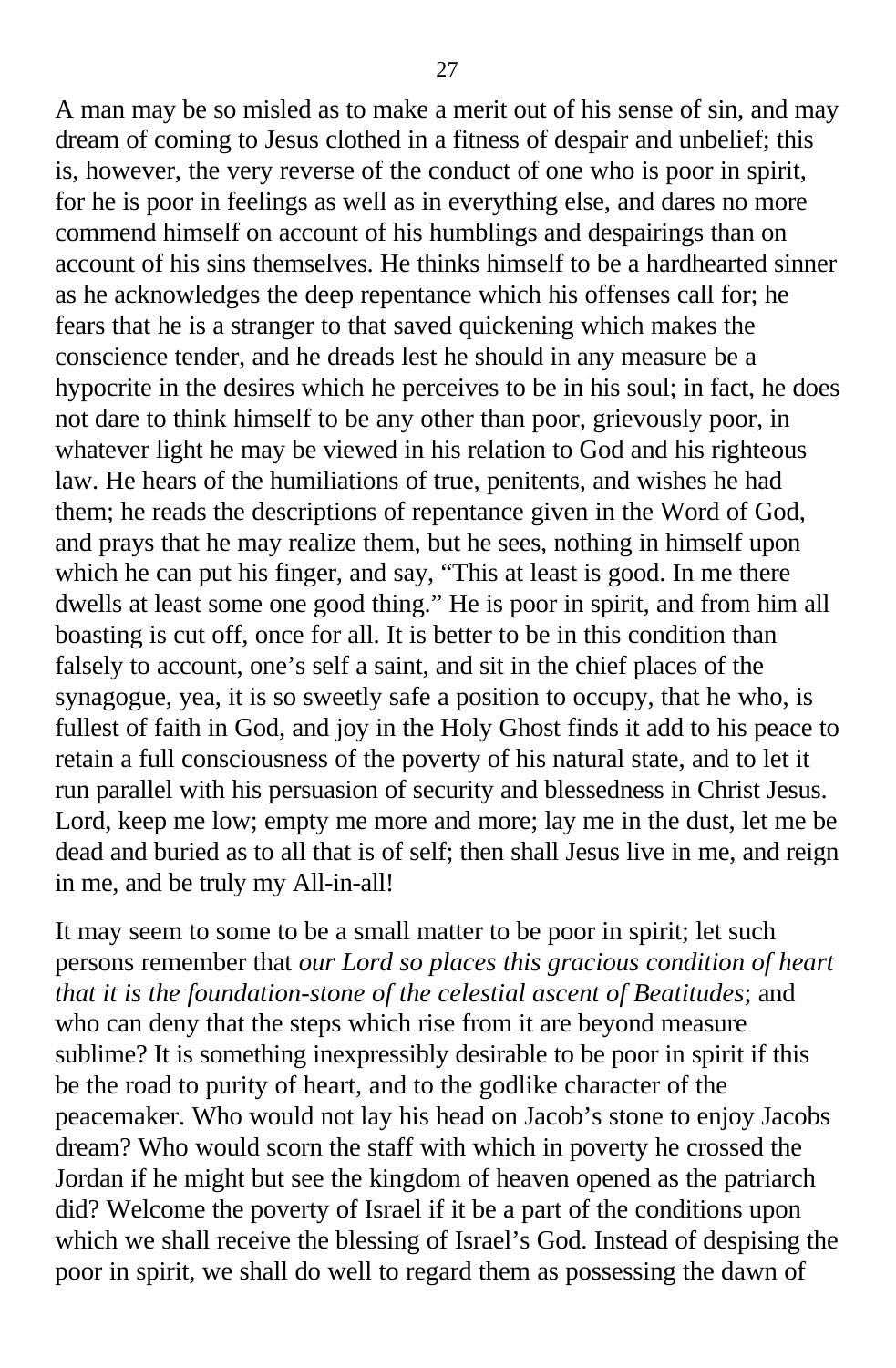A man may be so misled as to make a merit out of his sense of sin, and may dream of coming to Jesus clothed in a fitness of despair and unbelief; this is, however, the very reverse of the conduct of one who is poor in spirit, for he is poor in feelings as well as in everything else, and dares no more commend himself on account of his humblings and despairings than on account of his sins themselves. He thinks himself to be a hardhearted sinner as he acknowledges the deep repentance which his offenses call for; he fears that he is a stranger to that saved quickening which makes the conscience tender, and he dreads lest he should in any measure be a hypocrite in the desires which he perceives to be in his soul; in fact, he does not dare to think himself to be any other than poor, grievously poor, in whatever light he may be viewed in his relation to God and his righteous law. He hears of the humiliations of true, penitents, and wishes he had them; he reads the descriptions of repentance given in the Word of God, and prays that he may realize them, but he sees, nothing in himself upon which he can put his finger, and say, "This at least is good. In me there dwells at least some one good thing." He is poor in spirit, and from him all boasting is cut off, once for all. It is better to be in this condition than falsely to account, one's self a saint, and sit in the chief places of the synagogue, yea, it is so sweetly safe a position to occupy, that he who, is fullest of faith in God, and joy in the Holy Ghost finds it add to his peace to retain a full consciousness of the poverty of his natural state, and to let it run parallel with his persuasion of security and blessedness in Christ Jesus. Lord, keep me low; empty me more and more; lay me in the dust, let me be dead and buried as to all that is of self; then shall Jesus live in me, and reign in me, and be truly my All-in-all!

It may seem to some to be a small matter to be poor in spirit; let such persons remember that *our Lord so places this gracious condition of heart that it is the foundation-stone of the celestial ascent of Beatitudes*; and who can deny that the steps which rise from it are beyond measure sublime? It is something inexpressibly desirable to be poor in spirit if this be the road to purity of heart, and to the godlike character of the peacemaker. Who would not lay his head on Jacob's stone to enjoy Jacobs dream? Who would scorn the staff with which in poverty he crossed the Jordan if he might but see the kingdom of heaven opened as the patriarch did? Welcome the poverty of Israel if it be a part of the conditions upon which we shall receive the blessing of Israel's God. Instead of despising the poor in spirit, we shall do well to regard them as possessing the dawn of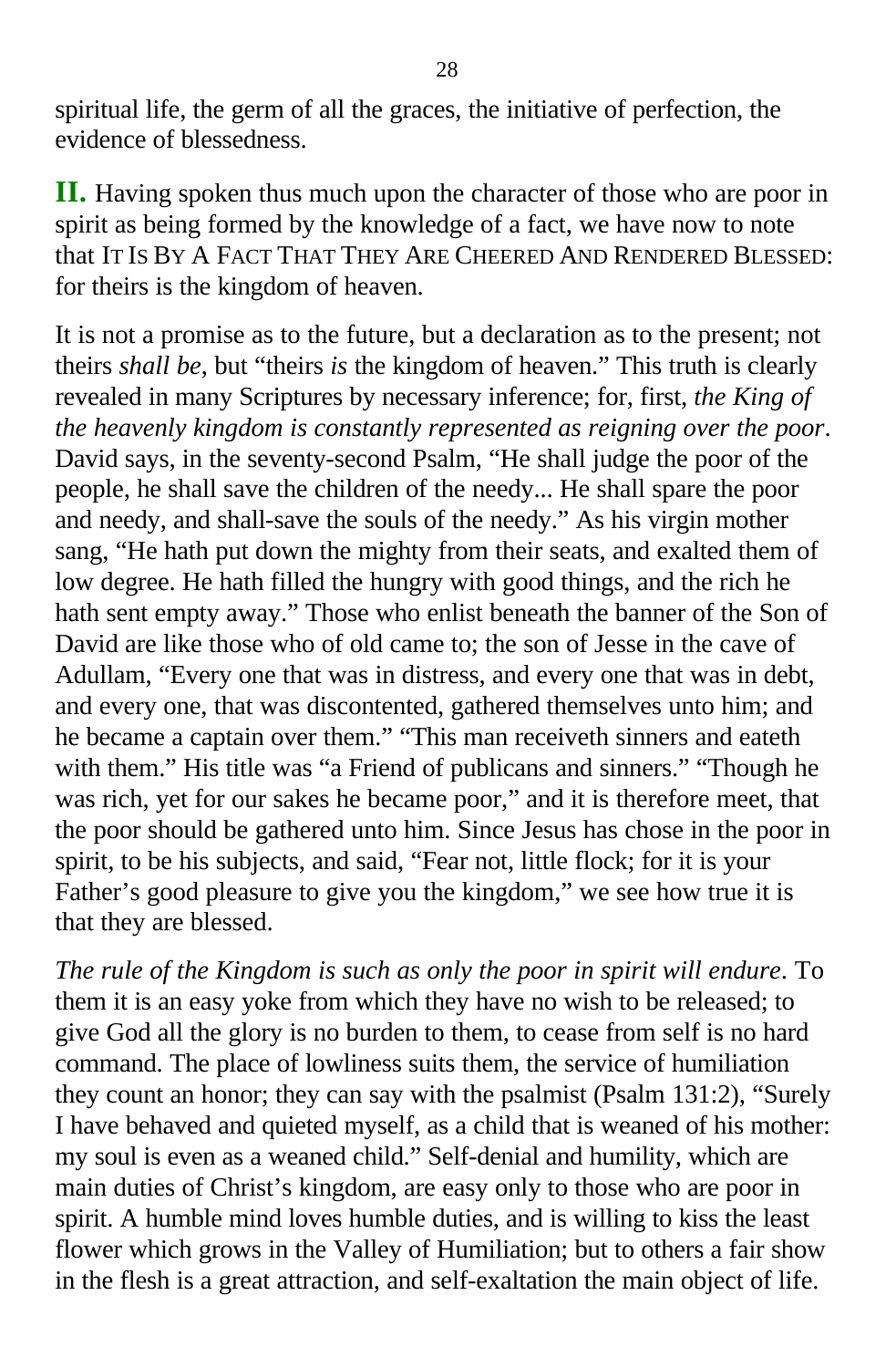spiritual life, the germ of all the graces, the initiative of perfection, the evidence of blessedness.

**II.** Having spoken thus much upon the character of those who are poor in spirit as being formed by the knowledge of a fact, we have now to note that IT IS BY A FACT THAT THEY ARE CHEERED AND RENDERED BLESSED: for theirs is the kingdom of heaven.

It is not a promise as to the future, but a declaration as to the present; not theirs *shall be*, but "theirs *is* the kingdom of heaven." This truth is clearly revealed in many Scriptures by necessary inference; for, first, *the King of the heavenly kingdom is constantly represented as reigning over the poor*. David says, in the seventy-second Psalm, "He shall judge the poor of the people, he shall save the children of the needy... He shall spare the poor and needy, and shall-save the souls of the needy." As his virgin mother sang, "He hath put down the mighty from their seats, and exalted them of low degree. He hath filled the hungry with good things, and the rich he hath sent empty away." Those who enlist beneath the banner of the Son of David are like those who of old came to; the son of Jesse in the cave of Adullam, "Every one that was in distress, and every one that was in debt, and every one, that was discontented, gathered themselves unto him; and he became a captain over them." "This man receiveth sinners and eateth with them." His title was "a Friend of publicans and sinners." "Though he was rich, yet for our sakes he became poor," and it is therefore meet, that the poor should be gathered unto him. Since Jesus has chose in the poor in spirit, to be his subjects, and said, "Fear not, little flock; for it is your Father's good pleasure to give you the kingdom," we see how true it is that they are blessed.

*The rule of the Kingdom is such as only the poor in spirit will endure*. To them it is an easy yoke from which they have no wish to be released; to give God all the glory is no burden to them, to cease from self is no hard command. The place of lowliness suits them, the service of humiliation they count an honor; they can say with the psalmist (Psalm 131:2), "Surely I have behaved and quieted myself, as a child that is weaned of his mother: my soul is even as a weaned child." Self-denial and humility, which are main duties of Christ's kingdom, are easy only to those who are poor in spirit. A humble mind loves humble duties, and is willing to kiss the least flower which grows in the Valley of Humiliation; but to others a fair show in the flesh is a great attraction, and self-exaltation the main object of life.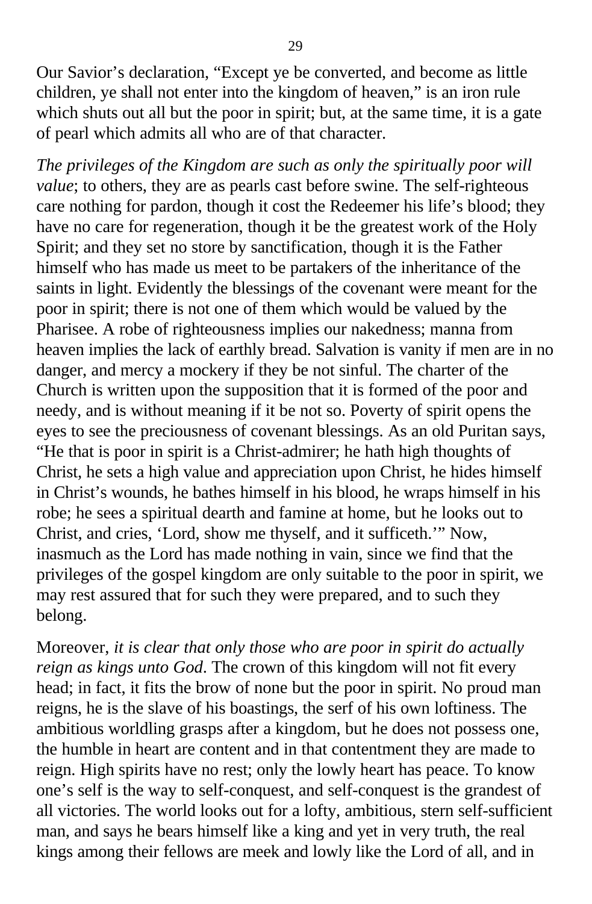Our Savior's declaration, "Except ye be converted, and become as little children, ye shall not enter into the kingdom of heaven," is an iron rule which shuts out all but the poor in spirit; but, at the same time, it is a gate of pearl which admits all who are of that character.

*The privileges of the Kingdom are such as only the spiritually poor will value*; to others, they are as pearls cast before swine. The self-righteous care nothing for pardon, though it cost the Redeemer his life's blood; they have no care for regeneration, though it be the greatest work of the Holy Spirit; and they set no store by sanctification, though it is the Father himself who has made us meet to be partakers of the inheritance of the saints in light. Evidently the blessings of the covenant were meant for the poor in spirit; there is not one of them which would be valued by the Pharisee. A robe of righteousness implies our nakedness; manna from heaven implies the lack of earthly bread. Salvation is vanity if men are in no danger, and mercy a mockery if they be not sinful. The charter of the Church is written upon the supposition that it is formed of the poor and needy, and is without meaning if it be not so. Poverty of spirit opens the eyes to see the preciousness of covenant blessings. As an old Puritan says, "He that is poor in spirit is a Christ-admirer; he hath high thoughts of Christ, he sets a high value and appreciation upon Christ, he hides himself in Christ's wounds, he bathes himself in his blood, he wraps himself in his robe; he sees a spiritual dearth and famine at home, but he looks out to Christ, and cries, 'Lord, show me thyself, and it sufficeth.'" Now, inasmuch as the Lord has made nothing in vain, since we find that the privileges of the gospel kingdom are only suitable to the poor in spirit, we may rest assured that for such they were prepared, and to such they belong.

Moreover, *it is clear that only those who are poor in spirit do actually reign as kings unto God*. The crown of this kingdom will not fit every head; in fact, it fits the brow of none but the poor in spirit. No proud man reigns, he is the slave of his boastings, the serf of his own loftiness. The ambitious worldling grasps after a kingdom, but he does not possess one, the humble in heart are content and in that contentment they are made to reign. High spirits have no rest; only the lowly heart has peace. To know one's self is the way to self-conquest, and self-conquest is the grandest of all victories. The world looks out for a lofty, ambitious, stern self-sufficient man, and says he bears himself like a king and yet in very truth, the real kings among their fellows are meek and lowly like the Lord of all, and in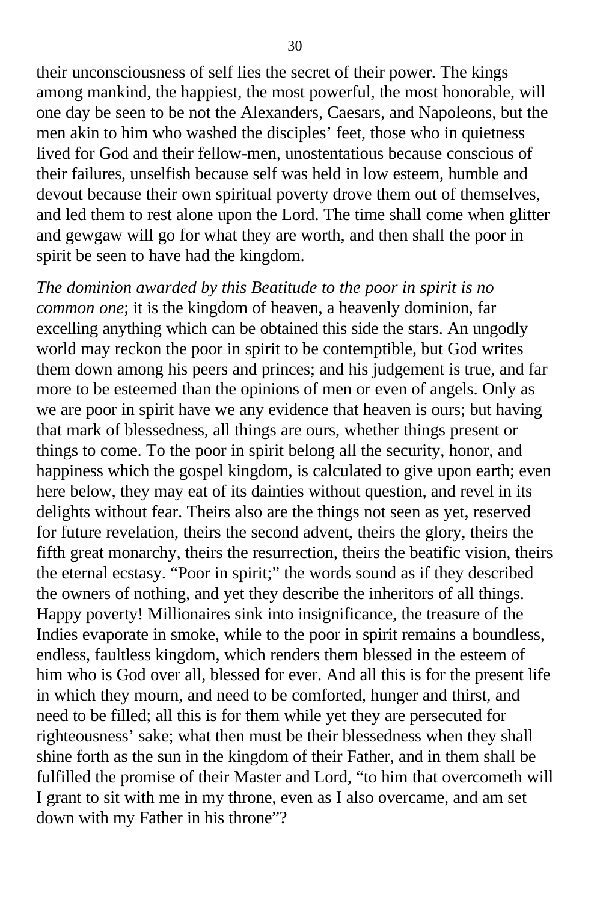their unconsciousness of self lies the secret of their power. The kings among mankind, the happiest, the most powerful, the most honorable, will one day be seen to be not the Alexanders, Caesars, and Napoleons, but the men akin to him who washed the disciples' feet, those who in quietness lived for God and their fellow-men, unostentatious because conscious of their failures, unselfish because self was held in low esteem, humble and devout because their own spiritual poverty drove them out of themselves, and led them to rest alone upon the Lord. The time shall come when glitter and gewgaw will go for what they are worth, and then shall the poor in spirit be seen to have had the kingdom.

*The dominion awarded by this Beatitude to the poor in spirit is no common one*; it is the kingdom of heaven, a heavenly dominion, far excelling anything which can be obtained this side the stars. An ungodly world may reckon the poor in spirit to be contemptible, but God writes them down among his peers and princes; and his judgement is true, and far more to be esteemed than the opinions of men or even of angels. Only as we are poor in spirit have we any evidence that heaven is ours; but having that mark of blessedness, all things are ours, whether things present or things to come. To the poor in spirit belong all the security, honor, and happiness which the gospel kingdom, is calculated to give upon earth; even here below, they may eat of its dainties without question, and revel in its delights without fear. Theirs also are the things not seen as yet, reserved for future revelation, theirs the second advent, theirs the glory, theirs the fifth great monarchy, theirs the resurrection, theirs the beatific vision, theirs the eternal ecstasy. "Poor in spirit;" the words sound as if they described the owners of nothing, and yet they describe the inheritors of all things. Happy poverty! Millionaires sink into insignificance, the treasure of the Indies evaporate in smoke, while to the poor in spirit remains a boundless, endless, faultless kingdom, which renders them blessed in the esteem of him who is God over all, blessed for ever. And all this is for the present life in which they mourn, and need to be comforted, hunger and thirst, and need to be filled; all this is for them while yet they are persecuted for righteousness' sake; what then must be their blessedness when they shall shine forth as the sun in the kingdom of their Father, and in them shall be fulfilled the promise of their Master and Lord, "to him that overcometh will I grant to sit with me in my throne, even as I also overcame, and am set down with my Father in his throne"?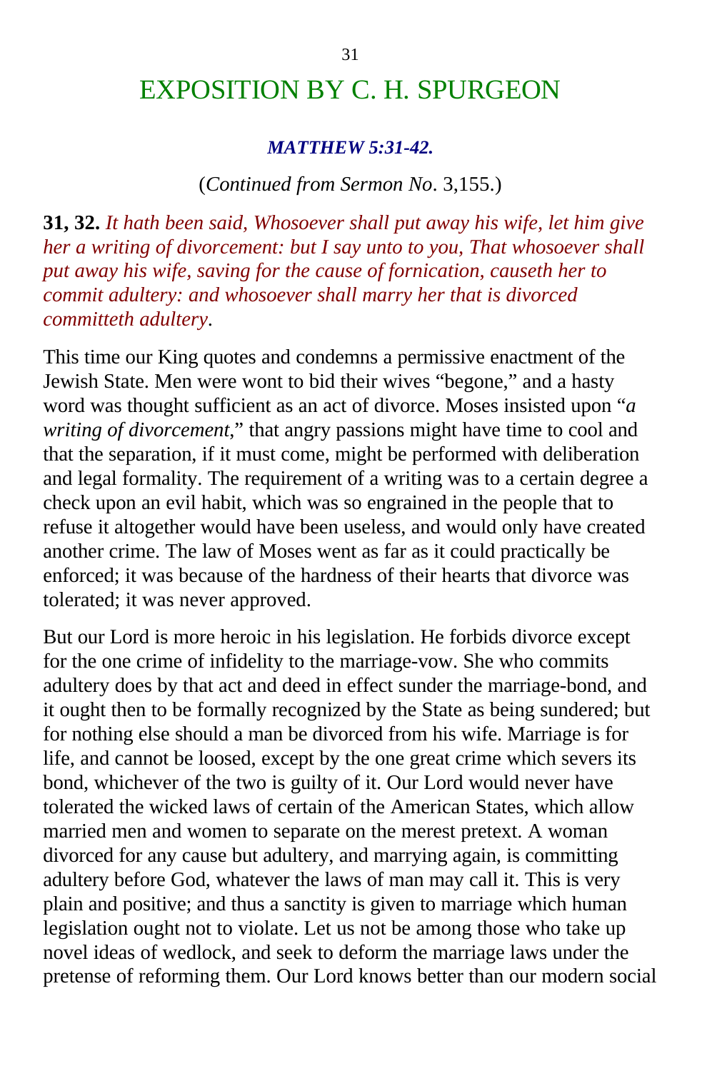# EXPOSITION BY C. H. SPURGEON

***MATTHEW 5:31-42.***

(*Continued from Sermon No*. 3,155.)

**31, 32.** *It hath been said, Whosoever shall put away his wife, let him give her a writing of divorcement: but I say unto to you, That whosoever shall put away his wife, saving for the cause of fornication, causeth her to commit adultery: and whosoever shall marry her that is divorced committeth adultery*.

This time our King quotes and condemns a permissive enactment of the Jewish State. Men were wont to bid their wives "begone," and a hasty word was thought sufficient as an act of divorce. Moses insisted upon "*a writing of divorcement*," that angry passions might have time to cool and that the separation, if it must come, might be performed with deliberation and legal formality. The requirement of a writing was to a certain degree a check upon an evil habit, which was so engrained in the people that to refuse it altogether would have been useless, and would only have created another crime. The law of Moses went as far as it could practically be enforced; it was because of the hardness of their hearts that divorce was tolerated; it was never approved.

But our Lord is more heroic in his legislation. He forbids divorce except for the one crime of infidelity to the marriage-vow. She who commits adultery does by that act and deed in effect sunder the marriage-bond, and it ought then to be formally recognized by the State as being sundered; but for nothing else should a man be divorced from his wife. Marriage is for life, and cannot be loosed, except by the one great crime which severs its bond, whichever of the two is guilty of it. Our Lord would never have tolerated the wicked laws of certain of the American States, which allow married men and women to separate on the merest pretext. A woman divorced for any cause but adultery, and marrying again, is committing adultery before God, whatever the laws of man may call it. This is very plain and positive; and thus a sanctity is given to marriage which human legislation ought not to violate. Let us not be among those who take up novel ideas of wedlock, and seek to deform the marriage laws under the pretense of reforming them. Our Lord knows better than our modern social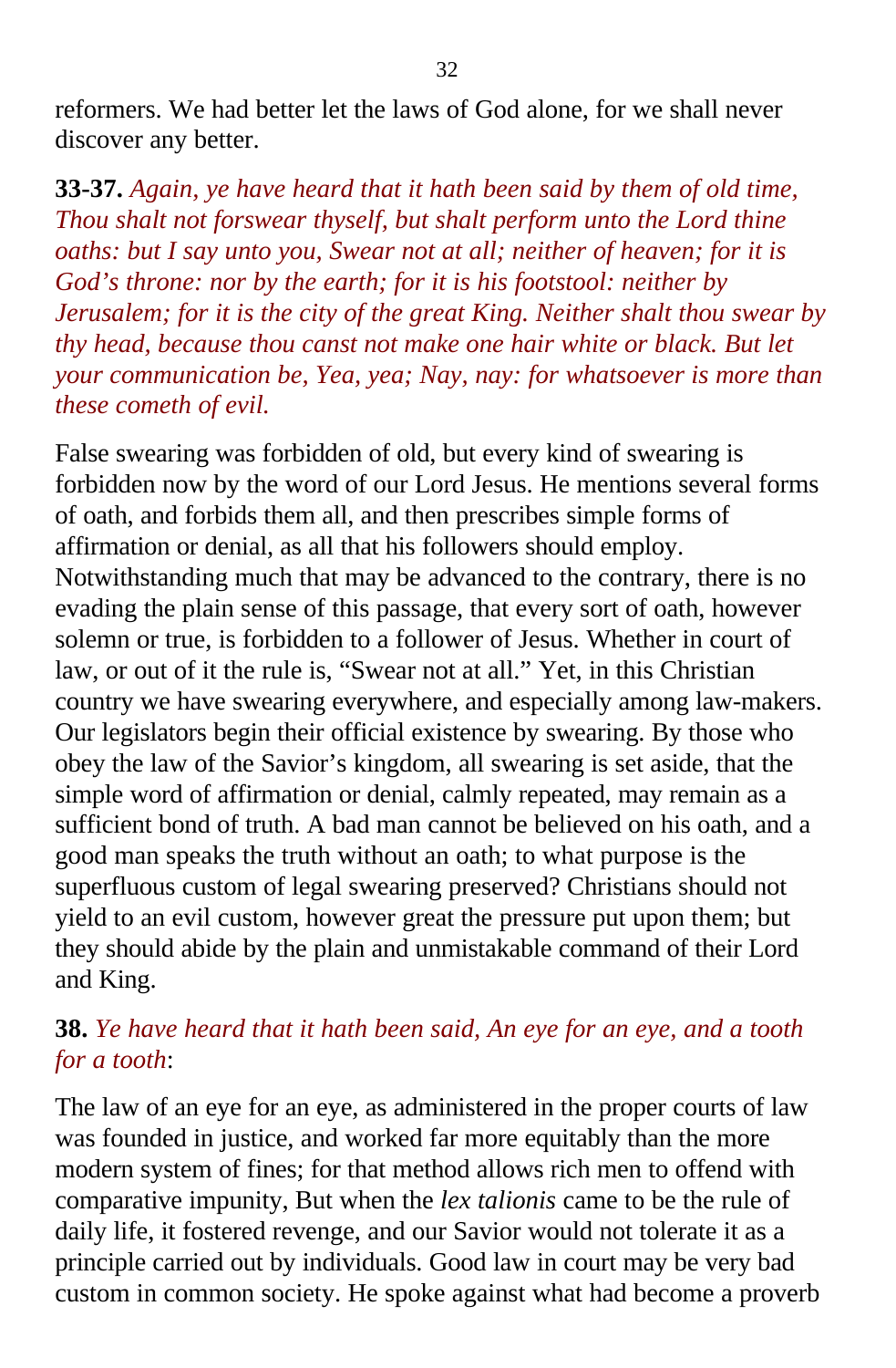reformers. We had better let the laws of God alone, for we shall never discover any better.

**33-37.** *Again, ye have heard that it hath been said by them of old time, Thou shalt not forswear thyself, but shalt perform unto the Lord thine oaths: but I say unto you, Swear not at all; neither of heaven; for it is God's throne: nor by the earth; for it is his footstool: neither by Jerusalem; for it is the city of the great King. Neither shalt thou swear by thy head, because thou canst not make one hair white or black. But let your communication be, Yea, yea; Nay, nay: for whatsoever is more than these cometh of evil.*

False swearing was forbidden of old, but every kind of swearing is forbidden now by the word of our Lord Jesus. He mentions several forms of oath, and forbids them all, and then prescribes simple forms of affirmation or denial, as all that his followers should employ. Notwithstanding much that may be advanced to the contrary, there is no evading the plain sense of this passage, that every sort of oath, however solemn or true, is forbidden to a follower of Jesus. Whether in court of law, or out of it the rule is, "Swear not at all." Yet, in this Christian country we have swearing everywhere, and especially among law-makers. Our legislators begin their official existence by swearing. By those who obey the law of the Savior's kingdom, all swearing is set aside, that the simple word of affirmation or denial, calmly repeated, may remain as a sufficient bond of truth. A bad man cannot be believed on his oath, and a good man speaks the truth without an oath; to what purpose is the superfluous custom of legal swearing preserved? Christians should not yield to an evil custom, however great the pressure put upon them; but they should abide by the plain and unmistakable command of their Lord and King.

**38.** *Ye have heard that it hath been said, An eye for an eye, and a tooth for a tooth*:

The law of an eye for an eye, as administered in the proper courts of law was founded in justice, and worked far more equitably than the more modern system of fines; for that method allows rich men to offend with comparative impunity, But when the *lex talionis* came to be the rule of daily life, it fostered revenge, and our Savior would not tolerate it as a principle carried out by individuals. Good law in court may be very bad custom in common society. He spoke against what had become a proverb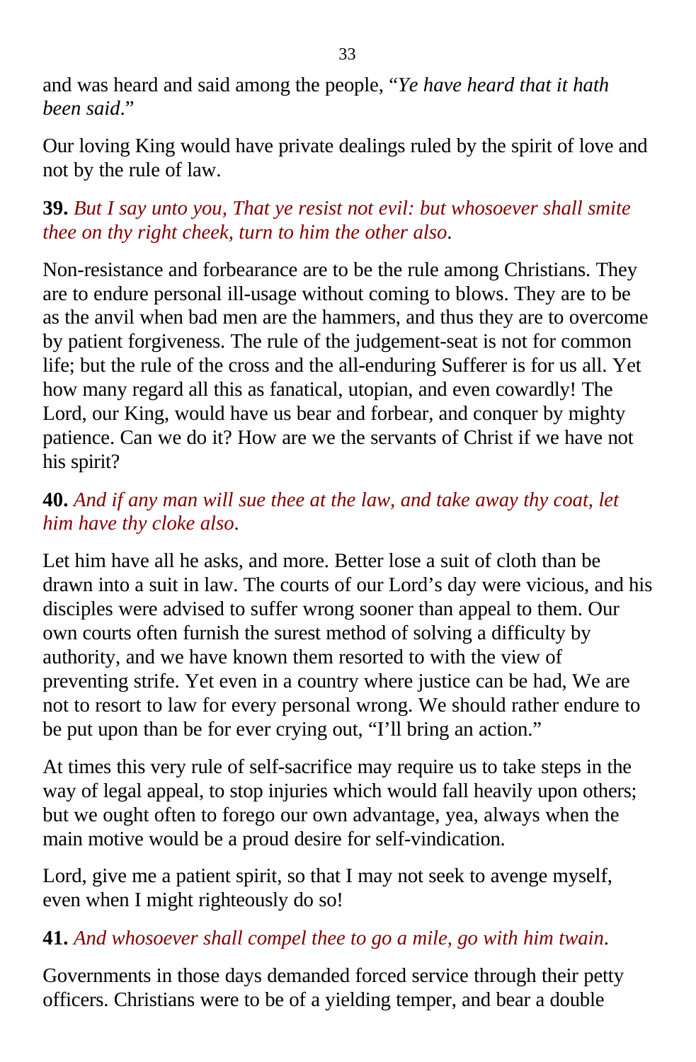and was heard and said among the people, “*Ye have heard that it hath been said*.”

Our loving King would have private dealings ruled by the spirit of love and not by the rule of law.

**39.** *But I say unto you, That ye resist not evil: but whosoever shall smite thee on thy right cheek, turn to him the other also*.

Non-resistance and forbearance are to be the rule among Christians. They are to endure personal ill-usage without coming to blows. They are to be as the anvil when bad men are the hammers, and thus they are to overcome by patient forgiveness. The rule of the judgement-seat is not for common life; but the rule of the cross and the all-enduring Sufferer is for us all. Yet how many regard all this as fanatical, utopian, and even cowardly! The Lord, our King, would have us bear and forbear, and conquer by mighty patience. Can we do it? How are we the servants of Christ if we have not his spirit?

**40.** *And if any man will sue thee at the law, and take away thy coat, let him have thy cloke also*.

Let him have all he asks, and more. Better lose a suit of cloth than be drawn into a suit in law. The courts of our Lord’s day were vicious, and his disciples were advised to suffer wrong sooner than appeal to them. Our own courts often furnish the surest method of solving a difficulty by authority, and we have known them resorted to with the view of preventing strife. Yet even in a country where justice can be had, We are not to resort to law for every personal wrong. We should rather endure to be put upon than be for ever crying out, “I’ll bring an action.”

At times this very rule of self-sacrifice may require us to take steps in the way of legal appeal, to stop injuries which would fall heavily upon others; but we ought often to forego our own advantage, yea, always when the main motive would be a proud desire for self-vindication.

Lord, give me a patient spirit, so that I may not seek to avenge myself, even when I might righteously do so!

**41.** *And whosoever shall compel thee to go a mile, go with him twain*.

Governments in those days demanded forced service through their petty officers. Christians were to be of a yielding temper, and bear a double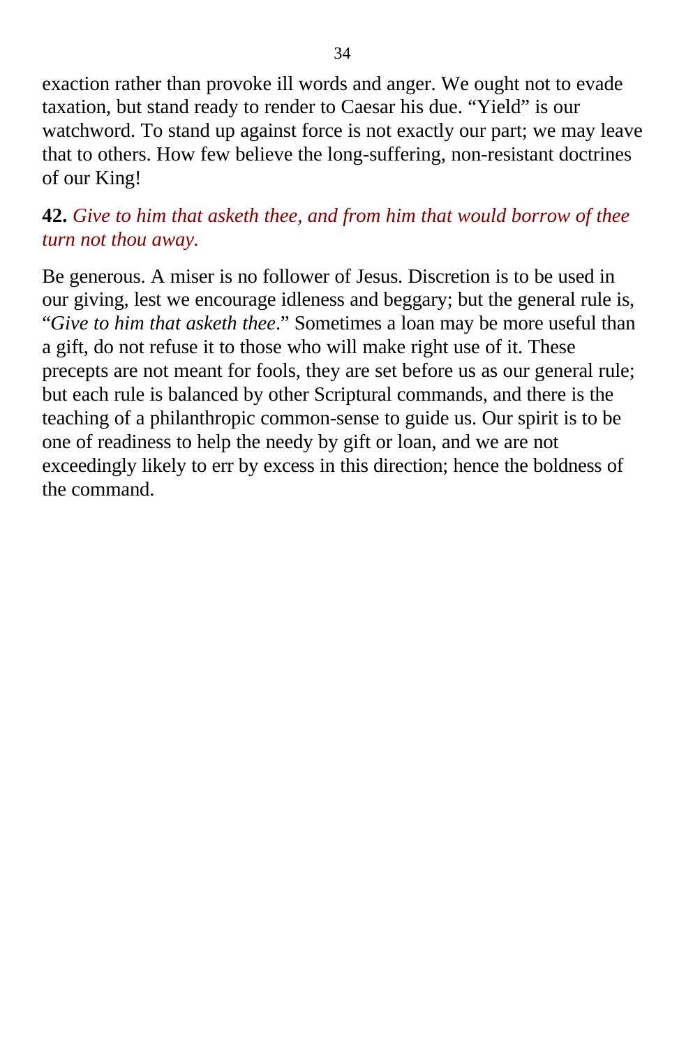exaction rather than provoke ill words and anger. We ought not to evade taxation, but stand ready to render to Caesar his due. “Yield” is our watchword. To stand up against force is not exactly our part; we may leave that to others. How few believe the long-suffering, non-resistant doctrines of our King!

**42.** *Give to him that asketh thee, and from him that would borrow of thee turn not thou away.*

Be generous. A miser is no follower of Jesus. Discretion is to be used in our giving, lest we encourage idleness and beggary; but the general rule is, “*Give to him that asketh thee*.” Sometimes a loan may be more useful than a gift, do not refuse it to those who will make right use of it. These precepts are not meant for fools, they are set before us as our general rule; but each rule is balanced by other Scriptural commands, and there is the teaching of a philanthropic common-sense to guide us. Our spirit is to be one of readiness to help the needy by gift or loan, and we are not exceedingly likely to err by excess in this direction; hence the boldness of the command.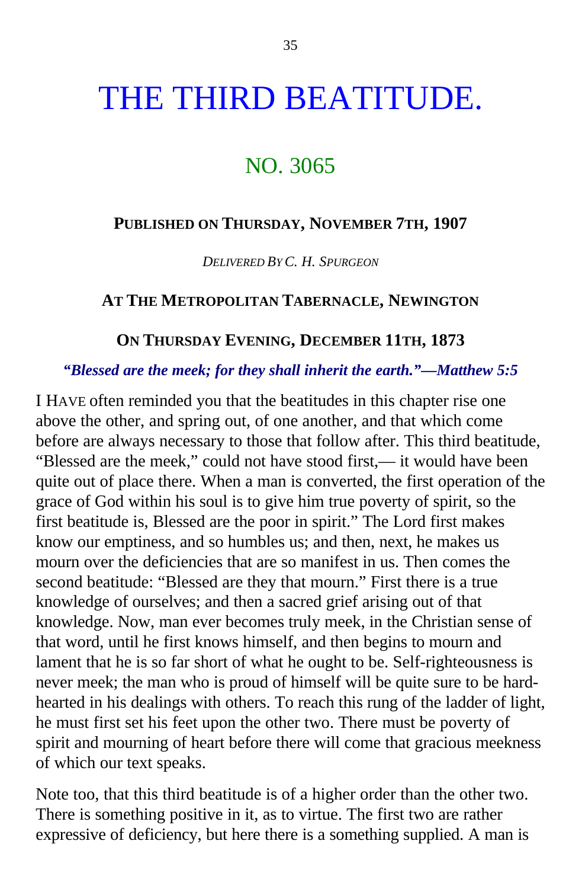# THE THIRD BEATITUDE.

## NO. 3065

**PUBLISHED ON THURSDAY, NOVEMBER 7TH, 1907**

*DELIVERED BY C. H. SPURGEON*

**AT THE METROPOLITAN TABERNACLE, NEWINGTON**

**ON THURSDAY EVENING, DECEMBER 11TH, 1873**

***"Blessed are the meek; for they shall inherit the earth."—Matthew 5:5***

I HAVE often reminded you that the beatitudes in this chapter rise one above the other, and spring out, of one another, and that which come before are always necessary to those that follow after. This third beatitude, "Blessed are the meek," could not have stood first,— it would have been quite out of place there. When a man is converted, the first operation of the grace of God within his soul is to give him true poverty of spirit, so the first beatitude is, Blessed are the poor in spirit." The Lord first makes know our emptiness, and so humbles us; and then, next, he makes us mourn over the deficiencies that are so manifest in us. Then comes the second beatitude: "Blessed are they that mourn." First there is a true knowledge of ourselves; and then a sacred grief arising out of that knowledge. Now, man ever becomes truly meek, in the Christian sense of that word, until he first knows himself, and then begins to mourn and lament that he is so far short of what he ought to be. Self-righteousness is never meek; the man who is proud of himself will be quite sure to be hard-hearted in his dealings with others. To reach this rung of the ladder of light, he must first set his feet upon the other two. There must be poverty of spirit and mourning of heart before there will come that gracious meekness of which our text speaks.

Note too, that this third beatitude is of a higher order than the other two. There is something positive in it, as to virtue. The first two are rather expressive of deficiency, but here there is a something supplied. A man is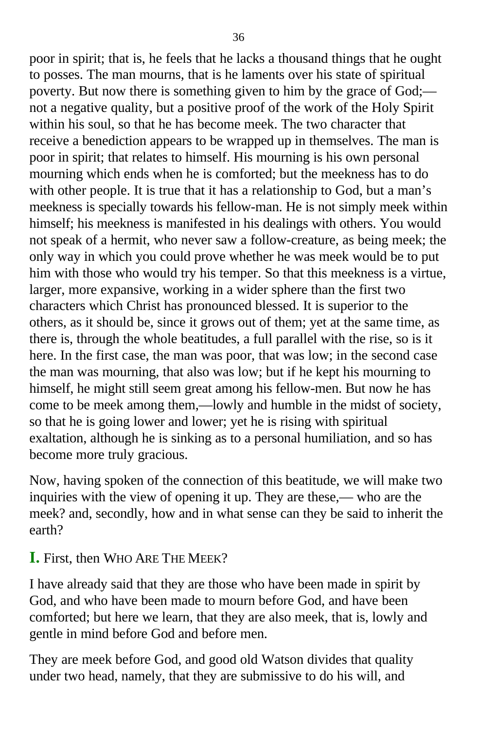poor in spirit; that is, he feels that he lacks a thousand things that he ought to posses. The man mourns, that is he laments over his state of spiritual poverty. But now there is something given to him by the grace of God;—not a negative quality, but a positive proof of the work of the Holy Spirit within his soul, so that he has become meek. The two character that receive a benediction appears to be wrapped up in themselves. The man is poor in spirit; that relates to himself. His mourning is his own personal mourning which ends when he is comforted; but the meekness has to do with other people. It is true that it has a relationship to God, but a man's meekness is specially towards his fellow-man. He is not simply meek within himself; his meekness is manifested in his dealings with others. You would not speak of a hermit, who never saw a follow-creature, as being meek; the only way in which you could prove whether he was meek would be to put him with those who would try his temper. So that this meekness is a virtue, larger, more expansive, working in a wider sphere than the first two characters which Christ has pronounced blessed. It is superior to the others, as it should be, since it grows out of them; yet at the same time, as there is, through the whole beatitudes, a full parallel with the rise, so is it here. In the first case, the man was poor, that was low; in the second case the man was mourning, that also was low; but if he kept his mourning to himself, he might still seem great among his fellow-men. But now he has come to be meek among them,—lowly and humble in the midst of society, so that he is going lower and lower; yet he is rising with spiritual exaltation, although he is sinking as to a personal humiliation, and so has become more truly gracious.

Now, having spoken of the connection of this beatitude, we will make two inquiries with the view of opening it up. They are these,— who are the meek? and, secondly, how and in what sense can they be said to inherit the earth?

## I. First, then WHO ARE THE MEEK?

I have already said that they are those who have been made in spirit by God, and who have been made to mourn before God, and have been comforted; but here we learn, that they are also meek, that is, lowly and gentle in mind before God and before men.

They are meek before God, and good old Watson divides that quality under two head, namely, that they are submissive to do his will, and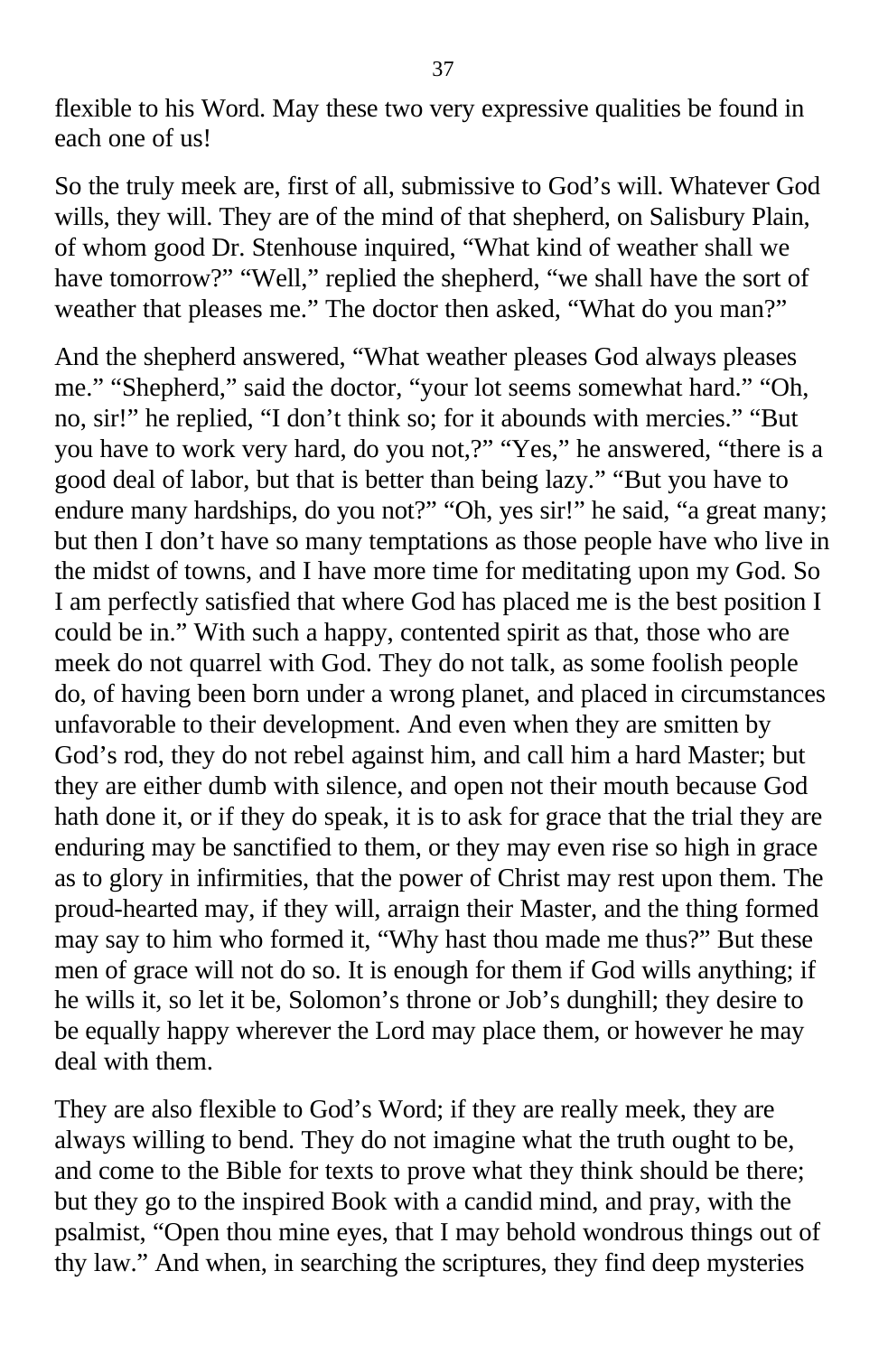flexible to his Word. May these two very expressive qualities be found in each one of us!

So the truly meek are, first of all, submissive to God's will. Whatever God wills, they will. They are of the mind of that shepherd, on Salisbury Plain, of whom good Dr. Stenhouse inquired, "What kind of weather shall we have tomorrow?" "Well," replied the shepherd, "we shall have the sort of weather that pleases me." The doctor then asked, "What do you man?"

And the shepherd answered, "What weather pleases God always pleases me." "Shepherd," said the doctor, "your lot seems somewhat hard." "Oh, no, sir!" he replied, "I don't think so; for it abounds with mercies." "But you have to work very hard, do you not,?" "Yes," he answered, "there is a good deal of labor, but that is better than being lazy." "But you have to endure many hardships, do you not?" "Oh, yes sir!" he said, "a great many; but then I don't have so many temptations as those people have who live in the midst of towns, and I have more time for meditating upon my God. So I am perfectly satisfied that where God has placed me is the best position I could be in." With such a happy, contented spirit as that, those who are meek do not quarrel with God. They do not talk, as some foolish people do, of having been born under a wrong planet, and placed in circumstances unfavorable to their development. And even when they are smitten by God's rod, they do not rebel against him, and call him a hard Master; but they are either dumb with silence, and open not their mouth because God hath done it, or if they do speak, it is to ask for grace that the trial they are enduring may be sanctified to them, or they may even rise so high in grace as to glory in infirmities, that the power of Christ may rest upon them. The proud-hearted may, if they will, arraign their Master, and the thing formed may say to him who formed it, "Why hast thou made me thus?" But these men of grace will not do so. It is enough for them if God wills anything; if he wills it, so let it be, Solomon's throne or Job's dunghill; they desire to be equally happy wherever the Lord may place them, or however he may deal with them.

They are also flexible to God's Word; if they are really meek, they are always willing to bend. They do not imagine what the truth ought to be, and come to the Bible for texts to prove what they think should be there; but they go to the inspired Book with a candid mind, and pray, with the psalmist, "Open thou mine eyes, that I may behold wondrous things out of thy law." And when, in searching the scriptures, they find deep mysteries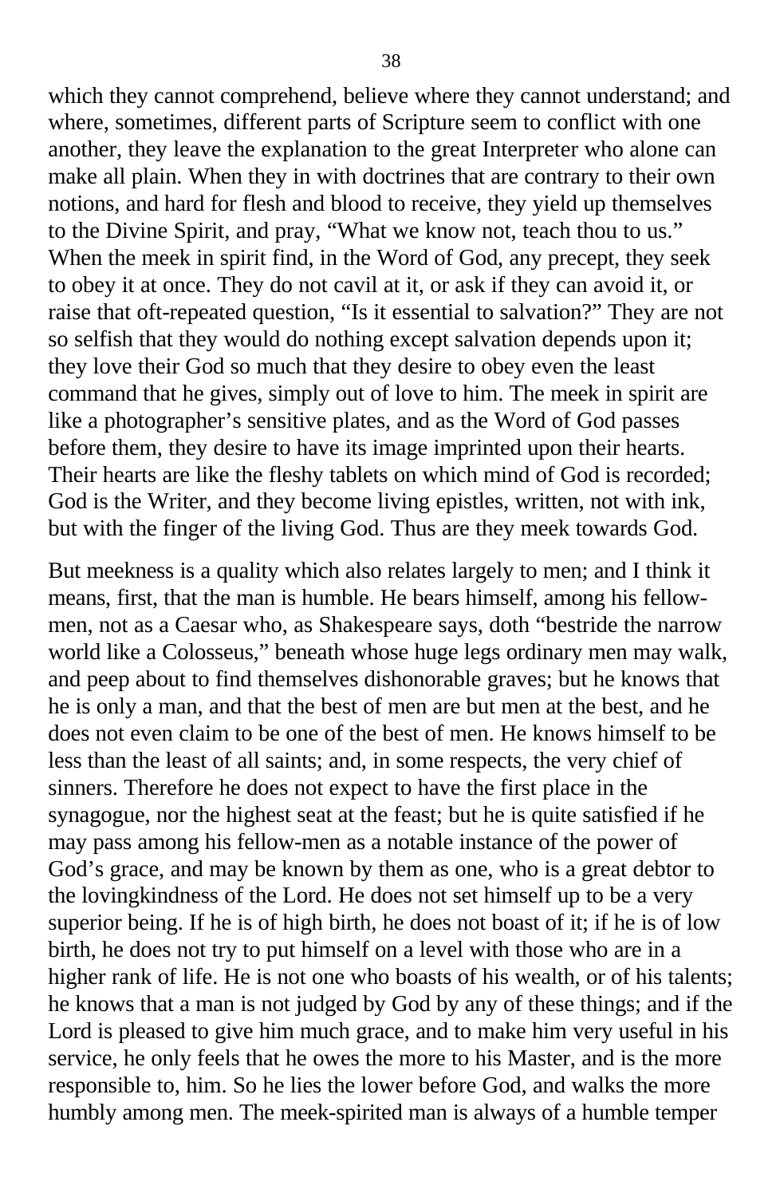which they cannot comprehend, believe where they cannot understand; and where, sometimes, different parts of Scripture seem to conflict with one another, they leave the explanation to the great Interpreter who alone can make all plain. When they in with doctrines that are contrary to their own notions, and hard for flesh and blood to receive, they yield up themselves to the Divine Spirit, and pray, "What we know not, teach thou to us." When the meek in spirit find, in the Word of God, any precept, they seek to obey it at once. They do not cavil at it, or ask if they can avoid it, or raise that oft-repeated question, "Is it essential to salvation?" They are not so selfish that they would do nothing except salvation depends upon it; they love their God so much that they desire to obey even the least command that he gives, simply out of love to him. The meek in spirit are like a photographer's sensitive plates, and as the Word of God passes before them, they desire to have its image imprinted upon their hearts. Their hearts are like the fleshy tablets on which mind of God is recorded; God is the Writer, and they become living epistles, written, not with ink, but with the finger of the living God. Thus are they meek towards God.

But meekness is a quality which also relates largely to men; and I think it means, first, that the man is humble. He bears himself, among his fellow-men, not as a Caesar who, as Shakespeare says, doth "bestride the narrow world like a Colosseus," beneath whose huge legs ordinary men may walk, and peep about to find themselves dishonorable graves; but he knows that he is only a man, and that the best of men are but men at the best, and he does not even claim to be one of the best of men. He knows himself to be less than the least of all saints; and, in some respects, the very chief of sinners. Therefore he does not expect to have the first place in the synagogue, nor the highest seat at the feast; but he is quite satisfied if he may pass among his fellow-men as a notable instance of the power of God's grace, and may be known by them as one, who is a great debtor to the lovingkindness of the Lord. He does not set himself up to be a very superior being. If he is of high birth, he does not boast of it; if he is of low birth, he does not try to put himself on a level with those who are in a higher rank of life. He is not one who boasts of his wealth, or of his talents; he knows that a man is not judged by God by any of these things; and if the Lord is pleased to give him much grace, and to make him very useful in his service, he only feels that he owes the more to his Master, and is the more responsible to, him. So he lies the lower before God, and walks the more humbly among men. The meek-spirited man is always of a humble temper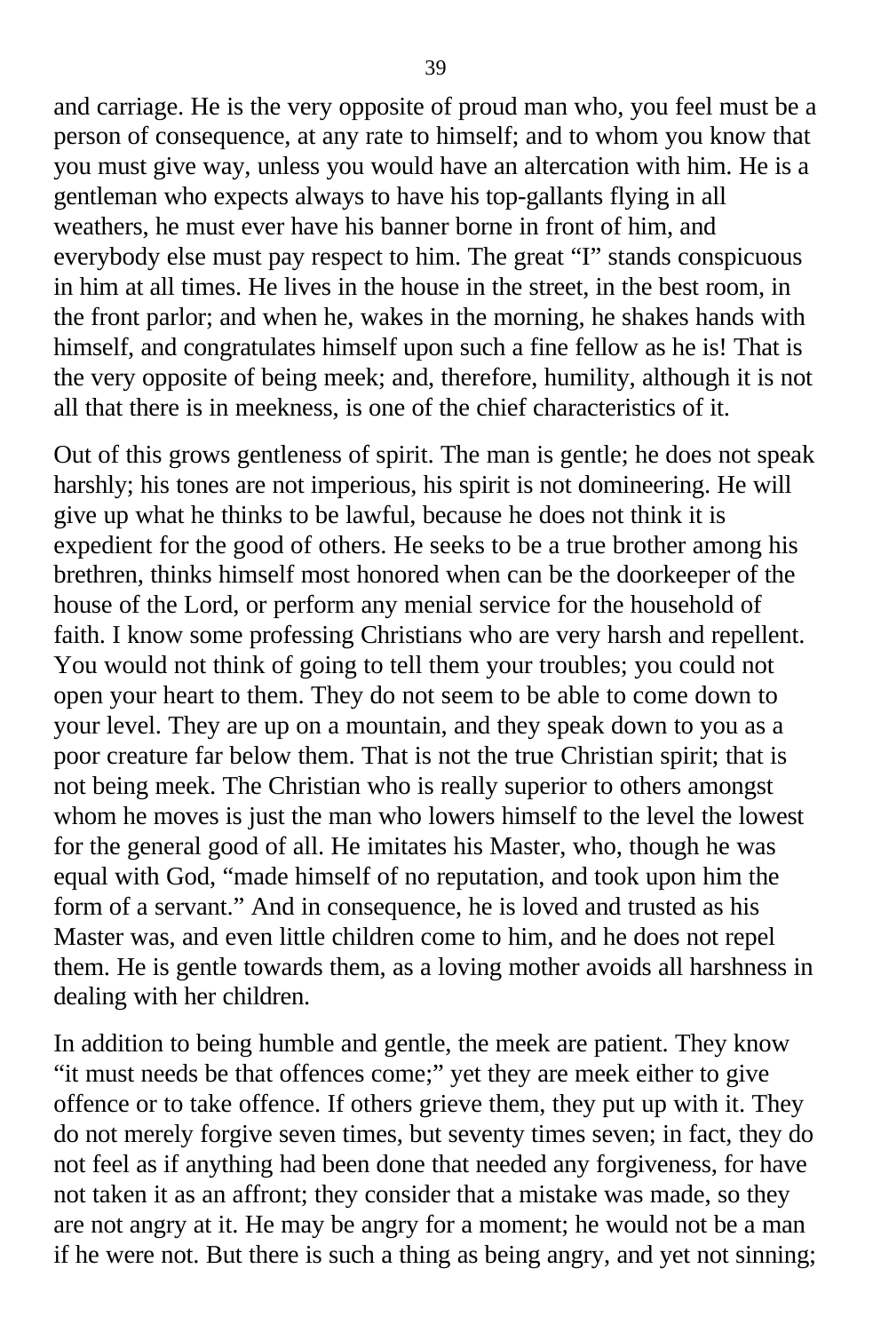and carriage. He is the very opposite of proud man who, you feel must be a person of consequence, at any rate to himself; and to whom you know that you must give way, unless you would have an altercation with him. He is a gentleman who expects always to have his top-gallants flying in all weathers, he must ever have his banner borne in front of him, and everybody else must pay respect to him. The great "I" stands conspicuous in him at all times. He lives in the house in the street, in the best room, in the front parlor; and when he, wakes in the morning, he shakes hands with himself, and congratulates himself upon such a fine fellow as he is! That is the very opposite of being meek; and, therefore, humility, although it is not all that there is in meekness, is one of the chief characteristics of it.

Out of this grows gentleness of spirit. The man is gentle; he does not speak harshly; his tones are not imperious, his spirit is not domineering. He will give up what he thinks to be lawful, because he does not think it is expedient for the good of others. He seeks to be a true brother among his brethren, thinks himself most honored when can be the doorkeeper of the house of the Lord, or perform any menial service for the household of faith. I know some professing Christians who are very harsh and repellent. You would not think of going to tell them your troubles; you could not open your heart to them. They do not seem to be able to come down to your level. They are up on a mountain, and they speak down to you as a poor creature far below them. That is not the true Christian spirit; that is not being meek. The Christian who is really superior to others amongst whom he moves is just the man who lowers himself to the level the lowest for the general good of all. He imitates his Master, who, though he was equal with God, "made himself of no reputation, and took upon him the form of a servant." And in consequence, he is loved and trusted as his Master was, and even little children come to him, and he does not repel them. He is gentle towards them, as a loving mother avoids all harshness in dealing with her children.

In addition to being humble and gentle, the meek are patient. They know "it must needs be that offences come;" yet they are meek either to give offence or to take offence. If others grieve them, they put up with it. They do not merely forgive seven times, but seventy times seven; in fact, they do not feel as if anything had been done that needed any forgiveness, for have not taken it as an affront; they consider that a mistake was made, so they are not angry at it. He may be angry for a moment; he would not be a man if he were not. But there is such a thing as being angry, and yet not sinning;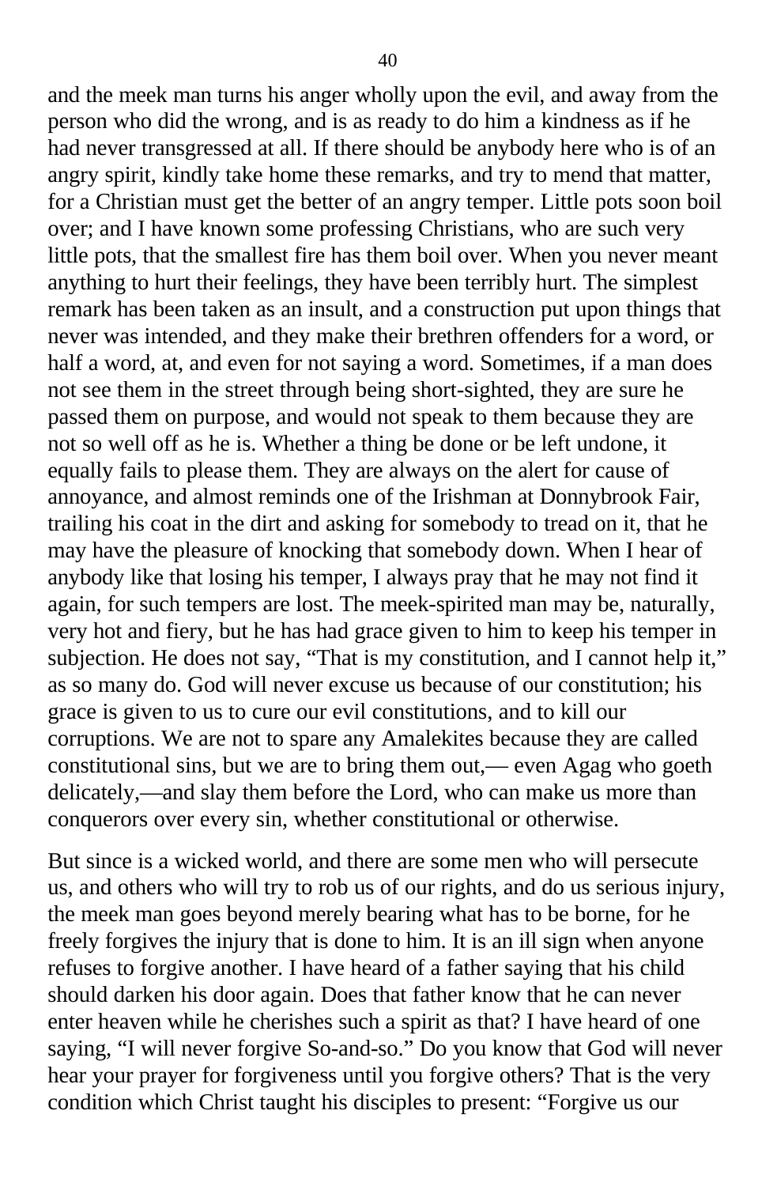and the meek man turns his anger wholly upon the evil, and away from the person who did the wrong, and is as ready to do him a kindness as if he had never transgressed at all. If there should be anybody here who is of an angry spirit, kindly take home these remarks, and try to mend that matter, for a Christian must get the better of an angry temper. Little pots soon boil over; and I have known some professing Christians, who are such very little pots, that the smallest fire has them boil over. When you never meant anything to hurt their feelings, they have been terribly hurt. The simplest remark has been taken as an insult, and a construction put upon things that never was intended, and they make their brethren offenders for a word, or half a word, at, and even for not saying a word. Sometimes, if a man does not see them in the street through being short-sighted, they are sure he passed them on purpose, and would not speak to them because they are not so well off as he is. Whether a thing be done or be left undone, it equally fails to please them. They are always on the alert for cause of annoyance, and almost reminds one of the Irishman at Donnybrook Fair, trailing his coat in the dirt and asking for somebody to tread on it, that he may have the pleasure of knocking that somebody down. When I hear of anybody like that losing his temper, I always pray that he may not find it again, for such tempers are lost. The meek-spirited man may be, naturally, very hot and fiery, but he has had grace given to him to keep his temper in subjection. He does not say, “That is my constitution, and I cannot help it,” as so many do. God will never excuse us because of our constitution; his grace is given to us to cure our evil constitutions, and to kill our corruptions. We are not to spare any Amalekites because they are called constitutional sins, but we are to bring them out,— even Agag who goeth delicately,—and slay them before the Lord, who can make us more than conquerors over every sin, whether constitutional or otherwise.

But since is a wicked world, and there are some men who will persecute us, and others who will try to rob us of our rights, and do us serious injury, the meek man goes beyond merely bearing what has to be borne, for he freely forgives the injury that is done to him. It is an ill sign when anyone refuses to forgive another. I have heard of a father saying that his child should darken his door again. Does that father know that he can never enter heaven while he cherishes such a spirit as that? I have heard of one saying, “I will never forgive So-and-so.” Do you know that God will never hear your prayer for forgiveness until you forgive others? That is the very condition which Christ taught his disciples to present: “Forgive us our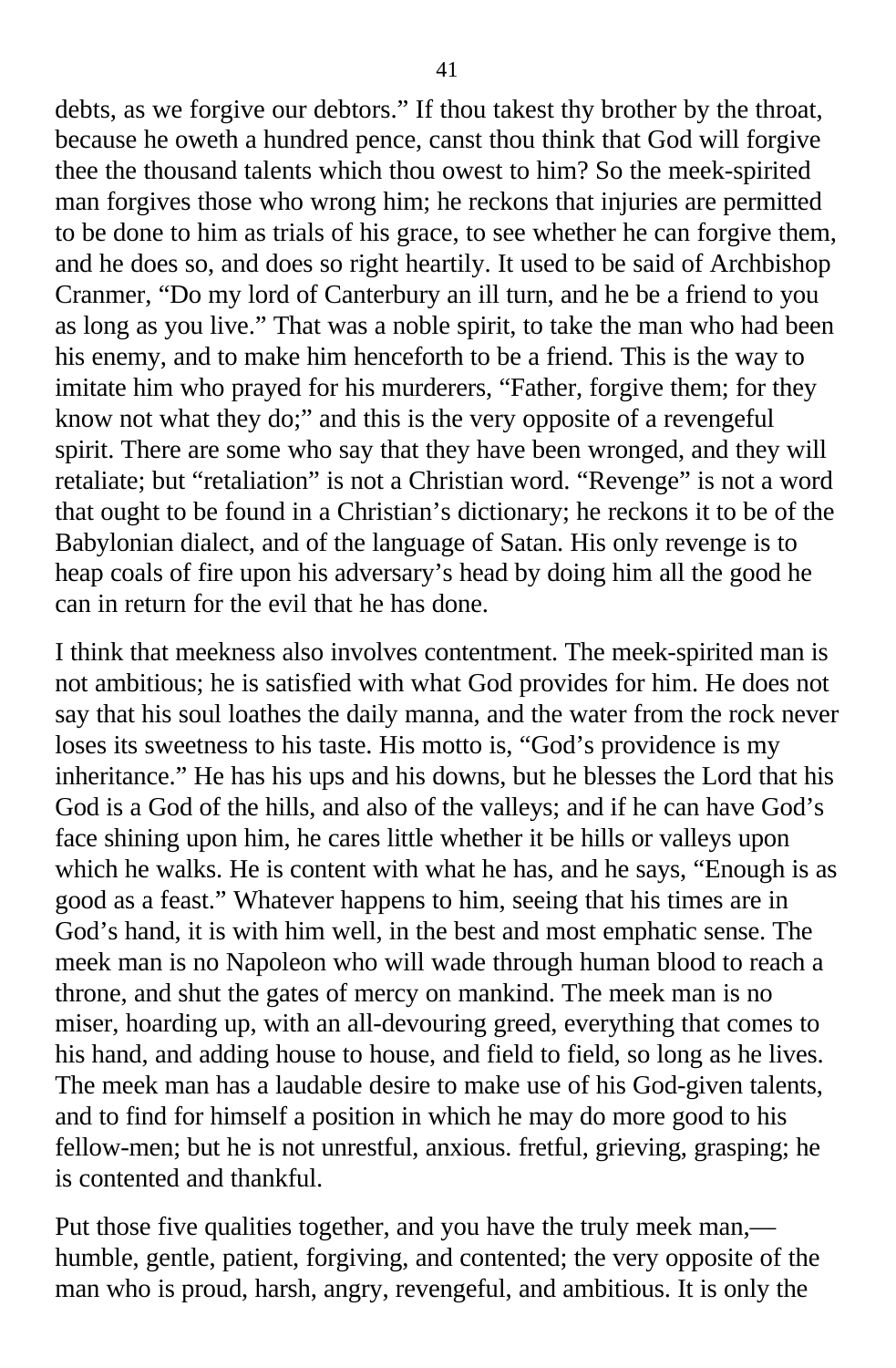debts, as we forgive our debtors." If thou takest thy brother by the throat, because he oweth a hundred pence, canst thou think that God will forgive thee the thousand talents which thou owest to him? So the meek-spirited man forgives those who wrong him; he reckons that injuries are permitted to be done to him as trials of his grace, to see whether he can forgive them, and he does so, and does so right heartily. It used to be said of Archbishop Cranmer, "Do my lord of Canterbury an ill turn, and he be a friend to you as long as you live." That was a noble spirit, to take the man who had been his enemy, and to make him henceforth to be a friend. This is the way to imitate him who prayed for his murderers, "Father, forgive them; for they know not what they do;" and this is the very opposite of a revengeful spirit. There are some who say that they have been wronged, and they will retaliate; but "retaliation" is not a Christian word. "Revenge" is not a word that ought to be found in a Christian's dictionary; he reckons it to be of the Babylonian dialect, and of the language of Satan. His only revenge is to heap coals of fire upon his adversary's head by doing him all the good he can in return for the evil that he has done.

I think that meekness also involves contentment. The meek-spirited man is not ambitious; he is satisfied with what God provides for him. He does not say that his soul loathes the daily manna, and the water from the rock never loses its sweetness to his taste. His motto is, "God's providence is my inheritance." He has his ups and his downs, but he blesses the Lord that his God is a God of the hills, and also of the valleys; and if he can have God's face shining upon him, he cares little whether it be hills or valleys upon which he walks. He is content with what he has, and he says, "Enough is as good as a feast." Whatever happens to him, seeing that his times are in God's hand, it is with him well, in the best and most emphatic sense. The meek man is no Napoleon who will wade through human blood to reach a throne, and shut the gates of mercy on mankind. The meek man is no miser, hoarding up, with an all-devouring greed, everything that comes to his hand, and adding house to house, and field to field, so long as he lives. The meek man has a laudable desire to make use of his God-given talents, and to find for himself a position in which he may do more good to his fellow-men; but he is not unrestful, anxious. fretful, grieving, grasping; he is contented and thankful.

Put those five qualities together, and you have the truly meek man,— humble, gentle, patient, forgiving, and contented; the very opposite of the man who is proud, harsh, angry, revengeful, and ambitious. It is only the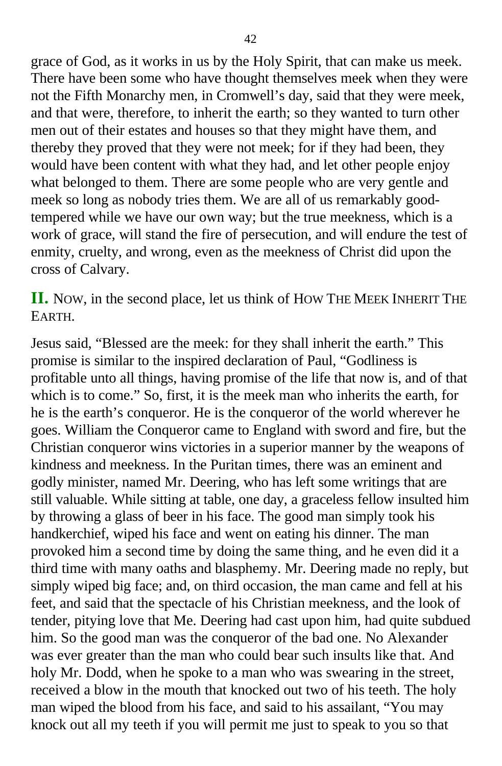grace of God, as it works in us by the Holy Spirit, that can make us meek. There have been some who have thought themselves meek when they were not the Fifth Monarchy men, in Cromwell's day, said that they were meek, and that were, therefore, to inherit the earth; so they wanted to turn other men out of their estates and houses so that they might have them, and thereby they proved that they were not meek; for if they had been, they would have been content with what they had, and let other people enjoy what belonged to them. There are some people who are very gentle and meek so long as nobody tries them. We are all of us remarkably good-tempered while we have our own way; but the true meekness, which is a work of grace, will stand the fire of persecution, and will endure the test of enmity, cruelty, and wrong, even as the meekness of Christ did upon the cross of Calvary.

## II. Now, in the second place, let us think of How The Meek Inherit The Earth.

Jesus said, "Blessed are the meek: for they shall inherit the earth." This promise is similar to the inspired declaration of Paul, "Godliness is profitable unto all things, having promise of the life that now is, and of that which is to come." So, first, it is the meek man who inherits the earth, for he is the earth's conqueror. He is the conqueror of the world wherever he goes. William the Conqueror came to England with sword and fire, but the Christian conqueror wins victories in a superior manner by the weapons of kindness and meekness. In the Puritan times, there was an eminent and godly minister, named Mr. Deering, who has left some writings that are still valuable. While sitting at table, one day, a graceless fellow insulted him by throwing a glass of beer in his face. The good man simply took his handkerchief, wiped his face and went on eating his dinner. The man provoked him a second time by doing the same thing, and he even did it a third time with many oaths and blasphemy. Mr. Deering made no reply, but simply wiped big face; and, on third occasion, the man came and fell at his feet, and said that the spectacle of his Christian meekness, and the look of tender, pitying love that Me. Deering had cast upon him, had quite subdued him. So the good man was the conqueror of the bad one. No Alexander was ever greater than the man who could bear such insults like that. And holy Mr. Dodd, when he spoke to a man who was swearing in the street, received a blow in the mouth that knocked out two of his teeth. The holy man wiped the blood from his face, and said to his assailant, "You may knock out all my teeth if you will permit me just to speak to you so that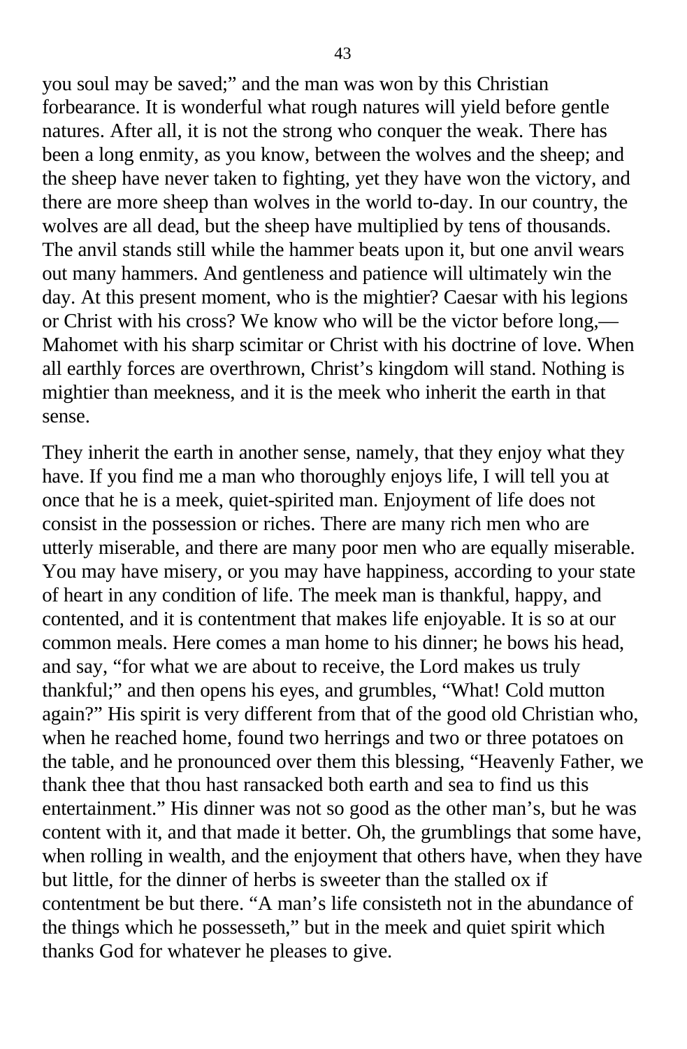you soul may be saved;" and the man was won by this Christian forbearance. It is wonderful what rough natures will yield before gentle natures. After all, it is not the strong who conquer the weak. There has been a long enmity, as you know, between the wolves and the sheep; and the sheep have never taken to fighting, yet they have won the victory, and there are more sheep than wolves in the world to-day. In our country, the wolves are all dead, but the sheep have multiplied by tens of thousands. The anvil stands still while the hammer beats upon it, but one anvil wears out many hammers. And gentleness and patience will ultimately win the day. At this present moment, who is the mightier? Caesar with his legions or Christ with his cross? We know who will be the victor before long,— Mahomet with his sharp scimitar or Christ with his doctrine of love. When all earthly forces are overthrown, Christ's kingdom will stand. Nothing is mightier than meekness, and it is the meek who inherit the earth in that sense.

They inherit the earth in another sense, namely, that they enjoy what they have. If you find me a man who thoroughly enjoys life, I will tell you at once that he is a meek, quiet-spirited man. Enjoyment of life does not consist in the possession or riches. There are many rich men who are utterly miserable, and there are many poor men who are equally miserable. You may have misery, or you may have happiness, according to your state of heart in any condition of life. The meek man is thankful, happy, and contented, and it is contentment that makes life enjoyable. It is so at our common meals. Here comes a man home to his dinner; he bows his head, and say, "for what we are about to receive, the Lord makes us truly thankful;" and then opens his eyes, and grumbles, "What! Cold mutton again?" His spirit is very different from that of the good old Christian who, when he reached home, found two herrings and two or three potatoes on the table, and he pronounced over them this blessing, "Heavenly Father, we thank thee that thou hast ransacked both earth and sea to find us this entertainment." His dinner was not so good as the other man's, but he was content with it, and that made it better. Oh, the grumblings that some have, when rolling in wealth, and the enjoyment that others have, when they have but little, for the dinner of herbs is sweeter than the stalled ox if contentment be but there. "A man's life consisteth not in the abundance of the things which he possesseth," but in the meek and quiet spirit which thanks God for whatever he pleases to give.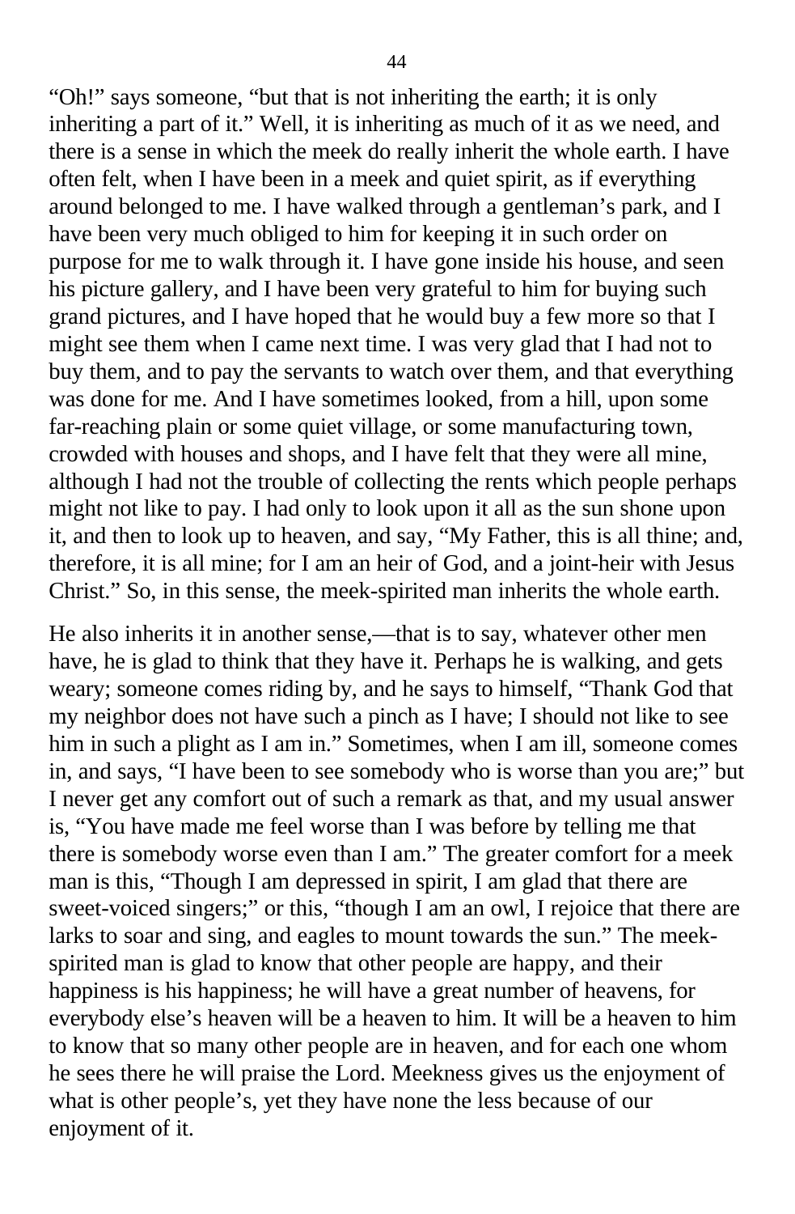"Oh!" says someone, "but that is not inheriting the earth; it is only inheriting a part of it." Well, it is inheriting as much of it as we need, and there is a sense in which the meek do really inherit the whole earth. I have often felt, when I have been in a meek and quiet spirit, as if everything around belonged to me. I have walked through a gentleman's park, and I have been very much obliged to him for keeping it in such order on purpose for me to walk through it. I have gone inside his house, and seen his picture gallery, and I have been very grateful to him for buying such grand pictures, and I have hoped that he would buy a few more so that I might see them when I came next time. I was very glad that I had not to buy them, and to pay the servants to watch over them, and that everything was done for me. And I have sometimes looked, from a hill, upon some far-reaching plain or some quiet village, or some manufacturing town, crowded with houses and shops, and I have felt that they were all mine, although I had not the trouble of collecting the rents which people perhaps might not like to pay. I had only to look upon it all as the sun shone upon it, and then to look up to heaven, and say, "My Father, this is all thine; and, therefore, it is all mine; for I am an heir of God, and a joint-heir with Jesus Christ." So, in this sense, the meek-spirited man inherits the whole earth.

He also inherits it in another sense,—that is to say, whatever other men have, he is glad to think that they have it. Perhaps he is walking, and gets weary; someone comes riding by, and he says to himself, "Thank God that my neighbor does not have such a pinch as I have; I should not like to see him in such a plight as I am in." Sometimes, when I am ill, someone comes in, and says, "I have been to see somebody who is worse than you are;" but I never get any comfort out of such a remark as that, and my usual answer is, "You have made me feel worse than I was before by telling me that there is somebody worse even than I am." The greater comfort for a meek man is this, "Though I am depressed in spirit, I am glad that there are sweet-voiced singers;" or this, "though I am an owl, I rejoice that there are larks to soar and sing, and eagles to mount towards the sun." The meek-spirited man is glad to know that other people are happy, and their happiness is his happiness; he will have a great number of heavens, for everybody else's heaven will be a heaven to him. It will be a heaven to him to know that so many other people are in heaven, and for each one whom he sees there he will praise the Lord. Meekness gives us the enjoyment of what is other people's, yet they have none the less because of our enjoyment of it.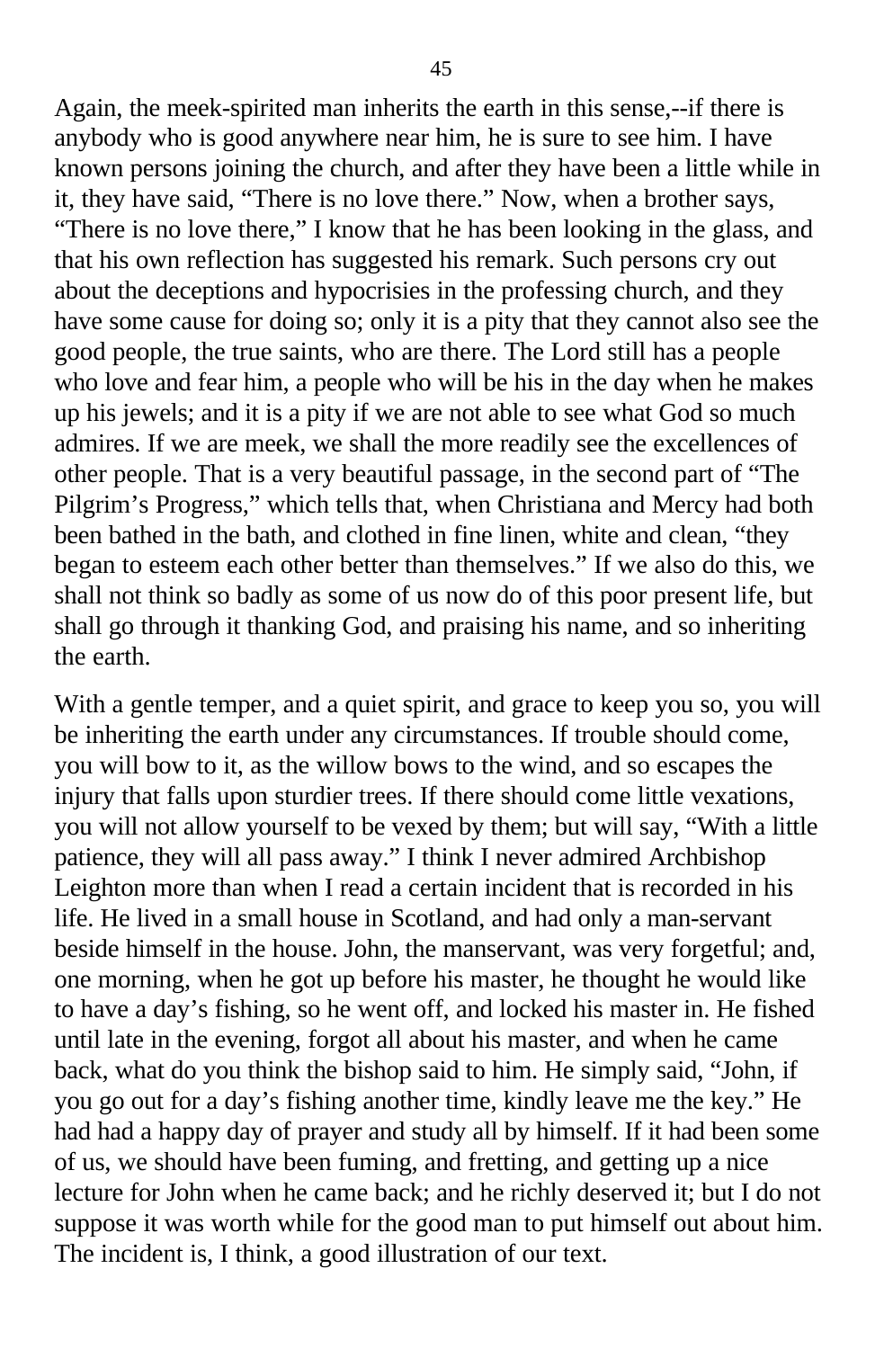Again, the meek-spirited man inherits the earth in this sense,--if there is anybody who is good anywhere near him, he is sure to see him. I have known persons joining the church, and after they have been a little while in it, they have said, "There is no love there." Now, when a brother says, "There is no love there," I know that he has been looking in the glass, and that his own reflection has suggested his remark. Such persons cry out about the deceptions and hypocrisies in the professing church, and they have some cause for doing so; only it is a pity that they cannot also see the good people, the true saints, who are there. The Lord still has a people who love and fear him, a people who will be his in the day when he makes up his jewels; and it is a pity if we are not able to see what God so much admires. If we are meek, we shall the more readily see the excellences of other people. That is a very beautiful passage, in the second part of "The Pilgrim's Progress," which tells that, when Christiana and Mercy had both been bathed in the bath, and clothed in fine linen, white and clean, "they began to esteem each other better than themselves." If we also do this, we shall not think so badly as some of us now do of this poor present life, but shall go through it thanking God, and praising his name, and so inheriting the earth.

With a gentle temper, and a quiet spirit, and grace to keep you so, you will be inheriting the earth under any circumstances. If trouble should come, you will bow to it, as the willow bows to the wind, and so escapes the injury that falls upon sturdier trees. If there should come little vexations, you will not allow yourself to be vexed by them; but will say, "With a little patience, they will all pass away." I think I never admired Archbishop Leighton more than when I read a certain incident that is recorded in his life. He lived in a small house in Scotland, and had only a man-servant beside himself in the house. John, the manservant, was very forgetful; and, one morning, when he got up before his master, he thought he would like to have a day's fishing, so he went off, and locked his master in. He fished until late in the evening, forgot all about his master, and when he came back, what do you think the bishop said to him. He simply said, "John, if you go out for a day's fishing another time, kindly leave me the key." He had had a happy day of prayer and study all by himself. If it had been some of us, we should have been fuming, and fretting, and getting up a nice lecture for John when he came back; and he richly deserved it; but I do not suppose it was worth while for the good man to put himself out about him. The incident is, I think, a good illustration of our text.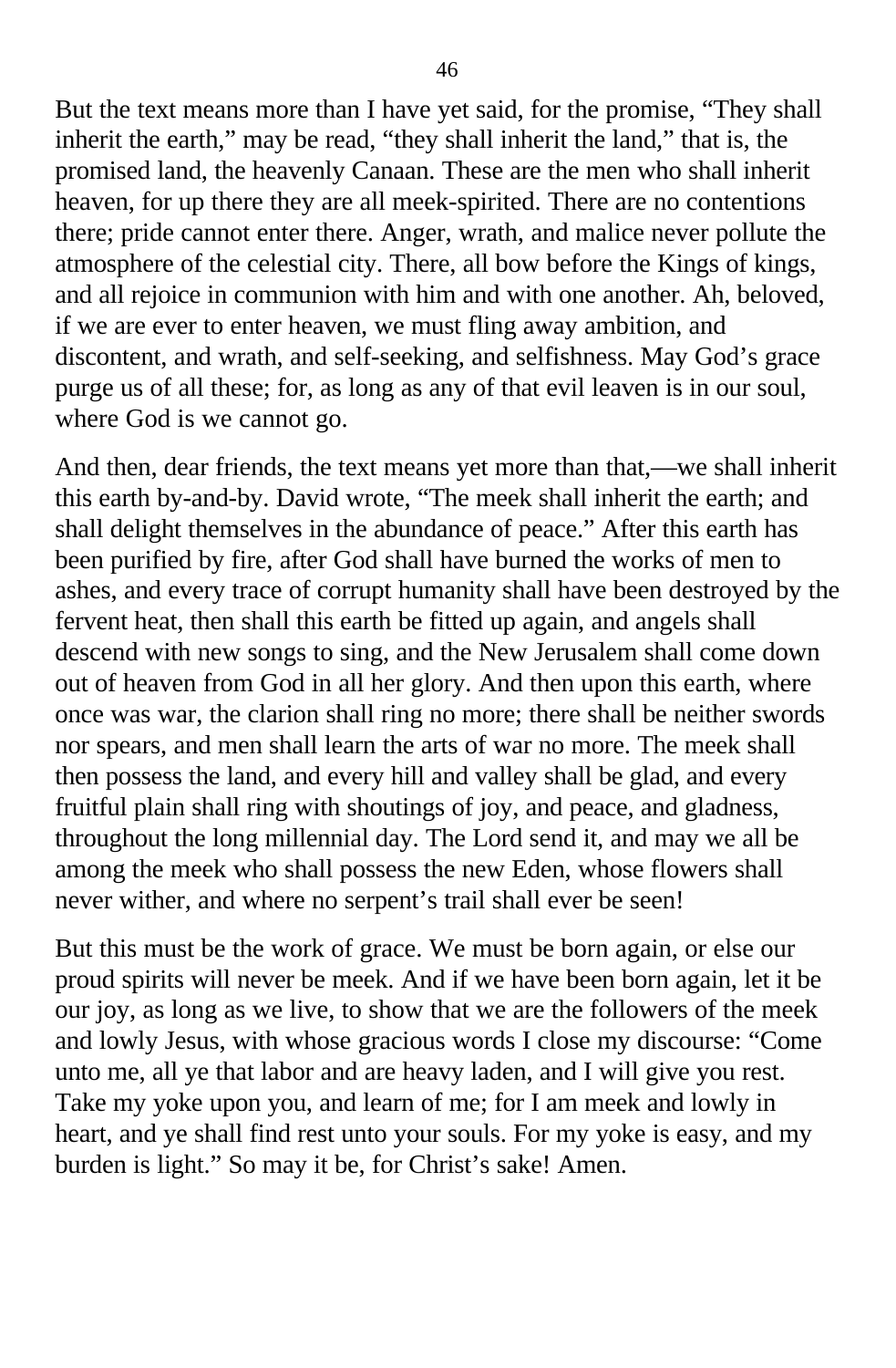But the text means more than I have yet said, for the promise, "They shall inherit the earth," may be read, "they shall inherit the land," that is, the promised land, the heavenly Canaan. These are the men who shall inherit heaven, for up there they are all meek-spirited. There are no contentions there; pride cannot enter there. Anger, wrath, and malice never pollute the atmosphere of the celestial city. There, all bow before the Kings of kings, and all rejoice in communion with him and with one another. Ah, beloved, if we are ever to enter heaven, we must fling away ambition, and discontent, and wrath, and self-seeking, and selfishness. May God's grace purge us of all these; for, as long as any of that evil leaven is in our soul, where God is we cannot go.

And then, dear friends, the text means yet more than that,—we shall inherit this earth by-and-by. David wrote, "The meek shall inherit the earth; and shall delight themselves in the abundance of peace." After this earth has been purified by fire, after God shall have burned the works of men to ashes, and every trace of corrupt humanity shall have been destroyed by the fervent heat, then shall this earth be fitted up again, and angels shall descend with new songs to sing, and the New Jerusalem shall come down out of heaven from God in all her glory. And then upon this earth, where once was war, the clarion shall ring no more; there shall be neither swords nor spears, and men shall learn the arts of war no more. The meek shall then possess the land, and every hill and valley shall be glad, and every fruitful plain shall ring with shoutings of joy, and peace, and gladness, throughout the long millennial day. The Lord send it, and may we all be among the meek who shall possess the new Eden, whose flowers shall never wither, and where no serpent's trail shall ever be seen!

But this must be the work of grace. We must be born again, or else our proud spirits will never be meek. And if we have been born again, let it be our joy, as long as we live, to show that we are the followers of the meek and lowly Jesus, with whose gracious words I close my discourse: "Come unto me, all ye that labor and are heavy laden, and I will give you rest. Take my yoke upon you, and learn of me; for I am meek and lowly in heart, and ye shall find rest unto your souls. For my yoke is easy, and my burden is light." So may it be, for Christ's sake! Amen.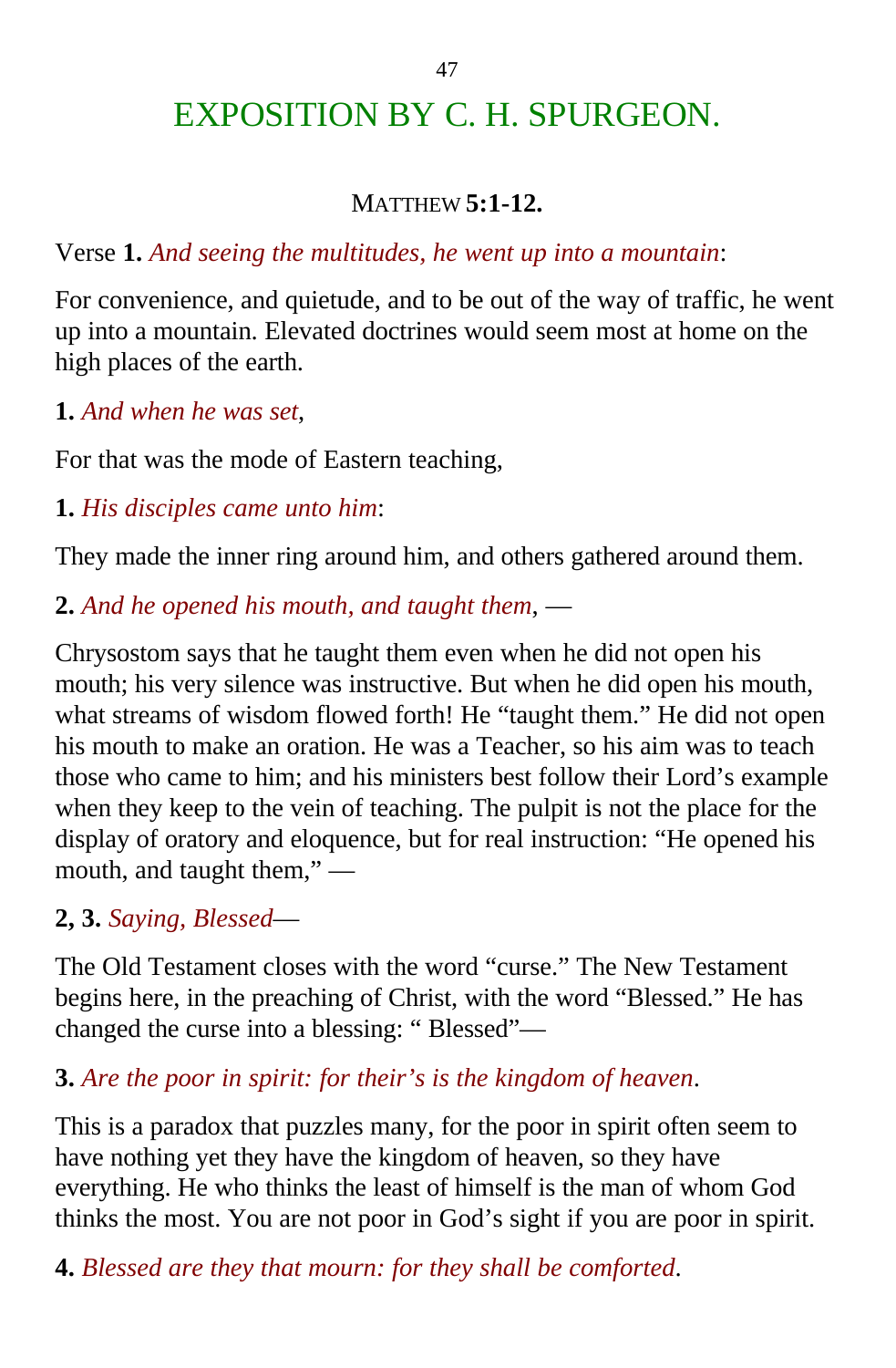# EXPOSITION BY C. H. SPURGEON.

MATTHEW **5:1-12.**

Verse **1.** *And seeing the multitudes, he went up into a mountain*:

For convenience, and quietude, and to be out of the way of traffic, he went up into a mountain. Elevated doctrines would seem most at home on the high places of the earth.

**1.** *And when he was set*,

For that was the mode of Eastern teaching,

**1.** *His disciples came unto him*:

They made the inner ring around him, and others gathered around them.

**2.** *And he opened his mouth, and taught them*, —

Chrysostom says that he taught them even when he did not open his mouth; his very silence was instructive. But when he did open his mouth, what streams of wisdom flowed forth! He "taught them." He did not open his mouth to make an oration. He was a Teacher, so his aim was to teach those who came to him; and his ministers best follow their Lord's example when they keep to the vein of teaching. The pulpit is not the place for the display of oratory and eloquence, but for real instruction: "He opened his mouth, and taught them," —

**2, 3.** *Saying, Blessed*—

The Old Testament closes with the word "curse." The New Testament begins here, in the preaching of Christ, with the word "Blessed." He has changed the curse into a blessing: " Blessed"—

**3.** *Are the poor in spirit: for their's is the kingdom of heaven*.

This is a paradox that puzzles many, for the poor in spirit often seem to have nothing yet they have the kingdom of heaven, so they have everything. He who thinks the least of himself is the man of whom God thinks the most. You are not poor in God's sight if you are poor in spirit.

**4.** *Blessed are they that mourn: for they shall be comforted*.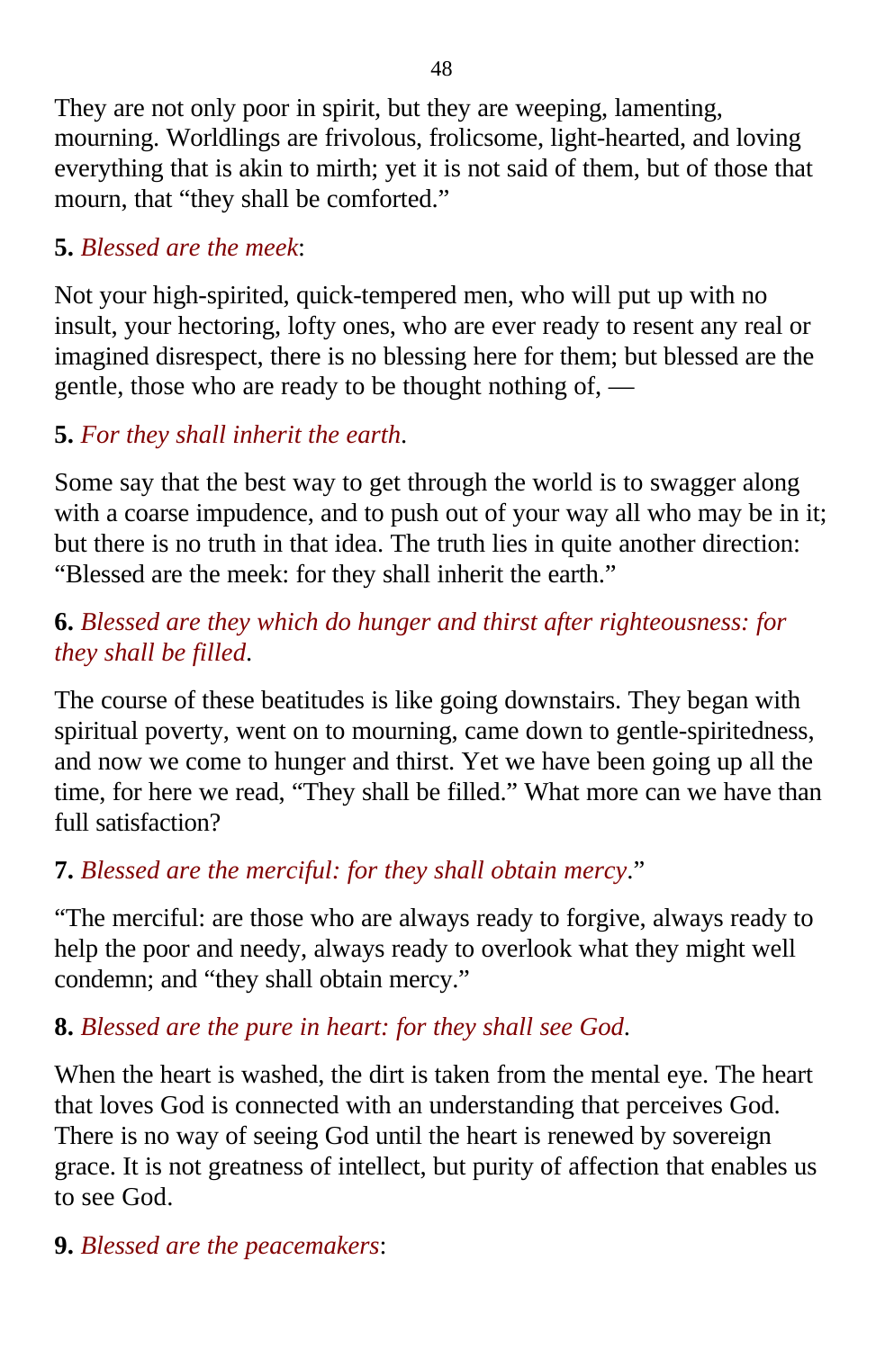They are not only poor in spirit, but they are weeping, lamenting, mourning. Worldlings are frivolous, frolicsome, light-hearted, and loving everything that is akin to mirth; yet it is not said of them, but of those that mourn, that "they shall be comforted."

**5.** *Blessed are the meek*:

Not your high-spirited, quick-tempered men, who will put up with no insult, your hectoring, lofty ones, who are ever ready to resent any real or imagined disrespect, there is no blessing here for them; but blessed are the gentle, those who are ready to be thought nothing of, —

**5.** *For they shall inherit the earth*.

Some say that the best way to get through the world is to swagger along with a coarse impudence, and to push out of your way all who may be in it; but there is no truth in that idea. The truth lies in quite another direction: "Blessed are the meek: for they shall inherit the earth."

**6.** *Blessed are they which do hunger and thirst after righteousness: for they shall be filled*.

The course of these beatitudes is like going downstairs. They began with spiritual poverty, went on to mourning, came down to gentle-spiritedness, and now we come to hunger and thirst. Yet we have been going up all the time, for here we read, "They shall be filled." What more can we have than full satisfaction?

**7.** *Blessed are the merciful: for they shall obtain mercy*."

"The merciful: are those who are always ready to forgive, always ready to help the poor and needy, always ready to overlook what they might well condemn; and "they shall obtain mercy."

**8.** *Blessed are the pure in heart: for they shall see God*.

When the heart is washed, the dirt is taken from the mental eye. The heart that loves God is connected with an understanding that perceives God. There is no way of seeing God until the heart is renewed by sovereign grace. It is not greatness of intellect, but purity of affection that enables us to see God.

**9.** *Blessed are the peacemakers*: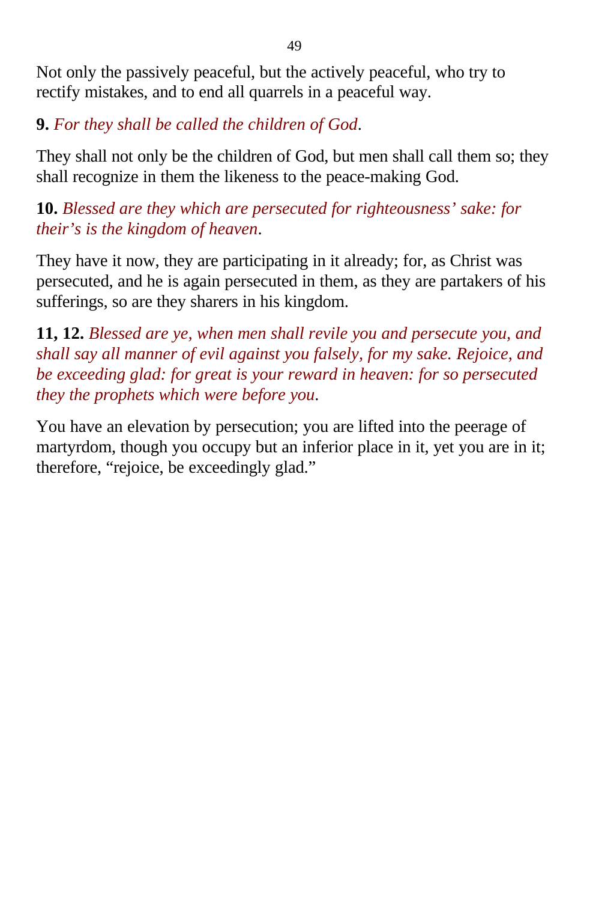Not only the passively peaceful, but the actively peaceful, who try to rectify mistakes, and to end all quarrels in a peaceful way.

**9.** *For they shall be called the children of God*.

They shall not only be the children of God, but men shall call them so; they shall recognize in them the likeness to the peace-making God.

**10.** *Blessed are they which are persecuted for righteousness' sake: for their's is the kingdom of heaven*.

They have it now, they are participating in it already; for, as Christ was persecuted, and he is again persecuted in them, as they are partakers of his sufferings, so are they sharers in his kingdom.

**11, 12.** *Blessed are ye, when men shall revile you and persecute you, and shall say all manner of evil against you falsely, for my sake. Rejoice, and be exceeding glad: for great is your reward in heaven: for so persecuted they the prophets which were before you*.

You have an elevation by persecution; you are lifted into the peerage of martyrdom, though you occupy but an inferior place in it, yet you are in it; therefore, "rejoice, be exceedingly glad."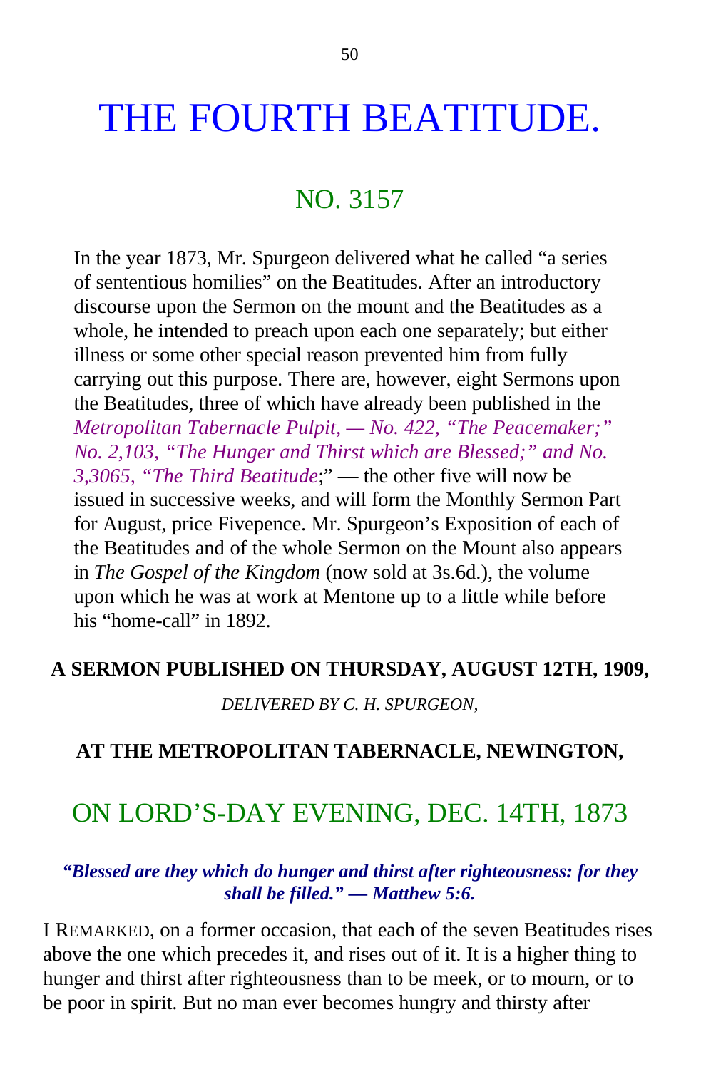# THE FOURTH BEATITUDE.

## NO. 3157

In the year 1873, Mr. Spurgeon delivered what he called “a series of sententious homilies” on the Beatitudes. After an introductory discourse upon the Sermon on the mount and the Beatitudes as a whole, he intended to preach upon each one separately; but either illness or some other special reason prevented him from fully carrying out this purpose. There are, however, eight Sermons upon the Beatitudes, three of which have already been published in the *Metropolitan Tabernacle Pulpit, — No. 422, “The Peacemaker;” No. 2,103, “The Hunger and Thirst which are Blessed;” and No. 3,3065, “The Third Beatitude*;” — the other five will now be issued in successive weeks, and will form the Monthly Sermon Part for August, price Fivepence. Mr. Spurgeon’s Exposition of each of the Beatitudes and of the whole Sermon on the Mount also appears in *The Gospel of the Kingdom* (now sold at 3s.6d.), the volume upon which he was at work at Mentone up to a little while before his “home-call” in 1892.

**A SERMON PUBLISHED ON THURSDAY, AUGUST 12TH, 1909,**

*DELIVERED BY C. H. SPURGEON,*

**AT THE METROPOLITAN TABERNACLE, NEWINGTON,**

## ON LORD’S-DAY EVENING, DEC. 14TH, 1873

***“Blessed are they which do hunger and thirst after righteousness: for they shall be filled.” — Matthew 5:6.***

I REMARKED, on a former occasion, that each of the seven Beatitudes rises above the one which precedes it, and rises out of it. It is a higher thing to hunger and thirst after righteousness than to be meek, or to mourn, or to be poor in spirit. But no man ever becomes hungry and thirsty after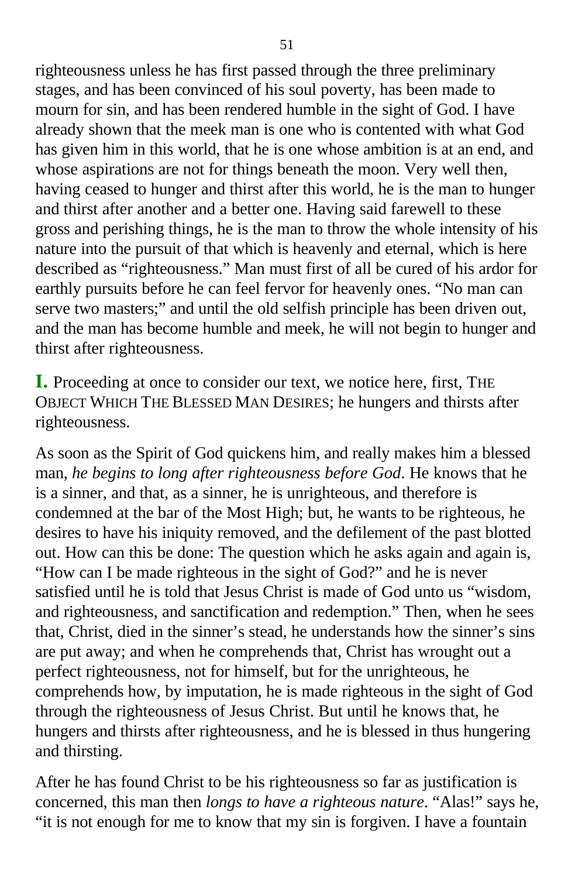righteousness unless he has first passed through the three preliminary stages, and has been convinced of his soul poverty, has been made to mourn for sin, and has been rendered humble in the sight of God. I have already shown that the meek man is one who is contented with what God has given him in this world, that he is one whose ambition is at an end, and whose aspirations are not for things beneath the moon. Very well then, having ceased to hunger and thirst after this world, he is the man to hunger and thirst after another and a better one. Having said farewell to these gross and perishing things, he is the man to throw the whole intensity of his nature into the pursuit of that which is heavenly and eternal, which is here described as "righteousness." Man must first of all be cured of his ardor for earthly pursuits before he can feel fervor for heavenly ones. "No man can serve two masters;" and until the old selfish principle has been driven out, and the man has become humble and meek, he will not begin to hunger and thirst after righteousness.

**I.** Proceeding at once to consider our text, we notice here, first, THE OBJECT WHICH THE BLESSED MAN DESIRES; he hungers and thirsts after righteousness.

As soon as the Spirit of God quickens him, and really makes him a blessed man, *he begins to long after righteousness before God*. He knows that he is a sinner, and that, as a sinner, he is unrighteous, and therefore is condemned at the bar of the Most High; but, he wants to be righteous, he desires to have his iniquity removed, and the defilement of the past blotted out. How can this be done: The question which he asks again and again is, "How can I be made righteous in the sight of God?" and he is never satisfied until he is told that Jesus Christ is made of God unto us "wisdom, and righteousness, and sanctification and redemption." Then, when he sees that, Christ, died in the sinner's stead, he understands how the sinner's sins are put away; and when he comprehends that, Christ has wrought out a perfect righteousness, not for himself, but for the unrighteous, he comprehends how, by imputation, he is made righteous in the sight of God through the righteousness of Jesus Christ. But until he knows that, he hungers and thirsts after righteousness, and he is blessed in thus hungering and thirsting.

After he has found Christ to be his righteousness so far as justification is concerned, this man then *longs to have a righteous nature*. "Alas!" says he, "it is not enough for me to know that my sin is forgiven. I have a fountain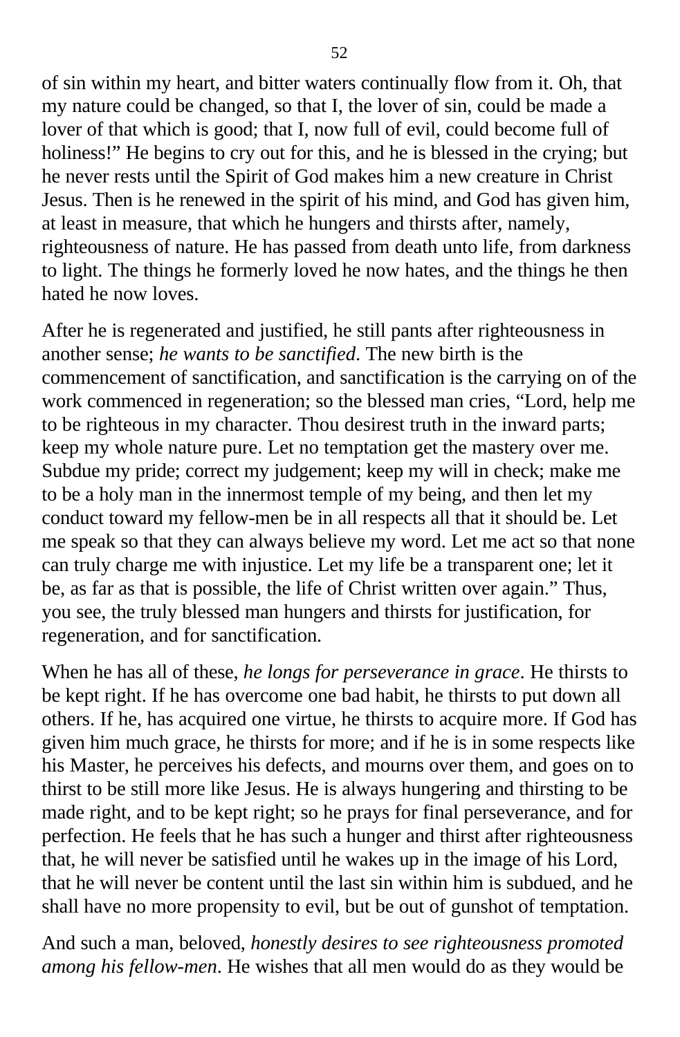of sin within my heart, and bitter waters continually flow from it. Oh, that my nature could be changed, so that I, the lover of sin, could be made a lover of that which is good; that I, now full of evil, could become full of holiness!" He begins to cry out for this, and he is blessed in the crying; but he never rests until the Spirit of God makes him a new creature in Christ Jesus. Then is he renewed in the spirit of his mind, and God has given him, at least in measure, that which he hungers and thirsts after, namely, righteousness of nature. He has passed from death unto life, from darkness to light. The things he formerly loved he now hates, and the things he then hated he now loves.

After he is regenerated and justified, he still pants after righteousness in another sense; *he wants to be sanctified*. The new birth is the commencement of sanctification, and sanctification is the carrying on of the work commenced in regeneration; so the blessed man cries, "Lord, help me to be righteous in my character. Thou desirest truth in the inward parts; keep my whole nature pure. Let no temptation get the mastery over me. Subdue my pride; correct my judgement; keep my will in check; make me to be a holy man in the innermost temple of my being, and then let my conduct toward my fellow-men be in all respects all that it should be. Let me speak so that they can always believe my word. Let me act so that none can truly charge me with injustice. Let my life be a transparent one; let it be, as far as that is possible, the life of Christ written over again." Thus, you see, the truly blessed man hungers and thirsts for justification, for regeneration, and for sanctification.

When he has all of these, *he longs for perseverance in grace*. He thirsts to be kept right. If he has overcome one bad habit, he thirsts to put down all others. If he, has acquired one virtue, he thirsts to acquire more. If God has given him much grace, he thirsts for more; and if he is in some respects like his Master, he perceives his defects, and mourns over them, and goes on to thirst to be still more like Jesus. He is always hungering and thirsting to be made right, and to be kept right; so he prays for final perseverance, and for perfection. He feels that he has such a hunger and thirst after righteousness that, he will never be satisfied until he wakes up in the image of his Lord, that he will never be content until the last sin within him is subdued, and he shall have no more propensity to evil, but be out of gunshot of temptation.

And such a man, beloved, *honestly desires to see righteousness promoted among his fellow-men*. He wishes that all men would do as they would be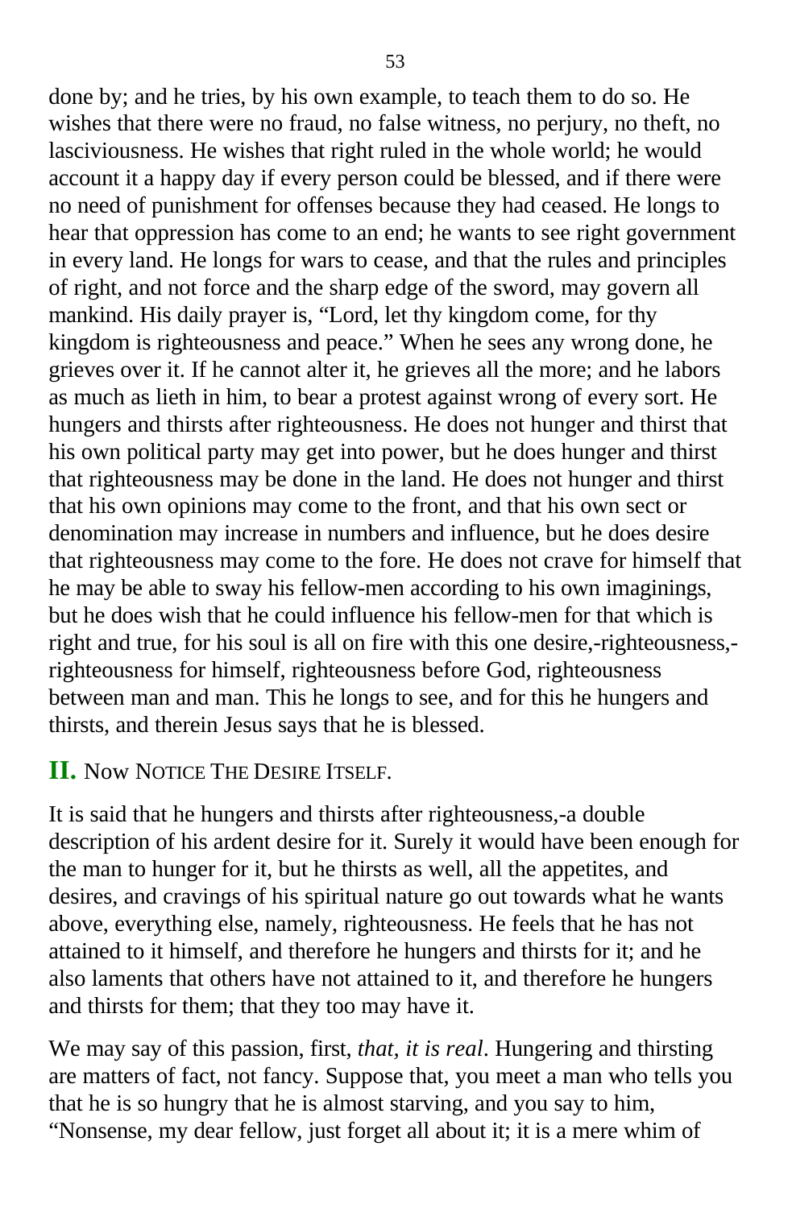done by; and he tries, by his own example, to teach them to do so. He wishes that there were no fraud, no false witness, no perjury, no theft, no lasciviousness. He wishes that right ruled in the whole world; he would account it a happy day if every person could be blessed, and if there were no need of punishment for offenses because they had ceased. He longs to hear that oppression has come to an end; he wants to see right government in every land. He longs for wars to cease, and that the rules and principles of right, and not force and the sharp edge of the sword, may govern all mankind. His daily prayer is, "Lord, let thy kingdom come, for thy kingdom is righteousness and peace." When he sees any wrong done, he grieves over it. If he cannot alter it, he grieves all the more; and he labors as much as lieth in him, to bear a protest against wrong of every sort. He hungers and thirsts after righteousness. He does not hunger and thirst that his own political party may get into power, but he does hunger and thirst that righteousness may be done in the land. He does not hunger and thirst that his own opinions may come to the front, and that his own sect or denomination may increase in numbers and influence, but he does desire that righteousness may come to the fore. He does not crave for himself that he may be able to sway his fellow-men according to his own imaginings, but he does wish that he could influence his fellow-men for that which is right and true, for his soul is all on fire with this one desire,-righteousness,-righteousness for himself, righteousness before God, righteousness between man and man. This he longs to see, and for this he hungers and thirsts, and therein Jesus says that he is blessed.

## II. Now Notice The Desire Itself.

It is said that he hungers and thirsts after righteousness,-a double description of his ardent desire for it. Surely it would have been enough for the man to hunger for it, but he thirsts as well, all the appetites, and desires, and cravings of his spiritual nature go out towards what he wants above, everything else, namely, righteousness. He feels that he has not attained to it himself, and therefore he hungers and thirsts for it; and he also laments that others have not attained to it, and therefore he hungers and thirsts for them; that they too may have it.

We may say of this passion, first, *that, it is real*. Hungering and thirsting are matters of fact, not fancy. Suppose that, you meet a man who tells you that he is so hungry that he is almost starving, and you say to him, "Nonsense, my dear fellow, just forget all about it; it is a mere whim of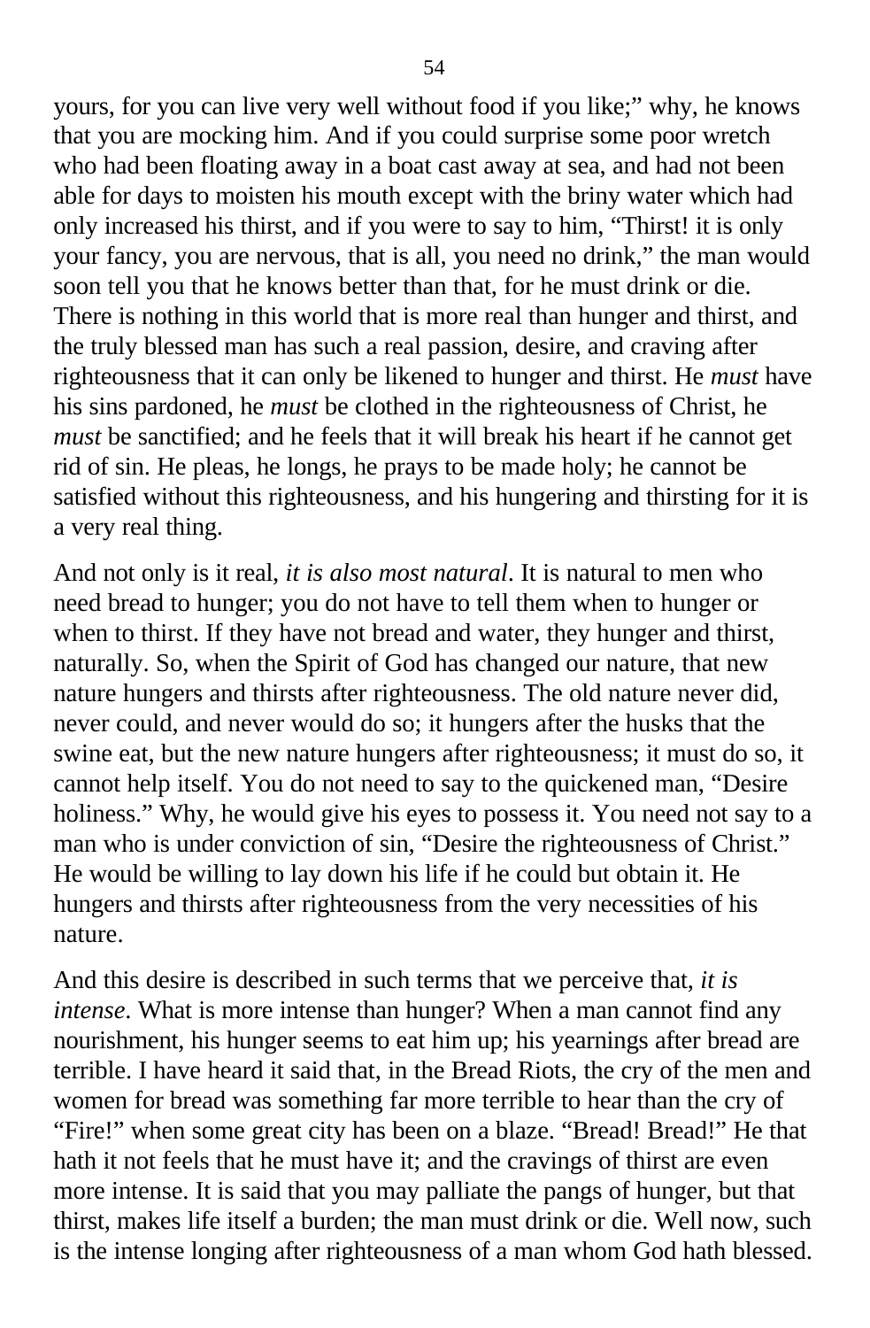yours, for you can live very well without food if you like;" why, he knows that you are mocking him. And if you could surprise some poor wretch who had been floating away in a boat cast away at sea, and had not been able for days to moisten his mouth except with the briny water which had only increased his thirst, and if you were to say to him, "Thirst! it is only your fancy, you are nervous, that is all, you need no drink," the man would soon tell you that he knows better than that, for he must drink or die. There is nothing in this world that is more real than hunger and thirst, and the truly blessed man has such a real passion, desire, and craving after righteousness that it can only be likened to hunger and thirst. He *must* have his sins pardoned, he *must* be clothed in the righteousness of Christ, he *must* be sanctified; and he feels that it will break his heart if he cannot get rid of sin. He pleas, he longs, he prays to be made holy; he cannot be satisfied without this righteousness, and his hungering and thirsting for it is a very real thing.

And not only is it real, *it is also most natural*. It is natural to men who need bread to hunger; you do not have to tell them when to hunger or when to thirst. If they have not bread and water, they hunger and thirst, naturally. So, when the Spirit of God has changed our nature, that new nature hungers and thirsts after righteousness. The old nature never did, never could, and never would do so; it hungers after the husks that the swine eat, but the new nature hungers after righteousness; it must do so, it cannot help itself. You do not need to say to the quickened man, "Desire holiness." Why, he would give his eyes to possess it. You need not say to a man who is under conviction of sin, "Desire the righteousness of Christ." He would be willing to lay down his life if he could but obtain it. He hungers and thirsts after righteousness from the very necessities of his nature.

And this desire is described in such terms that we perceive that, *it is intense*. What is more intense than hunger? When a man cannot find any nourishment, his hunger seems to eat him up; his yearnings after bread are terrible. I have heard it said that, in the Bread Riots, the cry of the men and women for bread was something far more terrible to hear than the cry of "Fire!" when some great city has been on a blaze. "Bread! Bread!" He that hath it not feels that he must have it; and the cravings of thirst are even more intense. It is said that you may palliate the pangs of hunger, but that thirst, makes life itself a burden; the man must drink or die. Well now, such is the intense longing after righteousness of a man whom God hath blessed.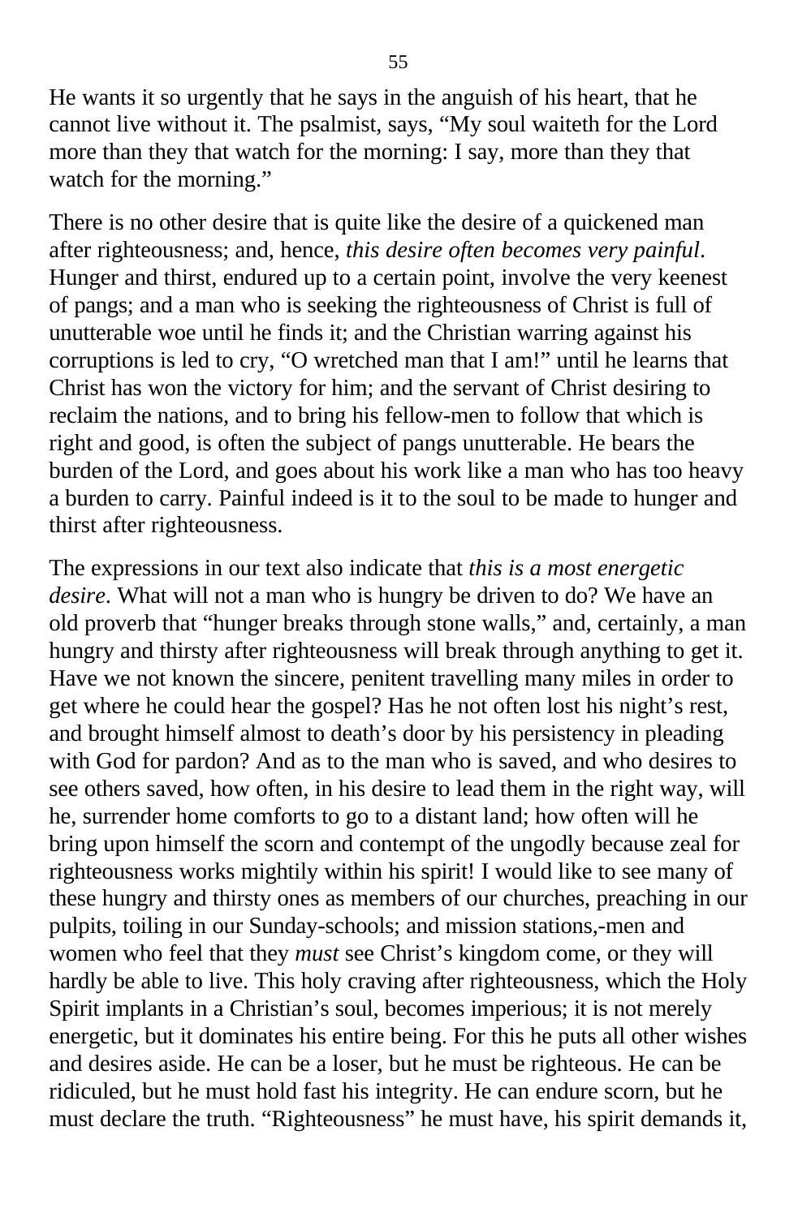He wants it so urgently that he says in the anguish of his heart, that he cannot live without it. The psalmist, says, "My soul waiteth for the Lord more than they that watch for the morning: I say, more than they that watch for the morning."

There is no other desire that is quite like the desire of a quickened man after righteousness; and, hence, *this desire often becomes very painful*. Hunger and thirst, endured up to a certain point, involve the very keenest of pangs; and a man who is seeking the righteousness of Christ is full of unutterable woe until he finds it; and the Christian warring against his corruptions is led to cry, "O wretched man that I am!" until he learns that Christ has won the victory for him; and the servant of Christ desiring to reclaim the nations, and to bring his fellow-men to follow that which is right and good, is often the subject of pangs unutterable. He bears the burden of the Lord, and goes about his work like a man who has too heavy a burden to carry. Painful indeed is it to the soul to be made to hunger and thirst after righteousness.

The expressions in our text also indicate that *this is a most energetic desire*. What will not a man who is hungry be driven to do? We have an old proverb that "hunger breaks through stone walls," and, certainly, a man hungry and thirsty after righteousness will break through anything to get it. Have we not known the sincere, penitent travelling many miles in order to get where he could hear the gospel? Has he not often lost his night's rest, and brought himself almost to death's door by his persistency in pleading with God for pardon? And as to the man who is saved, and who desires to see others saved, how often, in his desire to lead them in the right way, will he, surrender home comforts to go to a distant land; how often will he bring upon himself the scorn and contempt of the ungodly because zeal for righteousness works mightily within his spirit! I would like to see many of these hungry and thirsty ones as members of our churches, preaching in our pulpits, toiling in our Sunday-schools; and mission stations,-men and women who feel that they *must* see Christ's kingdom come, or they will hardly be able to live. This holy craving after righteousness, which the Holy Spirit implants in a Christian's soul, becomes imperious; it is not merely energetic, but it dominates his entire being. For this he puts all other wishes and desires aside. He can be a loser, but he must be righteous. He can be ridiculed, but he must hold fast his integrity. He can endure scorn, but he must declare the truth. "Righteousness" he must have, his spirit demands it,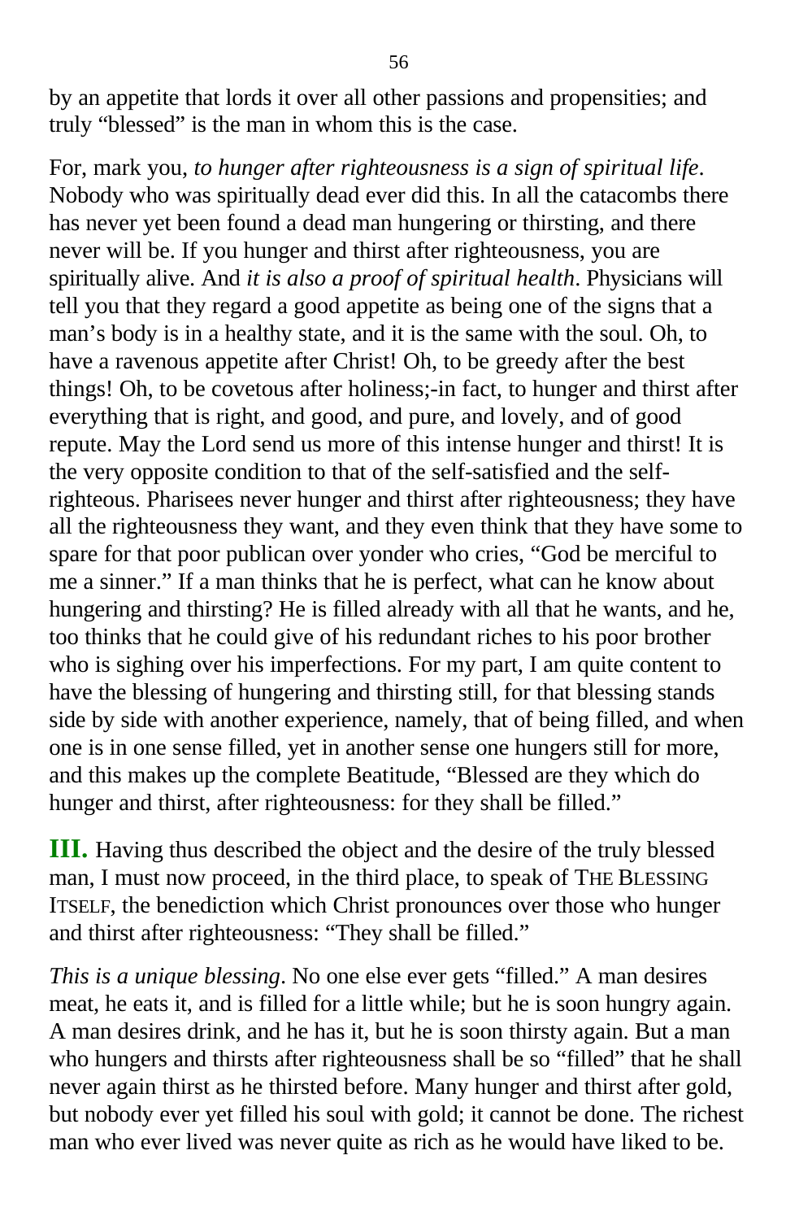by an appetite that lords it over all other passions and propensities; and truly "blessed" is the man in whom this is the case.

For, mark you, *to hunger after righteousness is a sign of spiritual life*. Nobody who was spiritually dead ever did this. In all the catacombs there has never yet been found a dead man hungering or thirsting, and there never will be. If you hunger and thirst after righteousness, you are spiritually alive. And *it is also a proof of spiritual health*. Physicians will tell you that they regard a good appetite as being one of the signs that a man's body is in a healthy state, and it is the same with the soul. Oh, to have a ravenous appetite after Christ! Oh, to be greedy after the best things! Oh, to be covetous after holiness;-in fact, to hunger and thirst after everything that is right, and good, and pure, and lovely, and of good repute. May the Lord send us more of this intense hunger and thirst! It is the very opposite condition to that of the self-satisfied and the self-righteous. Pharisees never hunger and thirst after righteousness; they have all the righteousness they want, and they even think that they have some to spare for that poor publican over yonder who cries, "God be merciful to me a sinner." If a man thinks that he is perfect, what can he know about hungering and thirsting? He is filled already with all that he wants, and he, too thinks that he could give of his redundant riches to his poor brother who is sighing over his imperfections. For my part, I am quite content to have the blessing of hungering and thirsting still, for that blessing stands side by side with another experience, namely, that of being filled, and when one is in one sense filled, yet in another sense one hungers still for more, and this makes up the complete Beatitude, "Blessed are they which do hunger and thirst, after righteousness: for they shall be filled."

**III.** Having thus described the object and the desire of the truly blessed man, I must now proceed, in the third place, to speak of THE BLESSING ITSELF, the benediction which Christ pronounces over those who hunger and thirst after righteousness: "They shall be filled."

*This is a unique blessing*. No one else ever gets "filled." A man desires meat, he eats it, and is filled for a little while; but he is soon hungry again. A man desires drink, and he has it, but he is soon thirsty again. But a man who hungers and thirsts after righteousness shall be so "filled" that he shall never again thirst as he thirsted before. Many hunger and thirst after gold, but nobody ever yet filled his soul with gold; it cannot be done. The richest man who ever lived was never quite as rich as he would have liked to be.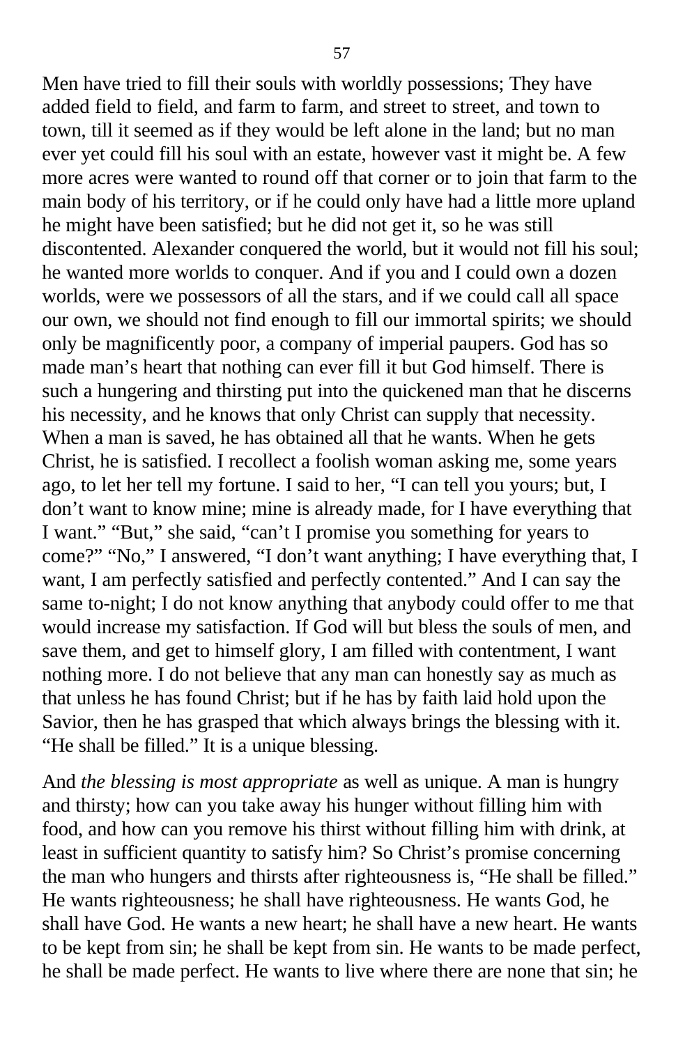Men have tried to fill their souls with worldly possessions; They have added field to field, and farm to farm, and street to street, and town to town, till it seemed as if they would be left alone in the land; but no man ever yet could fill his soul with an estate, however vast it might be. A few more acres were wanted to round off that corner or to join that farm to the main body of his territory, or if he could only have had a little more upland he might have been satisfied; but he did not get it, so he was still discontented. Alexander conquered the world, but it would not fill his soul; he wanted more worlds to conquer. And if you and I could own a dozen worlds, were we possessors of all the stars, and if we could call all space our own, we should not find enough to fill our immortal spirits; we should only be magnificently poor, a company of imperial paupers. God has so made man's heart that nothing can ever fill it but God himself. There is such a hungering and thirsting put into the quickened man that he discerns his necessity, and he knows that only Christ can supply that necessity. When a man is saved, he has obtained all that he wants. When he gets Christ, he is satisfied. I recollect a foolish woman asking me, some years ago, to let her tell my fortune. I said to her, "I can tell you yours; but, I don't want to know mine; mine is already made, for I have everything that I want." "But," she said, "can't I promise you something for years to come?" "No," I answered, "I don't want anything; I have everything that, I want, I am perfectly satisfied and perfectly contented." And I can say the same to-night; I do not know anything that anybody could offer to me that would increase my satisfaction. If God will but bless the souls of men, and save them, and get to himself glory, I am filled with contentment, I want nothing more. I do not believe that any man can honestly say as much as that unless he has found Christ; but if he has by faith laid hold upon the Savior, then he has grasped that which always brings the blessing with it. "He shall be filled." It is a unique blessing.

And *the blessing is most appropriate* as well as unique. A man is hungry and thirsty; how can you take away his hunger without filling him with food, and how can you remove his thirst without filling him with drink, at least in sufficient quantity to satisfy him? So Christ's promise concerning the man who hungers and thirsts after righteousness is, "He shall be filled." He wants righteousness; he shall have righteousness. He wants God, he shall have God. He wants a new heart; he shall have a new heart. He wants to be kept from sin; he shall be kept from sin. He wants to be made perfect, he shall be made perfect. He wants to live where there are none that sin; he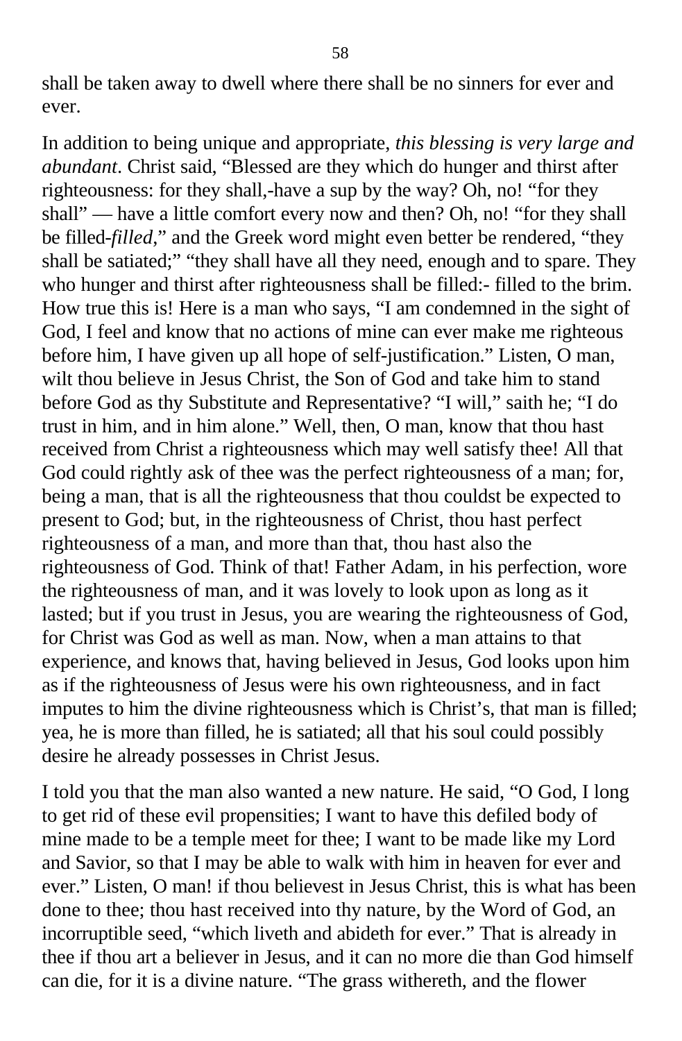shall be taken away to dwell where there shall be no sinners for ever and ever.

In addition to being unique and appropriate, *this blessing is very large and abundant*. Christ said, "Blessed are they which do hunger and thirst after righteousness: for they shall,-have a sup by the way? Oh, no! "for they shall" — have a little comfort every now and then? Oh, no! "for they shall be filled-*filled*," and the Greek word might even better be rendered, "they shall be satiated;" "they shall have all they need, enough and to spare. They who hunger and thirst after righteousness shall be filled:- filled to the brim. How true this is! Here is a man who says, "I am condemned in the sight of God, I feel and know that no actions of mine can ever make me righteous before him, I have given up all hope of self-justification." Listen, O man, wilt thou believe in Jesus Christ, the Son of God and take him to stand before God as thy Substitute and Representative? "I will," saith he; "I do trust in him, and in him alone." Well, then, O man, know that thou hast received from Christ a righteousness which may well satisfy thee! All that God could rightly ask of thee was the perfect righteousness of a man; for, being a man, that is all the righteousness that thou couldst be expected to present to God; but, in the righteousness of Christ, thou hast perfect righteousness of a man, and more than that, thou hast also the righteousness of God. Think of that! Father Adam, in his perfection, wore the righteousness of man, and it was lovely to look upon as long as it lasted; but if you trust in Jesus, you are wearing the righteousness of God, for Christ was God as well as man. Now, when a man attains to that experience, and knows that, having believed in Jesus, God looks upon him as if the righteousness of Jesus were his own righteousness, and in fact imputes to him the divine righteousness which is Christ's, that man is filled; yea, he is more than filled, he is satiated; all that his soul could possibly desire he already possesses in Christ Jesus.

I told you that the man also wanted a new nature. He said, "O God, I long to get rid of these evil propensities; I want to have this defiled body of mine made to be a temple meet for thee; I want to be made like my Lord and Savior, so that I may be able to walk with him in heaven for ever and ever." Listen, O man! if thou believest in Jesus Christ, this is what has been done to thee; thou hast received into thy nature, by the Word of God, an incorruptible seed, "which liveth and abideth for ever." That is already in thee if thou art a believer in Jesus, and it can no more die than God himself can die, for it is a divine nature. "The grass withereth, and the flower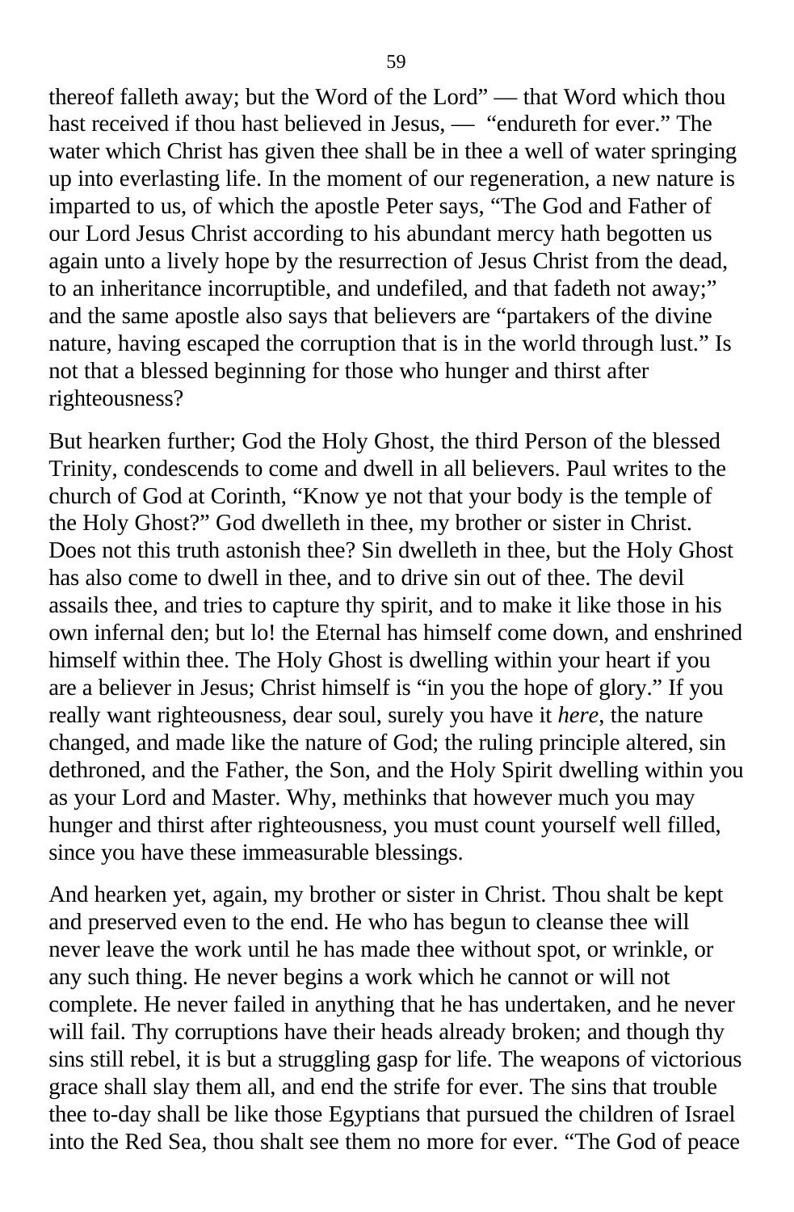thereof falleth away; but the Word of the Lord" — that Word which thou hast received if thou hast believed in Jesus, — "endureth for ever." The water which Christ has given thee shall be in thee a well of water springing up into everlasting life. In the moment of our regeneration, a new nature is imparted to us, of which the apostle Peter says, "The God and Father of our Lord Jesus Christ according to his abundant mercy hath begotten us again unto a lively hope by the resurrection of Jesus Christ from the dead, to an inheritance incorruptible, and undefiled, and that fadeth not away;" and the same apostle also says that believers are "partakers of the divine nature, having escaped the corruption that is in the world through lust." Is not that a blessed beginning for those who hunger and thirst after righteousness?

But hearken further; God the Holy Ghost, the third Person of the blessed Trinity, condescends to come and dwell in all believers. Paul writes to the church of God at Corinth, "Know ye not that your body is the temple of the Holy Ghost?" God dwelleth in thee, my brother or sister in Christ. Does not this truth astonish thee? Sin dwelleth in thee, but the Holy Ghost has also come to dwell in thee, and to drive sin out of thee. The devil assails thee, and tries to capture thy spirit, and to make it like those in his own infernal den; but lo! the Eternal has himself come down, and enshrined himself within thee. The Holy Ghost is dwelling within your heart if you are a believer in Jesus; Christ himself is "in you the hope of glory." If you really want righteousness, dear soul, surely you have it *here*, the nature changed, and made like the nature of God; the ruling principle altered, sin dethroned, and the Father, the Son, and the Holy Spirit dwelling within you as your Lord and Master. Why, methinks that however much you may hunger and thirst after righteousness, you must count yourself well filled, since you have these immeasurable blessings.

And hearken yet, again, my brother or sister in Christ. Thou shalt be kept and preserved even to the end. He who has begun to cleanse thee will never leave the work until he has made thee without spot, or wrinkle, or any such thing. He never begins a work which he cannot or will not complete. He never failed in anything that he has undertaken, and he never will fail. Thy corruptions have their heads already broken; and though thy sins still rebel, it is but a struggling gasp for life. The weapons of victorious grace shall slay them all, and end the strife for ever. The sins that trouble thee to-day shall be like those Egyptians that pursued the children of Israel into the Red Sea, thou shalt see them no more for ever. "The God of peace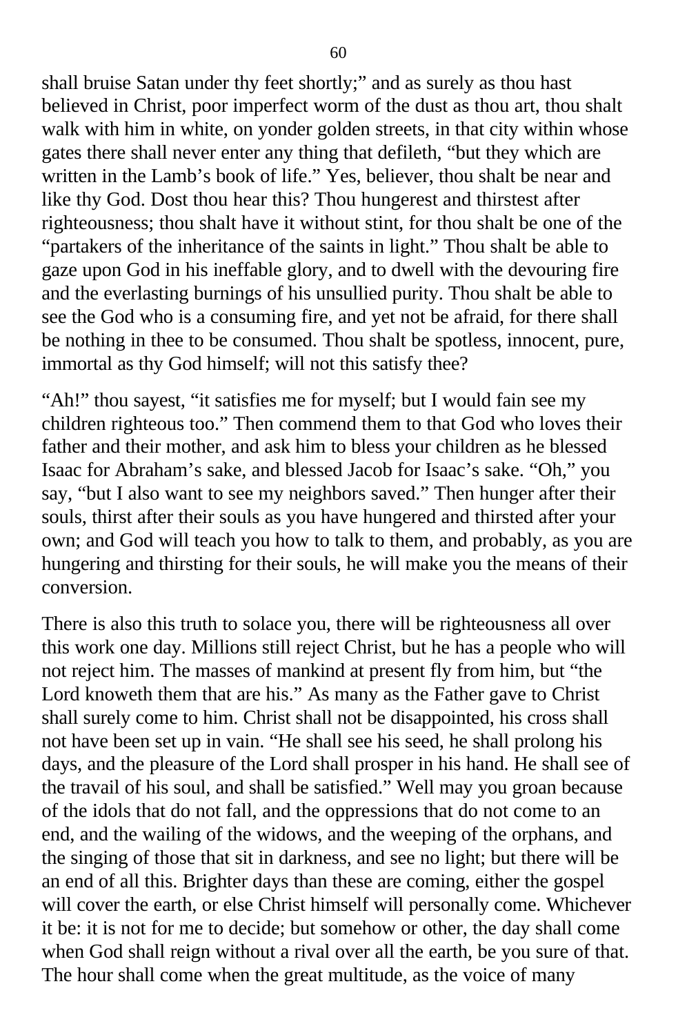shall bruise Satan under thy feet shortly;" and as surely as thou hast believed in Christ, poor imperfect worm of the dust as thou art, thou shalt walk with him in white, on yonder golden streets, in that city within whose gates there shall never enter any thing that defileth, "but they which are written in the Lamb's book of life." Yes, believer, thou shalt be near and like thy God. Dost thou hear this? Thou hungerest and thirstest after righteousness; thou shalt have it without stint, for thou shalt be one of the "partakers of the inheritance of the saints in light." Thou shalt be able to gaze upon God in his ineffable glory, and to dwell with the devouring fire and the everlasting burnings of his unsullied purity. Thou shalt be able to see the God who is a consuming fire, and yet not be afraid, for there shall be nothing in thee to be consumed. Thou shalt be spotless, innocent, pure, immortal as thy God himself; will not this satisfy thee?

"Ah!" thou sayest, "it satisfies me for myself; but I would fain see my children righteous too." Then commend them to that God who loves their father and their mother, and ask him to bless your children as he blessed Isaac for Abraham's sake, and blessed Jacob for Isaac's sake. "Oh," you say, "but I also want to see my neighbors saved." Then hunger after their souls, thirst after their souls as you have hungered and thirsted after your own; and God will teach you how to talk to them, and probably, as you are hungering and thirsting for their souls, he will make you the means of their conversion.

There is also this truth to solace you, there will be righteousness all over this work one day. Millions still reject Christ, but he has a people who will not reject him. The masses of mankind at present fly from him, but "the Lord knoweth them that are his." As many as the Father gave to Christ shall surely come to him. Christ shall not be disappointed, his cross shall not have been set up in vain. "He shall see his seed, he shall prolong his days, and the pleasure of the Lord shall prosper in his hand. He shall see of the travail of his soul, and shall be satisfied." Well may you groan because of the idols that do not fall, and the oppressions that do not come to an end, and the wailing of the widows, and the weeping of the orphans, and the singing of those that sit in darkness, and see no light; but there will be an end of all this. Brighter days than these are coming, either the gospel will cover the earth, or else Christ himself will personally come. Whichever it be: it is not for me to decide; but somehow or other, the day shall come when God shall reign without a rival over all the earth, be you sure of that. The hour shall come when the great multitude, as the voice of many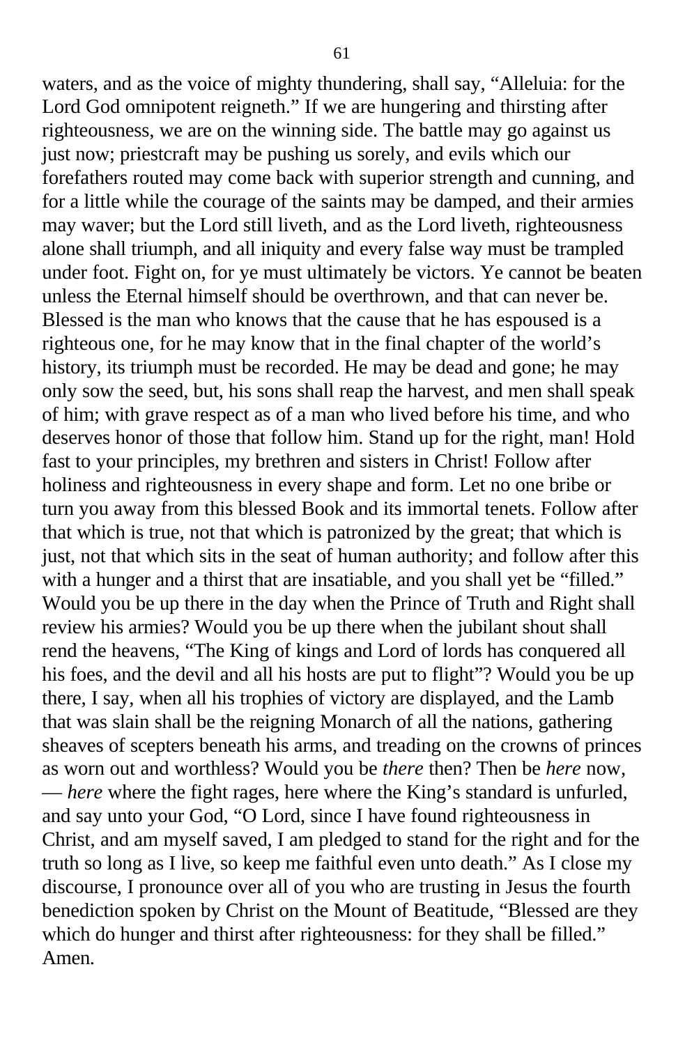waters, and as the voice of mighty thundering, shall say, "Alleluia: for the Lord God omnipotent reigneth." If we are hungering and thirsting after righteousness, we are on the winning side. The battle may go against us just now; priestcraft may be pushing us sorely, and evils which our forefathers routed may come back with superior strength and cunning, and for a little while the courage of the saints may be damped, and their armies may waver; but the Lord still liveth, and as the Lord liveth, righteousness alone shall triumph, and all iniquity and every false way must be trampled under foot. Fight on, for ye must ultimately be victors. Ye cannot be beaten unless the Eternal himself should be overthrown, and that can never be. Blessed is the man who knows that the cause that he has espoused is a righteous one, for he may know that in the final chapter of the world's history, its triumph must be recorded. He may be dead and gone; he may only sow the seed, but, his sons shall reap the harvest, and men shall speak of him; with grave respect as of a man who lived before his time, and who deserves honor of those that follow him. Stand up for the right, man! Hold fast to your principles, my brethren and sisters in Christ! Follow after holiness and righteousness in every shape and form. Let no one bribe or turn you away from this blessed Book and its immortal tenets. Follow after that which is true, not that which is patronized by the great; that which is just, not that which sits in the seat of human authority; and follow after this with a hunger and a thirst that are insatiable, and you shall yet be "filled." Would you be up there in the day when the Prince of Truth and Right shall review his armies? Would you be up there when the jubilant shout shall rend the heavens, "The King of kings and Lord of lords has conquered all his foes, and the devil and all his hosts are put to flight"? Would you be up there, I say, when all his trophies of victory are displayed, and the Lamb that was slain shall be the reigning Monarch of all the nations, gathering sheaves of scepters beneath his arms, and treading on the crowns of princes as worn out and worthless? Would you be *there* then? Then be *here* now, — *here* where the fight rages, here where the King's standard is unfurled, and say unto your God, "O Lord, since I have found righteousness in Christ, and am myself saved, I am pledged to stand for the right and for the truth so long as I live, so keep me faithful even unto death." As I close my discourse, I pronounce over all of you who are trusting in Jesus the fourth benediction spoken by Christ on the Mount of Beatitude, "Blessed are they which do hunger and thirst after righteousness: for they shall be filled." Amen.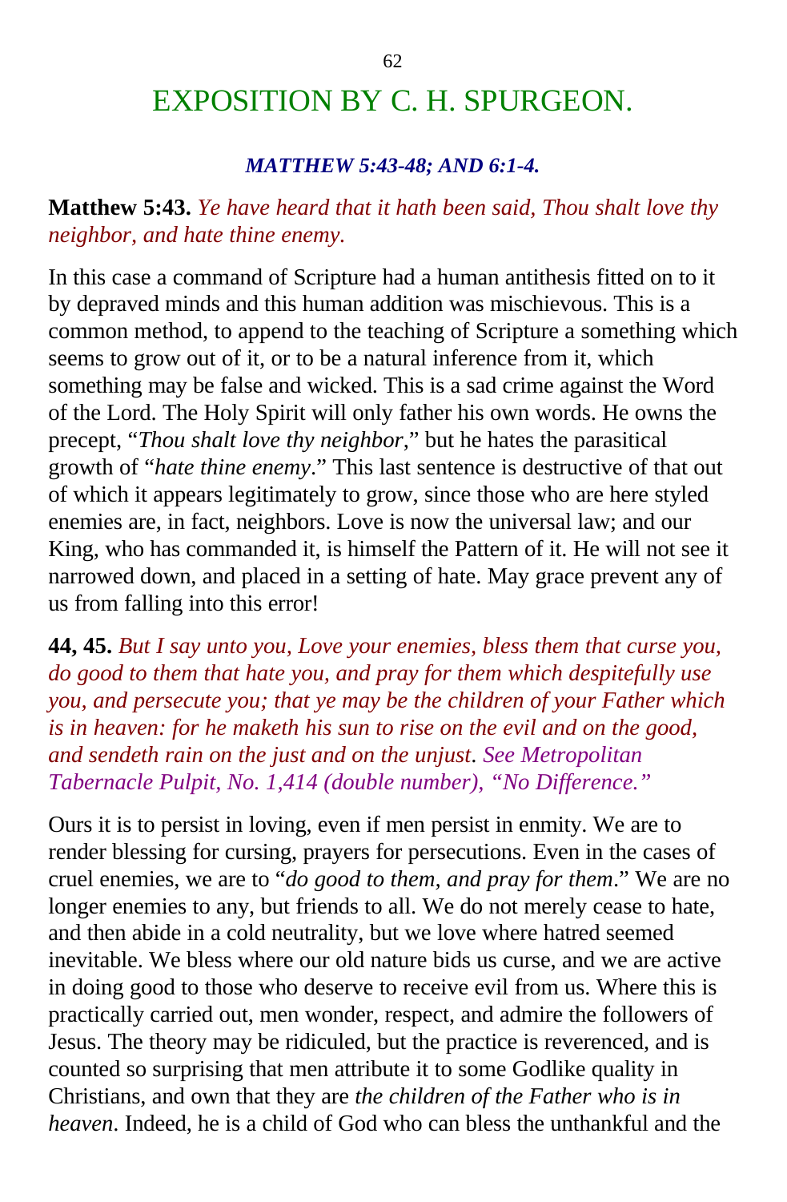# EXPOSITION BY C. H. SPURGEON.

***MATTHEW 5:43-48; AND 6:1-4.***

**Matthew 5:43.** *Ye have heard that it hath been said, Thou shalt love thy neighbor, and hate thine enemy.*

In this case a command of Scripture had a human antithesis fitted on to it by depraved minds and this human addition was mischievous. This is a common method, to append to the teaching of Scripture a something which seems to grow out of it, or to be a natural inference from it, which something may be false and wicked. This is a sad crime against the Word of the Lord. The Holy Spirit will only father his own words. He owns the precept, "*Thou shalt love thy neighbor*," but he hates the parasitical growth of "*hate thine enemy*." This last sentence is destructive of that out of which it appears legitimately to grow, since those who are here styled enemies are, in fact, neighbors. Love is now the universal law; and our King, who has commanded it, is himself the Pattern of it. He will not see it narrowed down, and placed in a setting of hate. May grace prevent any of us from falling into this error!

**44, 45.** *But I say unto you, Love your enemies, bless them that curse you, do good to them that hate you, and pray for them which despitefully use you, and persecute you; that ye may be the children of your Father which is in heaven: for he maketh his sun to rise on the evil and on the good, and sendeth rain on the just and on the unjust. See Metropolitan Tabernacle Pulpit, No. 1,414 (double number), "No Difference."*

Ours it is to persist in loving, even if men persist in enmity. We are to render blessing for cursing, prayers for persecutions. Even in the cases of cruel enemies, we are to "*do good to them, and pray for them*." We are no longer enemies to any, but friends to all. We do not merely cease to hate, and then abide in a cold neutrality, but we love where hatred seemed inevitable. We bless where our old nature bids us curse, and we are active in doing good to those who deserve to receive evil from us. Where this is practically carried out, men wonder, respect, and admire the followers of Jesus. The theory may be ridiculed, but the practice is reverenced, and is counted so surprising that men attribute it to some Godlike quality in Christians, and own that they are *the children of the Father who is in heaven*. Indeed, he is a child of God who can bless the unthankful and the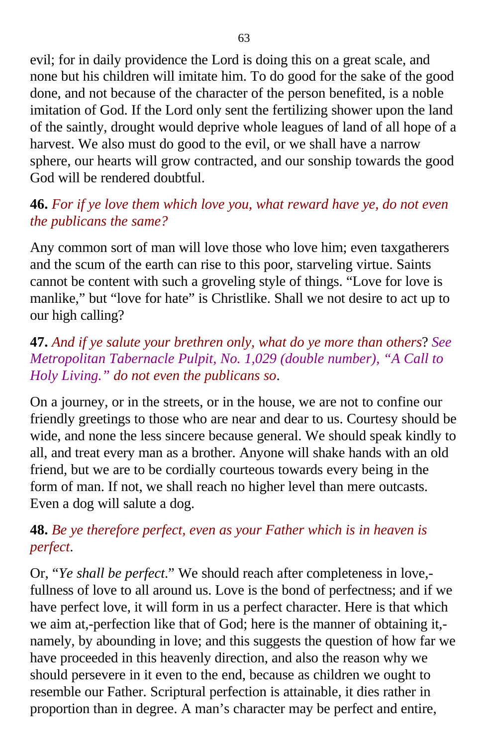evil; for in daily providence the Lord is doing this on a great scale, and none but his children will imitate him. To do good for the sake of the good done, and not because of the character of the person benefited, is a noble imitation of God. If the Lord only sent the fertilizing shower upon the land of the saintly, drought would deprive whole leagues of land of all hope of a harvest. We also must do good to the evil, or we shall have a narrow sphere, our hearts will grow contracted, and our sonship towards the good God will be rendered doubtful.

**46.** *For if ye love them which love you, what reward have ye, do not even the publicans the same?*

Any common sort of man will love those who love him; even taxgatherers and the scum of the earth can rise to this poor, starveling virtue. Saints cannot be content with such a groveling style of things. “Love for love is manlike,” but “love for hate” is Christlike. Shall we not desire to act up to our high calling?

**47.** *And if ye salute your brethren only, what do ye more than others*? *See Metropolitan Tabernacle Pulpit, No. 1,029 (double number), “A Call to Holy Living.” do not even the publicans so*.

On a journey, or in the streets, or in the house, we are not to confine our friendly greetings to those who are near and dear to us. Courtesy should be wide, and none the less sincere because general. We should speak kindly to all, and treat every man as a brother. Anyone will shake hands with an old friend, but we are to be cordially courteous towards every being in the form of man. If not, we shall reach no higher level than mere outcasts. Even a dog will salute a dog.

**48.** *Be ye therefore perfect, even as your Father which is in heaven is perfect*.

Or, “*Ye shall be perfect*.” We should reach after completeness in love,-fullness of love to all around us. Love is the bond of perfectness; and if we have perfect love, it will form in us a perfect character. Here is that which we aim at,-perfection like that of God; here is the manner of obtaining it,-namely, by abounding in love; and this suggests the question of how far we have proceeded in this heavenly direction, and also the reason why we should persevere in it even to the end, because as children we ought to resemble our Father. Scriptural perfection is attainable, it dies rather in proportion than in degree. A man’s character may be perfect and entire,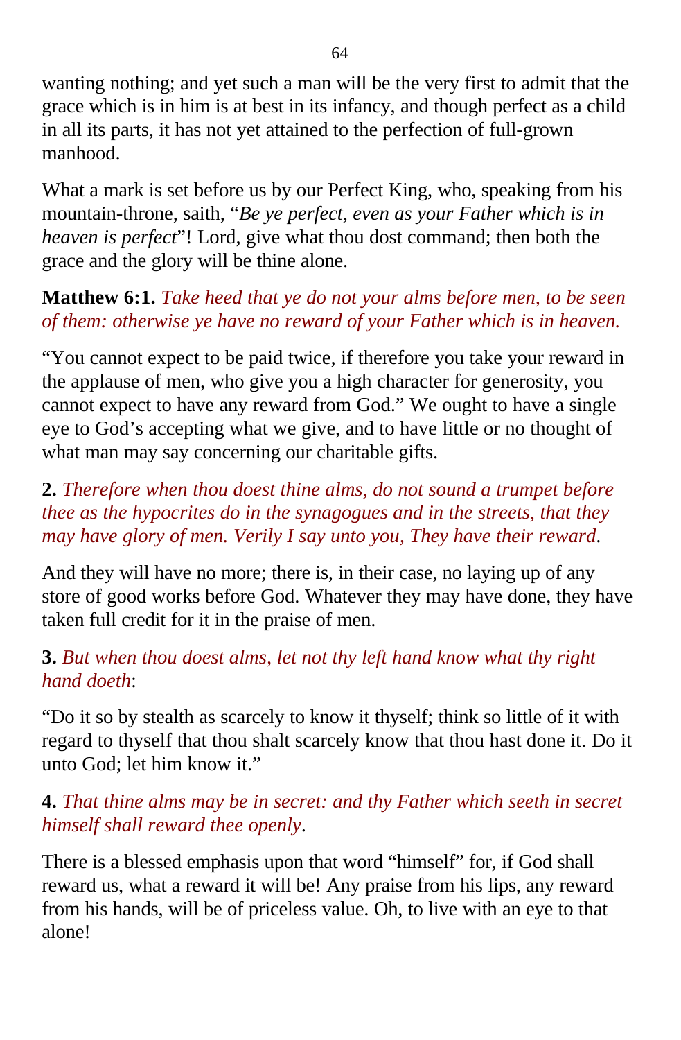wanting nothing; and yet such a man will be the very first to admit that the grace which is in him is at best in its infancy, and though perfect as a child in all its parts, it has not yet attained to the perfection of full-grown manhood.

What a mark is set before us by our Perfect King, who, speaking from his mountain-throne, saith, "*Be ye perfect, even as your Father which is in heaven is perfect*"! Lord, give what thou dost command; then both the grace and the glory will be thine alone.

**Matthew 6:1.** *Take heed that ye do not your alms before men, to be seen of them: otherwise ye have no reward of your Father which is in heaven.*

"You cannot expect to be paid twice, if therefore you take your reward in the applause of men, who give you a high character for generosity, you cannot expect to have any reward from God." We ought to have a single eye to God's accepting what we give, and to have little or no thought of what man may say concerning our charitable gifts.

**2.** *Therefore when thou doest thine alms, do not sound a trumpet before thee as the hypocrites do in the synagogues and in the streets, that they may have glory of men. Verily I say unto you, They have their reward*.

And they will have no more; there is, in their case, no laying up of any store of good works before God. Whatever they may have done, they have taken full credit for it in the praise of men.

**3.** *But when thou doest alms, let not thy left hand know what thy right hand doeth*:

"Do it so by stealth as scarcely to know it thyself; think so little of it with regard to thyself that thou shalt scarcely know that thou hast done it. Do it unto God; let him know it."

**4.** *That thine alms may be in secret: and thy Father which seeth in secret himself shall reward thee openly*.

There is a blessed emphasis upon that word "himself" for, if God shall reward us, what a reward it will be! Any praise from his lips, any reward from his hands, will be of priceless value. Oh, to live with an eye to that alone!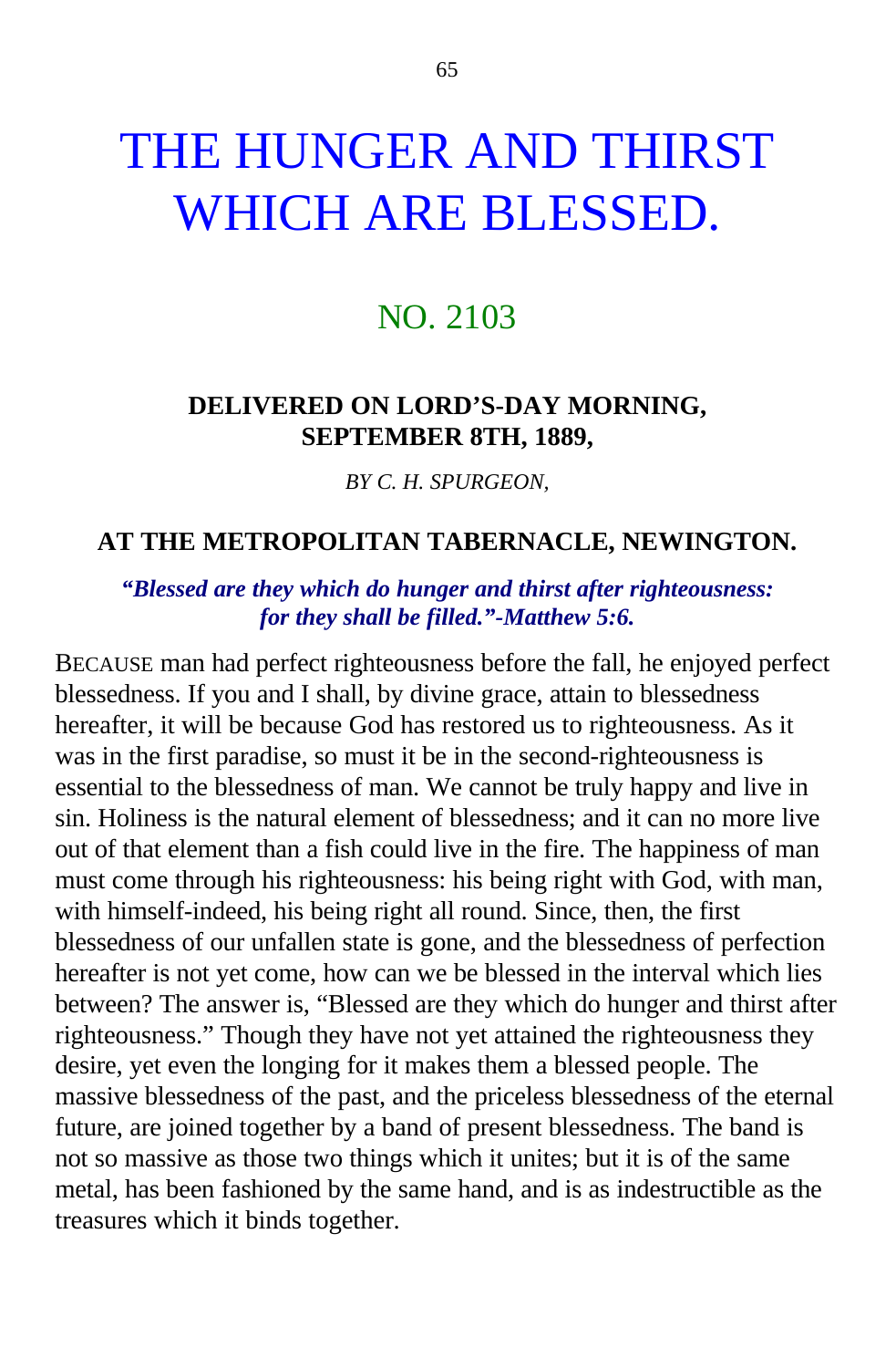# THE HUNGER AND THIRST WHICH ARE BLESSED.

## NO. 2103

**DELIVERED ON LORD'S-DAY MORNING, SEPTEMBER 8TH, 1889,**

*BY C. H. SPURGEON,*

**AT THE METROPOLITAN TABERNACLE, NEWINGTON.**

***"Blessed are they which do hunger and thirst after righteousness: for they shall be filled."-Matthew 5:6.***

BECAUSE man had perfect righteousness before the fall, he enjoyed perfect blessedness. If you and I shall, by divine grace, attain to blessedness hereafter, it will be because God has restored us to righteousness. As it was in the first paradise, so must it be in the second-righteousness is essential to the blessedness of man. We cannot be truly happy and live in sin. Holiness is the natural element of blessedness; and it can no more live out of that element than a fish could live in the fire. The happiness of man must come through his righteousness: his being right with God, with man, with himself-indeed, his being right all round. Since, then, the first blessedness of our unfallen state is gone, and the blessedness of perfection hereafter is not yet come, how can we be blessed in the interval which lies between? The answer is, "Blessed are they which do hunger and thirst after righteousness." Though they have not yet attained the righteousness they desire, yet even the longing for it makes them a blessed people. The massive blessedness of the past, and the priceless blessedness of the eternal future, are joined together by a band of present blessedness. The band is not so massive as those two things which it unites; but it is of the same metal, has been fashioned by the same hand, and is as indestructible as the treasures which it binds together.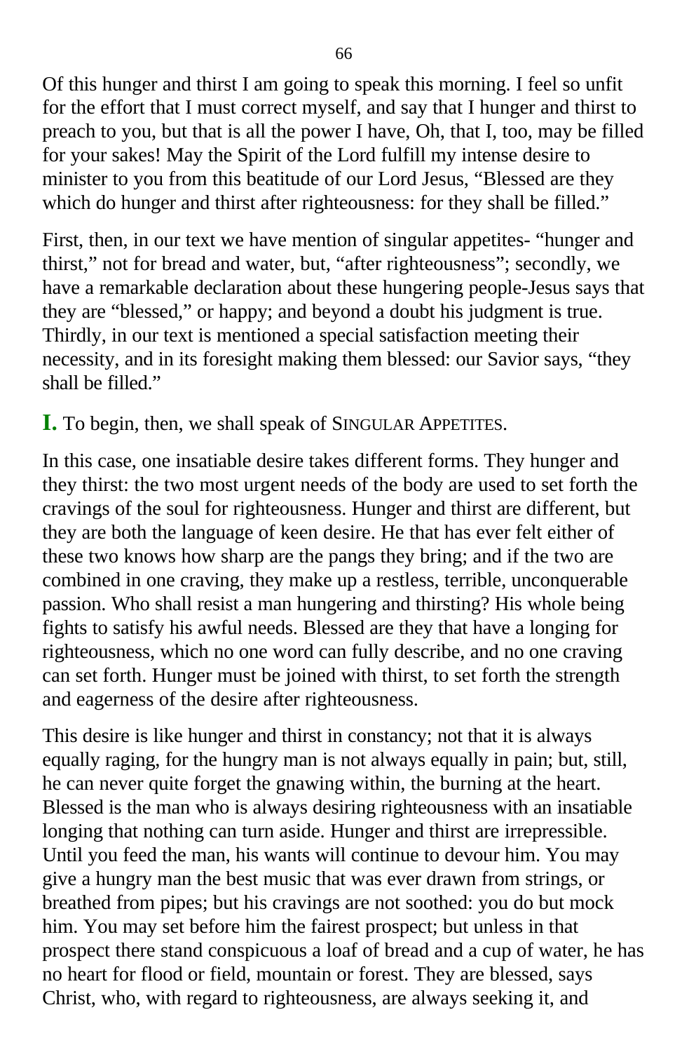Of this hunger and thirst I am going to speak this morning. I feel so unfit for the effort that I must correct myself, and say that I hunger and thirst to preach to you, but that is all the power I have, Oh, that I, too, may be filled for your sakes! May the Spirit of the Lord fulfill my intense desire to minister to you from this beatitude of our Lord Jesus, "Blessed are they which do hunger and thirst after righteousness: for they shall be filled."

First, then, in our text we have mention of singular appetites- "hunger and thirst," not for bread and water, but, "after righteousness"; secondly, we have a remarkable declaration about these hungering people-Jesus says that they are "blessed," or happy; and beyond a doubt his judgment is true. Thirdly, in our text is mentioned a special satisfaction meeting their necessity, and in its foresight making them blessed: our Savior says, "they shall be filled."

**I.** To begin, then, we shall speak of SINGULAR APPETITES.

In this case, one insatiable desire takes different forms. They hunger and they thirst: the two most urgent needs of the body are used to set forth the cravings of the soul for righteousness. Hunger and thirst are different, but they are both the language of keen desire. He that has ever felt either of these two knows how sharp are the pangs they bring; and if the two are combined in one craving, they make up a restless, terrible, unconquerable passion. Who shall resist a man hungering and thirsting? His whole being fights to satisfy his awful needs. Blessed are they that have a longing for righteousness, which no one word can fully describe, and no one craving can set forth. Hunger must be joined with thirst, to set forth the strength and eagerness of the desire after righteousness.

This desire is like hunger and thirst in constancy; not that it is always equally raging, for the hungry man is not always equally in pain; but, still, he can never quite forget the gnawing within, the burning at the heart. Blessed is the man who is always desiring righteousness with an insatiable longing that nothing can turn aside. Hunger and thirst are irrepressible. Until you feed the man, his wants will continue to devour him. You may give a hungry man the best music that was ever drawn from strings, or breathed from pipes; but his cravings are not soothed: you do but mock him. You may set before him the fairest prospect; but unless in that prospect there stand conspicuous a loaf of bread and a cup of water, he has no heart for flood or field, mountain or forest. They are blessed, says Christ, who, with regard to righteousness, are always seeking it, and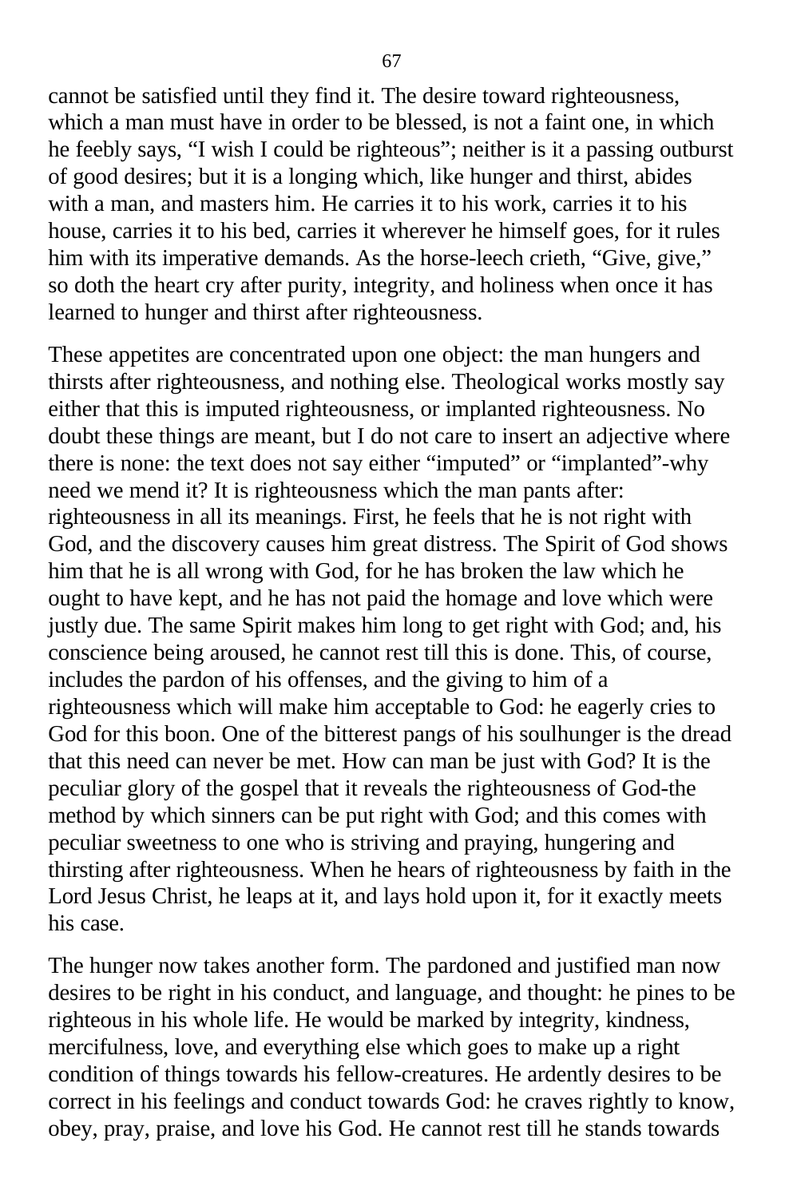cannot be satisfied until they find it. The desire toward righteousness, which a man must have in order to be blessed, is not a faint one, in which he feebly says, "I wish I could be righteous"; neither is it a passing outburst of good desires; but it is a longing which, like hunger and thirst, abides with a man, and masters him. He carries it to his work, carries it to his house, carries it to his bed, carries it wherever he himself goes, for it rules him with its imperative demands. As the horse-leech crieth, "Give, give," so doth the heart cry after purity, integrity, and holiness when once it has learned to hunger and thirst after righteousness.

These appetites are concentrated upon one object: the man hungers and thirsts after righteousness, and nothing else. Theological works mostly say either that this is imputed righteousness, or implanted righteousness. No doubt these things are meant, but I do not care to insert an adjective where there is none: the text does not say either "imputed" or "implanted"-why need we mend it? It is righteousness which the man pants after: righteousness in all its meanings. First, he feels that he is not right with God, and the discovery causes him great distress. The Spirit of God shows him that he is all wrong with God, for he has broken the law which he ought to have kept, and he has not paid the homage and love which were justly due. The same Spirit makes him long to get right with God; and, his conscience being aroused, he cannot rest till this is done. This, of course, includes the pardon of his offenses, and the giving to him of a righteousness which will make him acceptable to God: he eagerly cries to God for this boon. One of the bitterest pangs of his soulhunger is the dread that this need can never be met. How can man be just with God? It is the peculiar glory of the gospel that it reveals the righteousness of God-the method by which sinners can be put right with God; and this comes with peculiar sweetness to one who is striving and praying, hungering and thirsting after righteousness. When he hears of righteousness by faith in the Lord Jesus Christ, he leaps at it, and lays hold upon it, for it exactly meets his case.

The hunger now takes another form. The pardoned and justified man now desires to be right in his conduct, and language, and thought: he pines to be righteous in his whole life. He would be marked by integrity, kindness, mercifulness, love, and everything else which goes to make up a right condition of things towards his fellow-creatures. He ardently desires to be correct in his feelings and conduct towards God: he craves rightly to know, obey, pray, praise, and love his God. He cannot rest till he stands towards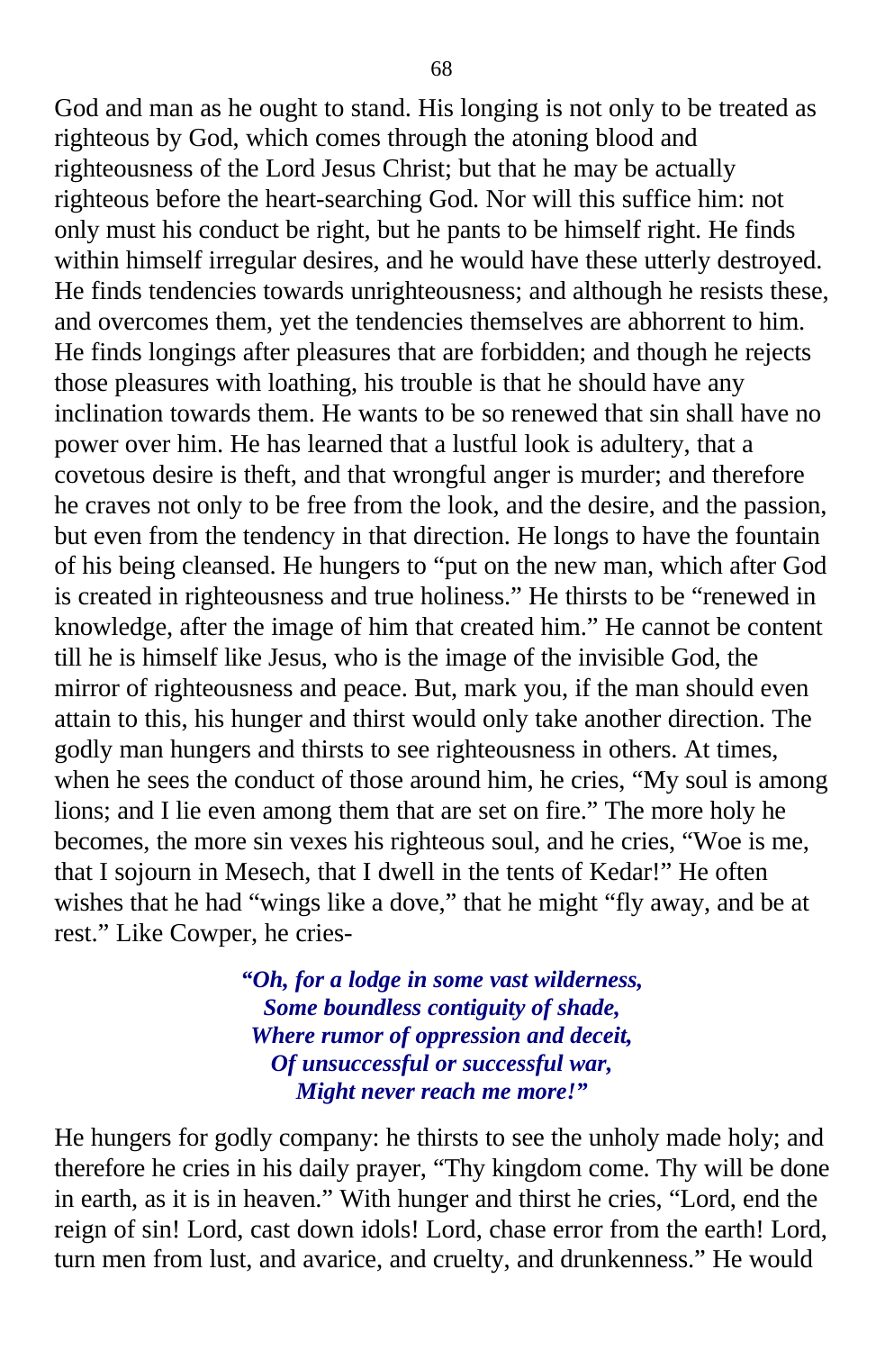God and man as he ought to stand. His longing is not only to be treated as righteous by God, which comes through the atoning blood and righteousness of the Lord Jesus Christ; but that he may be actually righteous before the heart-searching God. Nor will this suffice him: not only must his conduct be right, but he pants to be himself right. He finds within himself irregular desires, and he would have these utterly destroyed. He finds tendencies towards unrighteousness; and although he resists these, and overcomes them, yet the tendencies themselves are abhorrent to him. He finds longings after pleasures that are forbidden; and though he rejects those pleasures with loathing, his trouble is that he should have any inclination towards them. He wants to be so renewed that sin shall have no power over him. He has learned that a lustful look is adultery, that a covetous desire is theft, and that wrongful anger is murder; and therefore he craves not only to be free from the look, and the desire, and the passion, but even from the tendency in that direction. He longs to have the fountain of his being cleansed. He hungers to "put on the new man, which after God is created in righteousness and true holiness." He thirsts to be "renewed in knowledge, after the image of him that created him." He cannot be content till he is himself like Jesus, who is the image of the invisible God, the mirror of righteousness and peace. But, mark you, if the man should even attain to this, his hunger and thirst would only take another direction. The godly man hungers and thirsts to see righteousness in others. At times, when he sees the conduct of those around him, he cries, "My soul is among lions; and I lie even among them that are set on fire." The more holy he becomes, the more sin vexes his righteous soul, and he cries, "Woe is me, that I sojourn in Mesech, that I dwell in the tents of Kedar!" He often wishes that he had "wings like a dove," that he might "fly away, and be at rest." Like Cowper, he cries-

> ***"Oh, for a lodge in some vast wilderness,***
> ***Some boundless contiguity of shade,***
> ***Where rumor of oppression and deceit,***
> ***Of unsuccessful or successful war,***
> ***Might never reach me more!"***

He hungers for godly company: he thirsts to see the unholy made holy; and therefore he cries in his daily prayer, "Thy kingdom come. Thy will be done in earth, as it is in heaven." With hunger and thirst he cries, "Lord, end the reign of sin! Lord, cast down idols! Lord, chase error from the earth! Lord, turn men from lust, and avarice, and cruelty, and drunkenness." He would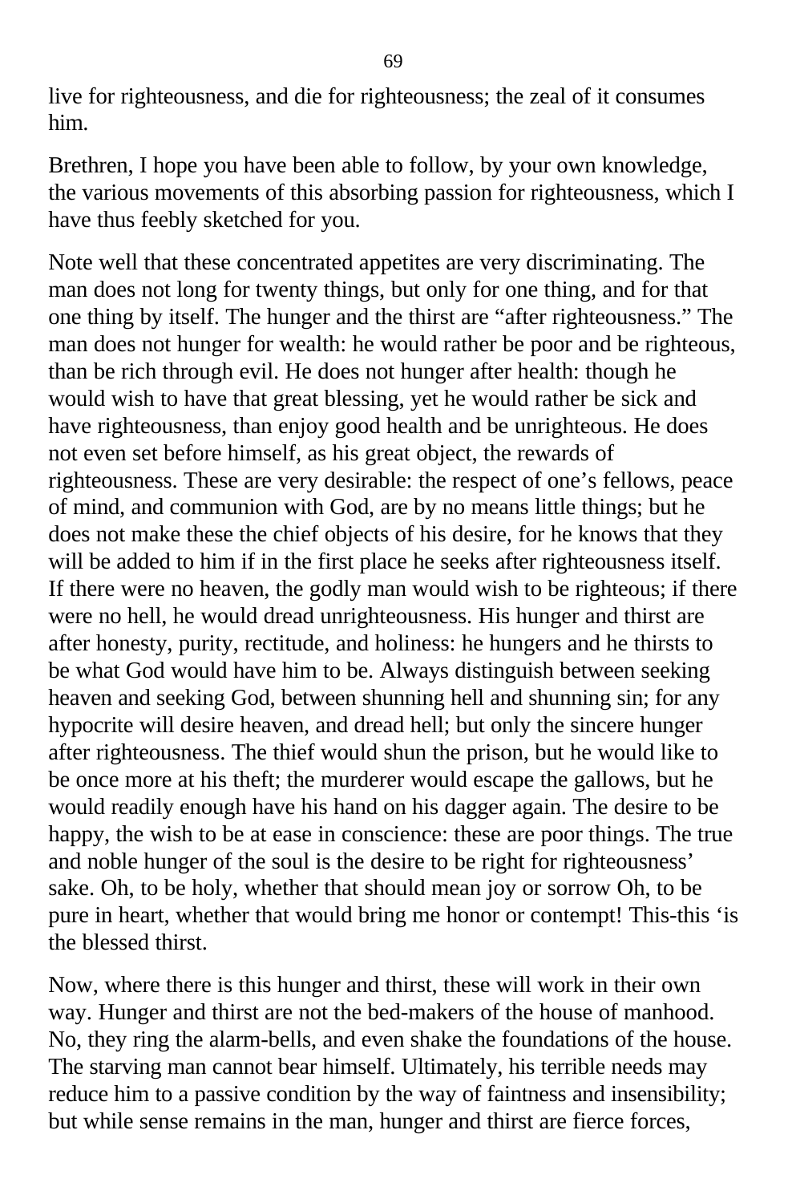live for righteousness, and die for righteousness; the zeal of it consumes him.

Brethren, I hope you have been able to follow, by your own knowledge, the various movements of this absorbing passion for righteousness, which I have thus feebly sketched for you.

Note well that these concentrated appetites are very discriminating. The man does not long for twenty things, but only for one thing, and for that one thing by itself. The hunger and the thirst are "after righteousness." The man does not hunger for wealth: he would rather be poor and be righteous, than be rich through evil. He does not hunger after health: though he would wish to have that great blessing, yet he would rather be sick and have righteousness, than enjoy good health and be unrighteous. He does not even set before himself, as his great object, the rewards of righteousness. These are very desirable: the respect of one's fellows, peace of mind, and communion with God, are by no means little things; but he does not make these the chief objects of his desire, for he knows that they will be added to him if in the first place he seeks after righteousness itself. If there were no heaven, the godly man would wish to be righteous; if there were no hell, he would dread unrighteousness. His hunger and thirst are after honesty, purity, rectitude, and holiness: he hungers and he thirsts to be what God would have him to be. Always distinguish between seeking heaven and seeking God, between shunning hell and shunning sin; for any hypocrite will desire heaven, and dread hell; but only the sincere hunger after righteousness. The thief would shun the prison, but he would like to be once more at his theft; the murderer would escape the gallows, but he would readily enough have his hand on his dagger again. The desire to be happy, the wish to be at ease in conscience: these are poor things. The true and noble hunger of the soul is the desire to be right for righteousness' sake. Oh, to be holy, whether that should mean joy or sorrow Oh, to be pure in heart, whether that would bring me honor or contempt! This-this 'is the blessed thirst.

Now, where there is this hunger and thirst, these will work in their own way. Hunger and thirst are not the bed-makers of the house of manhood. No, they ring the alarm-bells, and even shake the foundations of the house. The starving man cannot bear himself. Ultimately, his terrible needs may reduce him to a passive condition by the way of faintness and insensibility; but while sense remains in the man, hunger and thirst are fierce forces,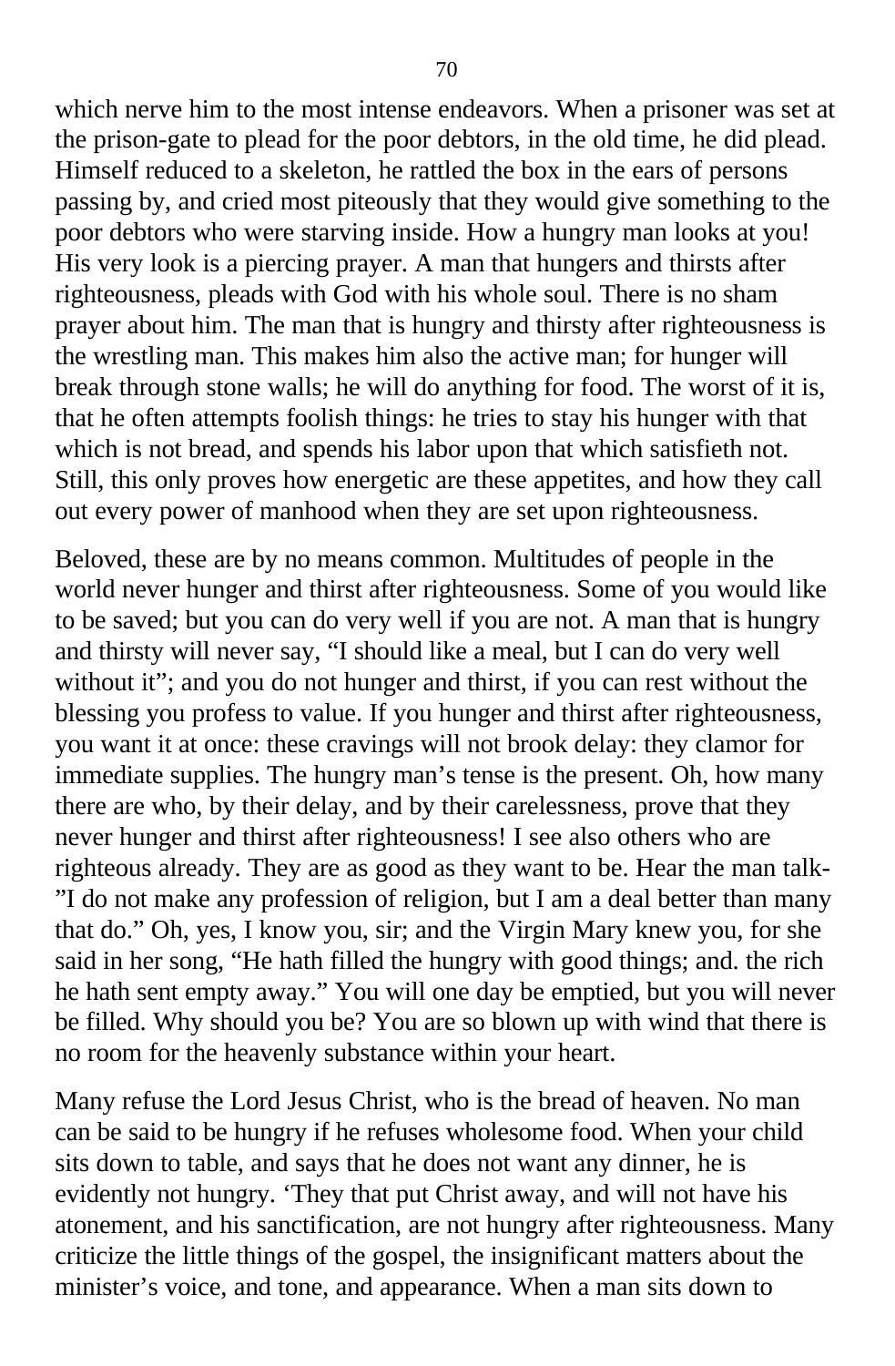which nerve him to the most intense endeavors. When a prisoner was set at the prison-gate to plead for the poor debtors, in the old time, he did plead. Himself reduced to a skeleton, he rattled the box in the ears of persons passing by, and cried most piteously that they would give something to the poor debtors who were starving inside. How a hungry man looks at you! His very look is a piercing prayer. A man that hungers and thirsts after righteousness, pleads with God with his whole soul. There is no sham prayer about him. The man that is hungry and thirsty after righteousness is the wrestling man. This makes him also the active man; for hunger will break through stone walls; he will do anything for food. The worst of it is, that he often attempts foolish things: he tries to stay his hunger with that which is not bread, and spends his labor upon that which satisfieth not. Still, this only proves how energetic are these appetites, and how they call out every power of manhood when they are set upon righteousness.

Beloved, these are by no means common. Multitudes of people in the world never hunger and thirst after righteousness. Some of you would like to be saved; but you can do very well if you are not. A man that is hungry and thirsty will never say, "I should like a meal, but I can do very well without it"; and you do not hunger and thirst, if you can rest without the blessing you profess to value. If you hunger and thirst after righteousness, you want it at once: these cravings will not brook delay: they clamor for immediate supplies. The hungry man's tense is the present. Oh, how many there are who, by their delay, and by their carelessness, prove that they never hunger and thirst after righteousness! I see also others who are righteous already. They are as good as they want to be. Hear the man talk-"I do not make any profession of religion, but I am a deal better than many that do." Oh, yes, I know you, sir; and the Virgin Mary knew you, for she said in her song, "He hath filled the hungry with good things; and. the rich he hath sent empty away." You will one day be emptied, but you will never be filled. Why should you be? You are so blown up with wind that there is no room for the heavenly substance within your heart.

Many refuse the Lord Jesus Christ, who is the bread of heaven. No man can be said to be hungry if he refuses wholesome food. When your child sits down to table, and says that he does not want any dinner, he is evidently not hungry. 'They that put Christ away, and will not have his atonement, and his sanctification, are not hungry after righteousness. Many criticize the little things of the gospel, the insignificant matters about the minister's voice, and tone, and appearance. When a man sits down to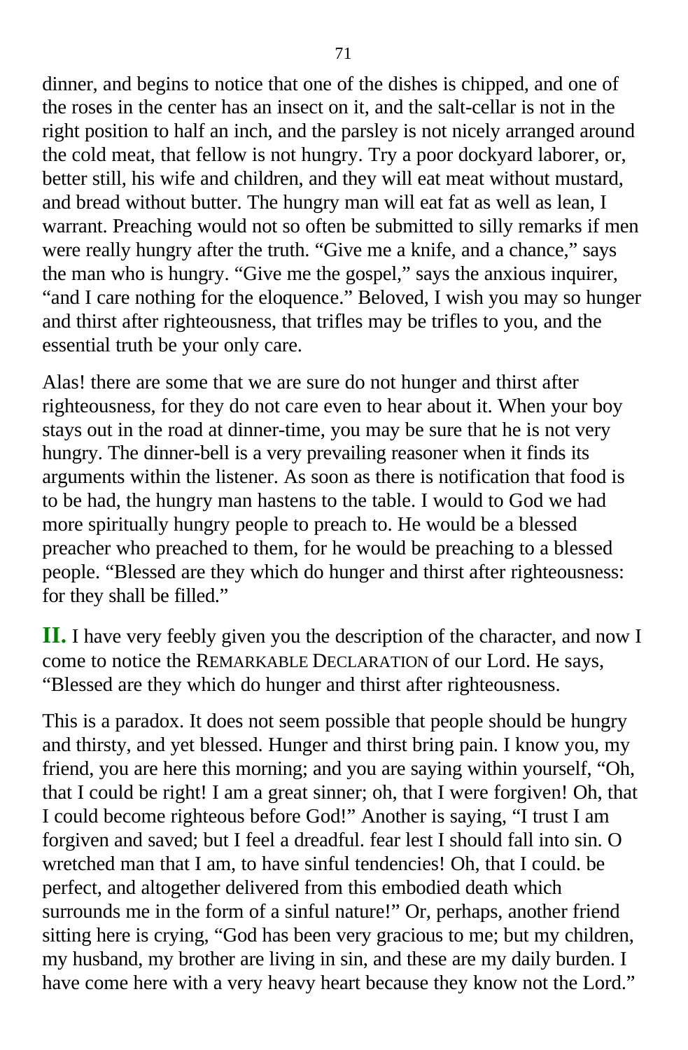dinner, and begins to notice that one of the dishes is chipped, and one of the roses in the center has an insect on it, and the salt-cellar is not in the right position to half an inch, and the parsley is not nicely arranged around the cold meat, that fellow is not hungry. Try a poor dockyard laborer, or, better still, his wife and children, and they will eat meat without mustard, and bread without butter. The hungry man will eat fat as well as lean, I warrant. Preaching would not so often be submitted to silly remarks if men were really hungry after the truth. "Give me a knife, and a chance," says the man who is hungry. "Give me the gospel," says the anxious inquirer, "and I care nothing for the eloquence." Beloved, I wish you may so hunger and thirst after righteousness, that trifles may be trifles to you, and the essential truth be your only care.

Alas! there are some that we are sure do not hunger and thirst after righteousness, for they do not care even to hear about it. When your boy stays out in the road at dinner-time, you may be sure that he is not very hungry. The dinner-bell is a very prevailing reasoner when it finds its arguments within the listener. As soon as there is notification that food is to be had, the hungry man hastens to the table. I would to God we had more spiritually hungry people to preach to. He would be a blessed preacher who preached to them, for he would be preaching to a blessed people. "Blessed are they which do hunger and thirst after righteousness: for they shall be filled."

**II.** I have very feebly given you the description of the character, and now I come to notice the REMARKABLE DECLARATION of our Lord. He says, "Blessed are they which do hunger and thirst after righteousness.

This is a paradox. It does not seem possible that people should be hungry and thirsty, and yet blessed. Hunger and thirst bring pain. I know you, my friend, you are here this morning; and you are saying within yourself, "Oh, that I could be right! I am a great sinner; oh, that I were forgiven! Oh, that I could become righteous before God!" Another is saying, "I trust I am forgiven and saved; but I feel a dreadful. fear lest I should fall into sin. O wretched man that I am, to have sinful tendencies! Oh, that I could. be perfect, and altogether delivered from this embodied death which surrounds me in the form of a sinful nature!" Or, perhaps, another friend sitting here is crying, "God has been very gracious to me; but my children, my husband, my brother are living in sin, and these are my daily burden. I have come here with a very heavy heart because they know not the Lord."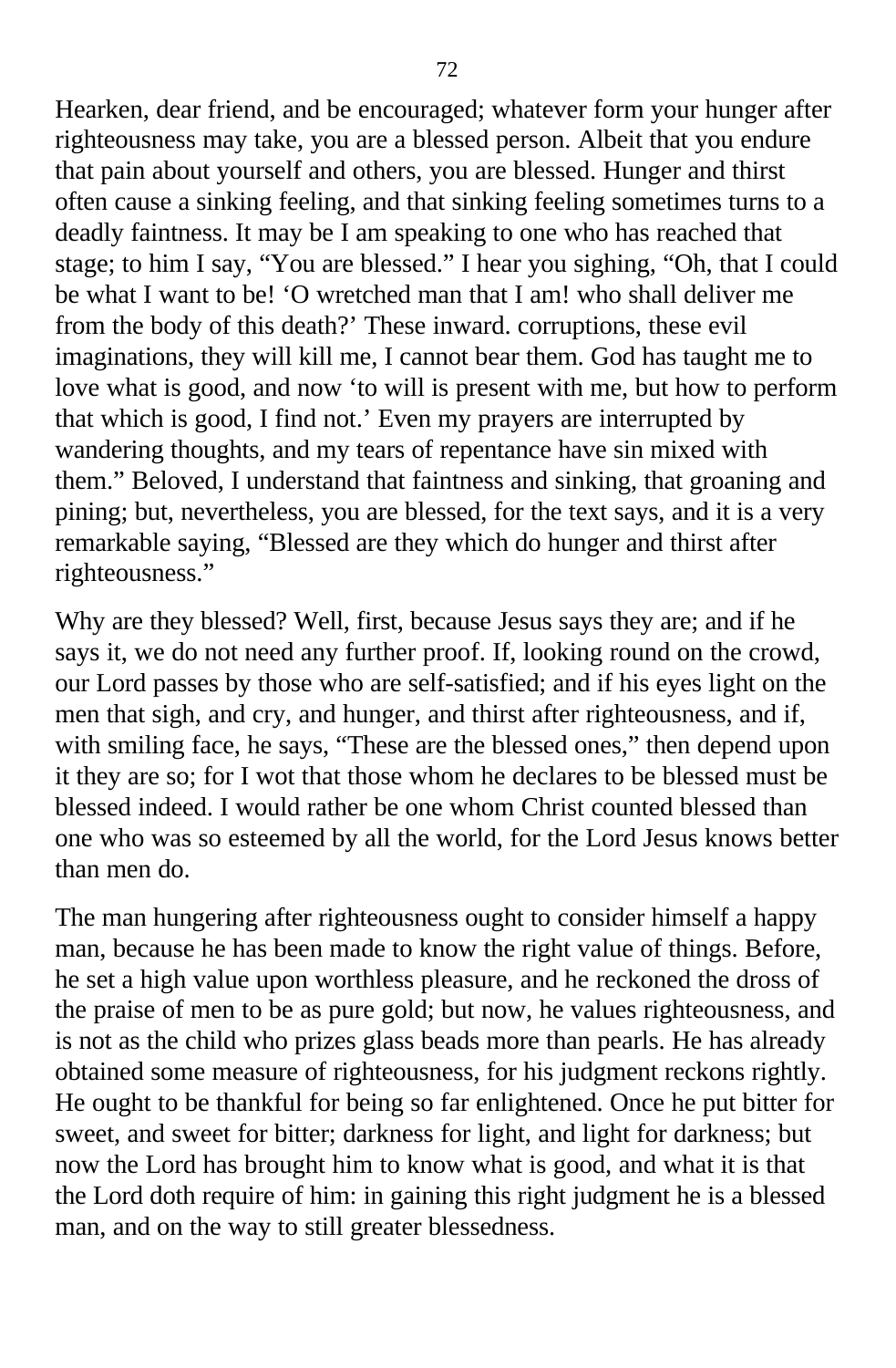Hearken, dear friend, and be encouraged; whatever form your hunger after righteousness may take, you are a blessed person. Albeit that you endure that pain about yourself and others, you are blessed. Hunger and thirst often cause a sinking feeling, and that sinking feeling sometimes turns to a deadly faintness. It may be I am speaking to one who has reached that stage; to him I say, "You are blessed." I hear you sighing, "Oh, that I could be what I want to be! 'O wretched man that I am! who shall deliver me from the body of this death?' These inward. corruptions, these evil imaginations, they will kill me, I cannot bear them. God has taught me to love what is good, and now 'to will is present with me, but how to perform that which is good, I find not.' Even my prayers are interrupted by wandering thoughts, and my tears of repentance have sin mixed with them." Beloved, I understand that faintness and sinking, that groaning and pining; but, nevertheless, you are blessed, for the text says, and it is a very remarkable saying, "Blessed are they which do hunger and thirst after righteousness."

Why are they blessed? Well, first, because Jesus says they are; and if he says it, we do not need any further proof. If, looking round on the crowd, our Lord passes by those who are self-satisfied; and if his eyes light on the men that sigh, and cry, and hunger, and thirst after righteousness, and if, with smiling face, he says, "These are the blessed ones," then depend upon it they are so; for I wot that those whom he declares to be blessed must be blessed indeed. I would rather be one whom Christ counted blessed than one who was so esteemed by all the world, for the Lord Jesus knows better than men do.

The man hungering after righteousness ought to consider himself a happy man, because he has been made to know the right value of things. Before, he set a high value upon worthless pleasure, and he reckoned the dross of the praise of men to be as pure gold; but now, he values righteousness, and is not as the child who prizes glass beads more than pearls. He has already obtained some measure of righteousness, for his judgment reckons rightly. He ought to be thankful for being so far enlightened. Once he put bitter for sweet, and sweet for bitter; darkness for light, and light for darkness; but now the Lord has brought him to know what is good, and what it is that the Lord doth require of him: in gaining this right judgment he is a blessed man, and on the way to still greater blessedness.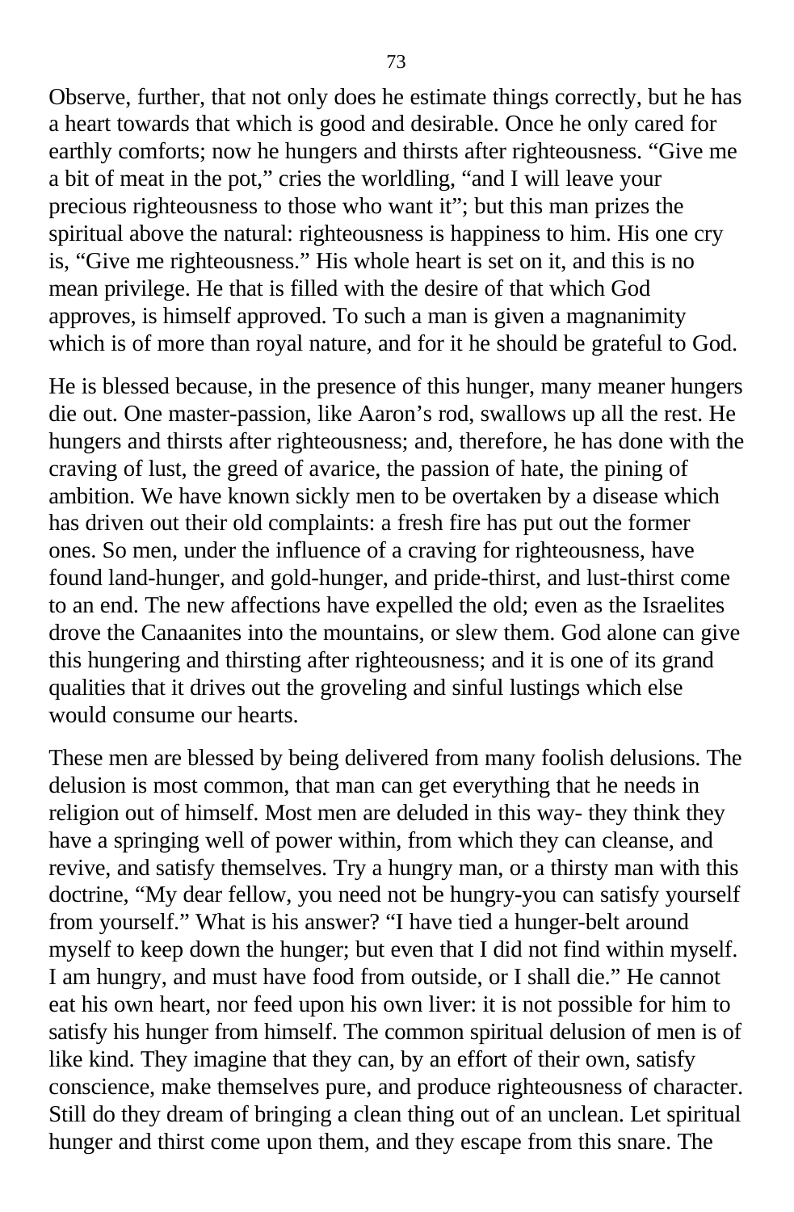Observe, further, that not only does he estimate things correctly, but he has a heart towards that which is good and desirable. Once he only cared for earthly comforts; now he hungers and thirsts after righteousness. “Give me a bit of meat in the pot,” cries the worldling, “and I will leave your precious righteousness to those who want it”; but this man prizes the spiritual above the natural: righteousness is happiness to him. His one cry is, “Give me righteousness.” His whole heart is set on it, and this is no mean privilege. He that is filled with the desire of that which God approves, is himself approved. To such a man is given a magnanimity which is of more than royal nature, and for it he should be grateful to God.

He is blessed because, in the presence of this hunger, many meaner hungers die out. One master-passion, like Aaron’s rod, swallows up all the rest. He hungers and thirsts after righteousness; and, therefore, he has done with the craving of lust, the greed of avarice, the passion of hate, the pining of ambition. We have known sickly men to be overtaken by a disease which has driven out their old complaints: a fresh fire has put out the former ones. So men, under the influence of a craving for righteousness, have found land-hunger, and gold-hunger, and pride-thirst, and lust-thirst come to an end. The new affections have expelled the old; even as the Israelites drove the Canaanites into the mountains, or slew them. God alone can give this hungering and thirsting after righteousness; and it is one of its grand qualities that it drives out the groveling and sinful lustings which else would consume our hearts.

These men are blessed by being delivered from many foolish delusions. The delusion is most common, that man can get everything that he needs in religion out of himself. Most men are deluded in this way- they think they have a springing well of power within, from which they can cleanse, and revive, and satisfy themselves. Try a hungry man, or a thirsty man with this doctrine, “My dear fellow, you need not be hungry-you can satisfy yourself from yourself.” What is his answer? “I have tied a hunger-belt around myself to keep down the hunger; but even that I did not find within myself. I am hungry, and must have food from outside, or I shall die.” He cannot eat his own heart, nor feed upon his own liver: it is not possible for him to satisfy his hunger from himself. The common spiritual delusion of men is of like kind. They imagine that they can, by an effort of their own, satisfy conscience, make themselves pure, and produce righteousness of character. Still do they dream of bringing a clean thing out of an unclean. Let spiritual hunger and thirst come upon them, and they escape from this snare. The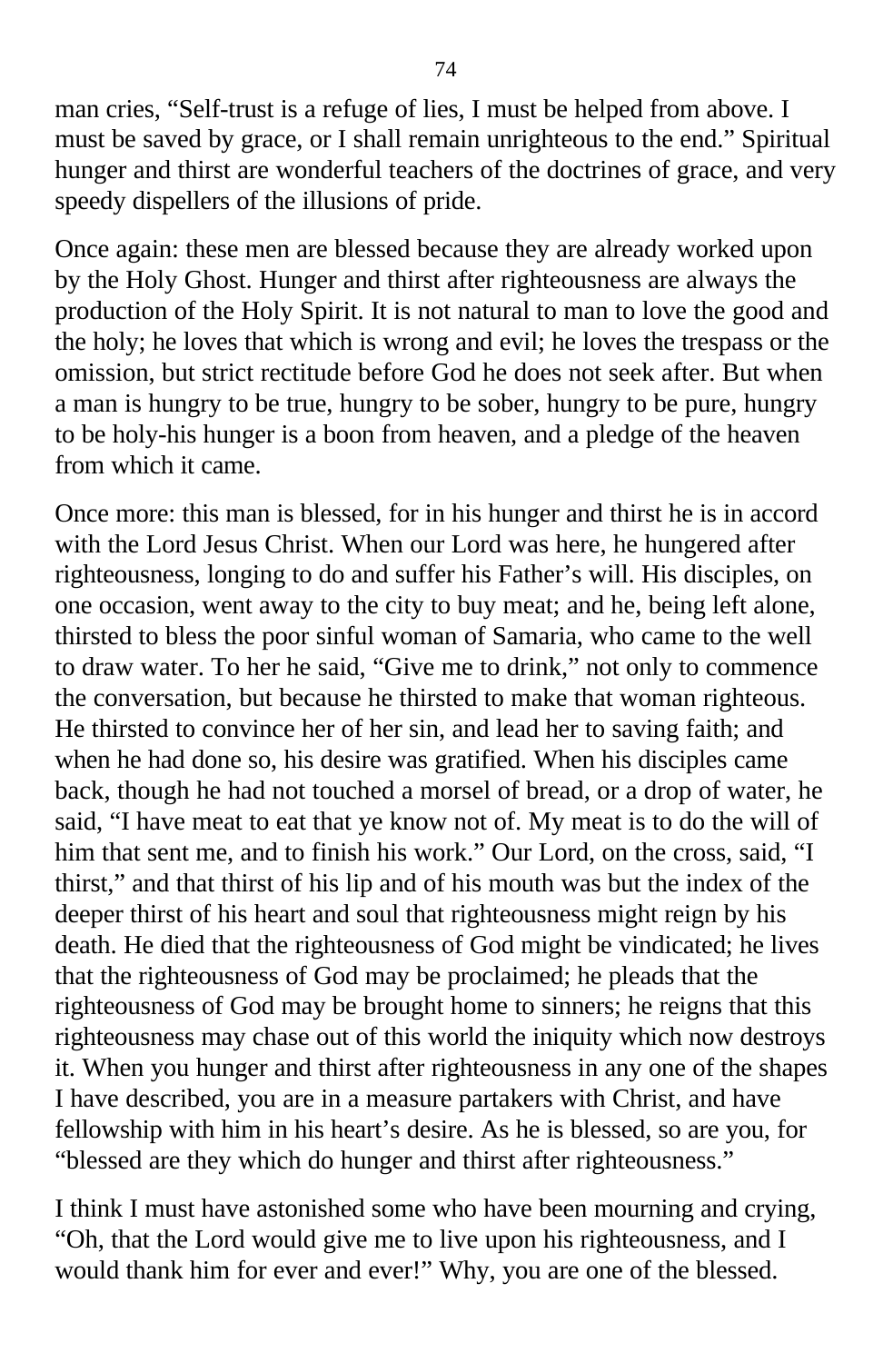man cries, "Self-trust is a refuge of lies, I must be helped from above. I must be saved by grace, or I shall remain unrighteous to the end." Spiritual hunger and thirst are wonderful teachers of the doctrines of grace, and very speedy dispellers of the illusions of pride.

Once again: these men are blessed because they are already worked upon by the Holy Ghost. Hunger and thirst after righteousness are always the production of the Holy Spirit. It is not natural to man to love the good and the holy; he loves that which is wrong and evil; he loves the trespass or the omission, but strict rectitude before God he does not seek after. But when a man is hungry to be true, hungry to be sober, hungry to be pure, hungry to be holy-his hunger is a boon from heaven, and a pledge of the heaven from which it came.

Once more: this man is blessed, for in his hunger and thirst he is in accord with the Lord Jesus Christ. When our Lord was here, he hungered after righteousness, longing to do and suffer his Father's will. His disciples, on one occasion, went away to the city to buy meat; and he, being left alone, thirsted to bless the poor sinful woman of Samaria, who came to the well to draw water. To her he said, "Give me to drink," not only to commence the conversation, but because he thirsted to make that woman righteous. He thirsted to convince her of her sin, and lead her to saving faith; and when he had done so, his desire was gratified. When his disciples came back, though he had not touched a morsel of bread, or a drop of water, he said, "I have meat to eat that ye know not of. My meat is to do the will of him that sent me, and to finish his work." Our Lord, on the cross, said, "I thirst," and that thirst of his lip and of his mouth was but the index of the deeper thirst of his heart and soul that righteousness might reign by his death. He died that the righteousness of God might be vindicated; he lives that the righteousness of God may be proclaimed; he pleads that the righteousness of God may be brought home to sinners; he reigns that this righteousness may chase out of this world the iniquity which now destroys it. When you hunger and thirst after righteousness in any one of the shapes I have described, you are in a measure partakers with Christ, and have fellowship with him in his heart's desire. As he is blessed, so are you, for "blessed are they which do hunger and thirst after righteousness."

I think I must have astonished some who have been mourning and crying, "Oh, that the Lord would give me to live upon his righteousness, and I would thank him for ever and ever!" Why, you are one of the blessed.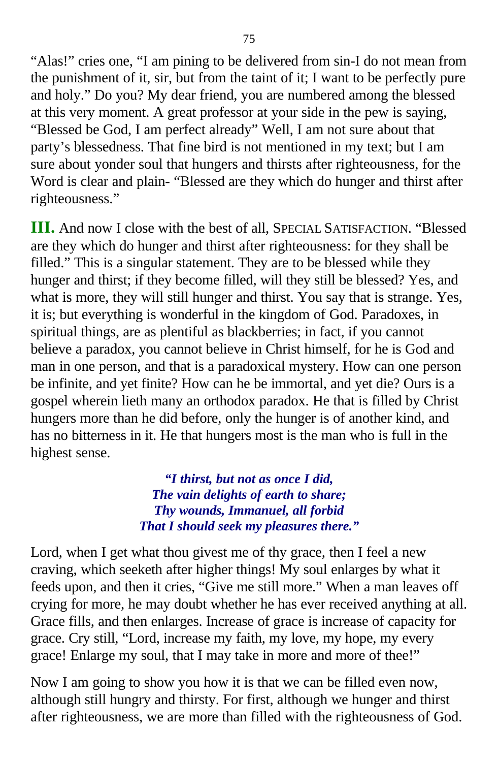"Alas!" cries one, "I am pining to be delivered from sin-I do not mean from the punishment of it, sir, but from the taint of it; I want to be perfectly pure and holy." Do you? My dear friend, you are numbered among the blessed at this very moment. A great professor at your side in the pew is saying, "Blessed be God, I am perfect already" Well, I am not sure about that party's blessedness. That fine bird is not mentioned in my text; but I am sure about yonder soul that hungers and thirsts after righteousness, for the Word is clear and plain- "Blessed are they which do hunger and thirst after righteousness."

**III.** And now I close with the best of all, SPECIAL SATISFACTION. "Blessed are they which do hunger and thirst after righteousness: for they shall be filled." This is a singular statement. They are to be blessed while they hunger and thirst; if they become filled, will they still be blessed? Yes, and what is more, they will still hunger and thirst. You say that is strange. Yes, it is; but everything is wonderful in the kingdom of God. Paradoxes, in spiritual things, are as plentiful as blackberries; in fact, if you cannot believe a paradox, you cannot believe in Christ himself, for he is God and man in one person, and that is a paradoxical mystery. How can one person be infinite, and yet finite? How can he be immortal, and yet die? Ours is a gospel wherein lieth many an orthodox paradox. He that is filled by Christ hungers more than he did before, only the hunger is of another kind, and has no bitterness in it. He that hungers most is the man who is full in the highest sense.

> ***"I thirst, but not as once I did,***
> ***The vain delights of earth to share;***
> ***Thy wounds, Immanuel, all forbid***
> ***That I should seek my pleasures there."***

Lord, when I get what thou givest me of thy grace, then I feel a new craving, which seeketh after higher things! My soul enlarges by what it feeds upon, and then it cries, "Give me still more." When a man leaves off crying for more, he may doubt whether he has ever received anything at all. Grace fills, and then enlarges. Increase of grace is increase of capacity for grace. Cry still, "Lord, increase my faith, my love, my hope, my every grace! Enlarge my soul, that I may take in more and more of thee!"

Now I am going to show you how it is that we can be filled even now, although still hungry and thirsty. For first, although we hunger and thirst after righteousness, we are more than filled with the righteousness of God.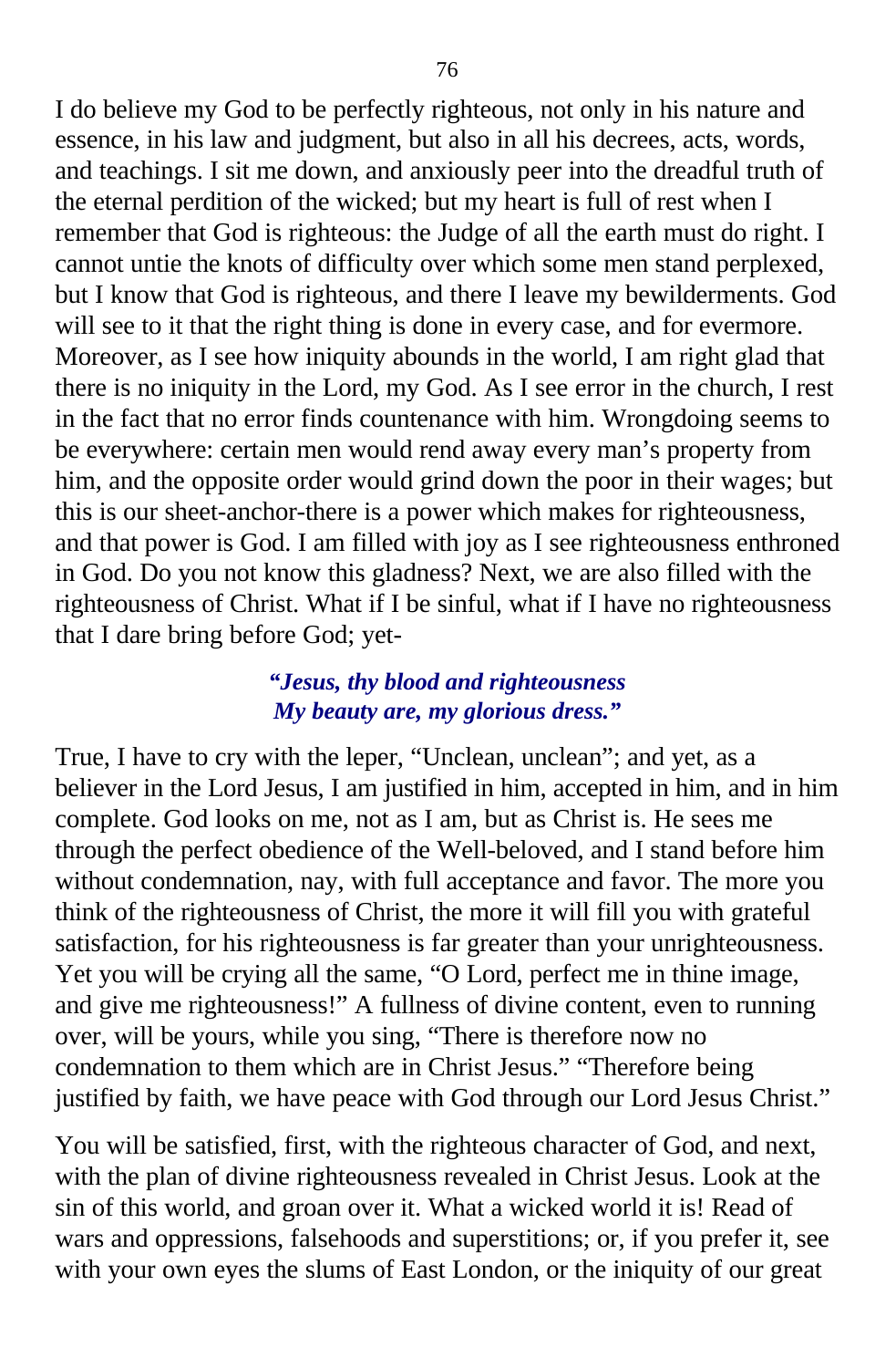I do believe my God to be perfectly righteous, not only in his nature and essence, in his law and judgment, but also in all his decrees, acts, words, and teachings. I sit me down, and anxiously peer into the dreadful truth of the eternal perdition of the wicked; but my heart is full of rest when I remember that God is righteous: the Judge of all the earth must do right. I cannot untie the knots of difficulty over which some men stand perplexed, but I know that God is righteous, and there I leave my bewilderments. God will see to it that the right thing is done in every case, and for evermore. Moreover, as I see how iniquity abounds in the world, I am right glad that there is no iniquity in the Lord, my God. As I see error in the church, I rest in the fact that no error finds countenance with him. Wrongdoing seems to be everywhere: certain men would rend away every man's property from him, and the opposite order would grind down the poor in their wages; but this is our sheet-anchor-there is a power which makes for righteousness, and that power is God. I am filled with joy as I see righteousness enthroned in God. Do you not know this gladness? Next, we are also filled with the righteousness of Christ. What if I be sinful, what if I have no righteousness that I dare bring before God; yet-

> ***"Jesus, thy blood and righteousness***
> ***My beauty are, my glorious dress."***

True, I have to cry with the leper, "Unclean, unclean"; and yet, as a believer in the Lord Jesus, I am justified in him, accepted in him, and in him complete. God looks on me, not as I am, but as Christ is. He sees me through the perfect obedience of the Well-beloved, and I stand before him without condemnation, nay, with full acceptance and favor. The more you think of the righteousness of Christ, the more it will fill you with grateful satisfaction, for his righteousness is far greater than your unrighteousness. Yet you will be crying all the same, "O Lord, perfect me in thine image, and give me righteousness!" A fullness of divine content, even to running over, will be yours, while you sing, "There is therefore now no condemnation to them which are in Christ Jesus." "Therefore being justified by faith, we have peace with God through our Lord Jesus Christ."

You will be satisfied, first, with the righteous character of God, and next, with the plan of divine righteousness revealed in Christ Jesus. Look at the sin of this world, and groan over it. What a wicked world it is! Read of wars and oppressions, falsehoods and superstitions; or, if you prefer it, see with your own eyes the slums of East London, or the iniquity of our great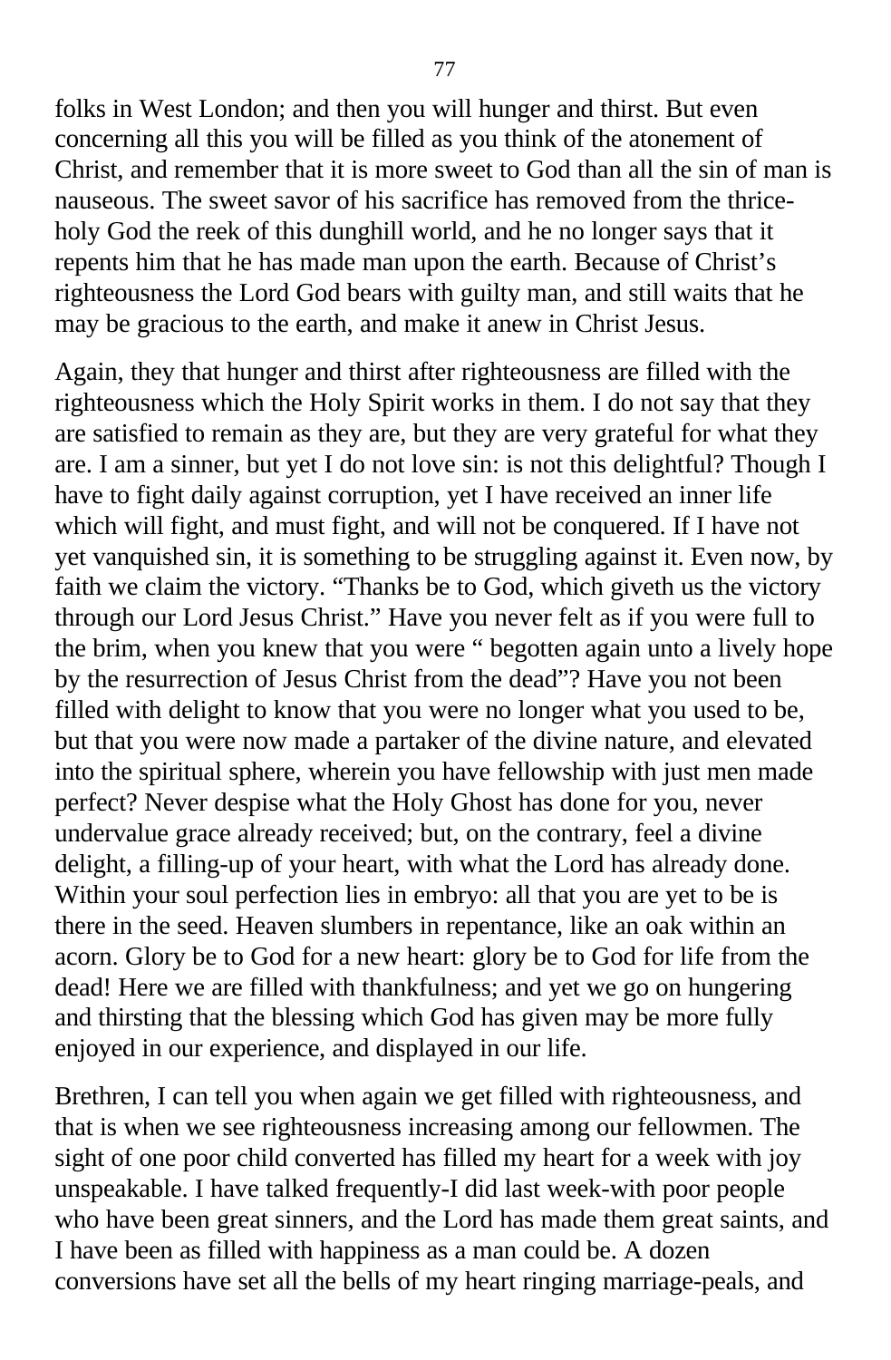folks in West London; and then you will hunger and thirst. But even concerning all this you will be filled as you think of the atonement of Christ, and remember that it is more sweet to God than all the sin of man is nauseous. The sweet savor of his sacrifice has removed from the thrice-holy God the reek of this dunghill world, and he no longer says that it repents him that he has made man upon the earth. Because of Christ's righteousness the Lord God bears with guilty man, and still waits that he may be gracious to the earth, and make it anew in Christ Jesus.

Again, they that hunger and thirst after righteousness are filled with the righteousness which the Holy Spirit works in them. I do not say that they are satisfied to remain as they are, but they are very grateful for what they are. I am a sinner, but yet I do not love sin: is not this delightful? Though I have to fight daily against corruption, yet I have received an inner life which will fight, and must fight, and will not be conquered. If I have not yet vanquished sin, it is something to be struggling against it. Even now, by faith we claim the victory. "Thanks be to God, which giveth us the victory through our Lord Jesus Christ." Have you never felt as if you were full to the brim, when you knew that you were " begotten again unto a lively hope by the resurrection of Jesus Christ from the dead"? Have you not been filled with delight to know that you were no longer what you used to be, but that you were now made a partaker of the divine nature, and elevated into the spiritual sphere, wherein you have fellowship with just men made perfect? Never despise what the Holy Ghost has done for you, never undervalue grace already received; but, on the contrary, feel a divine delight, a filling-up of your heart, with what the Lord has already done. Within your soul perfection lies in embryo: all that you are yet to be is there in the seed. Heaven slumbers in repentance, like an oak within an acorn. Glory be to God for a new heart: glory be to God for life from the dead! Here we are filled with thankfulness; and yet we go on hungering and thirsting that the blessing which God has given may be more fully enjoyed in our experience, and displayed in our life.

Brethren, I can tell you when again we get filled with righteousness, and that is when we see righteousness increasing among our fellowmen. The sight of one poor child converted has filled my heart for a week with joy unspeakable. I have talked frequently-I did last week-with poor people who have been great sinners, and the Lord has made them great saints, and I have been as filled with happiness as a man could be. A dozen conversions have set all the bells of my heart ringing marriage-peals, and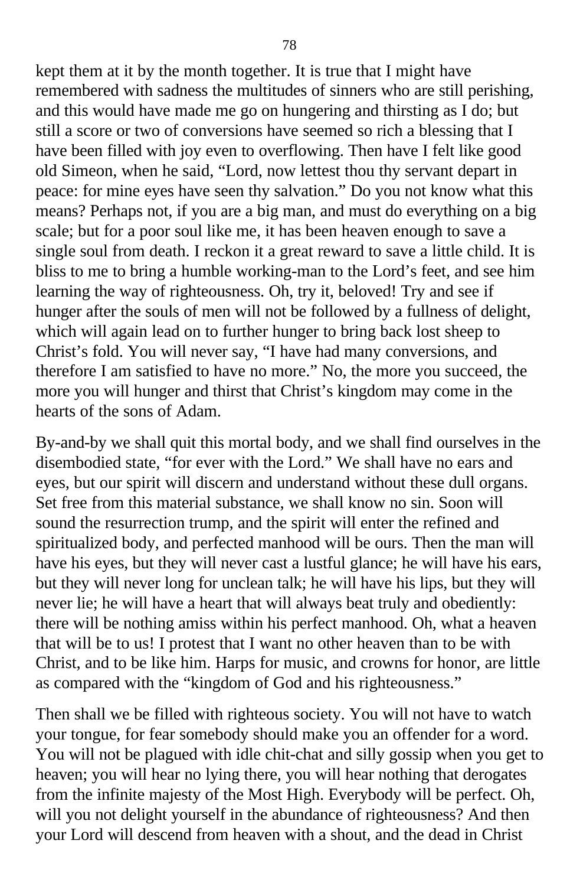kept them at it by the month together. It is true that I might have remembered with sadness the multitudes of sinners who are still perishing, and this would have made me go on hungering and thirsting as I do; but still a score or two of conversions have seemed so rich a blessing that I have been filled with joy even to overflowing. Then have I felt like good old Simeon, when he said, "Lord, now lettest thou thy servant depart in peace: for mine eyes have seen thy salvation." Do you not know what this means? Perhaps not, if you are a big man, and must do everything on a big scale; but for a poor soul like me, it has been heaven enough to save a single soul from death. I reckon it a great reward to save a little child. It is bliss to me to bring a humble working-man to the Lord's feet, and see him learning the way of righteousness. Oh, try it, beloved! Try and see if hunger after the souls of men will not be followed by a fullness of delight, which will again lead on to further hunger to bring back lost sheep to Christ's fold. You will never say, "I have had many conversions, and therefore I am satisfied to have no more." No, the more you succeed, the more you will hunger and thirst that Christ's kingdom may come in the hearts of the sons of Adam.

By-and-by we shall quit this mortal body, and we shall find ourselves in the disembodied state, "for ever with the Lord." We shall have no ears and eyes, but our spirit will discern and understand without these dull organs. Set free from this material substance, we shall know no sin. Soon will sound the resurrection trump, and the spirit will enter the refined and spiritualized body, and perfected manhood will be ours. Then the man will have his eyes, but they will never cast a lustful glance; he will have his ears, but they will never long for unclean talk; he will have his lips, but they will never lie; he will have a heart that will always beat truly and obediently: there will be nothing amiss within his perfect manhood. Oh, what a heaven that will be to us! I protest that I want no other heaven than to be with Christ, and to be like him. Harps for music, and crowns for honor, are little as compared with the "kingdom of God and his righteousness."

Then shall we be filled with righteous society. You will not have to watch your tongue, for fear somebody should make you an offender for a word. You will not be plagued with idle chit-chat and silly gossip when you get to heaven; you will hear no lying there, you will hear nothing that derogates from the infinite majesty of the Most High. Everybody will be perfect. Oh, will you not delight yourself in the abundance of righteousness? And then your Lord will descend from heaven with a shout, and the dead in Christ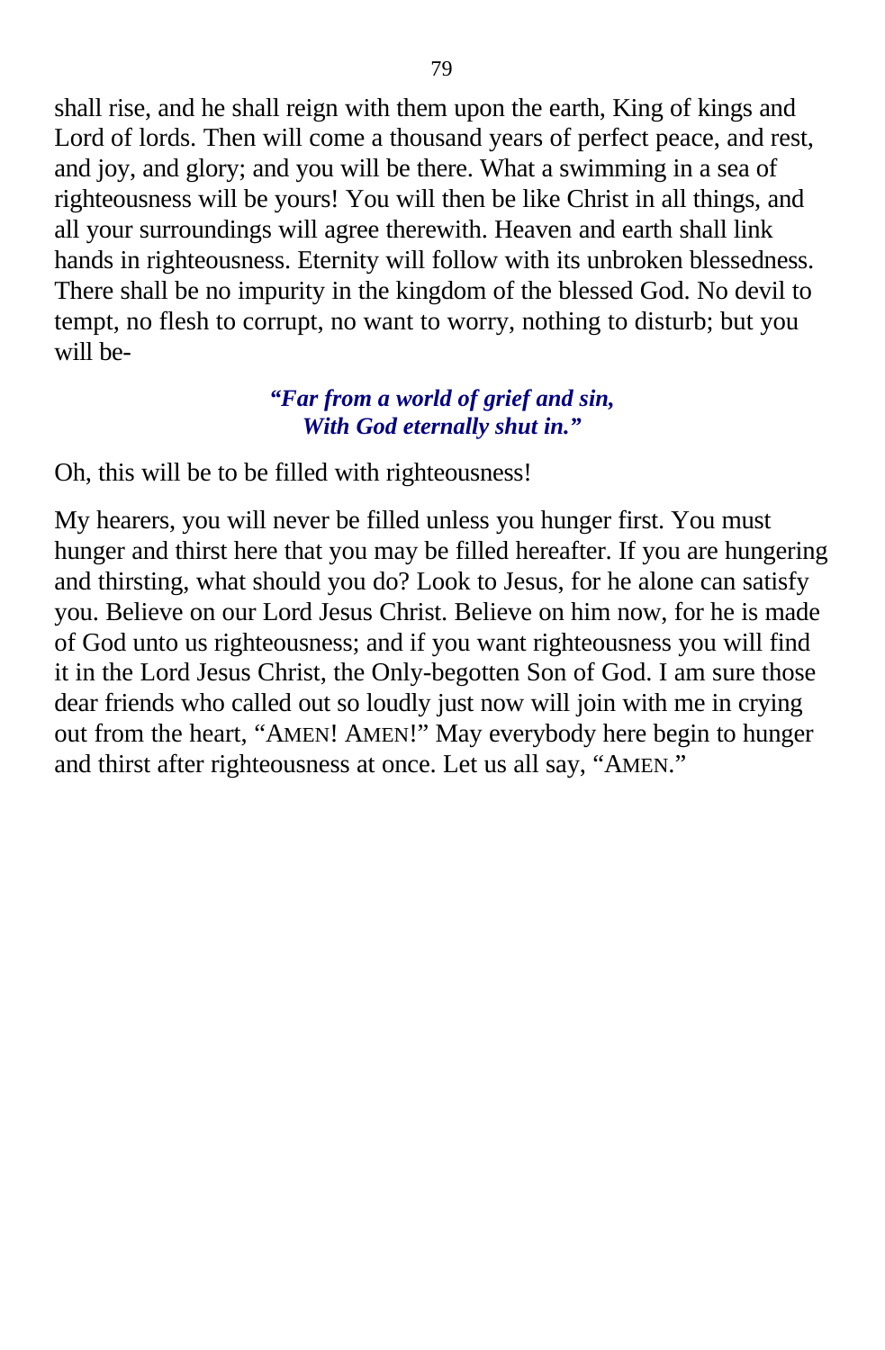shall rise, and he shall reign with them upon the earth, King of kings and Lord of lords. Then will come a thousand years of perfect peace, and rest, and joy, and glory; and you will be there. What a swimming in a sea of righteousness will be yours! You will then be like Christ in all things, and all your surroundings will agree therewith. Heaven and earth shall link hands in righteousness. Eternity will follow with its unbroken blessedness. There shall be no impurity in the kingdom of the blessed God. No devil to tempt, no flesh to corrupt, no want to worry, nothing to disturb; but you will be-

> ***"Far from a world of grief and sin,***
> ***With God eternally shut in."***

Oh, this will be to be filled with righteousness!

My hearers, you will never be filled unless you hunger first. You must hunger and thirst here that you may be filled hereafter. If you are hungering and thirsting, what should you do? Look to Jesus, for he alone can satisfy you. Believe on our Lord Jesus Christ. Believe on him now, for he is made of God unto us righteousness; and if you want righteousness you will find it in the Lord Jesus Christ, the Only-begotten Son of God. I am sure those dear friends who called out so loudly just now will join with me in crying out from the heart, "AMEN! AMEN!" May everybody here begin to hunger and thirst after righteousness at once. Let us all say, "AMEN."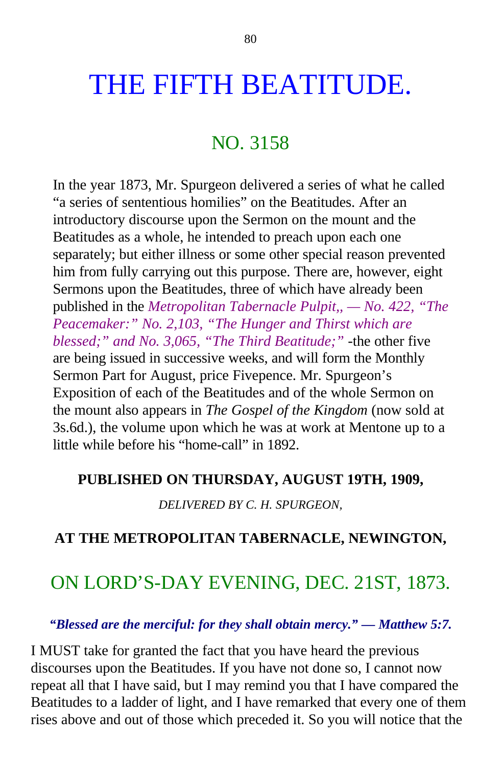# THE FIFTH BEATITUDE.

## NO. 3158

In the year 1873, Mr. Spurgeon delivered a series of what he called “a series of sententious homilies” on the Beatitudes. After an introductory discourse upon the Sermon on the mount and the Beatitudes as a whole, he intended to preach upon each one separately; but either illness or some other special reason prevented him from fully carrying out this purpose. There are, however, eight Sermons upon the Beatitudes, three of which have already been published in the *Metropolitan Tabernacle Pulpit,, — No. 422, “The Peacemaker:” No. 2,103, “The Hunger and Thirst which are blessed;” and No. 3,065, “The Third Beatitude;”* -the other five are being issued in successive weeks, and will form the Monthly Sermon Part for August, price Fivepence. Mr. Spurgeon’s Exposition of each of the Beatitudes and of the whole Sermon on the mount also appears in *The Gospel of the Kingdom* (now sold at 3s.6d.), the volume upon which he was at work at Mentone up to a little while before his “home-call” in 1892.

**PUBLISHED ON THURSDAY, AUGUST 19TH, 1909,**

*DELIVERED BY C. H. SPURGEON,*

**AT THE METROPOLITAN TABERNACLE, NEWINGTON,**

## ON LORD’S-DAY EVENING, DEC. 21ST, 1873.

***“Blessed are the merciful: for they shall obtain mercy.” — Matthew 5:7.***

I MUST take for granted the fact that you have heard the previous discourses upon the Beatitudes. If you have not done so, I cannot now repeat all that I have said, but I may remind you that I have compared the Beatitudes to a ladder of light, and I have remarked that every one of them rises above and out of those which preceded it. So you will notice that the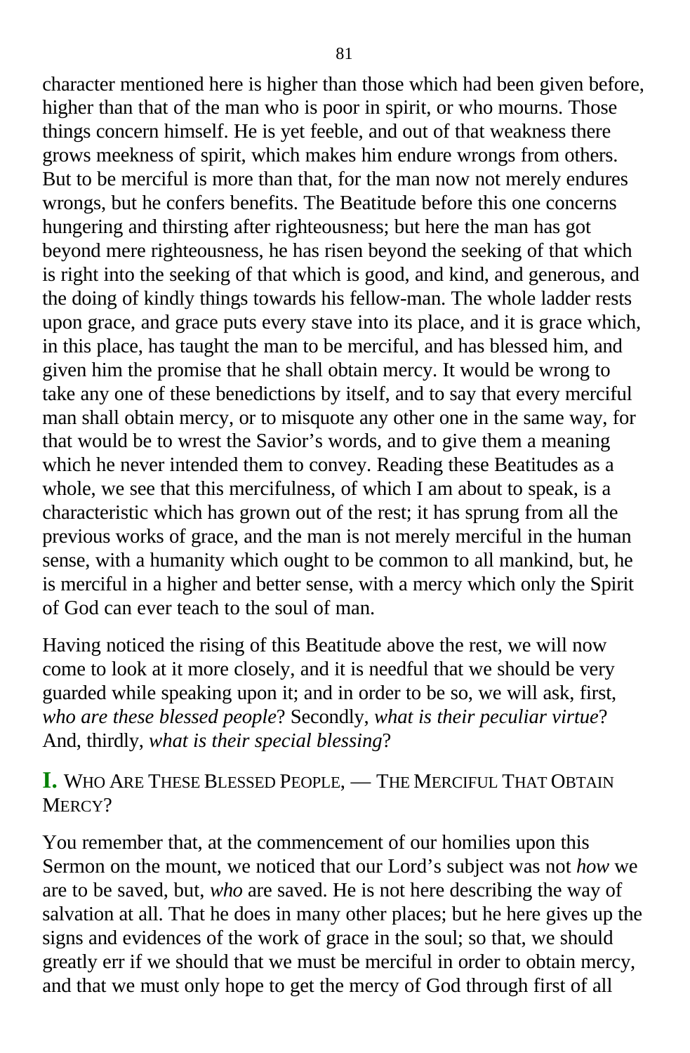character mentioned here is higher than those which had been given before, higher than that of the man who is poor in spirit, or who mourns. Those things concern himself. He is yet feeble, and out of that weakness there grows meekness of spirit, which makes him endure wrongs from others. But to be merciful is more than that, for the man now not merely endures wrongs, but he confers benefits. The Beatitude before this one concerns hungering and thirsting after righteousness; but here the man has got beyond mere righteousness, he has risen beyond the seeking of that which is right into the seeking of that which is good, and kind, and generous, and the doing of kindly things towards his fellow-man. The whole ladder rests upon grace, and grace puts every stave into its place, and it is grace which, in this place, has taught the man to be merciful, and has blessed him, and given him the promise that he shall obtain mercy. It would be wrong to take any one of these benedictions by itself, and to say that every merciful man shall obtain mercy, or to misquote any other one in the same way, for that would be to wrest the Savior's words, and to give them a meaning which he never intended them to convey. Reading these Beatitudes as a whole, we see that this mercifulness, of which I am about to speak, is a characteristic which has grown out of the rest; it has sprung from all the previous works of grace, and the man is not merely merciful in the human sense, with a humanity which ought to be common to all mankind, but, he is merciful in a higher and better sense, with a mercy which only the Spirit of God can ever teach to the soul of man.

Having noticed the rising of this Beatitude above the rest, we will now come to look at it more closely, and it is needful that we should be very guarded while speaking upon it; and in order to be so, we will ask, first, *who are these blessed people*? Secondly, *what is their peculiar virtue*? And, thirdly, *what is their special blessing*?

## I. WHO ARE THESE BLESSED PEOPLE, — THE MERCIFUL THAT OBTAIN MERCY?

You remember that, at the commencement of our homilies upon this Sermon on the mount, we noticed that our Lord's subject was not *how* we are to be saved, but, *who* are saved. He is not here describing the way of salvation at all. That he does in many other places; but he here gives up the signs and evidences of the work of grace in the soul; so that, we should greatly err if we should that we must be merciful in order to obtain mercy, and that we must only hope to get the mercy of God through first of all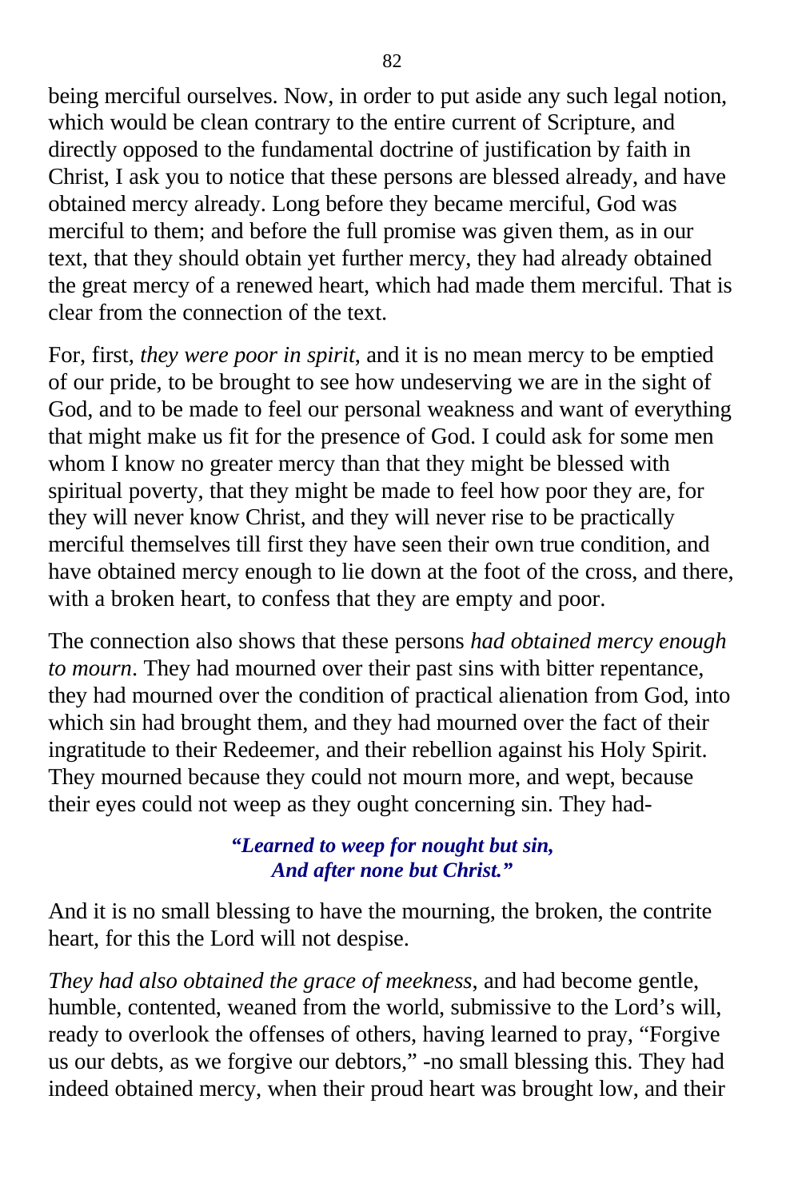being merciful ourselves. Now, in order to put aside any such legal notion, which would be clean contrary to the entire current of Scripture, and directly opposed to the fundamental doctrine of justification by faith in Christ, I ask you to notice that these persons are blessed already, and have obtained mercy already. Long before they became merciful, God was merciful to them; and before the full promise was given them, as in our text, that they should obtain yet further mercy, they had already obtained the great mercy of a renewed heart, which had made them merciful. That is clear from the connection of the text.

For, first, *they were poor in spirit*, and it is no mean mercy to be emptied of our pride, to be brought to see how undeserving we are in the sight of God, and to be made to feel our personal weakness and want of everything that might make us fit for the presence of God. I could ask for some men whom I know no greater mercy than that they might be blessed with spiritual poverty, that they might be made to feel how poor they are, for they will never know Christ, and they will never rise to be practically merciful themselves till first they have seen their own true condition, and have obtained mercy enough to lie down at the foot of the cross, and there, with a broken heart, to confess that they are empty and poor.

The connection also shows that these persons *had obtained mercy enough to mourn*. They had mourned over their past sins with bitter repentance, they had mourned over the condition of practical alienation from God, into which sin had brought them, and they had mourned over the fact of their ingratitude to their Redeemer, and their rebellion against his Holy Spirit. They mourned because they could not mourn more, and wept, because their eyes could not weep as they ought concerning sin. They had-

> ***"Learned to weep for nought but sin,***
> ***And after none but Christ."***

And it is no small blessing to have the mourning, the broken, the contrite heart, for this the Lord will not despise.

*They had also obtained the grace of meekness*, and had become gentle, humble, contented, weaned from the world, submissive to the Lord's will, ready to overlook the offenses of others, having learned to pray, "Forgive us our debts, as we forgive our debtors," -no small blessing this. They had indeed obtained mercy, when their proud heart was brought low, and their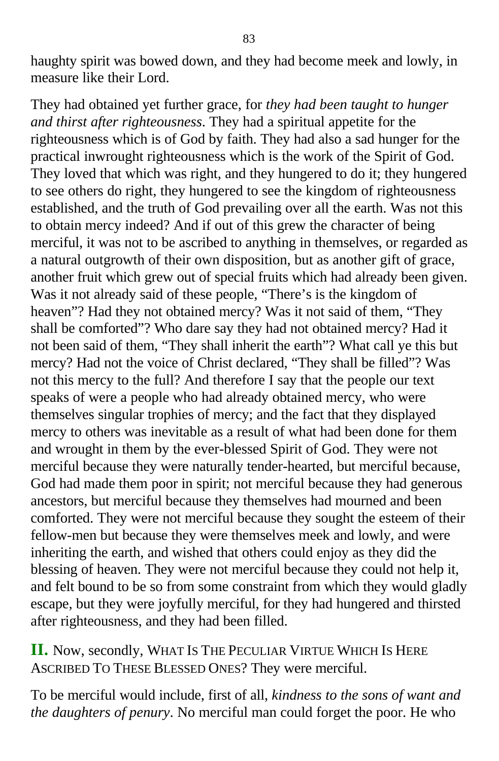haughty spirit was bowed down, and they had become meek and lowly, in measure like their Lord.

They had obtained yet further grace, for *they had been taught to hunger and thirst after righteousness*. They had a spiritual appetite for the righteousness which is of God by faith. They had also a sad hunger for the practical inwrought righteousness which is the work of the Spirit of God. They loved that which was right, and they hungered to do it; they hungered to see others do right, they hungered to see the kingdom of righteousness established, and the truth of God prevailing over all the earth. Was not this to obtain mercy indeed? And if out of this grew the character of being merciful, it was not to be ascribed to anything in themselves, or regarded as a natural outgrowth of their own disposition, but as another gift of grace, another fruit which grew out of special fruits which had already been given. Was it not already said of these people, "There's is the kingdom of heaven"? Had they not obtained mercy? Was it not said of them, "They shall be comforted"? Who dare say they had not obtained mercy? Had it not been said of them, "They shall inherit the earth"? What call ye this but mercy? Had not the voice of Christ declared, "They shall be filled"? Was not this mercy to the full? And therefore I say that the people our text speaks of were a people who had already obtained mercy, who were themselves singular trophies of mercy; and the fact that they displayed mercy to others was inevitable as a result of what had been done for them and wrought in them by the ever-blessed Spirit of God. They were not merciful because they were naturally tender-hearted, but merciful because, God had made them poor in spirit; not merciful because they had generous ancestors, but merciful because they themselves had mourned and been comforted. They were not merciful because they sought the esteem of their fellow-men but because they were themselves meek and lowly, and were inheriting the earth, and wished that others could enjoy as they did the blessing of heaven. They were not merciful because they could not help it, and felt bound to be so from some constraint from which they would gladly escape, but they were joyfully merciful, for they had hungered and thirsted after righteousness, and they had been filled.

**II.** Now, secondly, WHAT IS THE PECULIAR VIRTUE WHICH IS HERE ASCRIBED TO THESE BLESSED ONES? They were merciful.

To be merciful would include, first of all, *kindness to the sons of want and the daughters of penury*. No merciful man could forget the poor. He who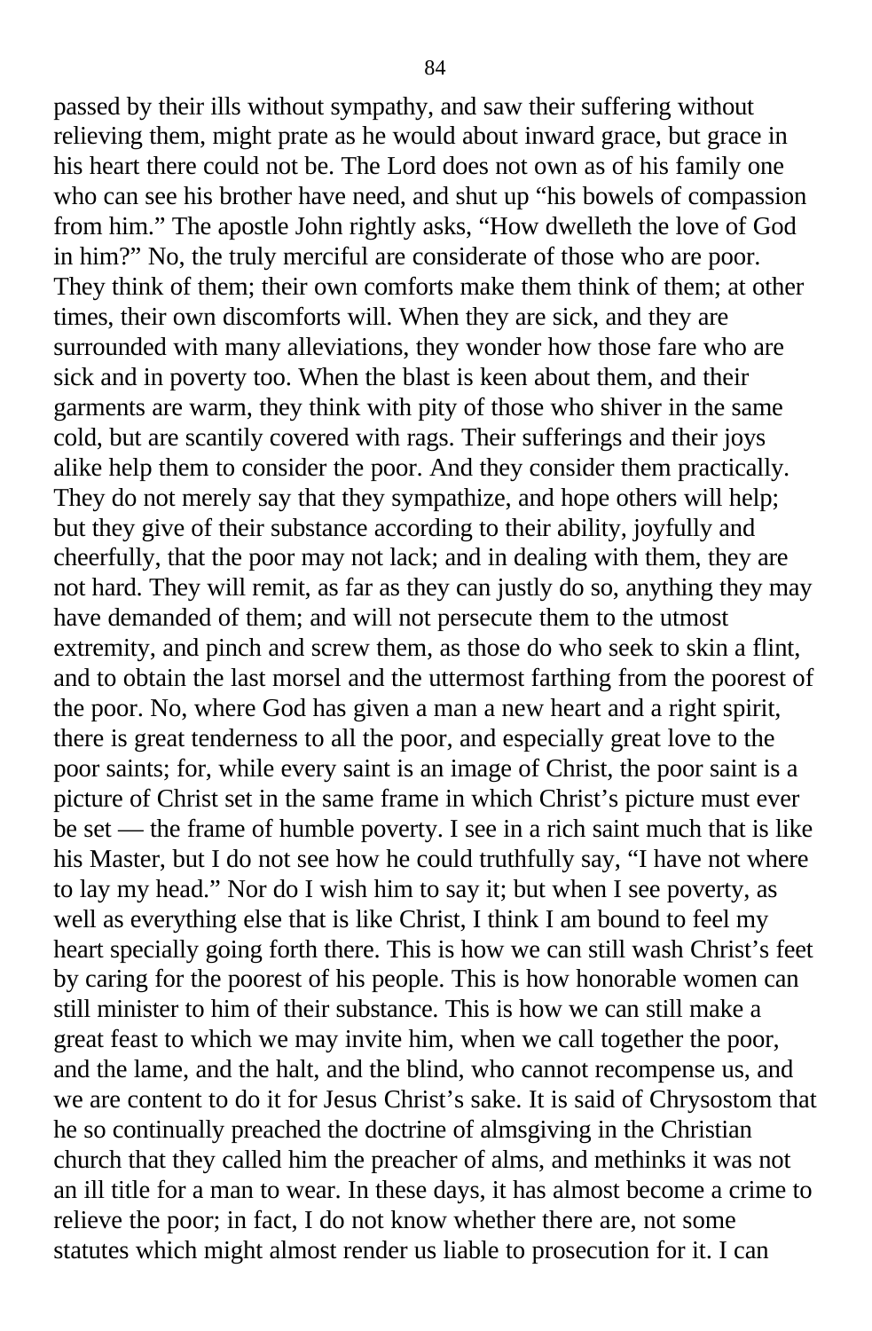passed by their ills without sympathy, and saw their suffering without relieving them, might prate as he would about inward grace, but grace in his heart there could not be. The Lord does not own as of his family one who can see his brother have need, and shut up "his bowels of compassion from him." The apostle John rightly asks, "How dwelleth the love of God in him?" No, the truly merciful are considerate of those who are poor. They think of them; their own comforts make them think of them; at other times, their own discomforts will. When they are sick, and they are surrounded with many alleviations, they wonder how those fare who are sick and in poverty too. When the blast is keen about them, and their garments are warm, they think with pity of those who shiver in the same cold, but are scantily covered with rags. Their sufferings and their joys alike help them to consider the poor. And they consider them practically. They do not merely say that they sympathize, and hope others will help; but they give of their substance according to their ability, joyfully and cheerfully, that the poor may not lack; and in dealing with them, they are not hard. They will remit, as far as they can justly do so, anything they may have demanded of them; and will not persecute them to the utmost extremity, and pinch and screw them, as those do who seek to skin a flint, and to obtain the last morsel and the uttermost farthing from the poorest of the poor. No, where God has given a man a new heart and a right spirit, there is great tenderness to all the poor, and especially great love to the poor saints; for, while every saint is an image of Christ, the poor saint is a picture of Christ set in the same frame in which Christ's picture must ever be set — the frame of humble poverty. I see in a rich saint much that is like his Master, but I do not see how he could truthfully say, "I have not where to lay my head." Nor do I wish him to say it; but when I see poverty, as well as everything else that is like Christ, I think I am bound to feel my heart specially going forth there. This is how we can still wash Christ's feet by caring for the poorest of his people. This is how honorable women can still minister to him of their substance. This is how we can still make a great feast to which we may invite him, when we call together the poor, and the lame, and the halt, and the blind, who cannot recompense us, and we are content to do it for Jesus Christ's sake. It is said of Chrysostom that he so continually preached the doctrine of almsgiving in the Christian church that they called him the preacher of alms, and methinks it was not an ill title for a man to wear. In these days, it has almost become a crime to relieve the poor; in fact, I do not know whether there are, not some statutes which might almost render us liable to prosecution for it. I can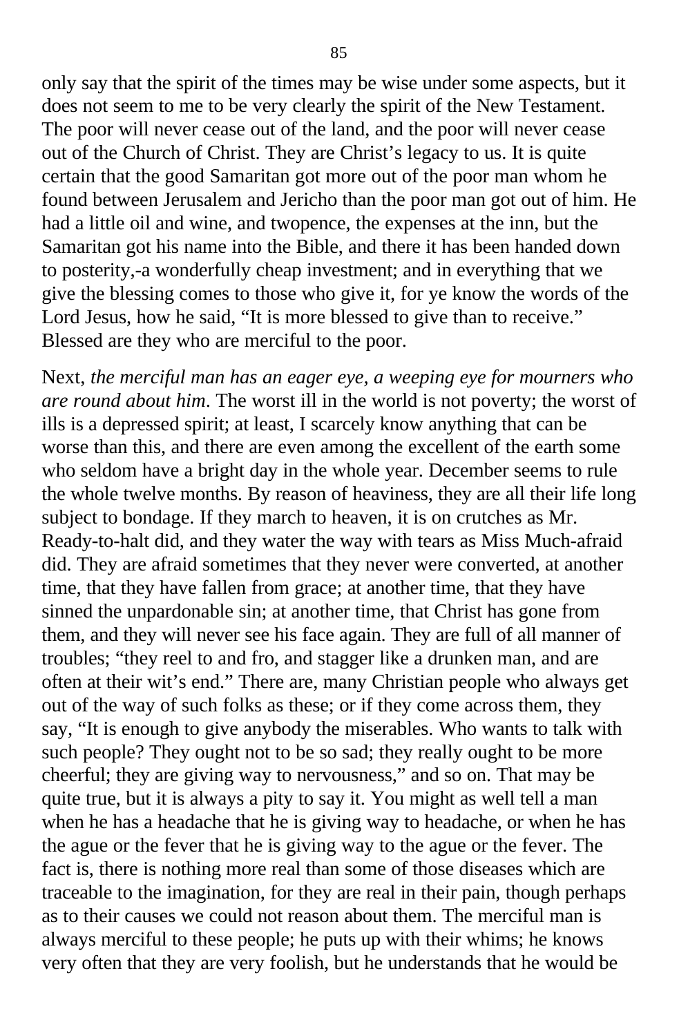only say that the spirit of the times may be wise under some aspects, but it does not seem to me to be very clearly the spirit of the New Testament. The poor will never cease out of the land, and the poor will never cease out of the Church of Christ. They are Christ's legacy to us. It is quite certain that the good Samaritan got more out of the poor man whom he found between Jerusalem and Jericho than the poor man got out of him. He had a little oil and wine, and twopence, the expenses at the inn, but the Samaritan got his name into the Bible, and there it has been handed down to posterity,-a wonderfully cheap investment; and in everything that we give the blessing comes to those who give it, for ye know the words of the Lord Jesus, how he said, "It is more blessed to give than to receive." Blessed are they who are merciful to the poor.

Next, *the merciful man has an eager eye, a weeping eye for mourners who are round about him*. The worst ill in the world is not poverty; the worst of ills is a depressed spirit; at least, I scarcely know anything that can be worse than this, and there are even among the excellent of the earth some who seldom have a bright day in the whole year. December seems to rule the whole twelve months. By reason of heaviness, they are all their life long subject to bondage. If they march to heaven, it is on crutches as Mr. Ready-to-halt did, and they water the way with tears as Miss Much-afraid did. They are afraid sometimes that they never were converted, at another time, that they have fallen from grace; at another time, that they have sinned the unpardonable sin; at another time, that Christ has gone from them, and they will never see his face again. They are full of all manner of troubles; "they reel to and fro, and stagger like a drunken man, and are often at their wit's end." There are, many Christian people who always get out of the way of such folks as these; or if they come across them, they say, "It is enough to give anybody the miserables. Who wants to talk with such people? They ought not to be so sad; they really ought to be more cheerful; they are giving way to nervousness," and so on. That may be quite true, but it is always a pity to say it. You might as well tell a man when he has a headache that he is giving way to headache, or when he has the ague or the fever that he is giving way to the ague or the fever. The fact is, there is nothing more real than some of those diseases which are traceable to the imagination, for they are real in their pain, though perhaps as to their causes we could not reason about them. The merciful man is always merciful to these people; he puts up with their whims; he knows very often that they are very foolish, but he understands that he would be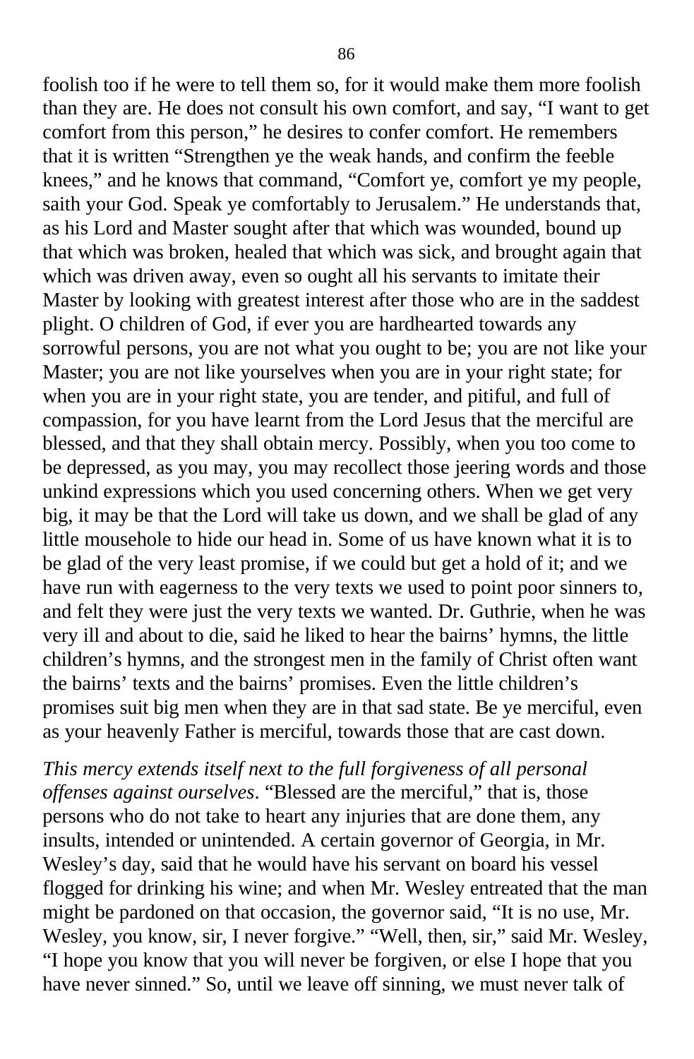foolish too if he were to tell them so, for it would make them more foolish than they are. He does not consult his own comfort, and say, "I want to get comfort from this person," he desires to confer comfort. He remembers that it is written "Strengthen ye the weak hands, and confirm the feeble knees," and he knows that command, "Comfort ye, comfort ye my people, saith your God. Speak ye comfortably to Jerusalem." He understands that, as his Lord and Master sought after that which was wounded, bound up that which was broken, healed that which was sick, and brought again that which was driven away, even so ought all his servants to imitate their Master by looking with greatest interest after those who are in the saddest plight. O children of God, if ever you are hardhearted towards any sorrowful persons, you are not what you ought to be; you are not like your Master; you are not like yourselves when you are in your right state; for when you are in your right state, you are tender, and pitiful, and full of compassion, for you have learnt from the Lord Jesus that the merciful are blessed, and that they shall obtain mercy. Possibly, when you too come to be depressed, as you may, you may recollect those jeering words and those unkind expressions which you used concerning others. When we get very big, it may be that the Lord will take us down, and we shall be glad of any little mousehole to hide our head in. Some of us have known what it is to be glad of the very least promise, if we could but get a hold of it; and we have run with eagerness to the very texts we used to point poor sinners to, and felt they were just the very texts we wanted. Dr. Guthrie, when he was very ill and about to die, said he liked to hear the bairns' hymns, the little children's hymns, and the strongest men in the family of Christ often want the bairns' texts and the bairns' promises. Even the little children's promises suit big men when they are in that sad state. Be ye merciful, even as your heavenly Father is merciful, towards those that are cast down.

*This mercy extends itself next to the full forgiveness of all personal offenses against ourselves*. "Blessed are the merciful," that is, those persons who do not take to heart any injuries that are done them, any insults, intended or unintended. A certain governor of Georgia, in Mr. Wesley's day, said that he would have his servant on board his vessel flogged for drinking his wine; and when Mr. Wesley entreated that the man might be pardoned on that occasion, the governor said, "It is no use, Mr. Wesley, you know, sir, I never forgive." "Well, then, sir," said Mr. Wesley, "I hope you know that you will never be forgiven, or else I hope that you have never sinned." So, until we leave off sinning, we must never talk of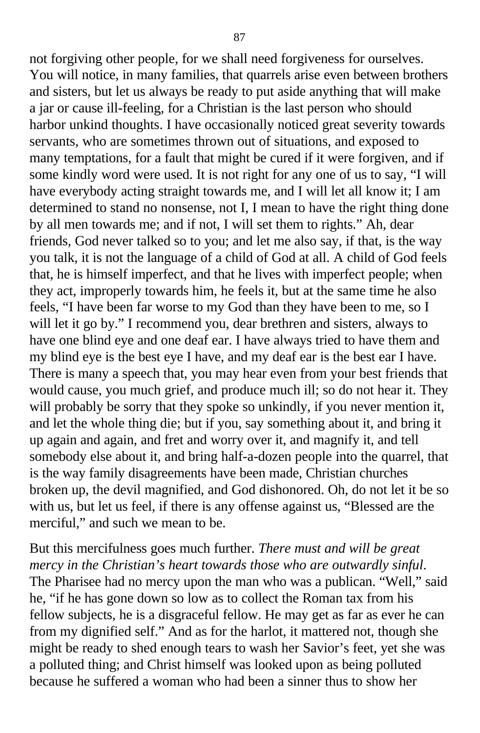not forgiving other people, for we shall need forgiveness for ourselves. You will notice, in many families, that quarrels arise even between brothers and sisters, but let us always be ready to put aside anything that will make a jar or cause ill-feeling, for a Christian is the last person who should harbor unkind thoughts. I have occasionally noticed great severity towards servants, who are sometimes thrown out of situations, and exposed to many temptations, for a fault that might be cured if it were forgiven, and if some kindly word were used. It is not right for any one of us to say, "I will have everybody acting straight towards me, and I will let all know it; I am determined to stand no nonsense, not I, I mean to have the right thing done by all men towards me; and if not, I will set them to rights." Ah, dear friends, God never talked so to you; and let me also say, if that, is the way you talk, it is not the language of a child of God at all. A child of God feels that, he is himself imperfect, and that he lives with imperfect people; when they act, improperly towards him, he feels it, but at the same time he also feels, "I have been far worse to my God than they have been to me, so I will let it go by." I recommend you, dear brethren and sisters, always to have one blind eye and one deaf ear. I have always tried to have them and my blind eye is the best eye I have, and my deaf ear is the best ear I have. There is many a speech that, you may hear even from your best friends that would cause, you much grief, and produce much ill; so do not hear it. They will probably be sorry that they spoke so unkindly, if you never mention it, and let the whole thing die; but if you, say something about it, and bring it up again and again, and fret and worry over it, and magnify it, and tell somebody else about it, and bring half-a-dozen people into the quarrel, that is the way family disagreements have been made, Christian churches broken up, the devil magnified, and God dishonored. Oh, do not let it be so with us, but let us feel, if there is any offense against us, "Blessed are the merciful," and such we mean to be.

But this mercifulness goes much further. *There must and will be great mercy in the Christian's heart towards those who are outwardly sinful.* The Pharisee had no mercy upon the man who was a publican. "Well," said he, "if he has gone down so low as to collect the Roman tax from his fellow subjects, he is a disgraceful fellow. He may get as far as ever he can from my dignified self." And as for the harlot, it mattered not, though she might be ready to shed enough tears to wash her Savior's feet, yet she was a polluted thing; and Christ himself was looked upon as being polluted because he suffered a woman who had been a sinner thus to show her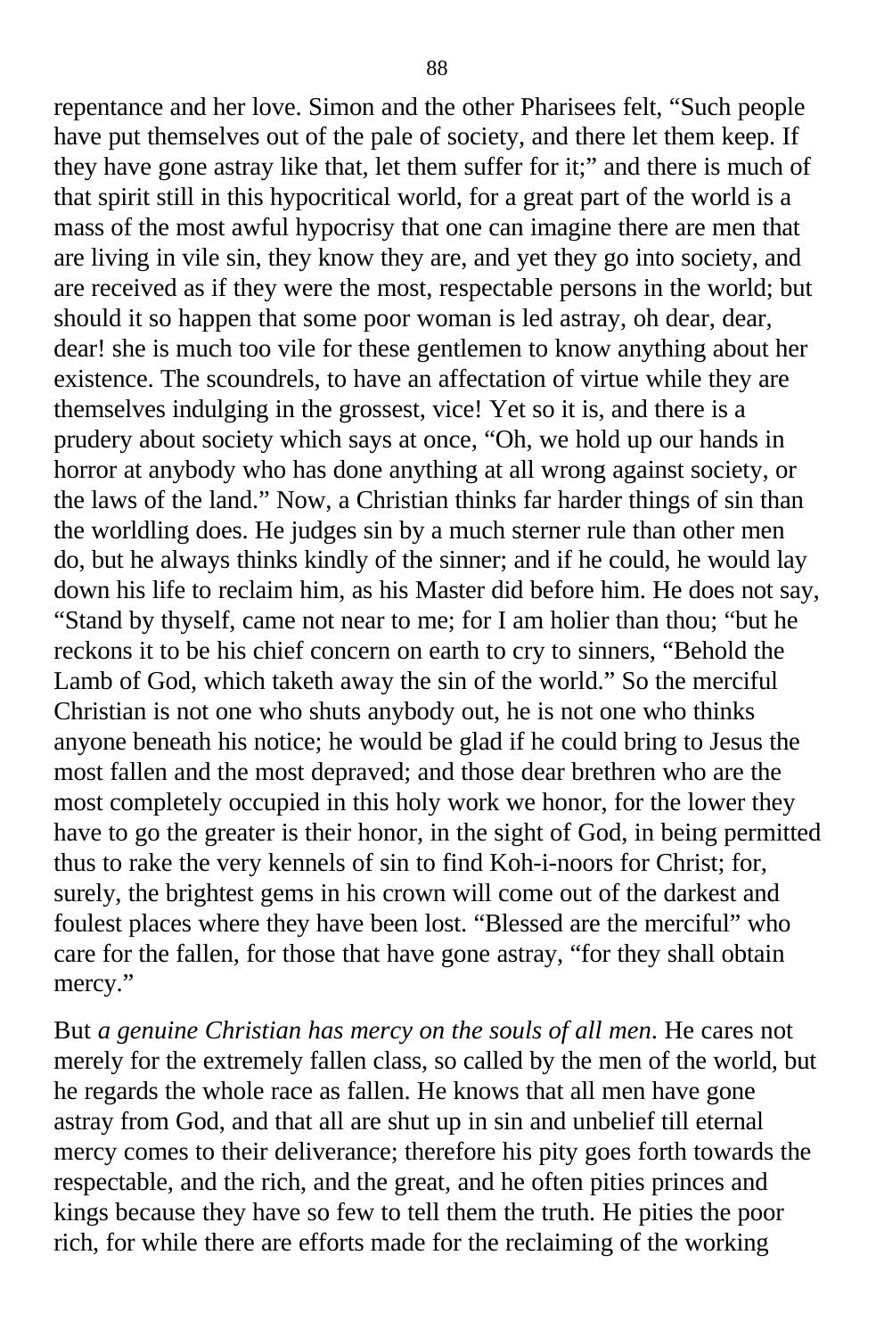repentance and her love. Simon and the other Pharisees felt, "Such people have put themselves out of the pale of society, and there let them keep. If they have gone astray like that, let them suffer for it;" and there is much of that spirit still in this hypocritical world, for a great part of the world is a mass of the most awful hypocrisy that one can imagine there are men that are living in vile sin, they know they are, and yet they go into society, and are received as if they were the most, respectable persons in the world; but should it so happen that some poor woman is led astray, oh dear, dear, dear! she is much too vile for these gentlemen to know anything about her existence. The scoundrels, to have an affectation of virtue while they are themselves indulging in the grossest, vice! Yet so it is, and there is a prudery about society which says at once, "Oh, we hold up our hands in horror at anybody who has done anything at all wrong against society, or the laws of the land." Now, a Christian thinks far harder things of sin than the worldling does. He judges sin by a much sterner rule than other men do, but he always thinks kindly of the sinner; and if he could, he would lay down his life to reclaim him, as his Master did before him. He does not say, "Stand by thyself, came not near to me; for I am holier than thou; "but he reckons it to be his chief concern on earth to cry to sinners, "Behold the Lamb of God, which taketh away the sin of the world." So the merciful Christian is not one who shuts anybody out, he is not one who thinks anyone beneath his notice; he would be glad if he could bring to Jesus the most fallen and the most depraved; and those dear brethren who are the most completely occupied in this holy work we honor, for the lower they have to go the greater is their honor, in the sight of God, in being permitted thus to rake the very kennels of sin to find Koh-i-noors for Christ; for, surely, the brightest gems in his crown will come out of the darkest and foulest places where they have been lost. "Blessed are the merciful" who care for the fallen, for those that have gone astray, "for they shall obtain mercy."

But *a genuine Christian has mercy on the souls of all men*. He cares not merely for the extremely fallen class, so called by the men of the world, but he regards the whole race as fallen. He knows that all men have gone astray from God, and that all are shut up in sin and unbelief till eternal mercy comes to their deliverance; therefore his pity goes forth towards the respectable, and the rich, and the great, and he often pities princes and kings because they have so few to tell them the truth. He pities the poor rich, for while there are efforts made for the reclaiming of the working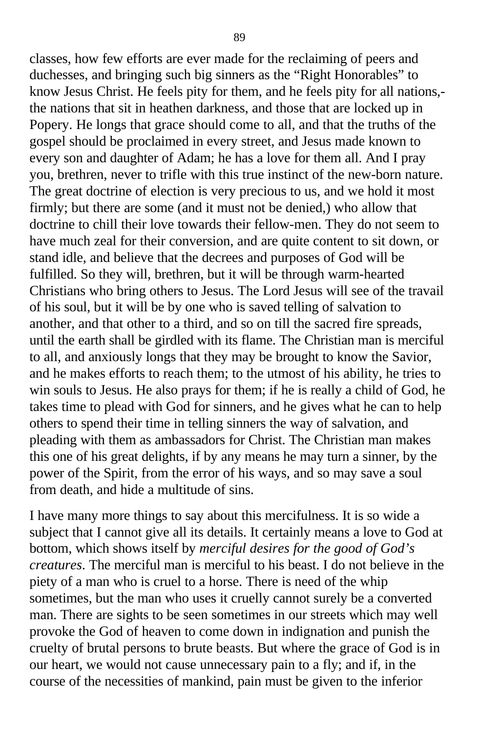classes, how few efforts are ever made for the reclaiming of peers and duchesses, and bringing such big sinners as the "Right Honorables" to know Jesus Christ. He feels pity for them, and he feels pity for all nations,- the nations that sit in heathen darkness, and those that are locked up in Popery. He longs that grace should come to all, and that the truths of the gospel should be proclaimed in every street, and Jesus made known to every son and daughter of Adam; he has a love for them all. And I pray you, brethren, never to trifle with this true instinct of the new-born nature. The great doctrine of election is very precious to us, and we hold it most firmly; but there are some (and it must not be denied,) who allow that doctrine to chill their love towards their fellow-men. They do not seem to have much zeal for their conversion, and are quite content to sit down, or stand idle, and believe that the decrees and purposes of God will be fulfilled. So they will, brethren, but it will be through warm-hearted Christians who bring others to Jesus. The Lord Jesus will see of the travail of his soul, but it will be by one who is saved telling of salvation to another, and that other to a third, and so on till the sacred fire spreads, until the earth shall be girdled with its flame. The Christian man is merciful to all, and anxiously longs that they may be brought to know the Savior, and he makes efforts to reach them; to the utmost of his ability, he tries to win souls to Jesus. He also prays for them; if he is really a child of God, he takes time to plead with God for sinners, and he gives what he can to help others to spend their time in telling sinners the way of salvation, and pleading with them as ambassadors for Christ. The Christian man makes this one of his great delights, if by any means he may turn a sinner, by the power of the Spirit, from the error of his ways, and so may save a soul from death, and hide a multitude of sins.

I have many more things to say about this mercifulness. It is so wide a subject that I cannot give all its details. It certainly means a love to God at bottom, which shows itself by *merciful desires for the good of God's creatures*. The merciful man is merciful to his beast. I do not believe in the piety of a man who is cruel to a horse. There is need of the whip sometimes, but the man who uses it cruelly cannot surely be a converted man. There are sights to be seen sometimes in our streets which may well provoke the God of heaven to come down in indignation and punish the cruelty of brutal persons to brute beasts. But where the grace of God is in our heart, we would not cause unnecessary pain to a fly; and if, in the course of the necessities of mankind, pain must be given to the inferior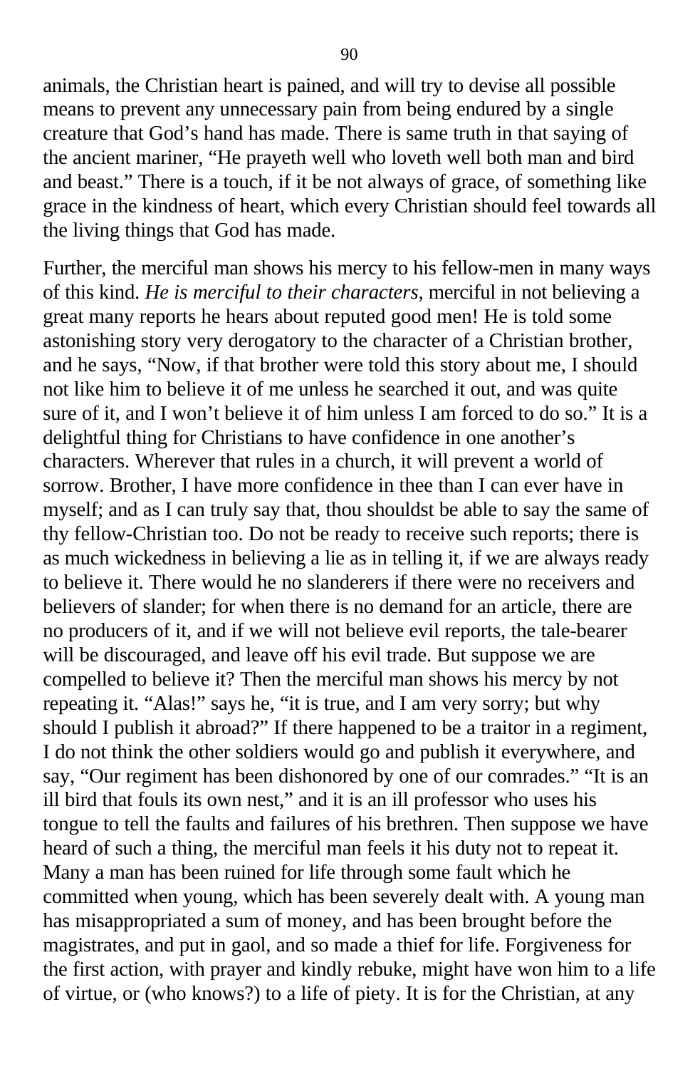animals, the Christian heart is pained, and will try to devise all possible means to prevent any unnecessary pain from being endured by a single creature that God's hand has made. There is same truth in that saying of the ancient mariner, "He prayeth well who loveth well both man and bird and beast." There is a touch, if it be not always of grace, of something like grace in the kindness of heart, which every Christian should feel towards all the living things that God has made.

Further, the merciful man shows his mercy to his fellow-men in many ways of this kind. *He is merciful to their characters*, merciful in not believing a great many reports he hears about reputed good men! He is told some astonishing story very derogatory to the character of a Christian brother, and he says, "Now, if that brother were told this story about me, I should not like him to believe it of me unless he searched it out, and was quite sure of it, and I won't believe it of him unless I am forced to do so." It is a delightful thing for Christians to have confidence in one another's characters. Wherever that rules in a church, it will prevent a world of sorrow. Brother, I have more confidence in thee than I can ever have in myself; and as I can truly say that, thou shouldst be able to say the same of thy fellow-Christian too. Do not be ready to receive such reports; there is as much wickedness in believing a lie as in telling it, if we are always ready to believe it. There would he no slanderers if there were no receivers and believers of slander; for when there is no demand for an article, there are no producers of it, and if we will not believe evil reports, the tale-bearer will be discouraged, and leave off his evil trade. But suppose we are compelled to believe it? Then the merciful man shows his mercy by not repeating it. "Alas!" says he, "it is true, and I am very sorry; but why should I publish it abroad?" If there happened to be a traitor in a regiment, I do not think the other soldiers would go and publish it everywhere, and say, "Our regiment has been dishonored by one of our comrades." "It is an ill bird that fouls its own nest," and it is an ill professor who uses his tongue to tell the faults and failures of his brethren. Then suppose we have heard of such a thing, the merciful man feels it his duty not to repeat it. Many a man has been ruined for life through some fault which he committed when young, which has been severely dealt with. A young man has misappropriated a sum of money, and has been brought before the magistrates, and put in gaol, and so made a thief for life. Forgiveness for the first action, with prayer and kindly rebuke, might have won him to a life of virtue, or (who knows?) to a life of piety. It is for the Christian, at any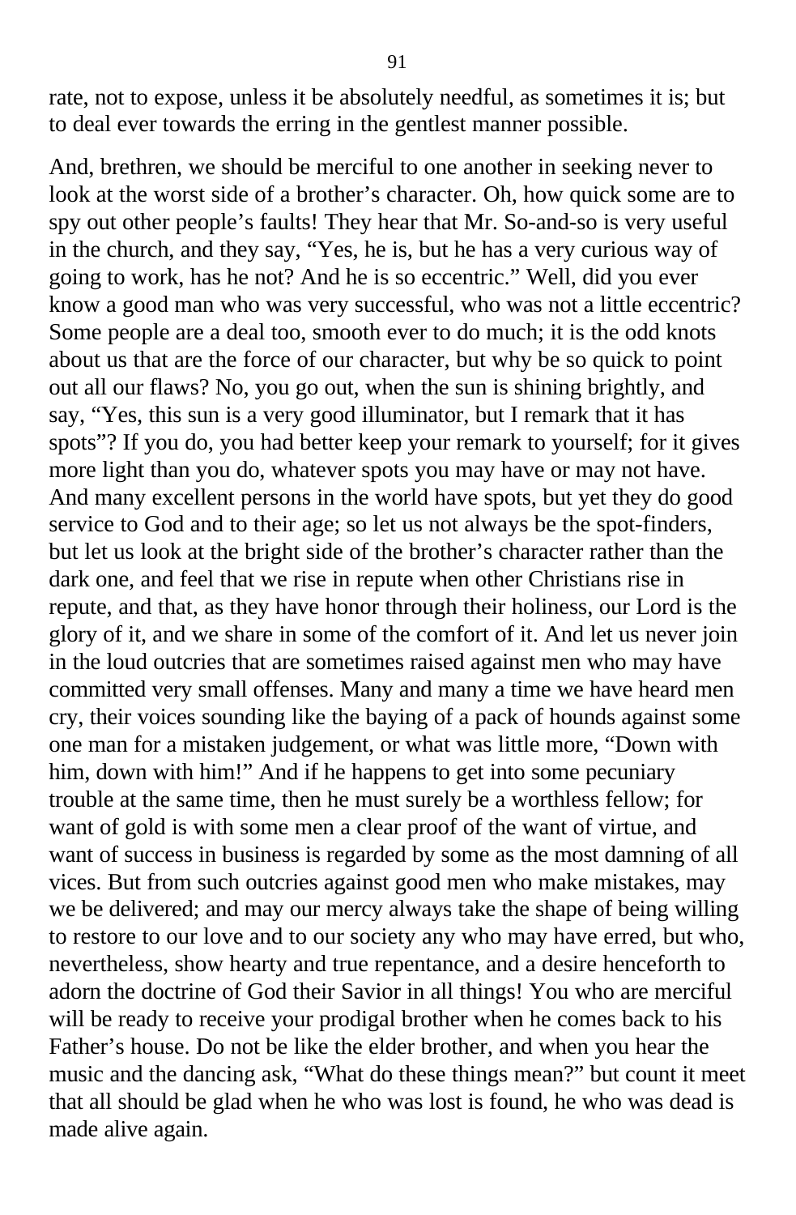rate, not to expose, unless it be absolutely needful, as sometimes it is; but to deal ever towards the erring in the gentlest manner possible.

And, brethren, we should be merciful to one another in seeking never to look at the worst side of a brother's character. Oh, how quick some are to spy out other people's faults! They hear that Mr. So-and-so is very useful in the church, and they say, "Yes, he is, but he has a very curious way of going to work, has he not? And he is so eccentric." Well, did you ever know a good man who was very successful, who was not a little eccentric? Some people are a deal too, smooth ever to do much; it is the odd knots about us that are the force of our character, but why be so quick to point out all our flaws? No, you go out, when the sun is shining brightly, and say, "Yes, this sun is a very good illuminator, but I remark that it has spots"? If you do, you had better keep your remark to yourself; for it gives more light than you do, whatever spots you may have or may not have. And many excellent persons in the world have spots, but yet they do good service to God and to their age; so let us not always be the spot-finders, but let us look at the bright side of the brother's character rather than the dark one, and feel that we rise in repute when other Christians rise in repute, and that, as they have honor through their holiness, our Lord is the glory of it, and we share in some of the comfort of it. And let us never join in the loud outcries that are sometimes raised against men who may have committed very small offenses. Many and many a time we have heard men cry, their voices sounding like the baying of a pack of hounds against some one man for a mistaken judgement, or what was little more, "Down with him, down with him!" And if he happens to get into some pecuniary trouble at the same time, then he must surely be a worthless fellow; for want of gold is with some men a clear proof of the want of virtue, and want of success in business is regarded by some as the most damning of all vices. But from such outcries against good men who make mistakes, may we be delivered; and may our mercy always take the shape of being willing to restore to our love and to our society any who may have erred, but who, nevertheless, show hearty and true repentance, and a desire henceforth to adorn the doctrine of God their Savior in all things! You who are merciful will be ready to receive your prodigal brother when he comes back to his Father's house. Do not be like the elder brother, and when you hear the music and the dancing ask, "What do these things mean?" but count it meet that all should be glad when he who was lost is found, he who was dead is made alive again.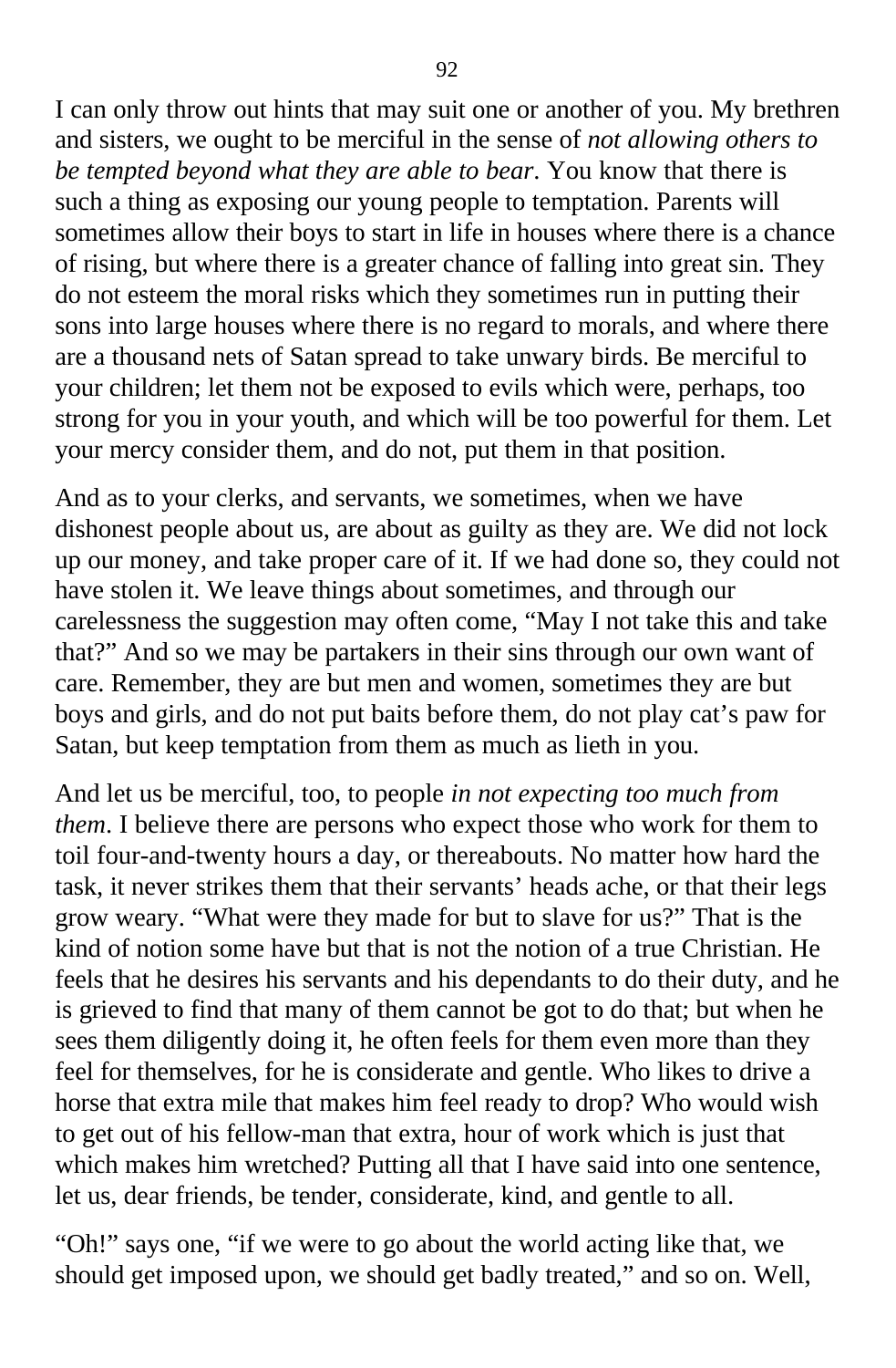I can only throw out hints that may suit one or another of you. My brethren and sisters, we ought to be merciful in the sense of *not allowing others to be tempted beyond what they are able to bear*. You know that there is such a thing as exposing our young people to temptation. Parents will sometimes allow their boys to start in life in houses where there is a chance of rising, but where there is a greater chance of falling into great sin. They do not esteem the moral risks which they sometimes run in putting their sons into large houses where there is no regard to morals, and where there are a thousand nets of Satan spread to take unwary birds. Be merciful to your children; let them not be exposed to evils which were, perhaps, too strong for you in your youth, and which will be too powerful for them. Let your mercy consider them, and do not, put them in that position.

And as to your clerks, and servants, we sometimes, when we have dishonest people about us, are about as guilty as they are. We did not lock up our money, and take proper care of it. If we had done so, they could not have stolen it. We leave things about sometimes, and through our carelessness the suggestion may often come, "May I not take this and take that?" And so we may be partakers in their sins through our own want of care. Remember, they are but men and women, sometimes they are but boys and girls, and do not put baits before them, do not play cat's paw for Satan, but keep temptation from them as much as lieth in you.

And let us be merciful, too, to people *in not expecting too much from them*. I believe there are persons who expect those who work for them to toil four-and-twenty hours a day, or thereabouts. No matter how hard the task, it never strikes them that their servants' heads ache, or that their legs grow weary. "What were they made for but to slave for us?" That is the kind of notion some have but that is not the notion of a true Christian. He feels that he desires his servants and his dependants to do their duty, and he is grieved to find that many of them cannot be got to do that; but when he sees them diligently doing it, he often feels for them even more than they feel for themselves, for he is considerate and gentle. Who likes to drive a horse that extra mile that makes him feel ready to drop? Who would wish to get out of his fellow-man that extra, hour of work which is just that which makes him wretched? Putting all that I have said into one sentence, let us, dear friends, be tender, considerate, kind, and gentle to all.

"Oh!" says one, "if we were to go about the world acting like that, we should get imposed upon, we should get badly treated," and so on. Well,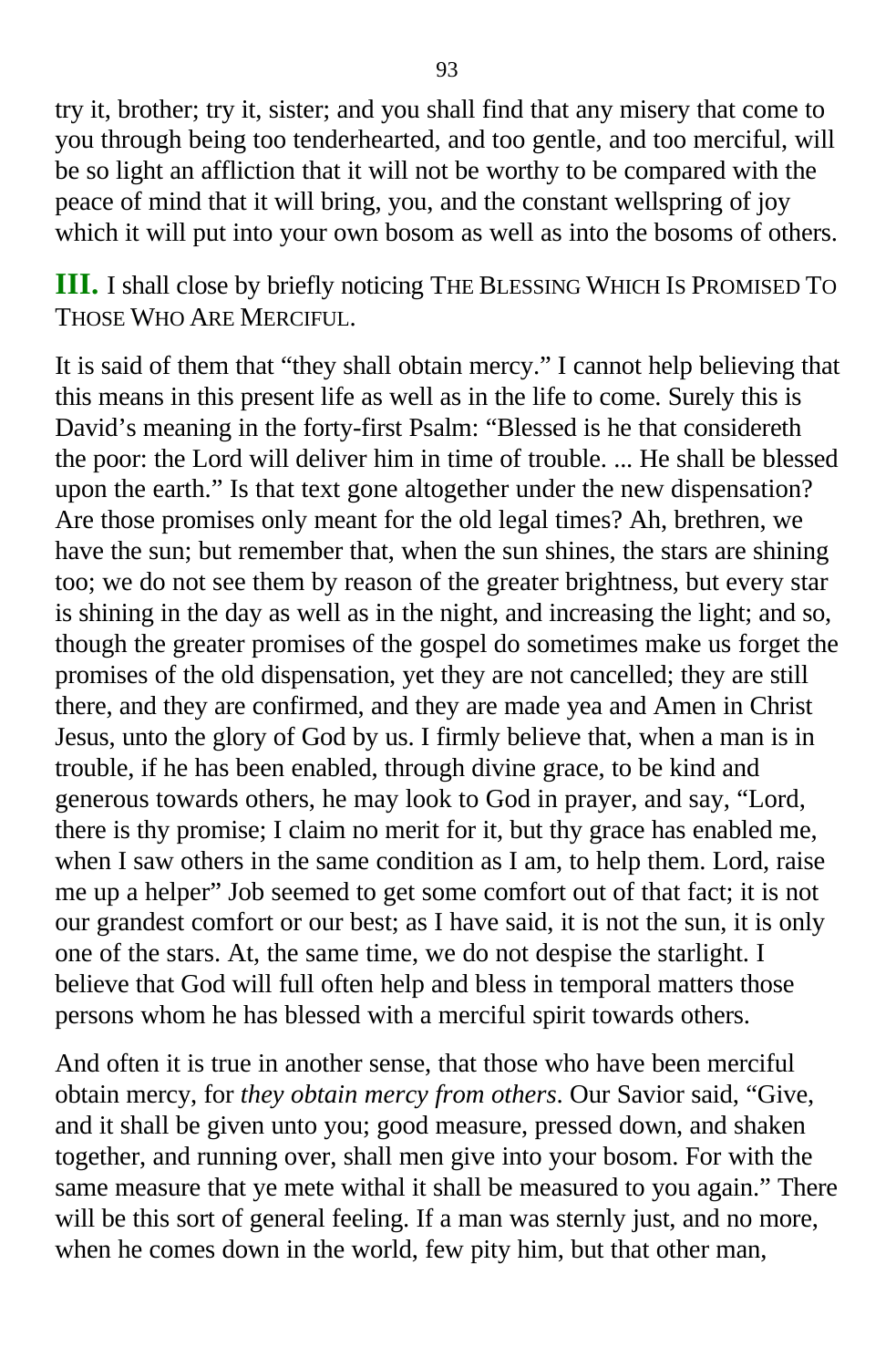try it, brother; try it, sister; and you shall find that any misery that come to you through being too tenderhearted, and too gentle, and too merciful, will be so light an affliction that it will not be worthy to be compared with the peace of mind that it will bring, you, and the constant wellspring of joy which it will put into your own bosom as well as into the bosoms of others.

**III.** I shall close by briefly noticing THE BLESSING WHICH IS PROMISED TO THOSE WHO ARE MERCIFUL.

It is said of them that "they shall obtain mercy." I cannot help believing that this means in this present life as well as in the life to come. Surely this is David's meaning in the forty-first Psalm: "Blessed is he that considereth the poor: the Lord will deliver him in time of trouble. ... He shall be blessed upon the earth." Is that text gone altogether under the new dispensation? Are those promises only meant for the old legal times? Ah, brethren, we have the sun; but remember that, when the sun shines, the stars are shining too; we do not see them by reason of the greater brightness, but every star is shining in the day as well as in the night, and increasing the light; and so, though the greater promises of the gospel do sometimes make us forget the promises of the old dispensation, yet they are not cancelled; they are still there, and they are confirmed, and they are made yea and Amen in Christ Jesus, unto the glory of God by us. I firmly believe that, when a man is in trouble, if he has been enabled, through divine grace, to be kind and generous towards others, he may look to God in prayer, and say, "Lord, there is thy promise; I claim no merit for it, but thy grace has enabled me, when I saw others in the same condition as I am, to help them. Lord, raise me up a helper" Job seemed to get some comfort out of that fact; it is not our grandest comfort or our best; as I have said, it is not the sun, it is only one of the stars. At, the same time, we do not despise the starlight. I believe that God will full often help and bless in temporal matters those persons whom he has blessed with a merciful spirit towards others.

And often it is true in another sense, that those who have been merciful obtain mercy, for *they obtain mercy from others*. Our Savior said, "Give, and it shall be given unto you; good measure, pressed down, and shaken together, and running over, shall men give into your bosom. For with the same measure that ye mete withal it shall be measured to you again." There will be this sort of general feeling. If a man was sternly just, and no more, when he comes down in the world, few pity him, but that other man,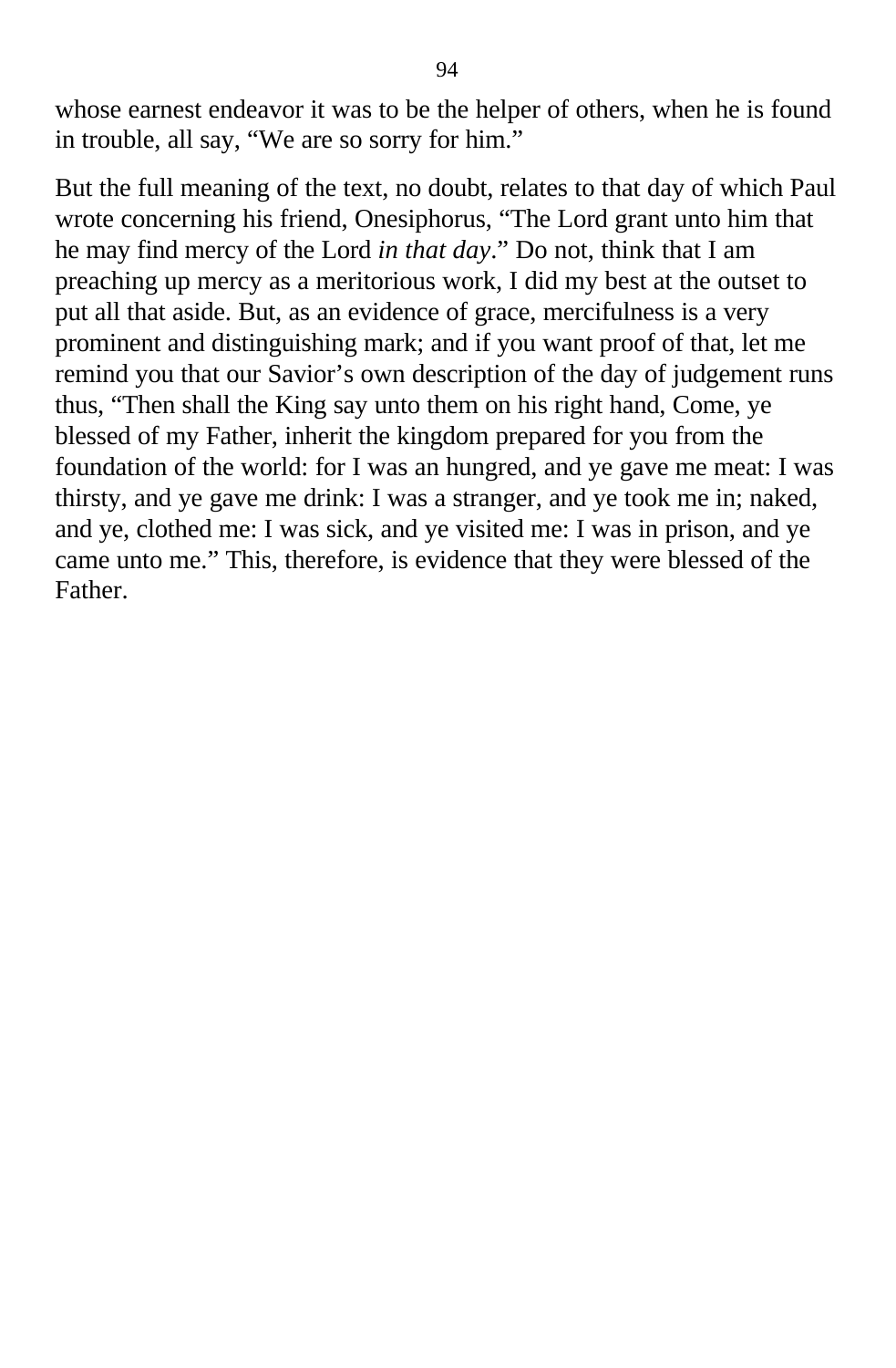whose earnest endeavor it was to be the helper of others, when he is found in trouble, all say, “We are so sorry for him.”

But the full meaning of the text, no doubt, relates to that day of which Paul wrote concerning his friend, Onesiphorus, “The Lord grant unto him that he may find mercy of the Lord *in that day*.” Do not, think that I am preaching up mercy as a meritorious work, I did my best at the outset to put all that aside. But, as an evidence of grace, mercifulness is a very prominent and distinguishing mark; and if you want proof of that, let me remind you that our Savior’s own description of the day of judgement runs thus, “Then shall the King say unto them on his right hand, Come, ye blessed of my Father, inherit the kingdom prepared for you from the foundation of the world: for I was an hungred, and ye gave me meat: I was thirsty, and ye gave me drink: I was a stranger, and ye took me in; naked, and ye, clothed me: I was sick, and ye visited me: I was in prison, and ye came unto me.” This, therefore, is evidence that they were blessed of the Father.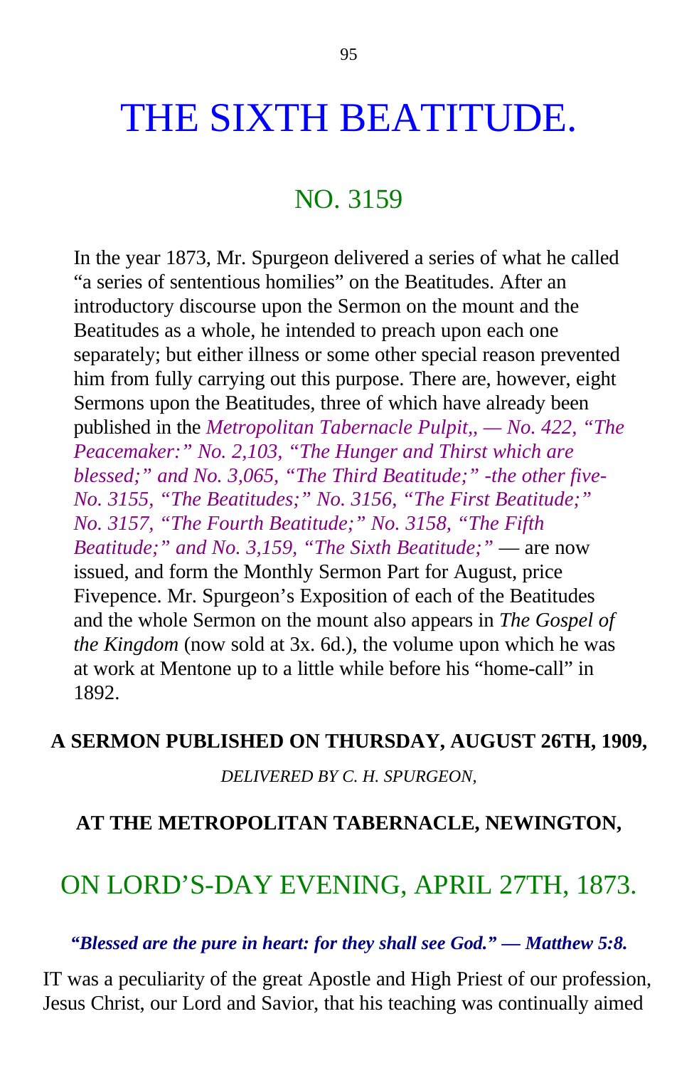# THE SIXTH BEATITUDE.

## NO. 3159

In the year 1873, Mr. Spurgeon delivered a series of what he called "a series of sententious homilies" on the Beatitudes. After an introductory discourse upon the Sermon on the mount and the Beatitudes as a whole, he intended to preach upon each one separately; but either illness or some other special reason prevented him from fully carrying out this purpose. There are, however, eight Sermons upon the Beatitudes, three of which have already been published in the *Metropolitan Tabernacle Pulpit,, — No. 422, "The Peacemaker:" No. 2,103, "The Hunger and Thirst which are blessed;" and No. 3,065, "The Third Beatitude;" -the other five-No. 3155, "The Beatitudes;" No. 3156, "The First Beatitude;" No. 3157, "The Fourth Beatitude;" No. 3158, "The Fifth Beatitude;" and No. 3,159, "The Sixth Beatitude;"* — are now issued, and form the Monthly Sermon Part for August, price Fivepence. Mr. Spurgeon's Exposition of each of the Beatitudes and the whole Sermon on the mount also appears in *The Gospel of the Kingdom* (now sold at 3x. 6d.), the volume upon which he was at work at Mentone up to a little while before his "home-call" in 1892.

**A SERMON PUBLISHED ON THURSDAY, AUGUST 26TH, 1909,**

*DELIVERED BY C. H. SPURGEON,*

**AT THE METROPOLITAN TABERNACLE, NEWINGTON,**

## ON LORD'S-DAY EVENING, APRIL 27TH, 1873.

***"Blessed are the pure in heart: for they shall see God." — Matthew 5:8.***

IT was a peculiarity of the great Apostle and High Priest of our profession, Jesus Christ, our Lord and Savior, that his teaching was continually aimed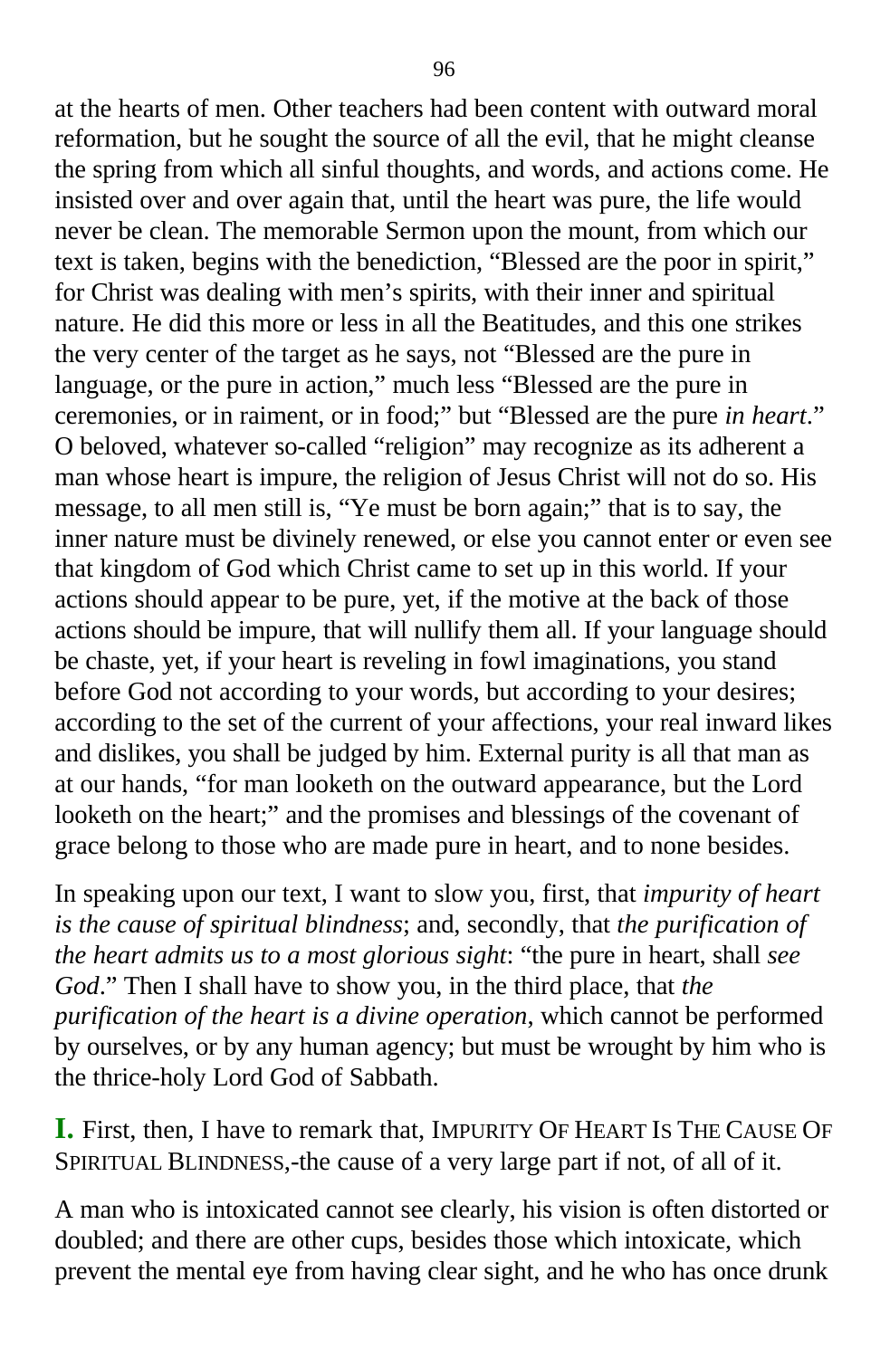at the hearts of men. Other teachers had been content with outward moral reformation, but he sought the source of all the evil, that he might cleanse the spring from which all sinful thoughts, and words, and actions come. He insisted over and over again that, until the heart was pure, the life would never be clean. The memorable Sermon upon the mount, from which our text is taken, begins with the benediction, "Blessed are the poor in spirit," for Christ was dealing with men's spirits, with their inner and spiritual nature. He did this more or less in all the Beatitudes, and this one strikes the very center of the target as he says, not "Blessed are the pure in language, or the pure in action," much less "Blessed are the pure in ceremonies, or in raiment, or in food;" but "Blessed are the pure *in heart*." O beloved, whatever so-called "religion" may recognize as its adherent a man whose heart is impure, the religion of Jesus Christ will not do so. His message, to all men still is, "Ye must be born again;" that is to say, the inner nature must be divinely renewed, or else you cannot enter or even see that kingdom of God which Christ came to set up in this world. If your actions should appear to be pure, yet, if the motive at the back of those actions should be impure, that will nullify them all. If your language should be chaste, yet, if your heart is reveling in fowl imaginations, you stand before God not according to your words, but according to your desires; according to the set of the current of your affections, your real inward likes and dislikes, you shall be judged by him. External purity is all that man as at our hands, "for man looketh on the outward appearance, but the Lord looketh on the heart;" and the promises and blessings of the covenant of grace belong to those who are made pure in heart, and to none besides.

In speaking upon our text, I want to slow you, first, that *impurity of heart is the cause of spiritual blindness*; and, secondly, that *the purification of the heart admits us to a most glorious sight*: "the pure in heart, shall *see God*." Then I shall have to show you, in the third place, that *the purification of the heart is a divine operation*, which cannot be performed by ourselves, or by any human agency; but must be wrought by him who is the thrice-holy Lord God of Sabbath.

**I.** First, then, I have to remark that, IMPURITY OF HEART IS THE CAUSE OF SPIRITUAL BLINDNESS,-the cause of a very large part if not, of all of it.

A man who is intoxicated cannot see clearly, his vision is often distorted or doubled; and there are other cups, besides those which intoxicate, which prevent the mental eye from having clear sight, and he who has once drunk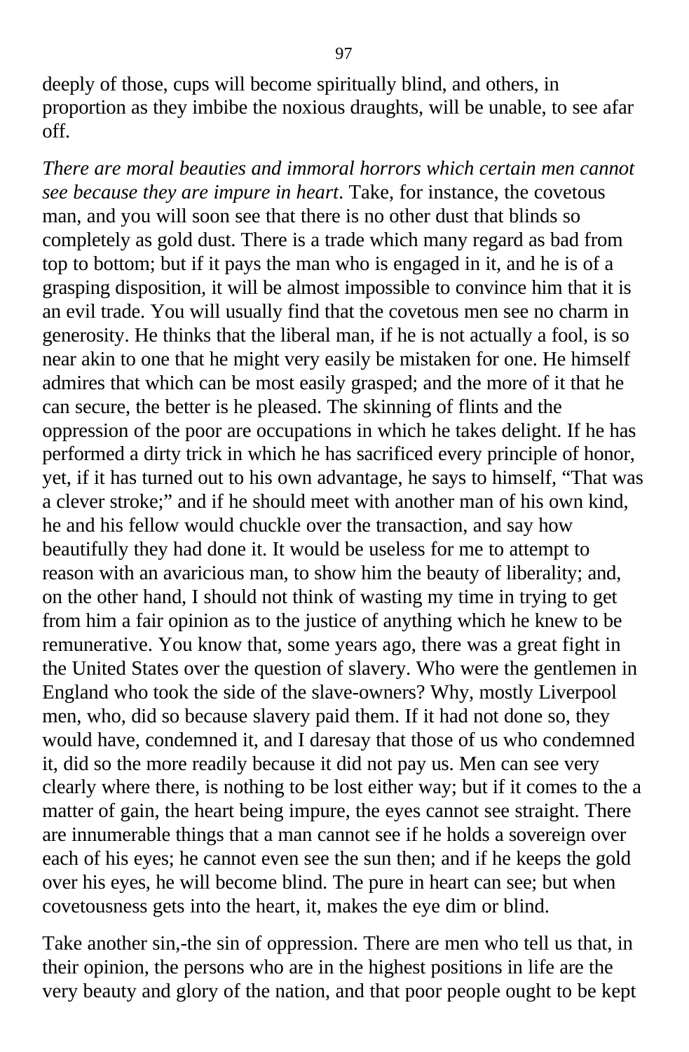deeply of those, cups will become spiritually blind, and others, in proportion as they imbibe the noxious draughts, will be unable, to see afar off.

*There are moral beauties and immoral horrors which certain men cannot see because they are impure in heart*. Take, for instance, the covetous man, and you will soon see that there is no other dust that blinds so completely as gold dust. There is a trade which many regard as bad from top to bottom; but if it pays the man who is engaged in it, and he is of a grasping disposition, it will be almost impossible to convince him that it is an evil trade. You will usually find that the covetous men see no charm in generosity. He thinks that the liberal man, if he is not actually a fool, is so near akin to one that he might very easily be mistaken for one. He himself admires that which can be most easily grasped; and the more of it that he can secure, the better is he pleased. The skinning of flints and the oppression of the poor are occupations in which he takes delight. If he has performed a dirty trick in which he has sacrificed every principle of honor, yet, if it has turned out to his own advantage, he says to himself, "That was a clever stroke;" and if he should meet with another man of his own kind, he and his fellow would chuckle over the transaction, and say how beautifully they had done it. It would be useless for me to attempt to reason with an avaricious man, to show him the beauty of liberality; and, on the other hand, I should not think of wasting my time in trying to get from him a fair opinion as to the justice of anything which he knew to be remunerative. You know that, some years ago, there was a great fight in the United States over the question of slavery. Who were the gentlemen in England who took the side of the slave-owners? Why, mostly Liverpool men, who, did so because slavery paid them. If it had not done so, they would have, condemned it, and I daresay that those of us who condemned it, did so the more readily because it did not pay us. Men can see very clearly where there, is nothing to be lost either way; but if it comes to the a matter of gain, the heart being impure, the eyes cannot see straight. There are innumerable things that a man cannot see if he holds a sovereign over each of his eyes; he cannot even see the sun then; and if he keeps the gold over his eyes, he will become blind. The pure in heart can see; but when covetousness gets into the heart, it, makes the eye dim or blind.

Take another sin,-the sin of oppression. There are men who tell us that, in their opinion, the persons who are in the highest positions in life are the very beauty and glory of the nation, and that poor people ought to be kept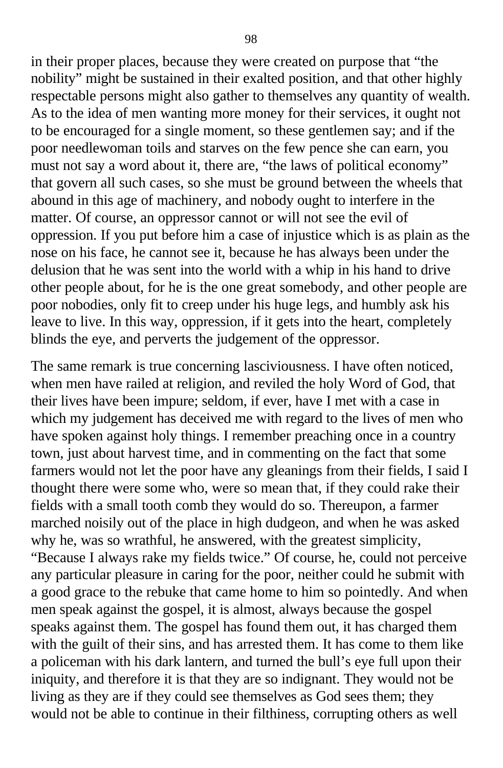in their proper places, because they were created on purpose that "the nobility" might be sustained in their exalted position, and that other highly respectable persons might also gather to themselves any quantity of wealth. As to the idea of men wanting more money for their services, it ought not to be encouraged for a single moment, so these gentlemen say; and if the poor needlewoman toils and starves on the few pence she can earn, you must not say a word about it, there are, "the laws of political economy" that govern all such cases, so she must be ground between the wheels that abound in this age of machinery, and nobody ought to interfere in the matter. Of course, an oppressor cannot or will not see the evil of oppression. If you put before him a case of injustice which is as plain as the nose on his face, he cannot see it, because he has always been under the delusion that he was sent into the world with a whip in his hand to drive other people about, for he is the one great somebody, and other people are poor nobodies, only fit to creep under his huge legs, and humbly ask his leave to live. In this way, oppression, if it gets into the heart, completely blinds the eye, and perverts the judgement of the oppressor.

The same remark is true concerning lasciviousness. I have often noticed, when men have railed at religion, and reviled the holy Word of God, that their lives have been impure; seldom, if ever, have I met with a case in which my judgement has deceived me with regard to the lives of men who have spoken against holy things. I remember preaching once in a country town, just about harvest time, and in commenting on the fact that some farmers would not let the poor have any gleanings from their fields, I said I thought there were some who, were so mean that, if they could rake their fields with a small tooth comb they would do so. Thereupon, a farmer marched noisily out of the place in high dudgeon, and when he was asked why he, was so wrathful, he answered, with the greatest simplicity, "Because I always rake my fields twice." Of course, he, could not perceive any particular pleasure in caring for the poor, neither could he submit with a good grace to the rebuke that came home to him so pointedly. And when men speak against the gospel, it is almost, always because the gospel speaks against them. The gospel has found them out, it has charged them with the guilt of their sins, and has arrested them. It has come to them like a policeman with his dark lantern, and turned the bull's eye full upon their iniquity, and therefore it is that they are so indignant. They would not be living as they are if they could see themselves as God sees them; they would not be able to continue in their filthiness, corrupting others as well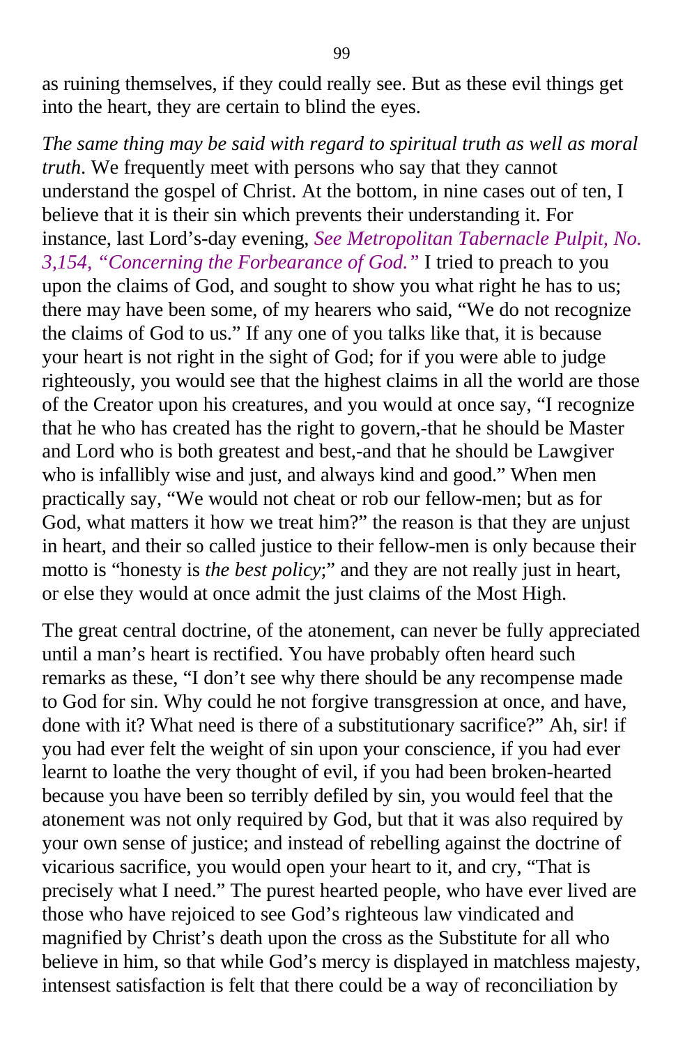as ruining themselves, if they could really see. But as these evil things get into the heart, they are certain to blind the eyes.

*The same thing may be said with regard to spiritual truth as well as moral truth*. We frequently meet with persons who say that they cannot understand the gospel of Christ. At the bottom, in nine cases out of ten, I believe that it is their sin which prevents their understanding it. For instance, last Lord's-day evening, *See Metropolitan Tabernacle Pulpit, No. 3,154, "Concerning the Forbearance of God."* I tried to preach to you upon the claims of God, and sought to show you what right he has to us; there may have been some, of my hearers who said, "We do not recognize the claims of God to us." If any one of you talks like that, it is because your heart is not right in the sight of God; for if you were able to judge righteously, you would see that the highest claims in all the world are those of the Creator upon his creatures, and you would at once say, "I recognize that he who has created has the right to govern,-that he should be Master and Lord who is both greatest and best,-and that he should be Lawgiver who is infallibly wise and just, and always kind and good." When men practically say, "We would not cheat or rob our fellow-men; but as for God, what matters it how we treat him?" the reason is that they are unjust in heart, and their so called justice to their fellow-men is only because their motto is "honesty is *the best policy*;" and they are not really just in heart, or else they would at once admit the just claims of the Most High.

The great central doctrine, of the atonement, can never be fully appreciated until a man's heart is rectified. You have probably often heard such remarks as these, "I don't see why there should be any recompense made to God for sin. Why could he not forgive transgression at once, and have, done with it? What need is there of a substitutionary sacrifice?" Ah, sir! if you had ever felt the weight of sin upon your conscience, if you had ever learnt to loathe the very thought of evil, if you had been broken-hearted because you have been so terribly defiled by sin, you would feel that the atonement was not only required by God, but that it was also required by your own sense of justice; and instead of rebelling against the doctrine of vicarious sacrifice, you would open your heart to it, and cry, "That is precisely what I need." The purest hearted people, who have ever lived are those who have rejoiced to see God's righteous law vindicated and magnified by Christ's death upon the cross as the Substitute for all who believe in him, so that while God's mercy is displayed in matchless majesty, intensest satisfaction is felt that there could be a way of reconciliation by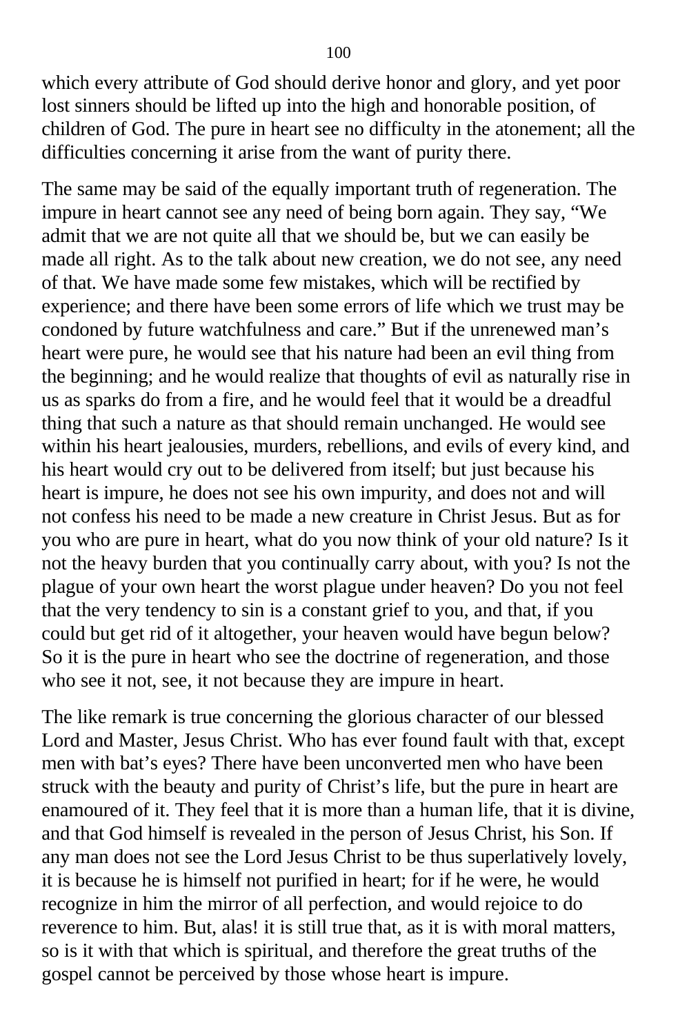which every attribute of God should derive honor and glory, and yet poor lost sinners should be lifted up into the high and honorable position, of children of God. The pure in heart see no difficulty in the atonement; all the difficulties concerning it arise from the want of purity there.

The same may be said of the equally important truth of regeneration. The impure in heart cannot see any need of being born again. They say, "We admit that we are not quite all that we should be, but we can easily be made all right. As to the talk about new creation, we do not see, any need of that. We have made some few mistakes, which will be rectified by experience; and there have been some errors of life which we trust may be condoned by future watchfulness and care." But if the unrenewed man's heart were pure, he would see that his nature had been an evil thing from the beginning; and he would realize that thoughts of evil as naturally rise in us as sparks do from a fire, and he would feel that it would be a dreadful thing that such a nature as that should remain unchanged. He would see within his heart jealousies, murders, rebellions, and evils of every kind, and his heart would cry out to be delivered from itself; but just because his heart is impure, he does not see his own impurity, and does not and will not confess his need to be made a new creature in Christ Jesus. But as for you who are pure in heart, what do you now think of your old nature? Is it not the heavy burden that you continually carry about, with you? Is not the plague of your own heart the worst plague under heaven? Do you not feel that the very tendency to sin is a constant grief to you, and that, if you could but get rid of it altogether, your heaven would have begun below? So it is the pure in heart who see the doctrine of regeneration, and those who see it not, see, it not because they are impure in heart.

The like remark is true concerning the glorious character of our blessed Lord and Master, Jesus Christ. Who has ever found fault with that, except men with bat's eyes? There have been unconverted men who have been struck with the beauty and purity of Christ's life, but the pure in heart are enamoured of it. They feel that it is more than a human life, that it is divine, and that God himself is revealed in the person of Jesus Christ, his Son. If any man does not see the Lord Jesus Christ to be thus superlatively lovely, it is because he is himself not purified in heart; for if he were, he would recognize in him the mirror of all perfection, and would rejoice to do reverence to him. But, alas! it is still true that, as it is with moral matters, so is it with that which is spiritual, and therefore the great truths of the gospel cannot be perceived by those whose heart is impure.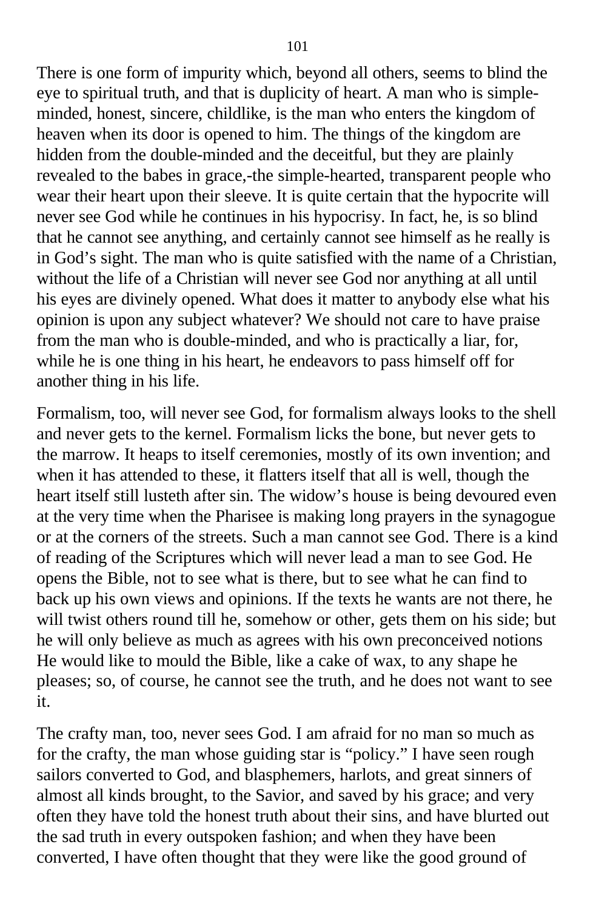There is one form of impurity which, beyond all others, seems to blind the eye to spiritual truth, and that is duplicity of heart. A man who is simple-minded, honest, sincere, childlike, is the man who enters the kingdom of heaven when its door is opened to him. The things of the kingdom are hidden from the double-minded and the deceitful, but they are plainly revealed to the babes in grace,-the simple-hearted, transparent people who wear their heart upon their sleeve. It is quite certain that the hypocrite will never see God while he continues in his hypocrisy. In fact, he, is so blind that he cannot see anything, and certainly cannot see himself as he really is in God's sight. The man who is quite satisfied with the name of a Christian, without the life of a Christian will never see God nor anything at all until his eyes are divinely opened. What does it matter to anybody else what his opinion is upon any subject whatever? We should not care to have praise from the man who is double-minded, and who is practically a liar, for, while he is one thing in his heart, he endeavors to pass himself off for another thing in his life.

Formalism, too, will never see God, for formalism always looks to the shell and never gets to the kernel. Formalism licks the bone, but never gets to the marrow. It heaps to itself ceremonies, mostly of its own invention; and when it has attended to these, it flatters itself that all is well, though the heart itself still lusteth after sin. The widow's house is being devoured even at the very time when the Pharisee is making long prayers in the synagogue or at the corners of the streets. Such a man cannot see God. There is a kind of reading of the Scriptures which will never lead a man to see God. He opens the Bible, not to see what is there, but to see what he can find to back up his own views and opinions. If the texts he wants are not there, he will twist others round till he, somehow or other, gets them on his side; but he will only believe as much as agrees with his own preconceived notions He would like to mould the Bible, like a cake of wax, to any shape he pleases; so, of course, he cannot see the truth, and he does not want to see it.

The crafty man, too, never sees God. I am afraid for no man so much as for the crafty, the man whose guiding star is "policy." I have seen rough sailors converted to God, and blasphemers, harlots, and great sinners of almost all kinds brought, to the Savior, and saved by his grace; and very often they have told the honest truth about their sins, and have blurted out the sad truth in every outspoken fashion; and when they have been converted, I have often thought that they were like the good ground of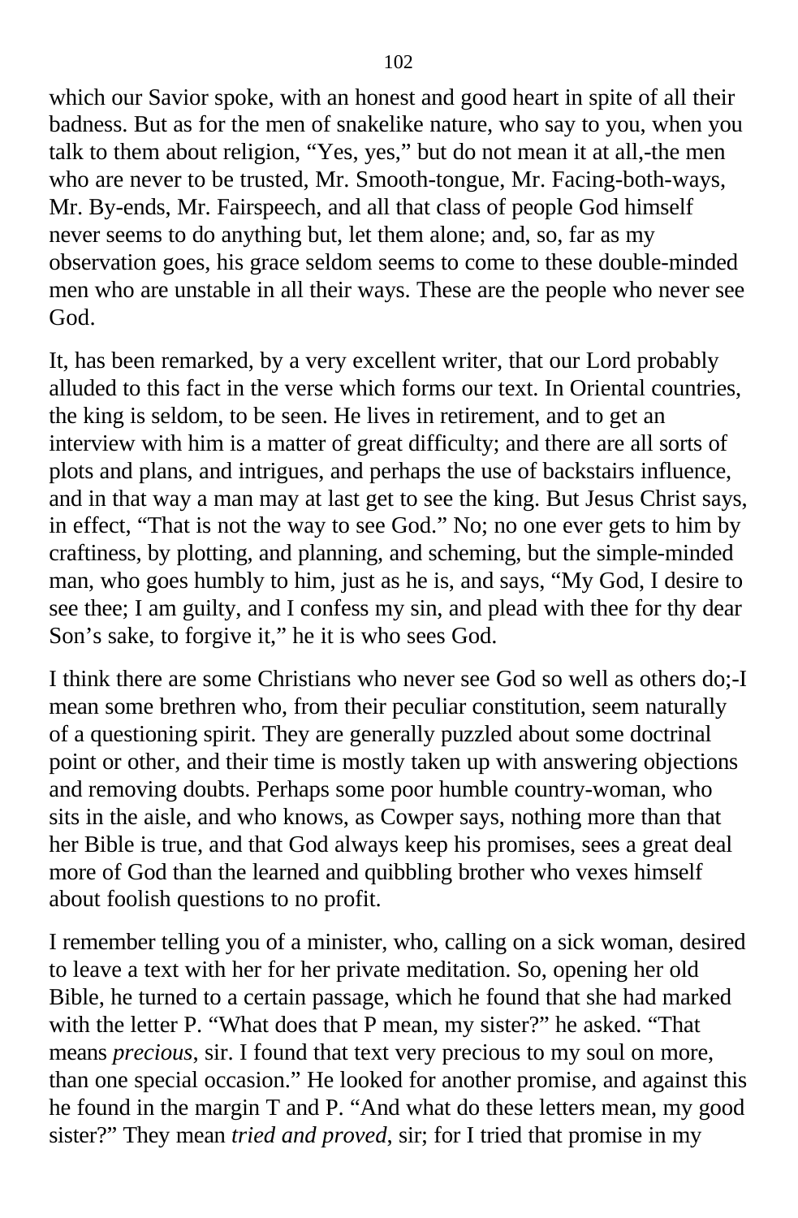which our Savior spoke, with an honest and good heart in spite of all their badness. But as for the men of snakelike nature, who say to you, when you talk to them about religion, "Yes, yes," but do not mean it at all,-the men who are never to be trusted, Mr. Smooth-tongue, Mr. Facing-both-ways, Mr. By-ends, Mr. Fairspeech, and all that class of people God himself never seems to do anything but, let them alone; and, so, far as my observation goes, his grace seldom seems to come to these double-minded men who are unstable in all their ways. These are the people who never see God.

It, has been remarked, by a very excellent writer, that our Lord probably alluded to this fact in the verse which forms our text. In Oriental countries, the king is seldom, to be seen. He lives in retirement, and to get an interview with him is a matter of great difficulty; and there are all sorts of plots and plans, and intrigues, and perhaps the use of backstairs influence, and in that way a man may at last get to see the king. But Jesus Christ says, in effect, "That is not the way to see God." No; no one ever gets to him by craftiness, by plotting, and planning, and scheming, but the simple-minded man, who goes humbly to him, just as he is, and says, "My God, I desire to see thee; I am guilty, and I confess my sin, and plead with thee for thy dear Son's sake, to forgive it," he it is who sees God.

I think there are some Christians who never see God so well as others do;-I mean some brethren who, from their peculiar constitution, seem naturally of a questioning spirit. They are generally puzzled about some doctrinal point or other, and their time is mostly taken up with answering objections and removing doubts. Perhaps some poor humble country-woman, who sits in the aisle, and who knows, as Cowper says, nothing more than that her Bible is true, and that God always keep his promises, sees a great deal more of God than the learned and quibbling brother who vexes himself about foolish questions to no profit.

I remember telling you of a minister, who, calling on a sick woman, desired to leave a text with her for her private meditation. So, opening her old Bible, he turned to a certain passage, which he found that she had marked with the letter P. "What does that P mean, my sister?" he asked. "That means *precious*, sir. I found that text very precious to my soul on more, than one special occasion." He looked for another promise, and against this he found in the margin T and P. "And what do these letters mean, my good sister?" They mean *tried and proved*, sir; for I tried that promise in my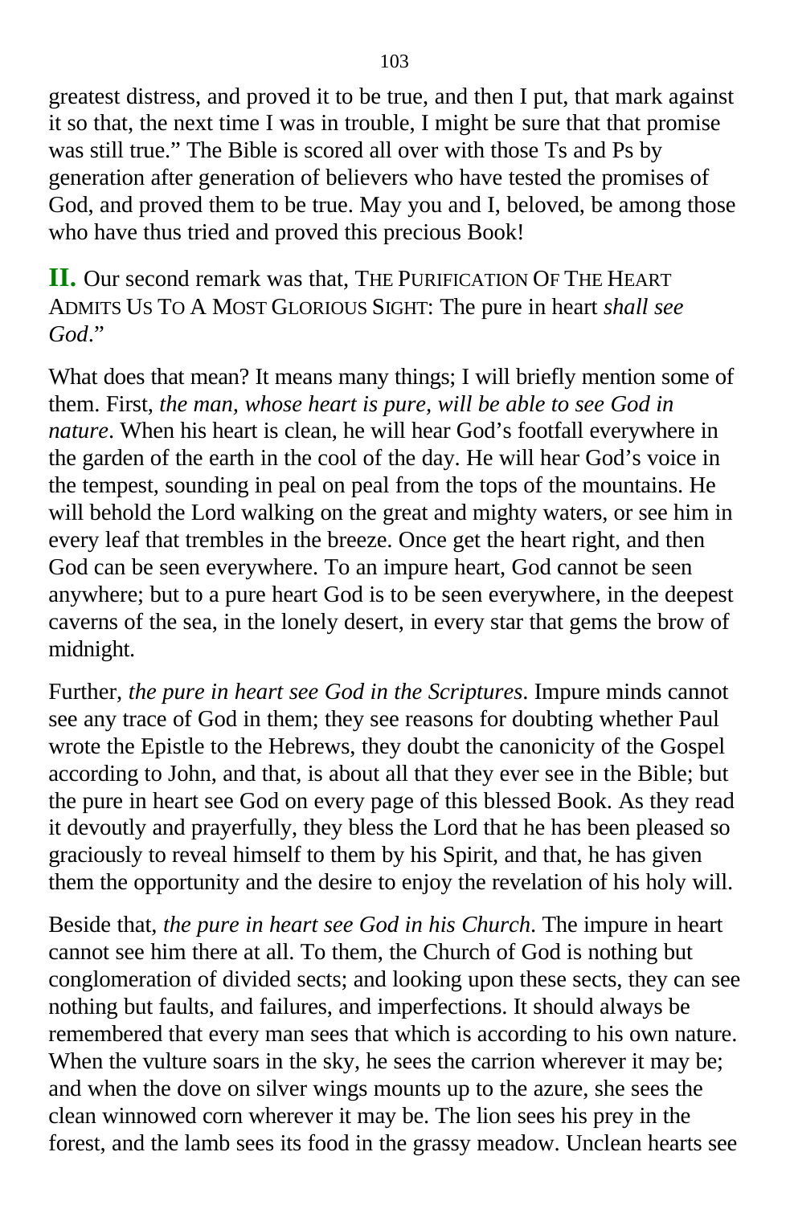greatest distress, and proved it to be true, and then I put, that mark against it so that, the next time I was in trouble, I might be sure that that promise was still true." The Bible is scored all over with those Ts and Ps by generation after generation of believers who have tested the promises of God, and proved them to be true. May you and I, beloved, be among those who have thus tried and proved this precious Book!

**II.** Our second remark was that, THE PURIFICATION OF THE HEART ADMITS US TO A MOST GLORIOUS SIGHT: The pure in heart *shall see God*."

What does that mean? It means many things; I will briefly mention some of them. First, *the man, whose heart is pure, will be able to see God in nature*. When his heart is clean, he will hear God's footfall everywhere in the garden of the earth in the cool of the day. He will hear God's voice in the tempest, sounding in peal on peal from the tops of the mountains. He will behold the Lord walking on the great and mighty waters, or see him in every leaf that trembles in the breeze. Once get the heart right, and then God can be seen everywhere. To an impure heart, God cannot be seen anywhere; but to a pure heart God is to be seen everywhere, in the deepest caverns of the sea, in the lonely desert, in every star that gems the brow of midnight.

Further, *the pure in heart see God in the Scriptures*. Impure minds cannot see any trace of God in them; they see reasons for doubting whether Paul wrote the Epistle to the Hebrews, they doubt the canonicity of the Gospel according to John, and that, is about all that they ever see in the Bible; but the pure in heart see God on every page of this blessed Book. As they read it devoutly and prayerfully, they bless the Lord that he has been pleased so graciously to reveal himself to them by his Spirit, and that, he has given them the opportunity and the desire to enjoy the revelation of his holy will.

Beside that, *the pure in heart see God in his Church*. The impure in heart cannot see him there at all. To them, the Church of God is nothing but conglomeration of divided sects; and looking upon these sects, they can see nothing but faults, and failures, and imperfections. It should always be remembered that every man sees that which is according to his own nature. When the vulture soars in the sky, he sees the carrion wherever it may be; and when the dove on silver wings mounts up to the azure, she sees the clean winnowed corn wherever it may be. The lion sees his prey in the forest, and the lamb sees its food in the grassy meadow. Unclean hearts see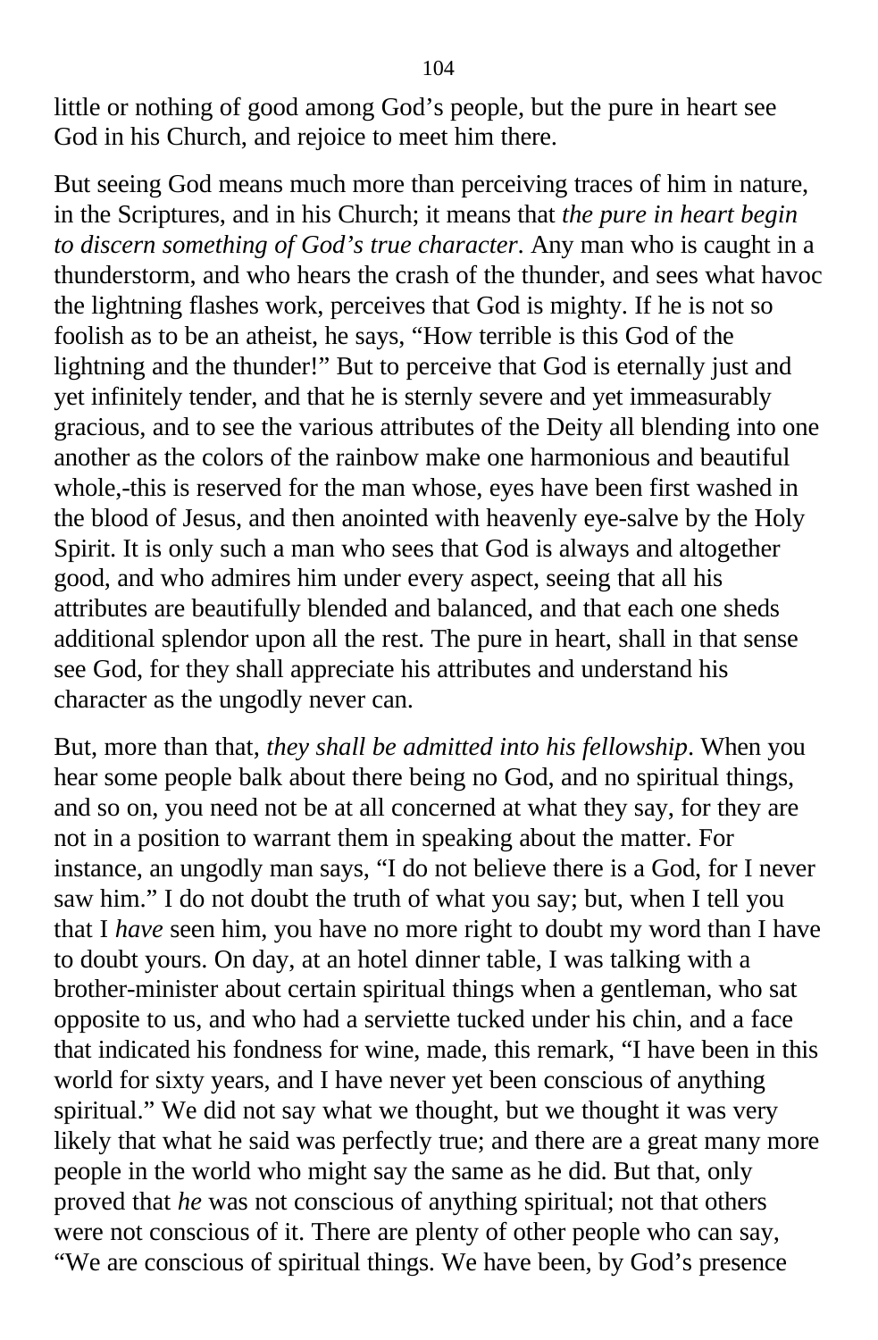little or nothing of good among God's people, but the pure in heart see God in his Church, and rejoice to meet him there.

But seeing God means much more than perceiving traces of him in nature, in the Scriptures, and in his Church; it means that *the pure in heart begin to discern something of God's true character*. Any man who is caught in a thunderstorm, and who hears the crash of the thunder, and sees what havoc the lightning flashes work, perceives that God is mighty. If he is not so foolish as to be an atheist, he says, "How terrible is this God of the lightning and the thunder!" But to perceive that God is eternally just and yet infinitely tender, and that he is sternly severe and yet immeasurably gracious, and to see the various attributes of the Deity all blending into one another as the colors of the rainbow make one harmonious and beautiful whole,-this is reserved for the man whose, eyes have been first washed in the blood of Jesus, and then anointed with heavenly eye-salve by the Holy Spirit. It is only such a man who sees that God is always and altogether good, and who admires him under every aspect, seeing that all his attributes are beautifully blended and balanced, and that each one sheds additional splendor upon all the rest. The pure in heart, shall in that sense see God, for they shall appreciate his attributes and understand his character as the ungodly never can.

But, more than that, *they shall be admitted into his fellowship*. When you hear some people balk about there being no God, and no spiritual things, and so on, you need not be at all concerned at what they say, for they are not in a position to warrant them in speaking about the matter. For instance, an ungodly man says, "I do not believe there is a God, for I never saw him." I do not doubt the truth of what you say; but, when I tell you that I *have* seen him, you have no more right to doubt my word than I have to doubt yours. On day, at an hotel dinner table, I was talking with a brother-minister about certain spiritual things when a gentleman, who sat opposite to us, and who had a serviette tucked under his chin, and a face that indicated his fondness for wine, made, this remark, "I have been in this world for sixty years, and I have never yet been conscious of anything spiritual." We did not say what we thought, but we thought it was very likely that what he said was perfectly true; and there are a great many more people in the world who might say the same as he did. But that, only proved that *he* was not conscious of anything spiritual; not that others were not conscious of it. There are plenty of other people who can say, "We are conscious of spiritual things. We have been, by God's presence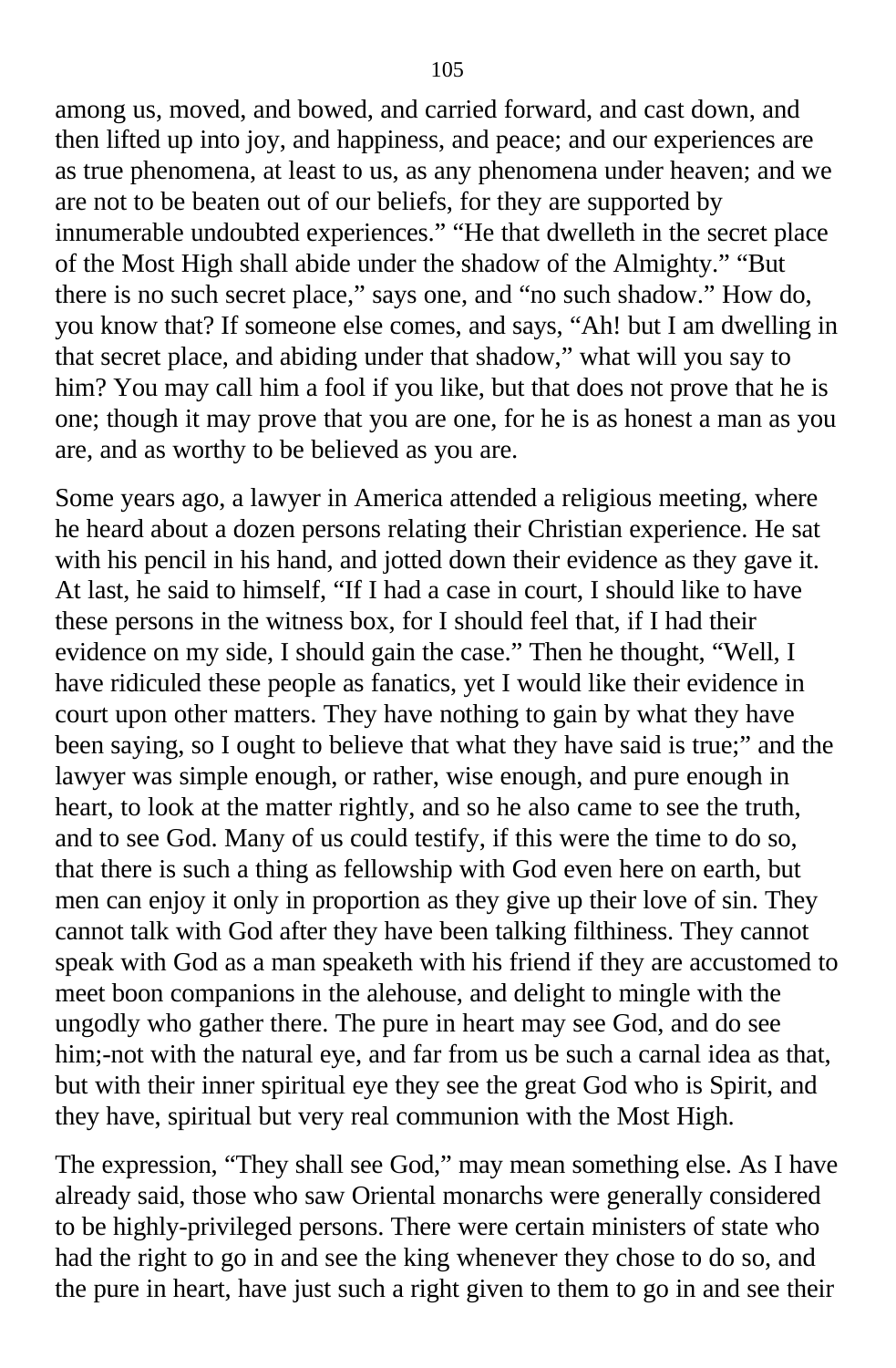among us, moved, and bowed, and carried forward, and cast down, and then lifted up into joy, and happiness, and peace; and our experiences are as true phenomena, at least to us, as any phenomena under heaven; and we are not to be beaten out of our beliefs, for they are supported by innumerable undoubted experiences." "He that dwelleth in the secret place of the Most High shall abide under the shadow of the Almighty." "But there is no such secret place," says one, and "no such shadow." How do, you know that? If someone else comes, and says, "Ah! but I am dwelling in that secret place, and abiding under that shadow," what will you say to him? You may call him a fool if you like, but that does not prove that he is one; though it may prove that you are one, for he is as honest a man as you are, and as worthy to be believed as you are.

Some years ago, a lawyer in America attended a religious meeting, where he heard about a dozen persons relating their Christian experience. He sat with his pencil in his hand, and jotted down their evidence as they gave it. At last, he said to himself, "If I had a case in court, I should like to have these persons in the witness box, for I should feel that, if I had their evidence on my side, I should gain the case." Then he thought, "Well, I have ridiculed these people as fanatics, yet I would like their evidence in court upon other matters. They have nothing to gain by what they have been saying, so I ought to believe that what they have said is true;" and the lawyer was simple enough, or rather, wise enough, and pure enough in heart, to look at the matter rightly, and so he also came to see the truth, and to see God. Many of us could testify, if this were the time to do so, that there is such a thing as fellowship with God even here on earth, but men can enjoy it only in proportion as they give up their love of sin. They cannot talk with God after they have been talking filthiness. They cannot speak with God as a man speaketh with his friend if they are accustomed to meet boon companions in the alehouse, and delight to mingle with the ungodly who gather there. The pure in heart may see God, and do see him;-not with the natural eye, and far from us be such a carnal idea as that, but with their inner spiritual eye they see the great God who is Spirit, and they have, spiritual but very real communion with the Most High.

The expression, "They shall see God," may mean something else. As I have already said, those who saw Oriental monarchs were generally considered to be highly-privileged persons. There were certain ministers of state who had the right to go in and see the king whenever they chose to do so, and the pure in heart, have just such a right given to them to go in and see their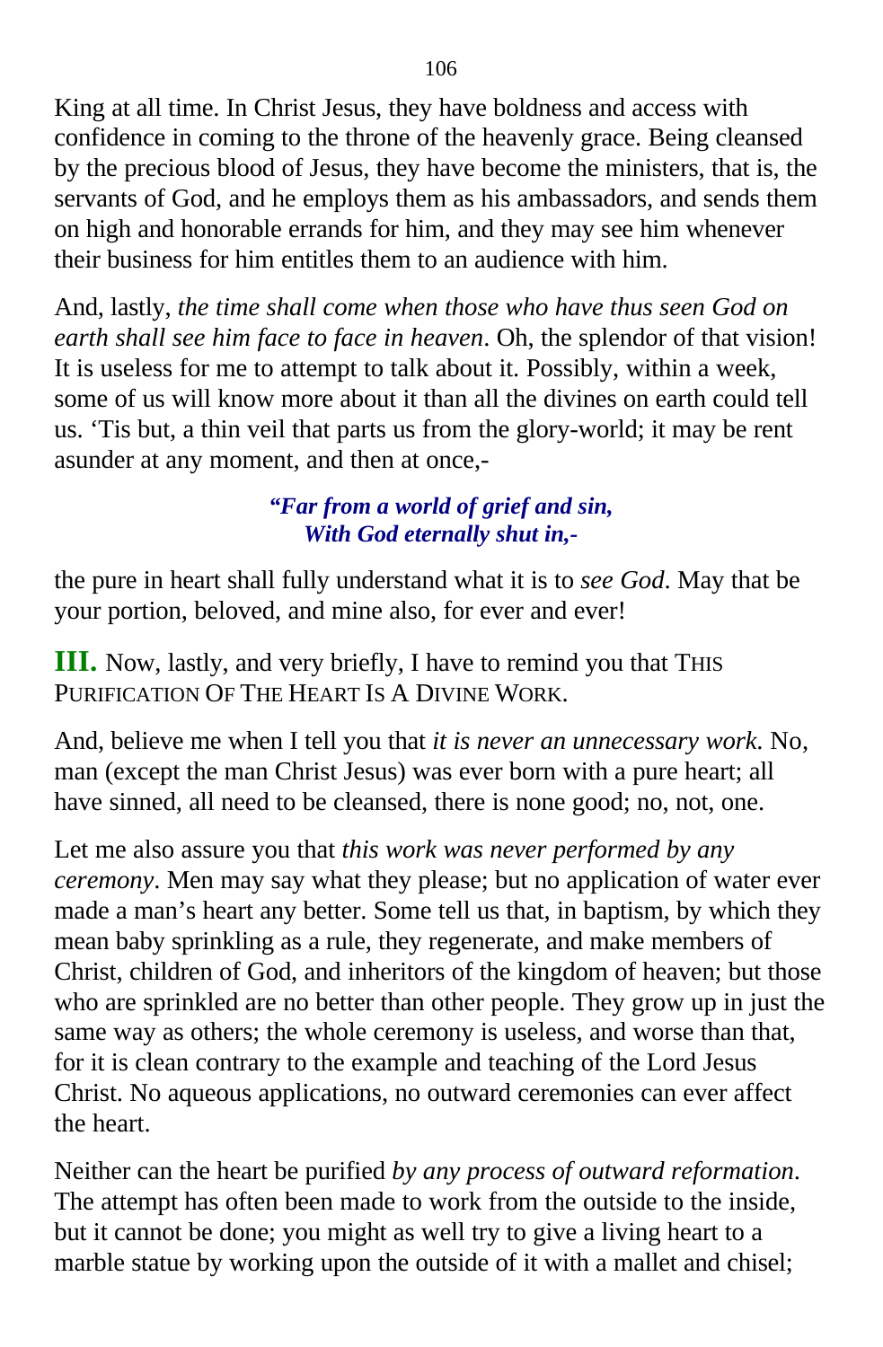King at all time. In Christ Jesus, they have boldness and access with confidence in coming to the throne of the heavenly grace. Being cleansed by the precious blood of Jesus, they have become the ministers, that is, the servants of God, and he employs them as his ambassadors, and sends them on high and honorable errands for him, and they may see him whenever their business for him entitles them to an audience with him.

And, lastly, *the time shall come when those who have thus seen God on earth shall see him face to face in heaven*. Oh, the splendor of that vision! It is useless for me to attempt to talk about it. Possibly, within a week, some of us will know more about it than all the divines on earth could tell us. 'Tis but, a thin veil that parts us from the glory-world; it may be rent asunder at any moment, and then at once,-

> ***"Far from a world of grief and sin,***
> ***With God eternally shut in,-***

the pure in heart shall fully understand what it is to *see God*. May that be your portion, beloved, and mine also, for ever and ever!

**III.** Now, lastly, and very briefly, I have to remind you that THIS PURIFICATION OF THE HEART IS A DIVINE WORK.

And, believe me when I tell you that *it is never an unnecessary work*. No, man (except the man Christ Jesus) was ever born with a pure heart; all have sinned, all need to be cleansed, there is none good; no, not, one.

Let me also assure you that *this work was never performed by any ceremony*. Men may say what they please; but no application of water ever made a man's heart any better. Some tell us that, in baptism, by which they mean baby sprinkling as a rule, they regenerate, and make members of Christ, children of God, and inheritors of the kingdom of heaven; but those who are sprinkled are no better than other people. They grow up in just the same way as others; the whole ceremony is useless, and worse than that, for it is clean contrary to the example and teaching of the Lord Jesus Christ. No aqueous applications, no outward ceremonies can ever affect the heart.

Neither can the heart be purified *by any process of outward reformation*. The attempt has often been made to work from the outside to the inside, but it cannot be done; you might as well try to give a living heart to a marble statue by working upon the outside of it with a mallet and chisel;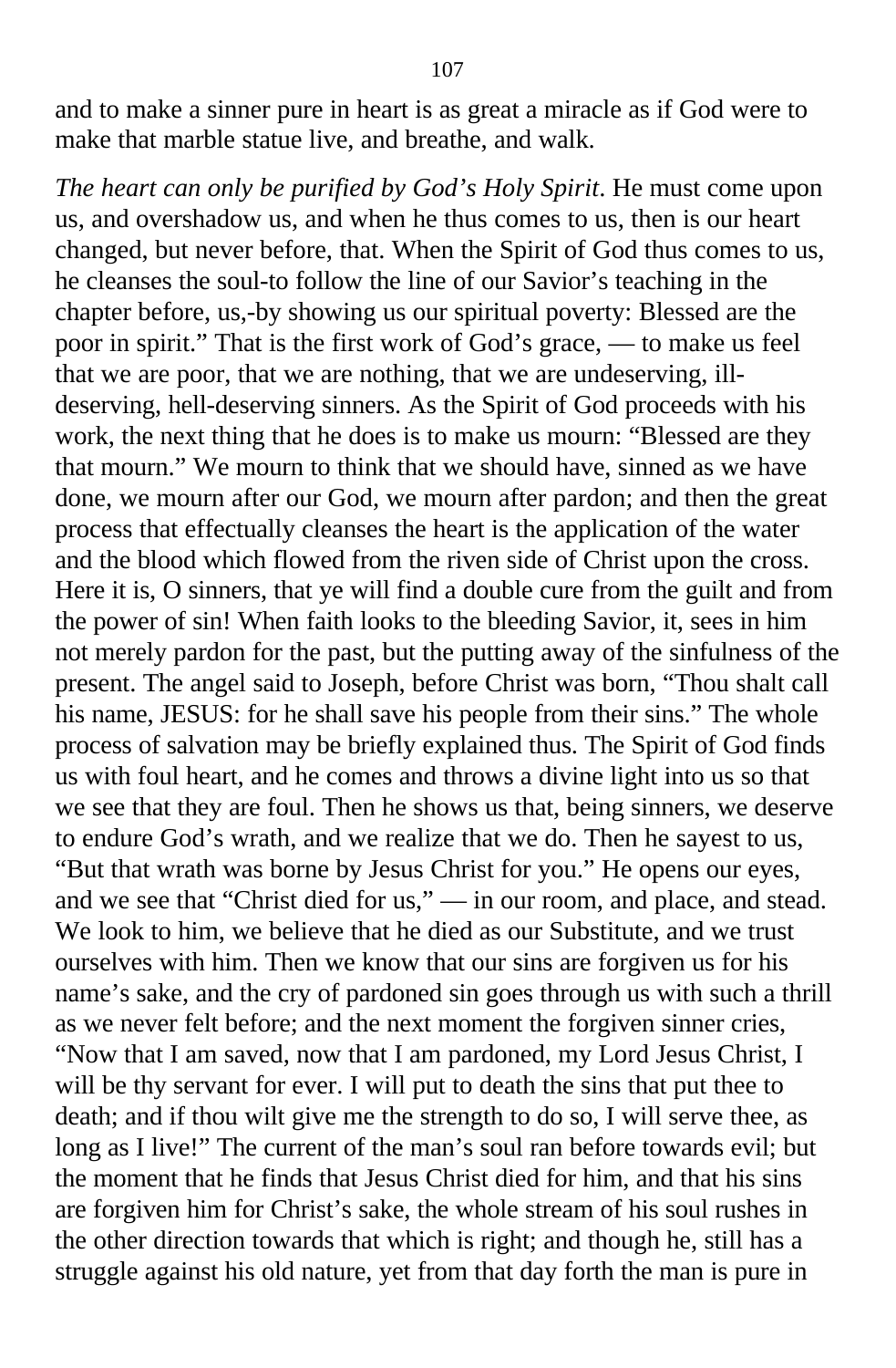and to make a sinner pure in heart is as great a miracle as if God were to make that marble statue live, and breathe, and walk.

*The heart can only be purified by God's Holy Spirit*. He must come upon us, and overshadow us, and when he thus comes to us, then is our heart changed, but never before, that. When the Spirit of God thus comes to us, he cleanses the soul-to follow the line of our Savior's teaching in the chapter before, us,-by showing us our spiritual poverty: Blessed are the poor in spirit." That is the first work of God's grace, — to make us feel that we are poor, that we are nothing, that we are undeserving, ill-deserving, hell-deserving sinners. As the Spirit of God proceeds with his work, the next thing that he does is to make us mourn: "Blessed are they that mourn." We mourn to think that we should have, sinned as we have done, we mourn after our God, we mourn after pardon; and then the great process that effectually cleanses the heart is the application of the water and the blood which flowed from the riven side of Christ upon the cross. Here it is, O sinners, that ye will find a double cure from the guilt and from the power of sin! When faith looks to the bleeding Savior, it, sees in him not merely pardon for the past, but the putting away of the sinfulness of the present. The angel said to Joseph, before Christ was born, "Thou shalt call his name, JESUS: for he shall save his people from their sins." The whole process of salvation may be briefly explained thus. The Spirit of God finds us with foul heart, and he comes and throws a divine light into us so that we see that they are foul. Then he shows us that, being sinners, we deserve to endure God's wrath, and we realize that we do. Then he sayest to us, "But that wrath was borne by Jesus Christ for you." He opens our eyes, and we see that "Christ died for us," — in our room, and place, and stead. We look to him, we believe that he died as our Substitute, and we trust ourselves with him. Then we know that our sins are forgiven us for his name's sake, and the cry of pardoned sin goes through us with such a thrill as we never felt before; and the next moment the forgiven sinner cries, "Now that I am saved, now that I am pardoned, my Lord Jesus Christ, I will be thy servant for ever. I will put to death the sins that put thee to death; and if thou wilt give me the strength to do so, I will serve thee, as long as I live!" The current of the man's soul ran before towards evil; but the moment that he finds that Jesus Christ died for him, and that his sins are forgiven him for Christ's sake, the whole stream of his soul rushes in the other direction towards that which is right; and though he, still has a struggle against his old nature, yet from that day forth the man is pure in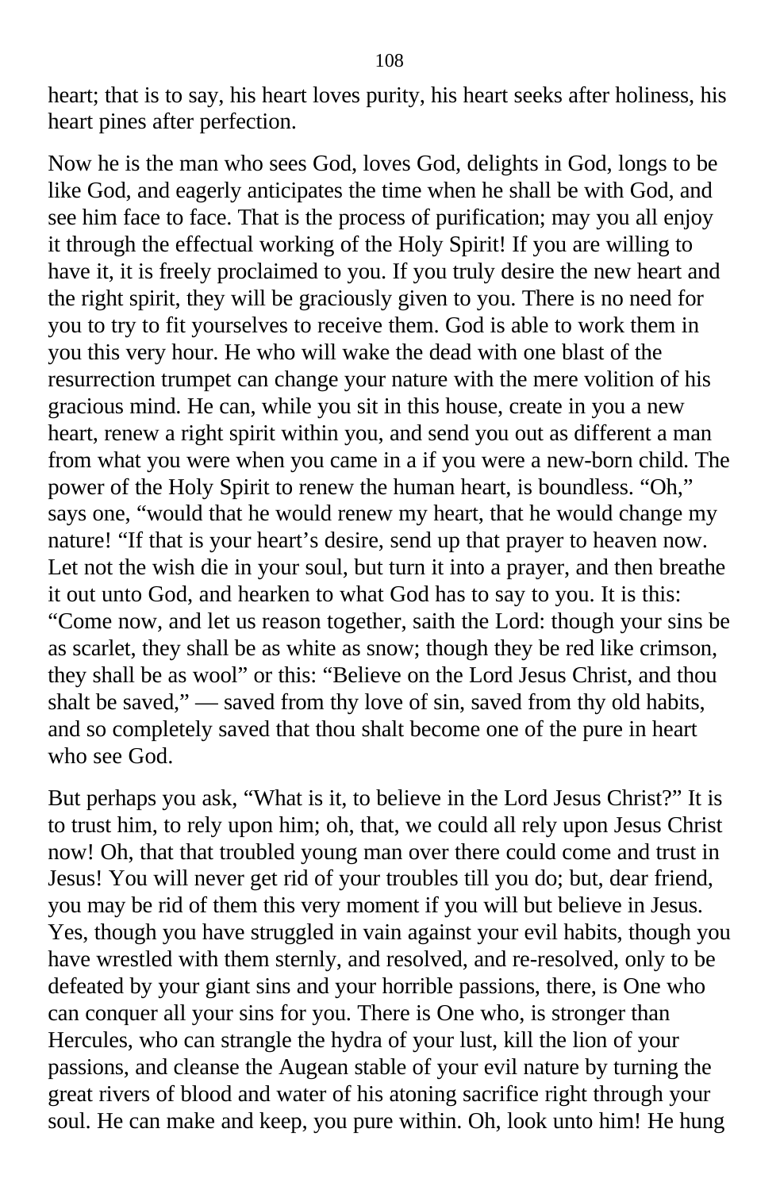heart; that is to say, his heart loves purity, his heart seeks after holiness, his heart pines after perfection.

Now he is the man who sees God, loves God, delights in God, longs to be like God, and eagerly anticipates the time when he shall be with God, and see him face to face. That is the process of purification; may you all enjoy it through the effectual working of the Holy Spirit! If you are willing to have it, it is freely proclaimed to you. If you truly desire the new heart and the right spirit, they will be graciously given to you. There is no need for you to try to fit yourselves to receive them. God is able to work them in you this very hour. He who will wake the dead with one blast of the resurrection trumpet can change your nature with the mere volition of his gracious mind. He can, while you sit in this house, create in you a new heart, renew a right spirit within you, and send you out as different a man from what you were when you came in a if you were a new-born child. The power of the Holy Spirit to renew the human heart, is boundless. “Oh,” says one, “would that he would renew my heart, that he would change my nature! “If that is your heart’s desire, send up that prayer to heaven now. Let not the wish die in your soul, but turn it into a prayer, and then breathe it out unto God, and hearken to what God has to say to you. It is this: “Come now, and let us reason together, saith the Lord: though your sins be as scarlet, they shall be as white as snow; though they be red like crimson, they shall be as wool” or this: “Believe on the Lord Jesus Christ, and thou shalt be saved,” — saved from thy love of sin, saved from thy old habits, and so completely saved that thou shalt become one of the pure in heart who see God.

But perhaps you ask, “What is it, to believe in the Lord Jesus Christ?” It is to trust him, to rely upon him; oh, that, we could all rely upon Jesus Christ now! Oh, that that troubled young man over there could come and trust in Jesus! You will never get rid of your troubles till you do; but, dear friend, you may be rid of them this very moment if you will but believe in Jesus. Yes, though you have struggled in vain against your evil habits, though you have wrestled with them sternly, and resolved, and re-resolved, only to be defeated by your giant sins and your horrible passions, there, is One who can conquer all your sins for you. There is One who, is stronger than Hercules, who can strangle the hydra of your lust, kill the lion of your passions, and cleanse the Augean stable of your evil nature by turning the great rivers of blood and water of his atoning sacrifice right through your soul. He can make and keep, you pure within. Oh, look unto him! He hung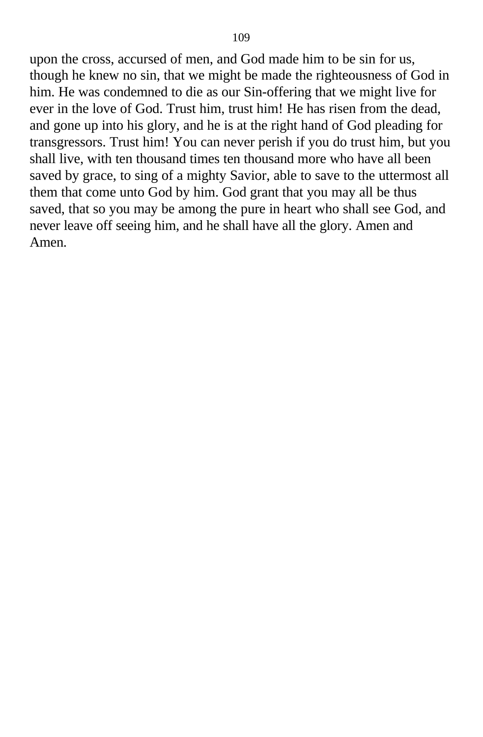upon the cross, accursed of men, and God made him to be sin for us, though he knew no sin, that we might be made the righteousness of God in him. He was condemned to die as our Sin-offering that we might live for ever in the love of God. Trust him, trust him! He has risen from the dead, and gone up into his glory, and he is at the right hand of God pleading for transgressors. Trust him! You can never perish if you do trust him, but you shall live, with ten thousand times ten thousand more who have all been saved by grace, to sing of a mighty Savior, able to save to the uttermost all them that come unto God by him. God grant that you may all be thus saved, that so you may be among the pure in heart who shall see God, and never leave off seeing him, and he shall have all the glory. Amen and Amen.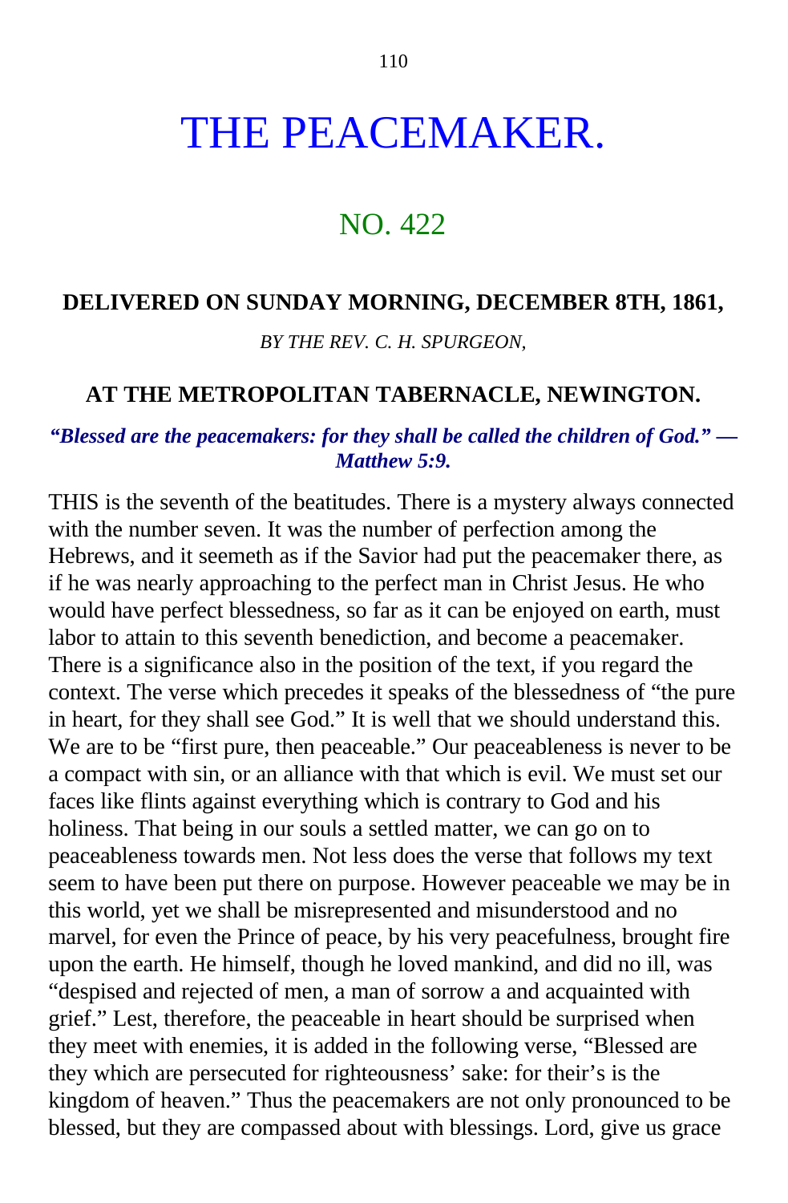# THE PEACEMAKER.

## NO. 422

**DELIVERED ON SUNDAY MORNING, DECEMBER 8TH, 1861,**

*BY THE REV. C. H. SPURGEON,*

**AT THE METROPOLITAN TABERNACLE, NEWINGTON.**

***"Blessed are the peacemakers: for they shall be called the children of God." — Matthew 5:9.***

THIS is the seventh of the beatitudes. There is a mystery always connected with the number seven. It was the number of perfection among the Hebrews, and it seemeth as if the Savior had put the peacemaker there, as if he was nearly approaching to the perfect man in Christ Jesus. He who would have perfect blessedness, so far as it can be enjoyed on earth, must labor to attain to this seventh benediction, and become a peacemaker. There is a significance also in the position of the text, if you regard the context. The verse which precedes it speaks of the blessedness of "the pure in heart, for they shall see God." It is well that we should understand this. We are to be "first pure, then peaceable." Our peaceableness is never to be a compact with sin, or an alliance with that which is evil. We must set our faces like flints against everything which is contrary to God and his holiness. That being in our souls a settled matter, we can go on to peaceableness towards men. Not less does the verse that follows my text seem to have been put there on purpose. However peaceable we may be in this world, yet we shall be misrepresented and misunderstood and no marvel, for even the Prince of peace, by his very peacefulness, brought fire upon the earth. He himself, though he loved mankind, and did no ill, was "despised and rejected of men, a man of sorrow a and acquainted with grief." Lest, therefore, the peaceable in heart should be surprised when they meet with enemies, it is added in the following verse, "Blessed are they which are persecuted for righteousness' sake: for their's is the kingdom of heaven." Thus the peacemakers are not only pronounced to be blessed, but they are compassed about with blessings. Lord, give us grace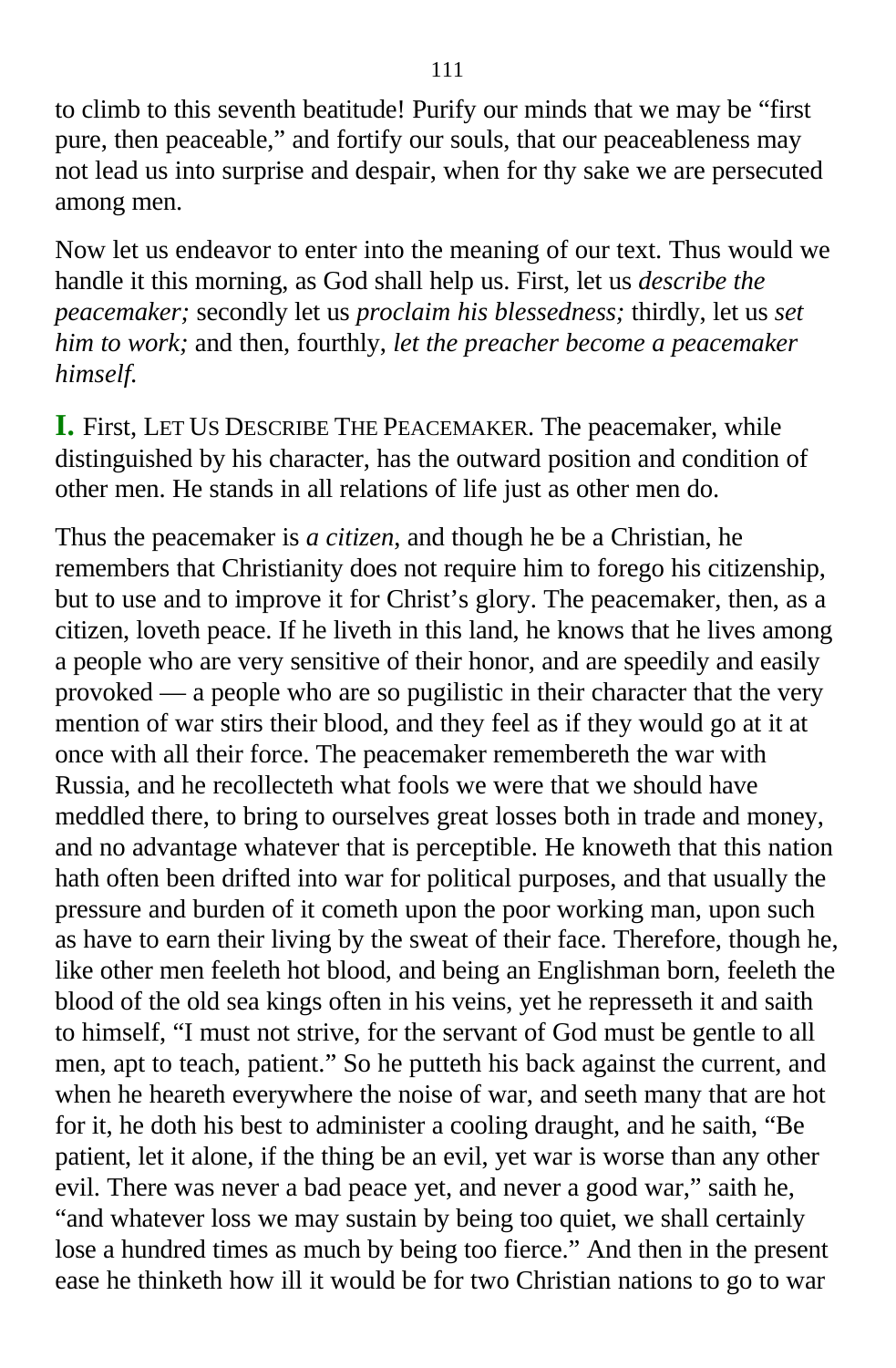to climb to this seventh beatitude! Purify our minds that we may be "first pure, then peaceable," and fortify our souls, that our peaceableness may not lead us into surprise and despair, when for thy sake we are persecuted among men.

Now let us endeavor to enter into the meaning of our text. Thus would we handle it this morning, as God shall help us. First, let us *describe the peacemaker;* secondly let us *proclaim his blessedness;* thirdly, let us *set him to work;* and then, fourthly, *let the preacher become a peacemaker himself.*

**I.** First, LET US DESCRIBE THE PEACEMAKER. The peacemaker, while distinguished by his character, has the outward position and condition of other men. He stands in all relations of life just as other men do.

Thus the peacemaker is *a citizen*, and though he be a Christian, he remembers that Christianity does not require him to forego his citizenship, but to use and to improve it for Christ's glory. The peacemaker, then, as a citizen, loveth peace. If he liveth in this land, he knows that he lives among a people who are very sensitive of their honor, and are speedily and easily provoked — a people who are so pugilistic in their character that the very mention of war stirs their blood, and they feel as if they would go at it at once with all their force. The peacemaker remembereth the war with Russia, and he recollecteth what fools we were that we should have meddled there, to bring to ourselves great losses both in trade and money, and no advantage whatever that is perceptible. He knoweth that this nation hath often been drifted into war for political purposes, and that usually the pressure and burden of it cometh upon the poor working man, upon such as have to earn their living by the sweat of their face. Therefore, though he, like other men feeleth hot blood, and being an Englishman born, feeleth the blood of the old sea kings often in his veins, yet he represseth it and saith to himself, "I must not strive, for the servant of God must be gentle to all men, apt to teach, patient." So he putteth his back against the current, and when he heareth everywhere the noise of war, and seeth many that are hot for it, he doth his best to administer a cooling draught, and he saith, "Be patient, let it alone, if the thing be an evil, yet war is worse than any other evil. There was never a bad peace yet, and never a good war," saith he, "and whatever loss we may sustain by being too quiet, we shall certainly lose a hundred times as much by being too fierce." And then in the present ease he thinketh how ill it would be for two Christian nations to go to war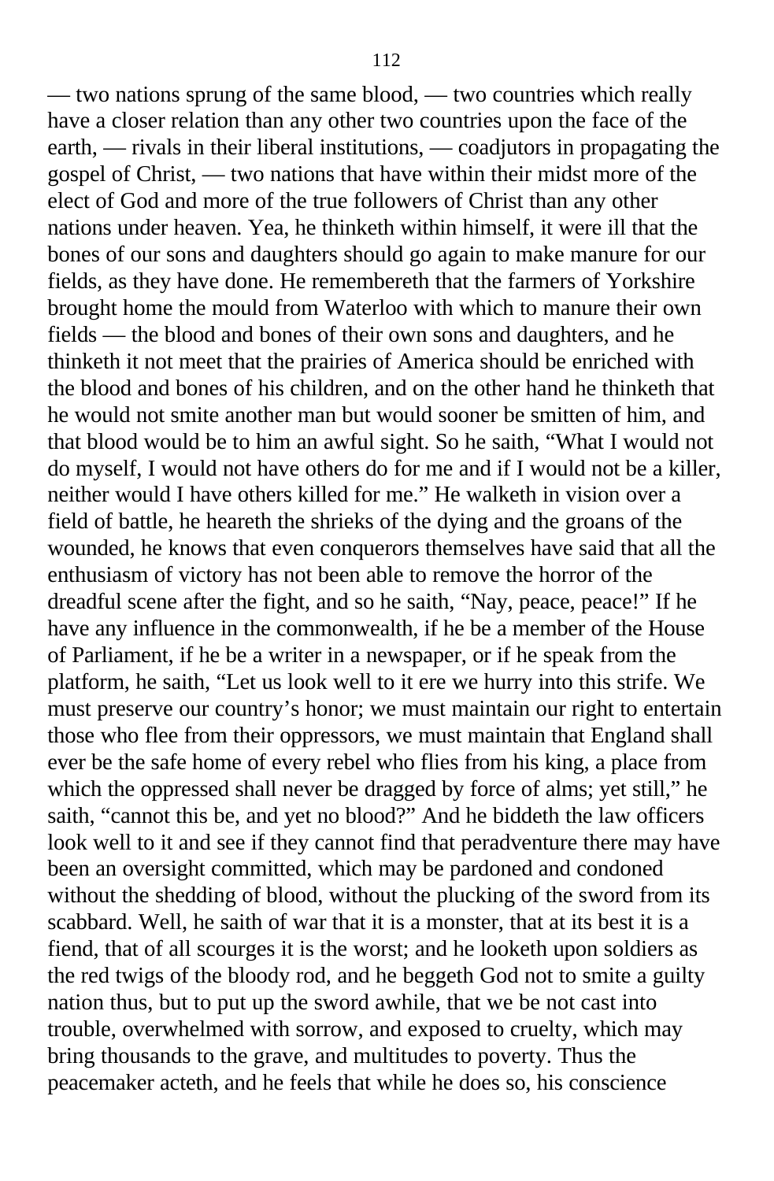— two nations sprung of the same blood, — two countries which really have a closer relation than any other two countries upon the face of the earth, — rivals in their liberal institutions, — coadjutors in propagating the gospel of Christ, — two nations that have within their midst more of the elect of God and more of the true followers of Christ than any other nations under heaven. Yea, he thinketh within himself, it were ill that the bones of our sons and daughters should go again to make manure for our fields, as they have done. He remembereth that the farmers of Yorkshire brought home the mould from Waterloo with which to manure their own fields — the blood and bones of their own sons and daughters, and he thinketh it not meet that the prairies of America should be enriched with the blood and bones of his children, and on the other hand he thinketh that he would not smite another man but would sooner be smitten of him, and that blood would be to him an awful sight. So he saith, "What I would not do myself, I would not have others do for me and if I would not be a killer, neither would I have others killed for me." He walketh in vision over a field of battle, he heareth the shrieks of the dying and the groans of the wounded, he knows that even conquerors themselves have said that all the enthusiasm of victory has not been able to remove the horror of the dreadful scene after the fight, and so he saith, "Nay, peace, peace!" If he have any influence in the commonwealth, if he be a member of the House of Parliament, if he be a writer in a newspaper, or if he speak from the platform, he saith, "Let us look well to it ere we hurry into this strife. We must preserve our country's honor; we must maintain our right to entertain those who flee from their oppressors, we must maintain that England shall ever be the safe home of every rebel who flies from his king, a place from which the oppressed shall never be dragged by force of alms; yet still," he saith, "cannot this be, and yet no blood?" And he biddeth the law officers look well to it and see if they cannot find that peradventure there may have been an oversight committed, which may be pardoned and condoned without the shedding of blood, without the plucking of the sword from its scabbard. Well, he saith of war that it is a monster, that at its best it is a fiend, that of all scourges it is the worst; and he looketh upon soldiers as the red twigs of the bloody rod, and he beggeth God not to smite a guilty nation thus, but to put up the sword awhile, that we be not cast into trouble, overwhelmed with sorrow, and exposed to cruelty, which may bring thousands to the grave, and multitudes to poverty. Thus the peacemaker acteth, and he feels that while he does so, his conscience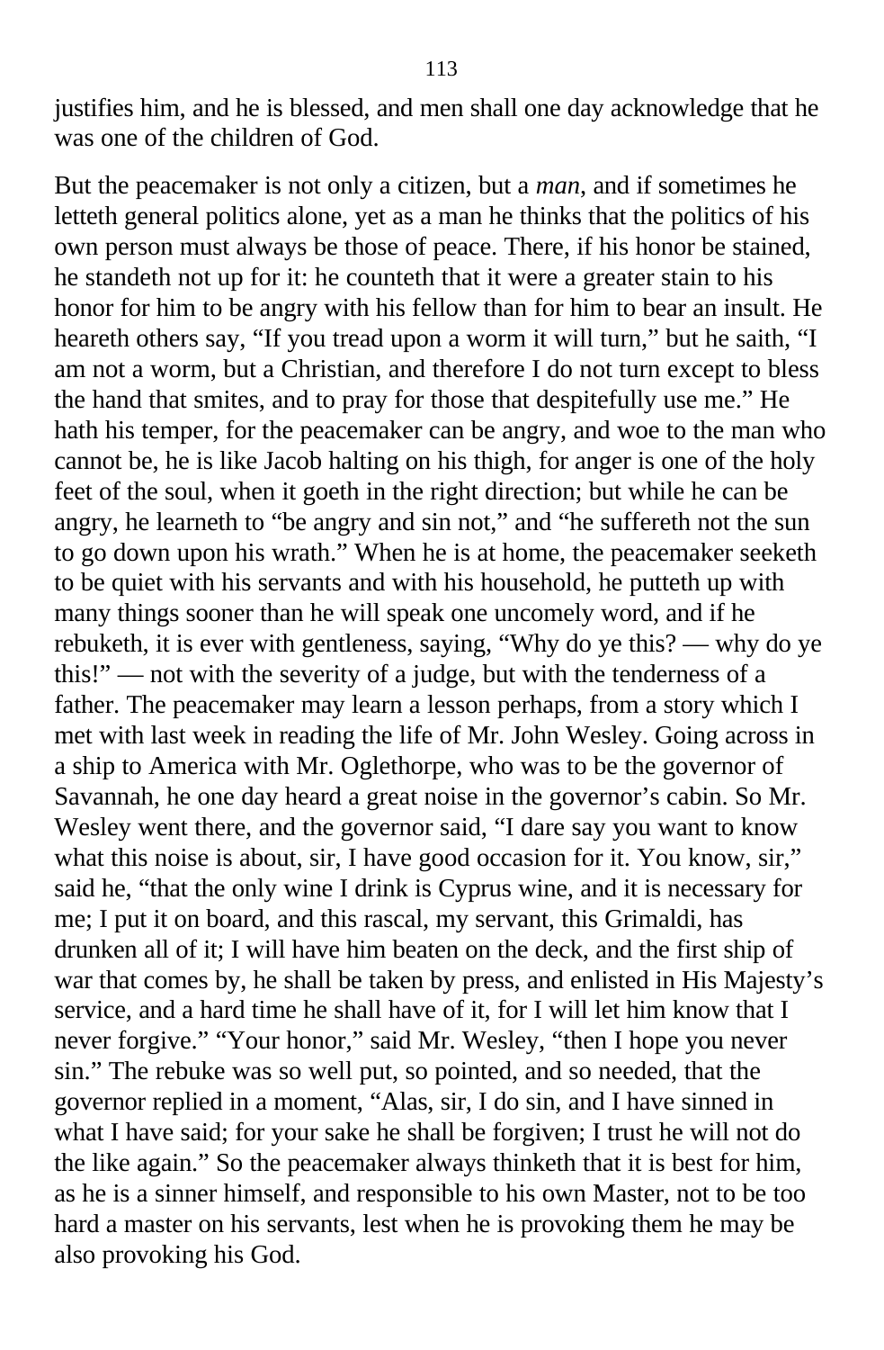justifies him, and he is blessed, and men shall one day acknowledge that he was one of the children of God.

But the peacemaker is not only a citizen, but a *man*, and if sometimes he letteth general politics alone, yet as a man he thinks that the politics of his own person must always be those of peace. There, if his honor be stained, he standeth not up for it: he counteth that it were a greater stain to his honor for him to be angry with his fellow than for him to bear an insult. He heareth others say, "If you tread upon a worm it will turn," but he saith, "I am not a worm, but a Christian, and therefore I do not turn except to bless the hand that smites, and to pray for those that despitefully use me." He hath his temper, for the peacemaker can be angry, and woe to the man who cannot be, he is like Jacob halting on his thigh, for anger is one of the holy feet of the soul, when it goeth in the right direction; but while he can be angry, he learneth to "be angry and sin not," and "he suffereth not the sun to go down upon his wrath." When he is at home, the peacemaker seeketh to be quiet with his servants and with his household, he putteth up with many things sooner than he will speak one uncomely word, and if he rebuketh, it is ever with gentleness, saying, "Why do ye this? — why do ye this!" — not with the severity of a judge, but with the tenderness of a father. The peacemaker may learn a lesson perhaps, from a story which I met with last week in reading the life of Mr. John Wesley. Going across in a ship to America with Mr. Oglethorpe, who was to be the governor of Savannah, he one day heard a great noise in the governor's cabin. So Mr. Wesley went there, and the governor said, "I dare say you want to know what this noise is about, sir, I have good occasion for it. You know, sir," said he, "that the only wine I drink is Cyprus wine, and it is necessary for me; I put it on board, and this rascal, my servant, this Grimaldi, has drunken all of it; I will have him beaten on the deck, and the first ship of war that comes by, he shall be taken by press, and enlisted in His Majesty's service, and a hard time he shall have of it, for I will let him know that I never forgive." "Your honor," said Mr. Wesley, "then I hope you never sin." The rebuke was so well put, so pointed, and so needed, that the governor replied in a moment, "Alas, sir, I do sin, and I have sinned in what I have said; for your sake he shall be forgiven; I trust he will not do the like again." So the peacemaker always thinketh that it is best for him, as he is a sinner himself, and responsible to his own Master, not to be too hard a master on his servants, lest when he is provoking them he may be also provoking his God.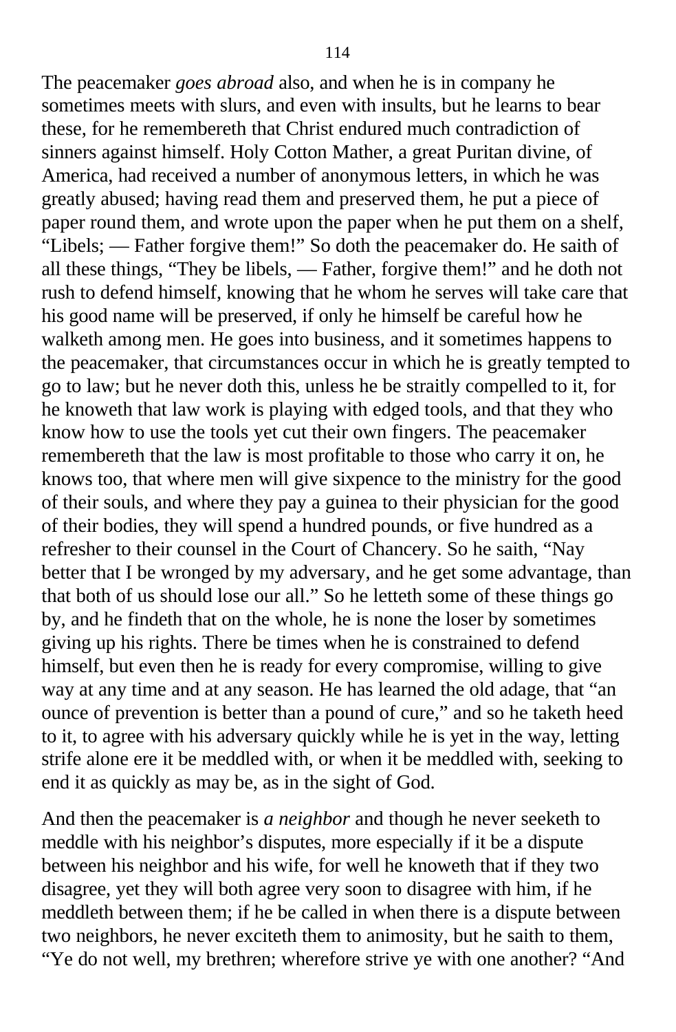The peacemaker *goes abroad* also, and when he is in company he sometimes meets with slurs, and even with insults, but he learns to bear these, for he remembereth that Christ endured much contradiction of sinners against himself. Holy Cotton Mather, a great Puritan divine, of America, had received a number of anonymous letters, in which he was greatly abused; having read them and preserved them, he put a piece of paper round them, and wrote upon the paper when he put them on a shelf, "Libels; — Father forgive them!" So doth the peacemaker do. He saith of all these things, "They be libels, — Father, forgive them!" and he doth not rush to defend himself, knowing that he whom he serves will take care that his good name will be preserved, if only he himself be careful how he walketh among men. He goes into business, and it sometimes happens to the peacemaker, that circumstances occur in which he is greatly tempted to go to law; but he never doth this, unless he be straitly compelled to it, for he knoweth that law work is playing with edged tools, and that they who know how to use the tools yet cut their own fingers. The peacemaker remembereth that the law is most profitable to those who carry it on, he knows too, that where men will give sixpence to the ministry for the good of their souls, and where they pay a guinea to their physician for the good of their bodies, they will spend a hundred pounds, or five hundred as a refresher to their counsel in the Court of Chancery. So he saith, "Nay better that I be wronged by my adversary, and he get some advantage, than that both of us should lose our all." So he letteth some of these things go by, and he findeth that on the whole, he is none the loser by sometimes giving up his rights. There be times when he is constrained to defend himself, but even then he is ready for every compromise, willing to give way at any time and at any season. He has learned the old adage, that "an ounce of prevention is better than a pound of cure," and so he taketh heed to it, to agree with his adversary quickly while he is yet in the way, letting strife alone ere it be meddled with, or when it be meddled with, seeking to end it as quickly as may be, as in the sight of God.

And then the peacemaker is *a neighbor* and though he never seeketh to meddle with his neighbor's disputes, more especially if it be a dispute between his neighbor and his wife, for well he knoweth that if they two disagree, yet they will both agree very soon to disagree with him, if he meddleth between them; if he be called in when there is a dispute between two neighbors, he never exciteth them to animosity, but he saith to them, "Ye do not well, my brethren; wherefore strive ye with one another? "And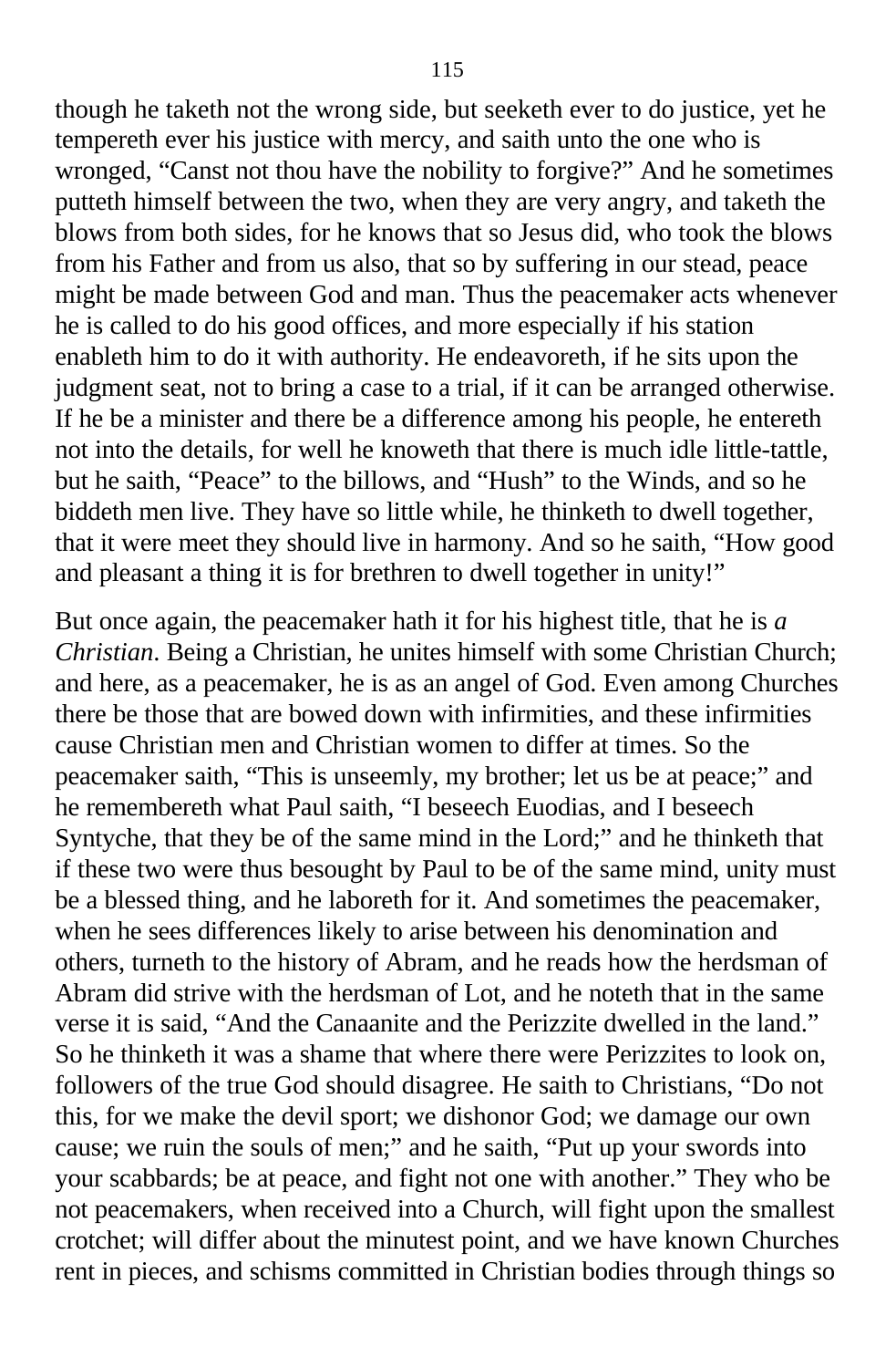though he taketh not the wrong side, but seeketh ever to do justice, yet he tempereth ever his justice with mercy, and saith unto the one who is wronged, “Canst not thou have the nobility to forgive?” And he sometimes putteth himself between the two, when they are very angry, and taketh the blows from both sides, for he knows that so Jesus did, who took the blows from his Father and from us also, that so by suffering in our stead, peace might be made between God and man. Thus the peacemaker acts whenever he is called to do his good offices, and more especially if his station enableth him to do it with authority. He endeavoreth, if he sits upon the judgment seat, not to bring a case to a trial, if it can be arranged otherwise. If he be a minister and there be a difference among his people, he entereth not into the details, for well he knoweth that there is much idle little-tattle, but he saith, “Peace” to the billows, and “Hush” to the Winds, and so he biddeth men live. They have so little while, he thinketh to dwell together, that it were meet they should live in harmony. And so he saith, “How good and pleasant a thing it is for brethren to dwell together in unity!”

But once again, the peacemaker hath it for his highest title, that he is *a Christian*. Being a Christian, he unites himself with some Christian Church; and here, as a peacemaker, he is as an angel of God. Even among Churches there be those that are bowed down with infirmities, and these infirmities cause Christian men and Christian women to differ at times. So the peacemaker saith, “This is unseemly, my brother; let us be at peace;” and he remembereth what Paul saith, “I beseech Euodias, and I beseech Syntyche, that they be of the same mind in the Lord;” and he thinketh that if these two were thus besought by Paul to be of the same mind, unity must be a blessed thing, and he laboreth for it. And sometimes the peacemaker, when he sees differences likely to arise between his denomination and others, turneth to the history of Abram, and he reads how the herdsman of Abram did strive with the herdsman of Lot, and he noteth that in the same verse it is said, “And the Canaanite and the Perizzite dwelled in the land.” So he thinketh it was a shame that where there were Perizzites to look on, followers of the true God should disagree. He saith to Christians, “Do not this, for we make the devil sport; we dishonor God; we damage our own cause; we ruin the souls of men;” and he saith, “Put up your swords into your scabbards; be at peace, and fight not one with another.” They who be not peacemakers, when received into a Church, will fight upon the smallest crotchet; will differ about the minutest point, and we have known Churches rent in pieces, and schisms committed in Christian bodies through things so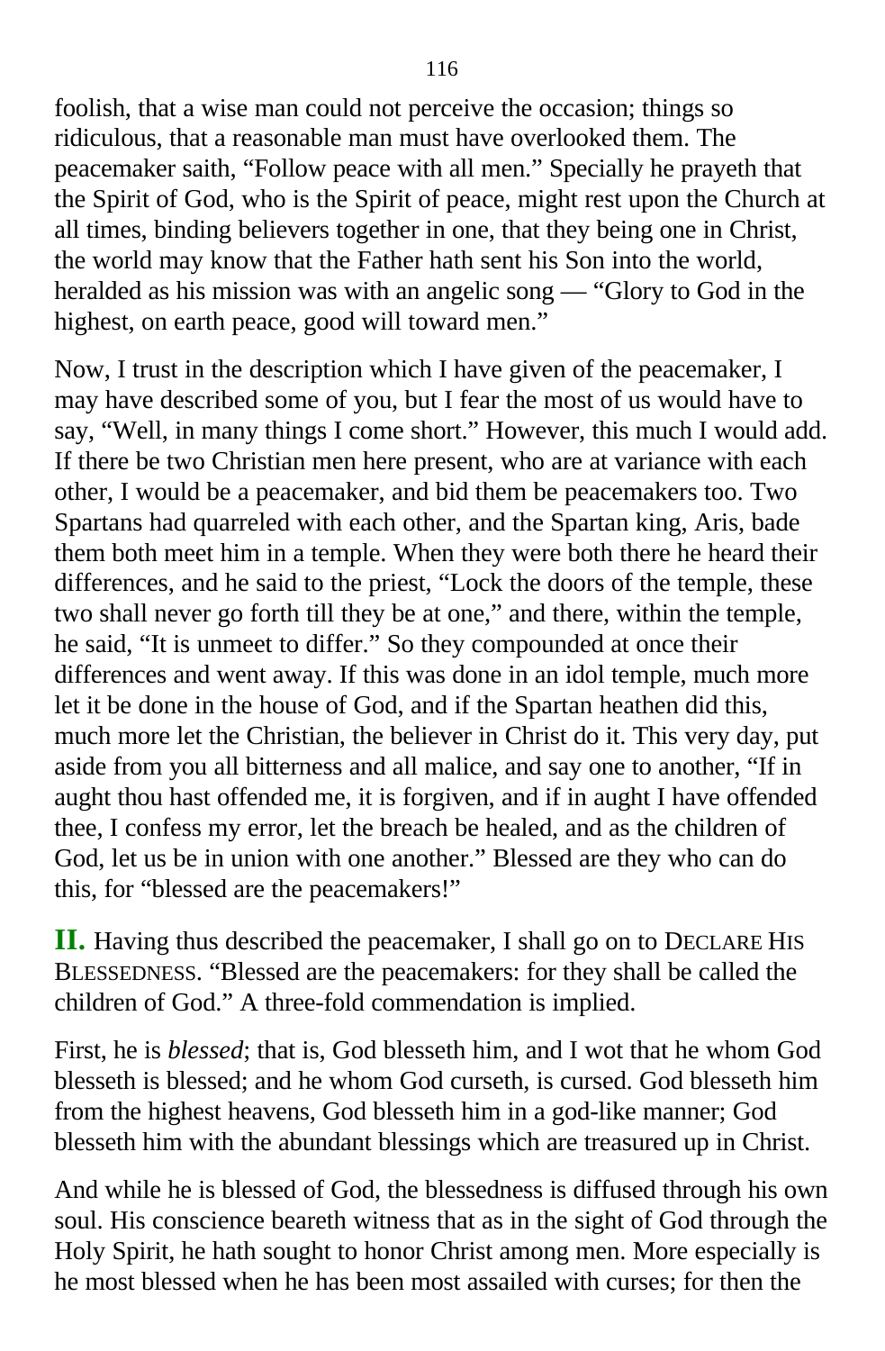foolish, that a wise man could not perceive the occasion; things so ridiculous, that a reasonable man must have overlooked them. The peacemaker saith, "Follow peace with all men." Specially he prayeth that the Spirit of God, who is the Spirit of peace, might rest upon the Church at all times, binding believers together in one, that they being one in Christ, the world may know that the Father hath sent his Son into the world, heralded as his mission was with an angelic song — "Glory to God in the highest, on earth peace, good will toward men."

Now, I trust in the description which I have given of the peacemaker, I may have described some of you, but I fear the most of us would have to say, "Well, in many things I come short." However, this much I would add. If there be two Christian men here present, who are at variance with each other, I would be a peacemaker, and bid them be peacemakers too. Two Spartans had quarreled with each other, and the Spartan king, Aris, bade them both meet him in a temple. When they were both there he heard their differences, and he said to the priest, "Lock the doors of the temple, these two shall never go forth till they be at one," and there, within the temple, he said, "It is unmeet to differ." So they compounded at once their differences and went away. If this was done in an idol temple, much more let it be done in the house of God, and if the Spartan heathen did this, much more let the Christian, the believer in Christ do it. This very day, put aside from you all bitterness and all malice, and say one to another, "If in aught thou hast offended me, it is forgiven, and if in aught I have offended thee, I confess my error, let the breach be healed, and as the children of God, let us be in union with one another." Blessed are they who can do this, for "blessed are the peacemakers!"

**II.** Having thus described the peacemaker, I shall go on to DECLARE HIS BLESSEDNESS. "Blessed are the peacemakers: for they shall be called the children of God." A three-fold commendation is implied.

First, he is *blessed*; that is, God blesseth him, and I wot that he whom God blesseth is blessed; and he whom God curseth, is cursed. God blesseth him from the highest heavens, God blesseth him in a god-like manner; God blesseth him with the abundant blessings which are treasured up in Christ.

And while he is blessed of God, the blessedness is diffused through his own soul. His conscience beareth witness that as in the sight of God through the Holy Spirit, he hath sought to honor Christ among men. More especially is he most blessed when he has been most assailed with curses; for then the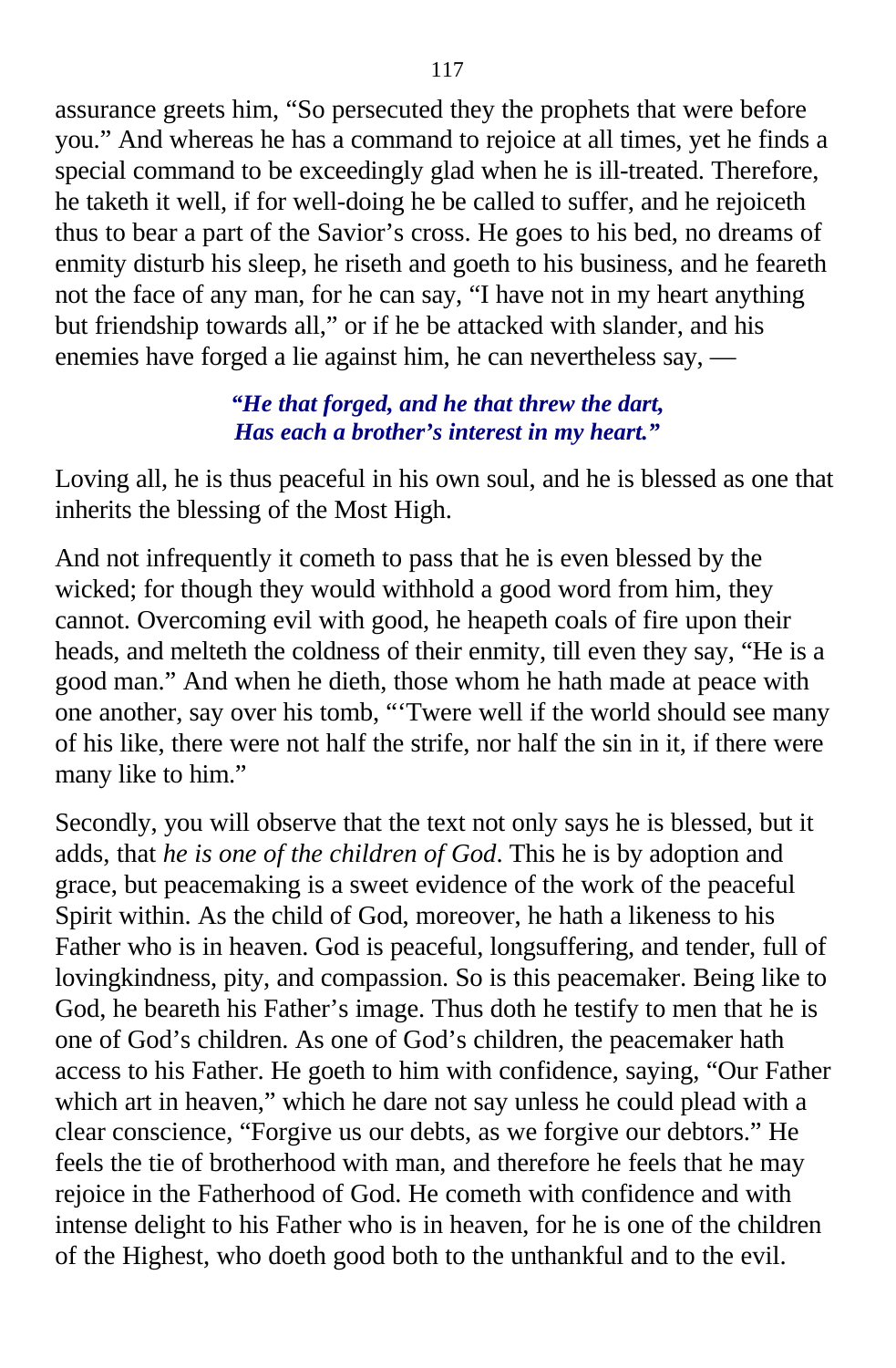assurance greets him, "So persecuted they the prophets that were before you." And whereas he has a command to rejoice at all times, yet he finds a special command to be exceedingly glad when he is ill-treated. Therefore, he taketh it well, if for well-doing he be called to suffer, and he rejoiceth thus to bear a part of the Savior's cross. He goes to his bed, no dreams of enmity disturb his sleep, he riseth and goeth to his business, and he feareth not the face of any man, for he can say, "I have not in my heart anything but friendship towards all," or if he be attacked with slander, and his enemies have forged a lie against him, he can nevertheless say, —

> ***"He that forged, and he that threw the dart,***
> ***Has each a brother's interest in my heart."***

Loving all, he is thus peaceful in his own soul, and he is blessed as one that inherits the blessing of the Most High.

And not infrequently it cometh to pass that he is even blessed by the wicked; for though they would withhold a good word from him, they cannot. Overcoming evil with good, he heapeth coals of fire upon their heads, and melteth the coldness of their enmity, till even they say, "He is a good man." And when he dieth, those whom he hath made at peace with one another, say over his tomb, "'Twere well if the world should see many of his like, there were not half the strife, nor half the sin in it, if there were many like to him."

Secondly, you will observe that the text not only says he is blessed, but it adds, that *he is one of the children of God*. This he is by adoption and grace, but peacemaking is a sweet evidence of the work of the peaceful Spirit within. As the child of God, moreover, he hath a likeness to his Father who is in heaven. God is peaceful, longsuffering, and tender, full of lovingkindness, pity, and compassion. So is this peacemaker. Being like to God, he beareth his Father's image. Thus doth he testify to men that he is one of God's children. As one of God's children, the peacemaker hath access to his Father. He goeth to him with confidence, saying, "Our Father which art in heaven," which he dare not say unless he could plead with a clear conscience, "Forgive us our debts, as we forgive our debtors." He feels the tie of brotherhood with man, and therefore he feels that he may rejoice in the Fatherhood of God. He cometh with confidence and with intense delight to his Father who is in heaven, for he is one of the children of the Highest, who doeth good both to the unthankful and to the evil.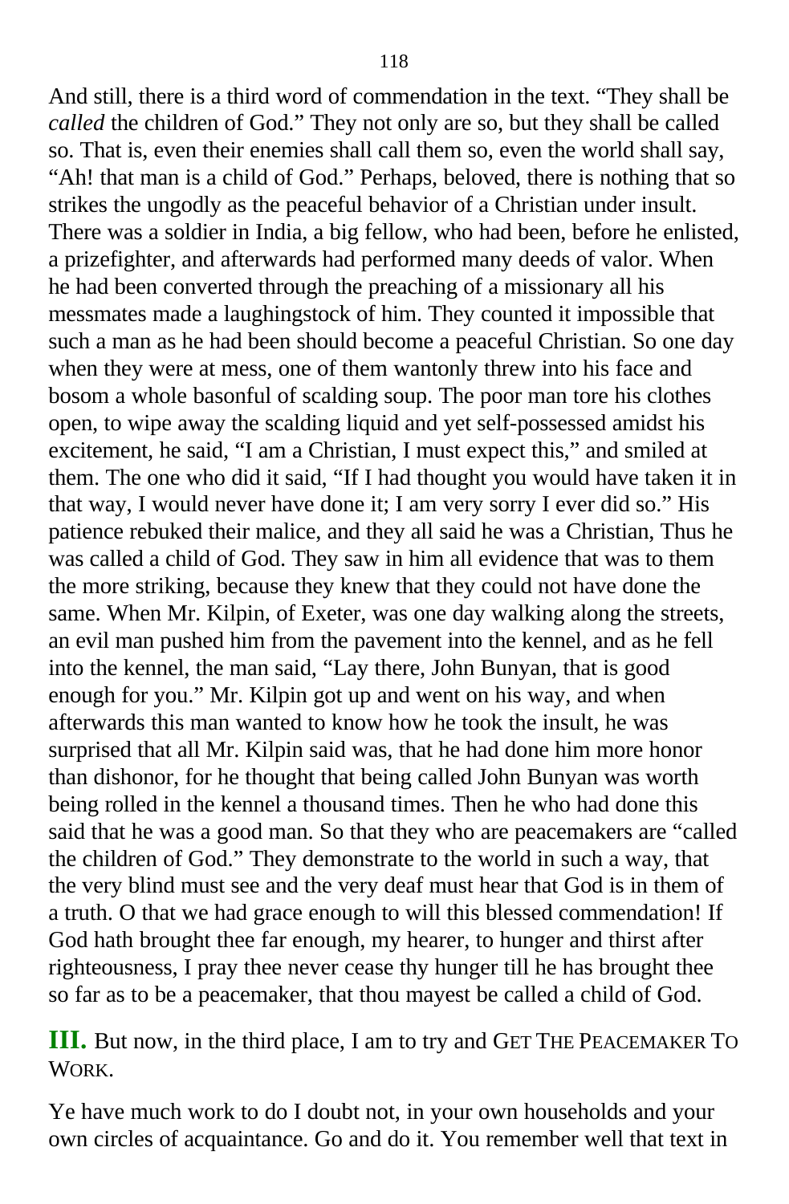And still, there is a third word of commendation in the text. "They shall be *called* the children of God." They not only are so, but they shall be called so. That is, even their enemies shall call them so, even the world shall say, "Ah! that man is a child of God." Perhaps, beloved, there is nothing that so strikes the ungodly as the peaceful behavior of a Christian under insult. There was a soldier in India, a big fellow, who had been, before he enlisted, a prizefighter, and afterwards had performed many deeds of valor. When he had been converted through the preaching of a missionary all his messmates made a laughingstock of him. They counted it impossible that such a man as he had been should become a peaceful Christian. So one day when they were at mess, one of them wantonly threw into his face and bosom a whole basonful of scalding soup. The poor man tore his clothes open, to wipe away the scalding liquid and yet self-possessed amidst his excitement, he said, "I am a Christian, I must expect this," and smiled at them. The one who did it said, "If I had thought you would have taken it in that way, I would never have done it; I am very sorry I ever did so." His patience rebuked their malice, and they all said he was a Christian, Thus he was called a child of God. They saw in him all evidence that was to them the more striking, because they knew that they could not have done the same. When Mr. Kilpin, of Exeter, was one day walking along the streets, an evil man pushed him from the pavement into the kennel, and as he fell into the kennel, the man said, "Lay there, John Bunyan, that is good enough for you." Mr. Kilpin got up and went on his way, and when afterwards this man wanted to know how he took the insult, he was surprised that all Mr. Kilpin said was, that he had done him more honor than dishonor, for he thought that being called John Bunyan was worth being rolled in the kennel a thousand times. Then he who had done this said that he was a good man. So that they who are peacemakers are "called the children of God." They demonstrate to the world in such a way, that the very blind must see and the very deaf must hear that God is in them of a truth. O that we had grace enough to will this blessed commendation! If God hath brought thee far enough, my hearer, to hunger and thirst after righteousness, I pray thee never cease thy hunger till he has brought thee so far as to be a peacemaker, that thou mayest be called a child of God.

**III.** But now, in the third place, I am to try and GET THE PEACEMAKER TO WORK.

Ye have much work to do I doubt not, in your own households and your own circles of acquaintance. Go and do it. You remember well that text in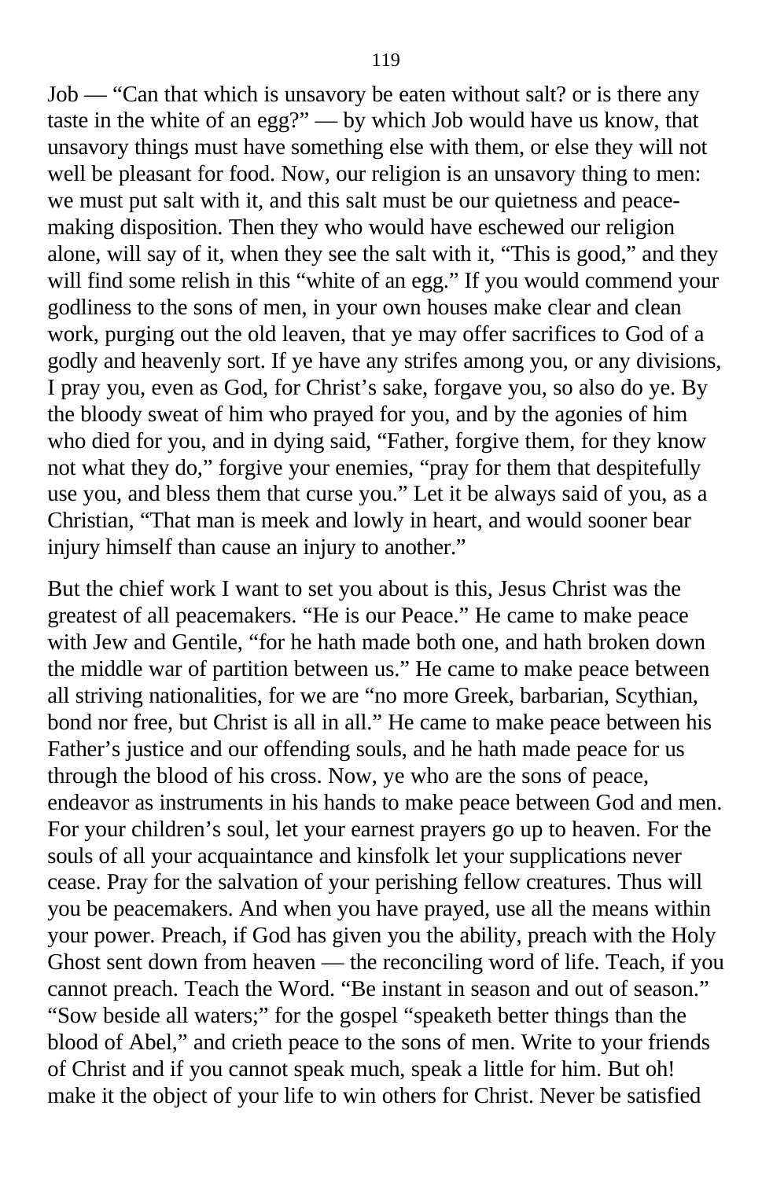Job — "Can that which is unsavory be eaten without salt? or is there any taste in the white of an egg?" — by which Job would have us know, that unsavory things must have something else with them, or else they will not well be pleasant for food. Now, our religion is an unsavory thing to men: we must put salt with it, and this salt must be our quietness and peace-making disposition. Then they who would have eschewed our religion alone, will say of it, when they see the salt with it, "This is good," and they will find some relish in this "white of an egg." If you would commend your godliness to the sons of men, in your own houses make clear and clean work, purging out the old leaven, that ye may offer sacrifices to God of a godly and heavenly sort. If ye have any strifes among you, or any divisions, I pray you, even as God, for Christ's sake, forgave you, so also do ye. By the bloody sweat of him who prayed for you, and by the agonies of him who died for you, and in dying said, "Father, forgive them, for they know not what they do," forgive your enemies, "pray for them that despitefully use you, and bless them that curse you." Let it be always said of you, as a Christian, "That man is meek and lowly in heart, and would sooner bear injury himself than cause an injury to another."

But the chief work I want to set you about is this, Jesus Christ was the greatest of all peacemakers. "He is our Peace." He came to make peace with Jew and Gentile, "for he hath made both one, and hath broken down the middle war of partition between us." He came to make peace between all striving nationalities, for we are "no more Greek, barbarian, Scythian, bond nor free, but Christ is all in all." He came to make peace between his Father's justice and our offending souls, and he hath made peace for us through the blood of his cross. Now, ye who are the sons of peace, endeavor as instruments in his hands to make peace between God and men. For your children's soul, let your earnest prayers go up to heaven. For the souls of all your acquaintance and kinsfolk let your supplications never cease. Pray for the salvation of your perishing fellow creatures. Thus will you be peacemakers. And when you have prayed, use all the means within your power. Preach, if God has given you the ability, preach with the Holy Ghost sent down from heaven — the reconciling word of life. Teach, if you cannot preach. Teach the Word. "Be instant in season and out of season." "Sow beside all waters;" for the gospel "speaketh better things than the blood of Abel," and crieth peace to the sons of men. Write to your friends of Christ and if you cannot speak much, speak a little for him. But oh! make it the object of your life to win others for Christ. Never be satisfied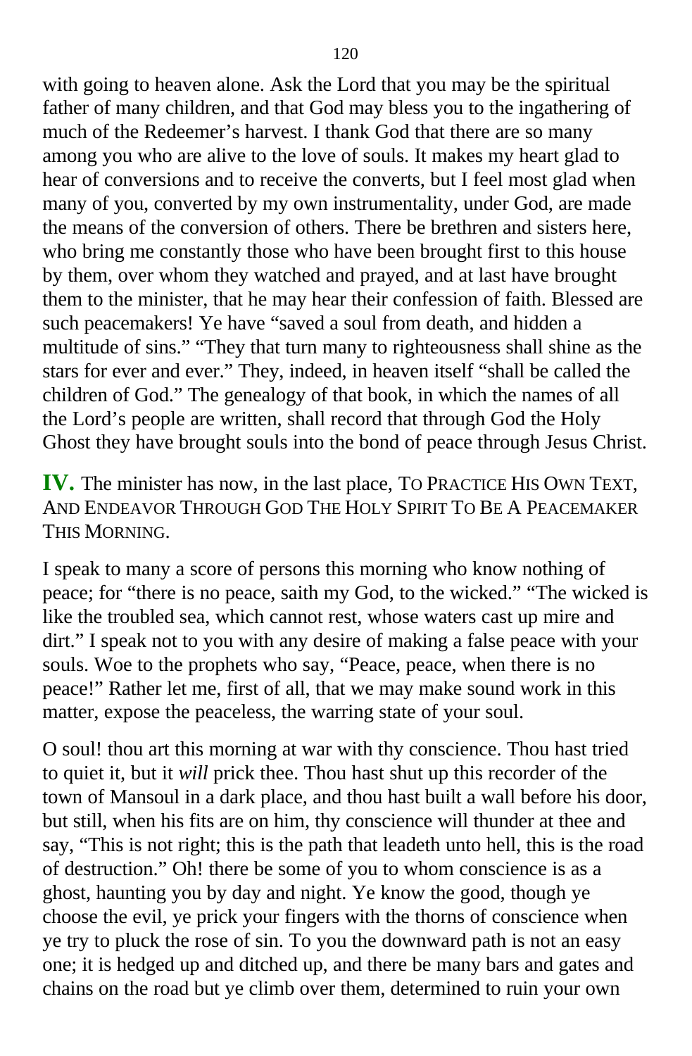with going to heaven alone. Ask the Lord that you may be the spiritual father of many children, and that God may bless you to the ingathering of much of the Redeemer's harvest. I thank God that there are so many among you who are alive to the love of souls. It makes my heart glad to hear of conversions and to receive the converts, but I feel most glad when many of you, converted by my own instrumentality, under God, are made the means of the conversion of others. There be brethren and sisters here, who bring me constantly those who have been brought first to this house by them, over whom they watched and prayed, and at last have brought them to the minister, that he may hear their confession of faith. Blessed are such peacemakers! Ye have "saved a soul from death, and hidden a multitude of sins." "They that turn many to righteousness shall shine as the stars for ever and ever." They, indeed, in heaven itself "shall be called the children of God." The genealogy of that book, in which the names of all the Lord's people are written, shall record that through God the Holy Ghost they have brought souls into the bond of peace through Jesus Christ.

**IV.** The minister has now, in the last place, TO PRACTICE HIS OWN TEXT, AND ENDEAVOR THROUGH GOD THE HOLY SPIRIT TO BE A PEACEMAKER THIS MORNING.

I speak to many a score of persons this morning who know nothing of peace; for "there is no peace, saith my God, to the wicked." "The wicked is like the troubled sea, which cannot rest, whose waters cast up mire and dirt." I speak not to you with any desire of making a false peace with your souls. Woe to the prophets who say, "Peace, peace, when there is no peace!" Rather let me, first of all, that we may make sound work in this matter, expose the peaceless, the warring state of your soul.

O soul! thou art this morning at war with thy conscience. Thou hast tried to quiet it, but it *will* prick thee. Thou hast shut up this recorder of the town of Mansoul in a dark place, and thou hast built a wall before his door, but still, when his fits are on him, thy conscience will thunder at thee and say, "This is not right; this is the path that leadeth unto hell, this is the road of destruction." Oh! there be some of you to whom conscience is as a ghost, haunting you by day and night. Ye know the good, though ye choose the evil, ye prick your fingers with the thorns of conscience when ye try to pluck the rose of sin. To you the downward path is not an easy one; it is hedged up and ditched up, and there be many bars and gates and chains on the road but ye climb over them, determined to ruin your own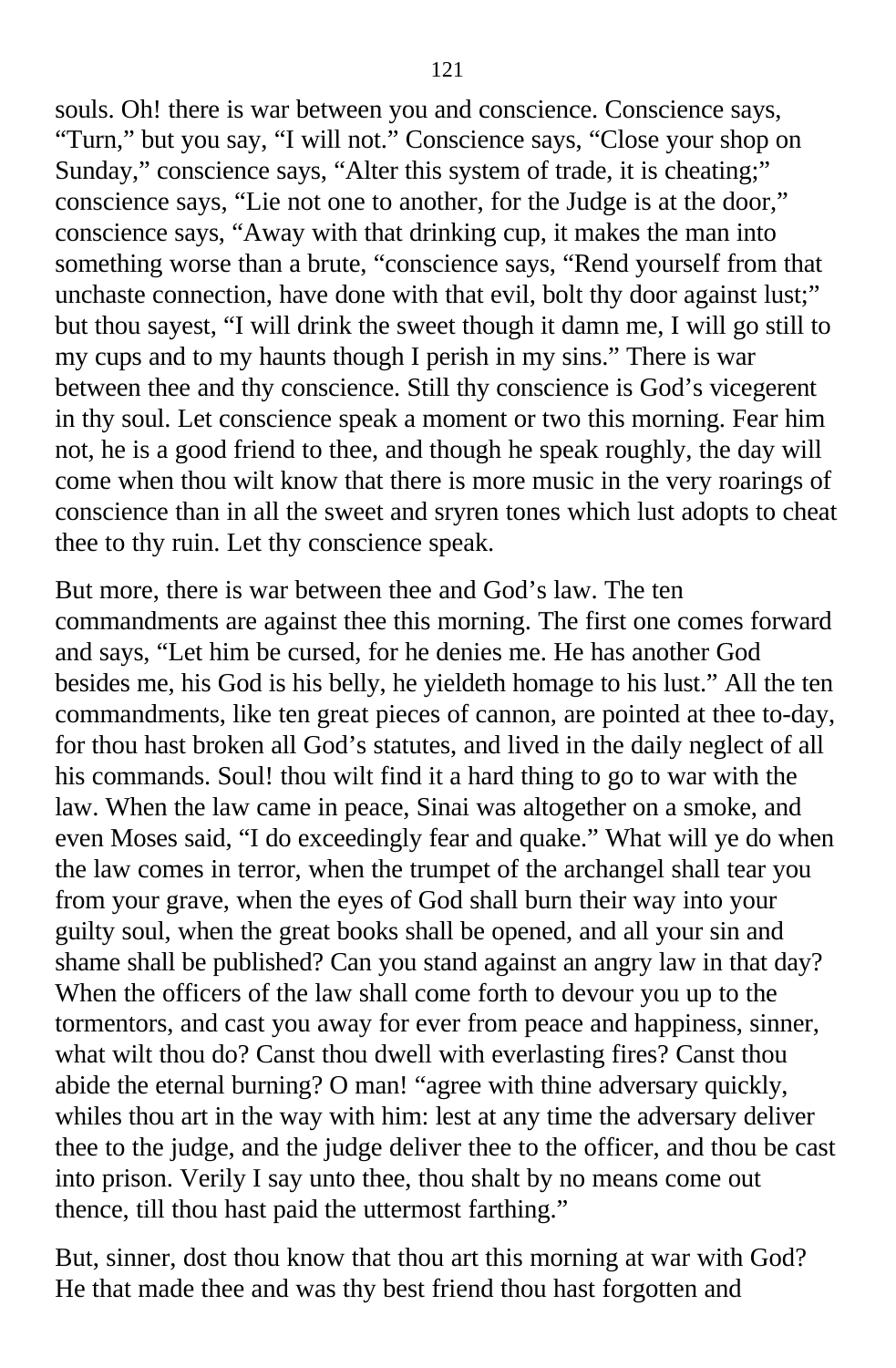souls. Oh! there is war between you and conscience. Conscience says, “Turn,” but you say, “I will not.” Conscience says, “Close your shop on Sunday,” conscience says, “Alter this system of trade, it is cheating;” conscience says, “Lie not one to another, for the Judge is at the door,” conscience says, “Away with that drinking cup, it makes the man into something worse than a brute, “conscience says, “Rend yourself from that unchaste connection, have done with that evil, bolt thy door against lust;” but thou sayest, “I will drink the sweet though it damn me, I will go still to my cups and to my haunts though I perish in my sins.” There is war between thee and thy conscience. Still thy conscience is God’s vicegerent in thy soul. Let conscience speak a moment or two this morning. Fear him not, he is a good friend to thee, and though he speak roughly, the day will come when thou wilt know that there is more music in the very roarings of conscience than in all the sweet and sryren tones which lust adopts to cheat thee to thy ruin. Let thy conscience speak.

But more, there is war between thee and God’s law. The ten commandments are against thee this morning. The first one comes forward and says, “Let him be cursed, for he denies me. He has another God besides me, his God is his belly, he yieldeth homage to his lust.” All the ten commandments, like ten great pieces of cannon, are pointed at thee to-day, for thou hast broken all God’s statutes, and lived in the daily neglect of all his commands. Soul! thou wilt find it a hard thing to go to war with the law. When the law came in peace, Sinai was altogether on a smoke, and even Moses said, “I do exceedingly fear and quake.” What will ye do when the law comes in terror, when the trumpet of the archangel shall tear you from your grave, when the eyes of God shall burn their way into your guilty soul, when the great books shall be opened, and all your sin and shame shall be published? Can you stand against an angry law in that day? When the officers of the law shall come forth to devour you up to the tormentors, and cast you away for ever from peace and happiness, sinner, what wilt thou do? Canst thou dwell with everlasting fires? Canst thou abide the eternal burning? O man! “agree with thine adversary quickly, whiles thou art in the way with him: lest at any time the adversary deliver thee to the judge, and the judge deliver thee to the officer, and thou be cast into prison. Verily I say unto thee, thou shalt by no means come out thence, till thou hast paid the uttermost farthing.”

But, sinner, dost thou know that thou art this morning at war with God? He that made thee and was thy best friend thou hast forgotten and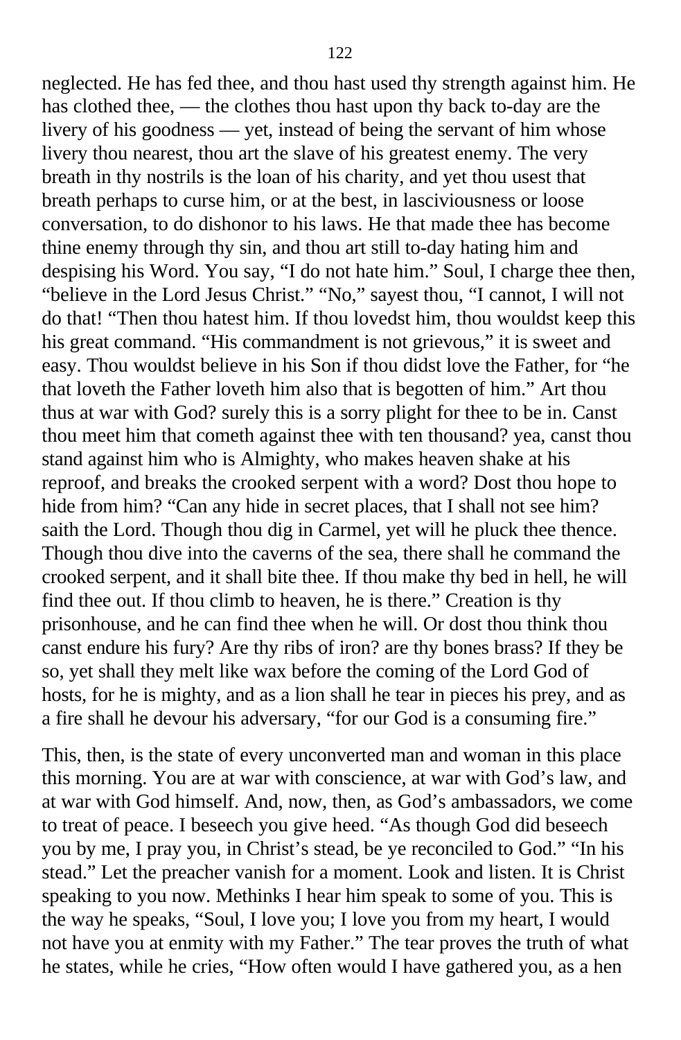neglected. He has fed thee, and thou hast used thy strength against him. He has clothed thee, — the clothes thou hast upon thy back to-day are the livery of his goodness — yet, instead of being the servant of him whose livery thou nearest, thou art the slave of his greatest enemy. The very breath in thy nostrils is the loan of his charity, and yet thou usest that breath perhaps to curse him, or at the best, in lasciviousness or loose conversation, to do dishonor to his laws. He that made thee has become thine enemy through thy sin, and thou art still to-day hating him and despising his Word. You say, "I do not hate him." Soul, I charge thee then, "believe in the Lord Jesus Christ." "No," sayest thou, "I cannot, I will not do that! "Then thou hatest him. If thou lovedst him, thou wouldst keep this his great command. "His commandment is not grievous," it is sweet and easy. Thou wouldst believe in his Son if thou didst love the Father, for "he that loveth the Father loveth him also that is begotten of him." Art thou thus at war with God? surely this is a sorry plight for thee to be in. Canst thou meet him that cometh against thee with ten thousand? yea, canst thou stand against him who is Almighty, who makes heaven shake at his reproof, and breaks the crooked serpent with a word? Dost thou hope to hide from him? "Can any hide in secret places, that I shall not see him? saith the Lord. Though thou dig in Carmel, yet will he pluck thee thence. Though thou dive into the caverns of the sea, there shall he command the crooked serpent, and it shall bite thee. If thou make thy bed in hell, he will find thee out. If thou climb to heaven, he is there." Creation is thy prisonhouse, and he can find thee when he will. Or dost thou think thou canst endure his fury? Are thy ribs of iron? are thy bones brass? If they be so, yet shall they melt like wax before the coming of the Lord God of hosts, for he is mighty, and as a lion shall he tear in pieces his prey, and as a fire shall he devour his adversary, "for our God is a consuming fire."

This, then, is the state of every unconverted man and woman in this place this morning. You are at war with conscience, at war with God's law, and at war with God himself. And, now, then, as God's ambassadors, we come to treat of peace. I beseech you give heed. "As though God did beseech you by me, I pray you, in Christ's stead, be ye reconciled to God." "In his stead." Let the preacher vanish for a moment. Look and listen. It is Christ speaking to you now. Methinks I hear him speak to some of you. This is the way he speaks, "Soul, I love you; I love you from my heart, I would not have you at enmity with my Father." The tear proves the truth of what he states, while he cries, "How often would I have gathered you, as a hen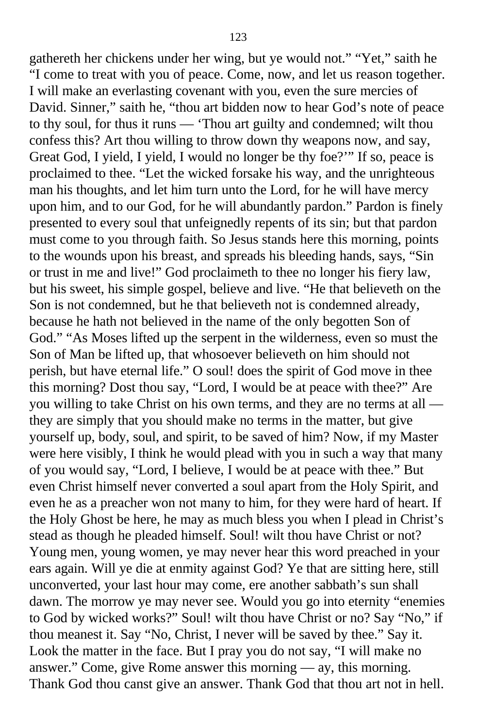gathereth her chickens under her wing, but ye would not." "Yet," saith he "I come to treat with you of peace. Come, now, and let us reason together. I will make an everlasting covenant with you, even the sure mercies of David. Sinner," saith he, "thou art bidden now to hear God's note of peace to thy soul, for thus it runs — 'Thou art guilty and condemned; wilt thou confess this? Art thou willing to throw down thy weapons now, and say, Great God, I yield, I yield, I would no longer be thy foe?'" If so, peace is proclaimed to thee. "Let the wicked forsake his way, and the unrighteous man his thoughts, and let him turn unto the Lord, for he will have mercy upon him, and to our God, for he will abundantly pardon." Pardon is finely presented to every soul that unfeignedly repents of its sin; but that pardon must come to you through faith. So Jesus stands here this morning, points to the wounds upon his breast, and spreads his bleeding hands, says, "Sin or trust in me and live!" God proclaimeth to thee no longer his fiery law, but his sweet, his simple gospel, believe and live. "He that believeth on the Son is not condemned, but he that believeth not is condemned already, because he hath not believed in the name of the only begotten Son of God." "As Moses lifted up the serpent in the wilderness, even so must the Son of Man be lifted up, that whosoever believeth on him should not perish, but have eternal life." O soul! does the spirit of God move in thee this morning? Dost thou say, "Lord, I would be at peace with thee?" Are you willing to take Christ on his own terms, and they are no terms at all — they are simply that you should make no terms in the matter, but give yourself up, body, soul, and spirit, to be saved of him? Now, if my Master were here visibly, I think he would plead with you in such a way that many of you would say, "Lord, I believe, I would be at peace with thee." But even Christ himself never converted a soul apart from the Holy Spirit, and even he as a preacher won not many to him, for they were hard of heart. If the Holy Ghost be here, he may as much bless you when I plead in Christ's stead as though he pleaded himself. Soul! wilt thou have Christ or not? Young men, young women, ye may never hear this word preached in your ears again. Will ye die at enmity against God? Ye that are sitting here, still unconverted, your last hour may come, ere another sabbath's sun shall dawn. The morrow ye may never see. Would you go into eternity "enemies to God by wicked works?" Soul! wilt thou have Christ or no? Say "No," if thou meanest it. Say "No, Christ, I never will be saved by thee." Say it. Look the matter in the face. But I pray you do not say, "I will make no answer." Come, give Rome answer this morning — ay, this morning. Thank God thou canst give an answer. Thank God that thou art not in hell.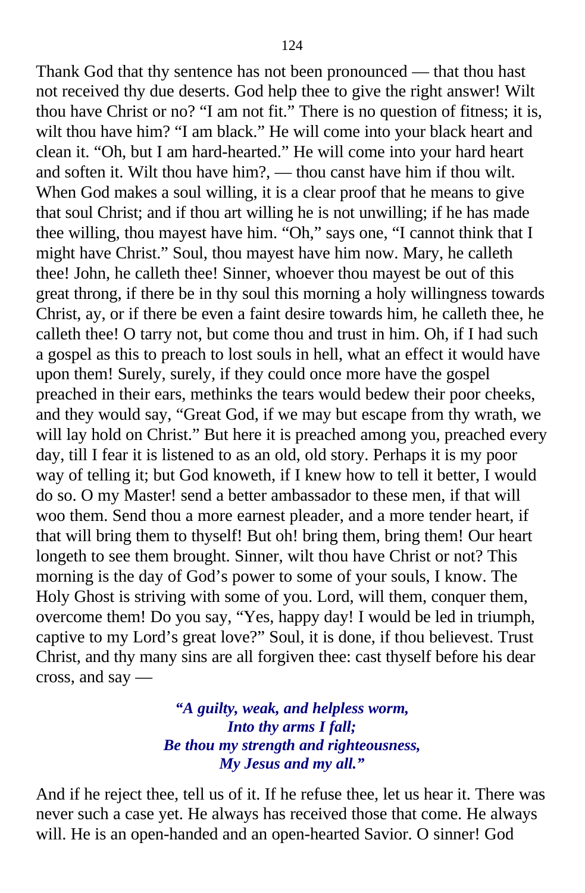Thank God that thy sentence has not been pronounced — that thou hast not received thy due deserts. God help thee to give the right answer! Wilt thou have Christ or no? "I am not fit." There is no question of fitness; it is, wilt thou have him? "I am black." He will come into your black heart and clean it. "Oh, but I am hard-hearted." He will come into your hard heart and soften it. Wilt thou have him?, — thou canst have him if thou wilt. When God makes a soul willing, it is a clear proof that he means to give that soul Christ; and if thou art willing he is not unwilling; if he has made thee willing, thou mayest have him. "Oh," says one, "I cannot think that I might have Christ." Soul, thou mayest have him now. Mary, he calleth thee! John, he calleth thee! Sinner, whoever thou mayest be out of this great throng, if there be in thy soul this morning a holy willingness towards Christ, ay, or if there be even a faint desire towards him, he calleth thee, he calleth thee! O tarry not, but come thou and trust in him. Oh, if I had such a gospel as this to preach to lost souls in hell, what an effect it would have upon them! Surely, surely, if they could once more have the gospel preached in their ears, methinks the tears would bedew their poor cheeks, and they would say, "Great God, if we may but escape from thy wrath, we will lay hold on Christ." But here it is preached among you, preached every day, till I fear it is listened to as an old, old story. Perhaps it is my poor way of telling it; but God knoweth, if I knew how to tell it better, I would do so. O my Master! send a better ambassador to these men, if that will woo them. Send thou a more earnest pleader, and a more tender heart, if that will bring them to thyself! But oh! bring them, bring them! Our heart longeth to see them brought. Sinner, wilt thou have Christ or not? This morning is the day of God's power to some of your souls, I know. The Holy Ghost is striving with some of you. Lord, will them, conquer them, overcome them! Do you say, "Yes, happy day! I would be led in triumph, captive to my Lord's great love?" Soul, it is done, if thou believest. Trust Christ, and thy many sins are all forgiven thee: cast thyself before his dear cross, and say —

> ***"A guilty, weak, and helpless worm,***
> ***Into thy arms I fall;***
> ***Be thou my strength and righteousness,***
> ***My Jesus and my all."***

And if he reject thee, tell us of it. If he refuse thee, let us hear it. There was never such a case yet. He always has received those that come. He always will. He is an open-handed and an open-hearted Savior. O sinner! God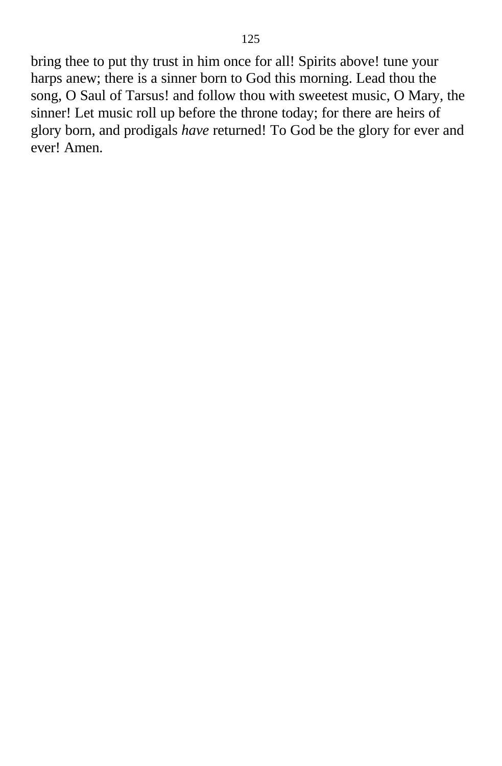bring thee to put thy trust in him once for all! Spirits above! tune your harps anew; there is a sinner born to God this morning. Lead thou the song, O Saul of Tarsus! and follow thou with sweetest music, O Mary, the sinner! Let music roll up before the throne today; for there are heirs of glory born, and prodigals *have* returned! To God be the glory for ever and ever! Amen.